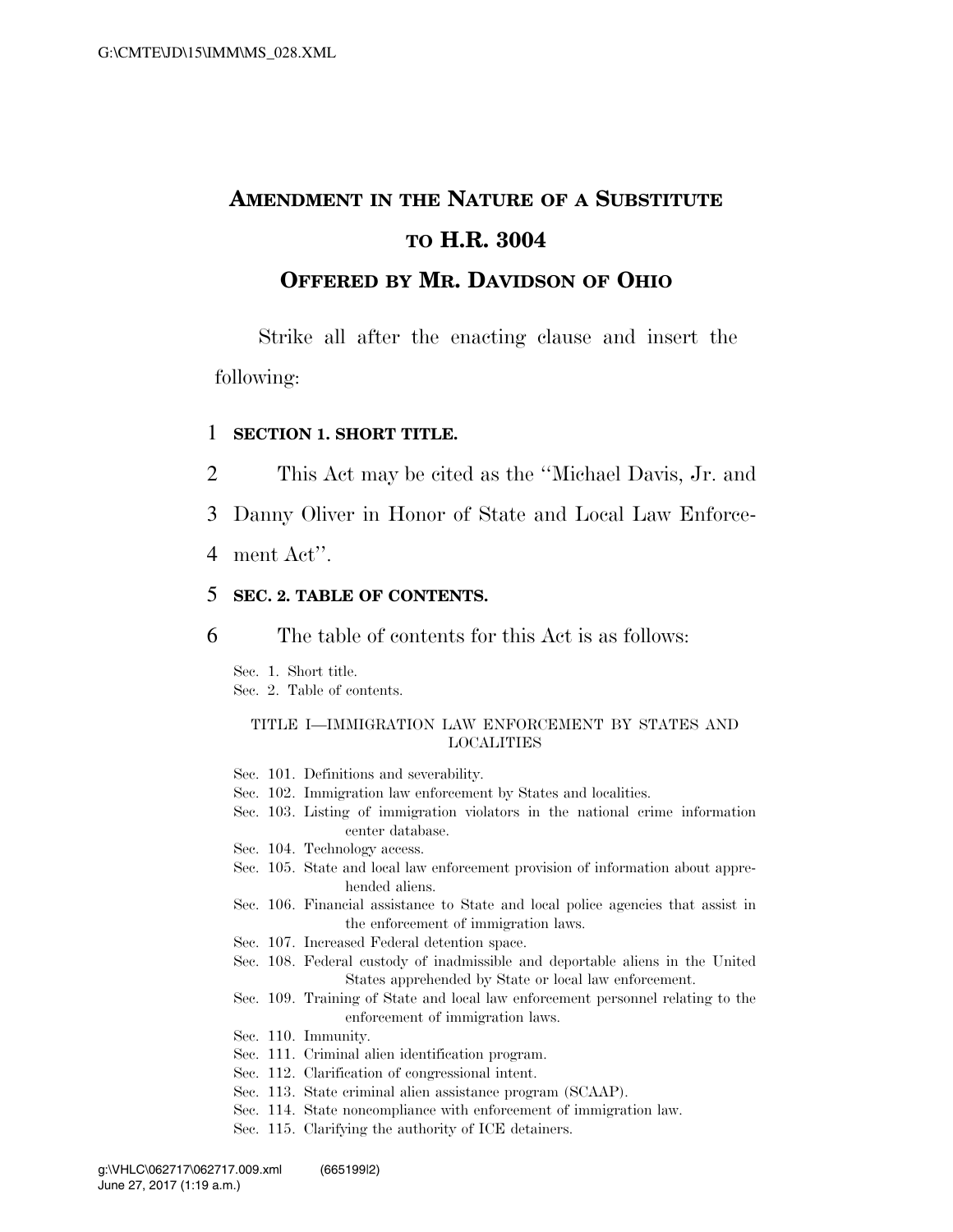# Amendment in the Nature of a Substitute to H.R. 3004

## Offered by Mr. Davidson of Ohio

Strike all after the enacting clause and insert the following:

**SECTION 1. SHORT TITLE.**

This Act may be cited as the "Michael Davis, Jr. and Danny Oliver in Honor of State and Local Law Enforcement Act".

**SEC. 2. TABLE OF CONTENTS.**

The table of contents for this Act is as follows:

Sec. 1. Short title.
Sec. 2. Table of contents.

TITLE I—IMMIGRATION LAW ENFORCEMENT BY STATES AND LOCALITIES

Sec. 101. Definitions and severability.
Sec. 102. Immigration law enforcement by States and localities.
Sec. 103. Listing of immigration violators in the national crime information center database.
Sec. 104. Technology access.
Sec. 105. State and local law enforcement provision of information about apprehended aliens.
Sec. 106. Financial assistance to State and local police agencies that assist in the enforcement of immigration laws.
Sec. 107. Increased Federal detention space.
Sec. 108. Federal custody of inadmissible and deportable aliens in the United States apprehended by State or local law enforcement.
Sec. 109. Training of State and local law enforcement personnel relating to the enforcement of immigration laws.
Sec. 110. Immunity.
Sec. 111. Criminal alien identification program.
Sec. 112. Clarification of congressional intent.
Sec. 113. State criminal alien assistance program (SCAAP).
Sec. 114. State noncompliance with enforcement of immigration law.
Sec. 115. Clarifying the authority of ICE detainers.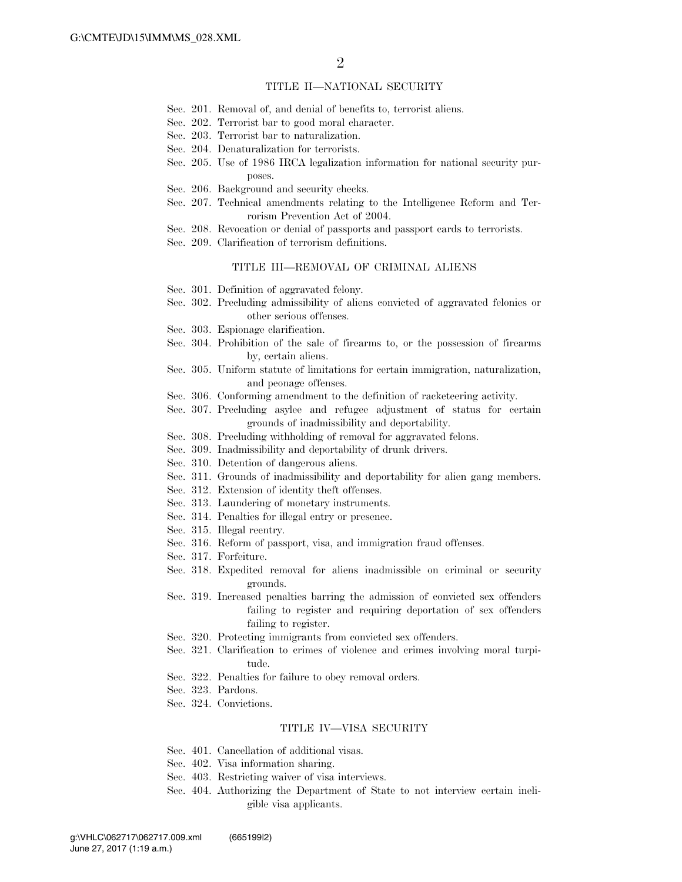## TITLE II—NATIONAL SECURITY

Sec. 201. Removal of, and denial of benefits to, terrorist aliens.
Sec. 202. Terrorist bar to good moral character.
Sec. 203. Terrorist bar to naturalization.
Sec. 204. Denaturalization for terrorists.
Sec. 205. Use of 1986 IRCA legalization information for national security purposes.
Sec. 206. Background and security checks.
Sec. 207. Technical amendments relating to the Intelligence Reform and Terrorism Prevention Act of 2004.
Sec. 208. Revocation or denial of passports and passport cards to terrorists.
Sec. 209. Clarification of terrorism definitions.

## TITLE III—REMOVAL OF CRIMINAL ALIENS

Sec. 301. Definition of aggravated felony.
Sec. 302. Precluding admissibility of aliens convicted of aggravated felonies or other serious offenses.
Sec. 303. Espionage clarification.
Sec. 304. Prohibition of the sale of firearms to, or the possession of firearms by, certain aliens.
Sec. 305. Uniform statute of limitations for certain immigration, naturalization, and peonage offenses.
Sec. 306. Conforming amendment to the definition of racketeering activity.
Sec. 307. Precluding asylee and refugee adjustment of status for certain grounds of inadmissibility and deportability.
Sec. 308. Precluding withholding of removal for aggravated felons.
Sec. 309. Inadmissibility and deportability of drunk drivers.
Sec. 310. Detention of dangerous aliens.
Sec. 311. Grounds of inadmissibility and deportability for alien gang members.
Sec. 312. Extension of identity theft offenses.
Sec. 313. Laundering of monetary instruments.
Sec. 314. Penalties for illegal entry or presence.
Sec. 315. Illegal reentry.
Sec. 316. Reform of passport, visa, and immigration fraud offenses.
Sec. 317. Forfeiture.
Sec. 318. Expedited removal for aliens inadmissible on criminal or security grounds.
Sec. 319. Increased penalties barring the admission of convicted sex offenders failing to register and requiring deportation of sex offenders failing to register.
Sec. 320. Protecting immigrants from convicted sex offenders.
Sec. 321. Clarification to crimes of violence and crimes involving moral turpitude.
Sec. 322. Penalties for failure to obey removal orders.
Sec. 323. Pardons.
Sec. 324. Convictions.

## TITLE IV—VISA SECURITY

Sec. 401. Cancellation of additional visas.
Sec. 402. Visa information sharing.
Sec. 403. Restricting waiver of visa interviews.
Sec. 404. Authorizing the Department of State to not interview certain ineligible visa applicants.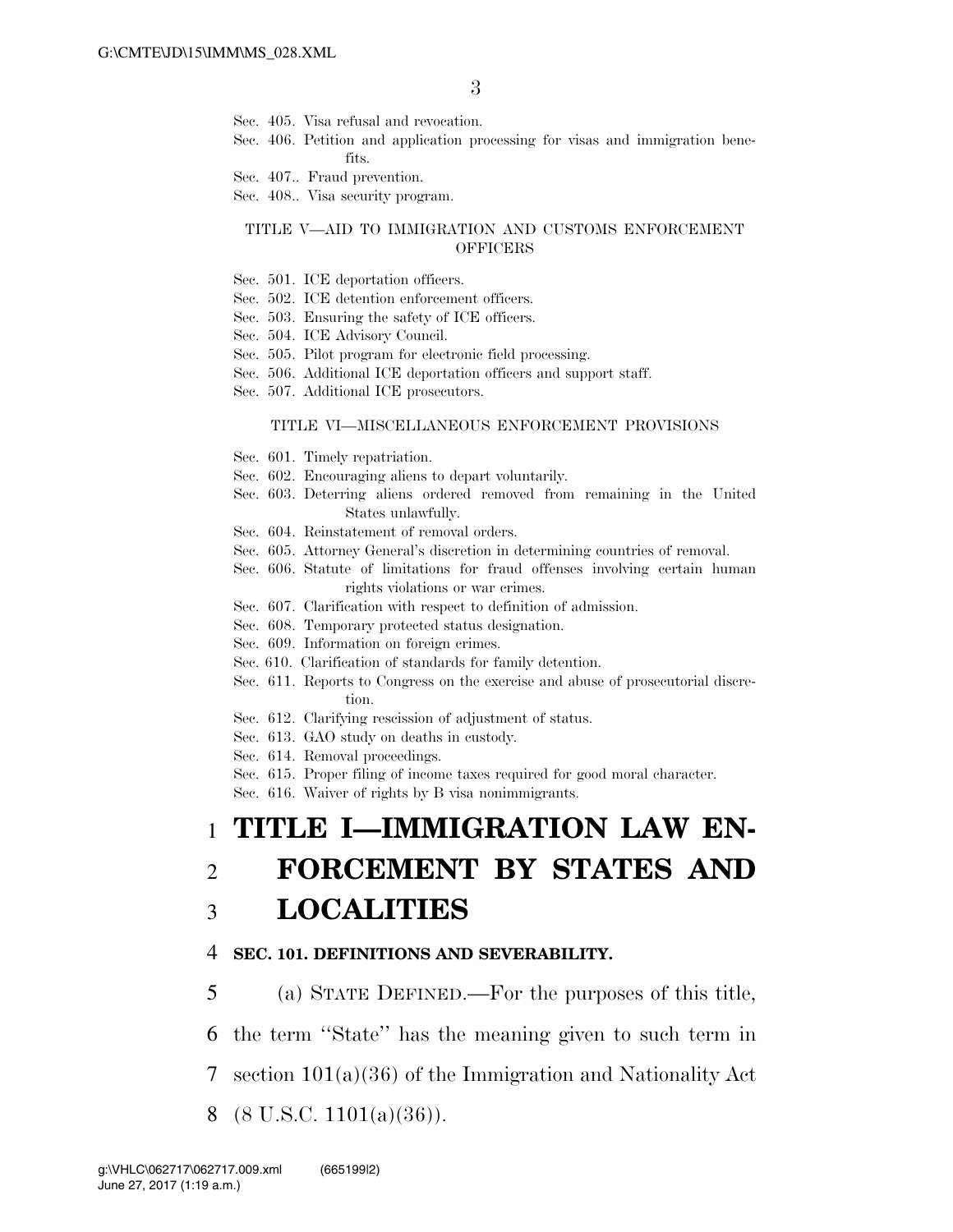Sec. 405. Visa refusal and revocation.
Sec. 406. Petition and application processing for visas and immigration benefits.
Sec. 407.. Fraud prevention.
Sec. 408.. Visa security program.

TITLE V—AID TO IMMIGRATION AND CUSTOMS ENFORCEMENT OFFICERS

Sec. 501. ICE deportation officers.
Sec. 502. ICE detention enforcement officers.
Sec. 503. Ensuring the safety of ICE officers.
Sec. 504. ICE Advisory Council.
Sec. 505. Pilot program for electronic field processing.
Sec. 506. Additional ICE deportation officers and support staff.
Sec. 507. Additional ICE prosecutors.

TITLE VI—MISCELLANEOUS ENFORCEMENT PROVISIONS

Sec. 601. Timely repatriation.
Sec. 602. Encouraging aliens to depart voluntarily.
Sec. 603. Deterring aliens ordered removed from remaining in the United States unlawfully.
Sec. 604. Reinstatement of removal orders.
Sec. 605. Attorney General's discretion in determining countries of removal.
Sec. 606. Statute of limitations for fraud offenses involving certain human rights violations or war crimes.
Sec. 607. Clarification with respect to definition of admission.
Sec. 608. Temporary protected status designation.
Sec. 609. Information on foreign crimes.
Sec. 610. Clarification of standards for family detention.
Sec. 611. Reports to Congress on the exercise and abuse of prosecutorial discretion.
Sec. 612. Clarifying rescission of adjustment of status.
Sec. 613. GAO study on deaths in custody.
Sec. 614. Removal proceedings.
Sec. 615. Proper filing of income taxes required for good moral character.
Sec. 616. Waiver of rights by B visa nonimmigrants.

# TITLE I—IMMIGRATION LAW ENFORCEMENT BY STATES AND LOCALITIES

## SEC. 101. DEFINITIONS AND SEVERABILITY.

(a) STATE DEFINED.—For the purposes of this title, the term ''State'' has the meaning given to such term in section 101(a)(36) of the Immigration and Nationality Act (8 U.S.C. 1101(a)(36)).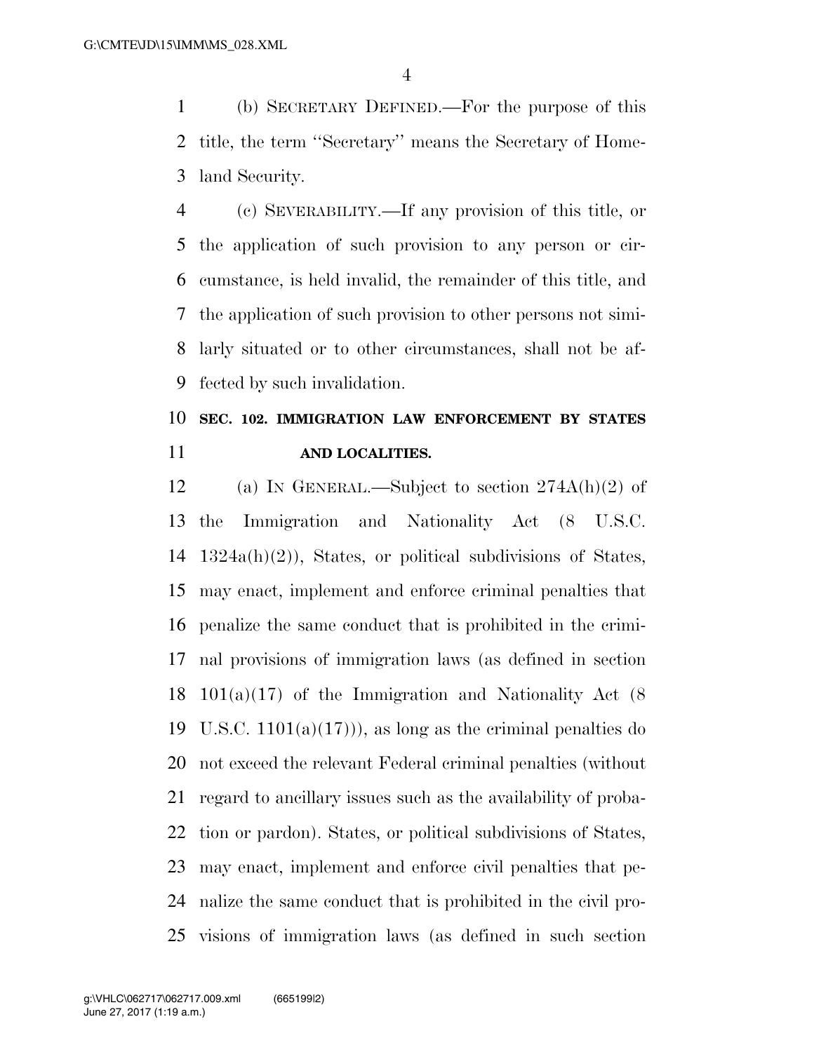(b) SECRETARY DEFINED.—For the purpose of this title, the term "Secretary" means the Secretary of Homeland Security.

(c) SEVERABILITY.—If any provision of this title, or the application of such provision to any person or circumstance, is held invalid, the remainder of this title, and the application of such provision to other persons not similarly situated or to other circumstances, shall not be affected by such invalidation.

## SEC. 102. IMMIGRATION LAW ENFORCEMENT BY STATES AND LOCALITIES.

(a) IN GENERAL.—Subject to section 274A(h)(2) of the Immigration and Nationality Act (8 U.S.C. 1324a(h)(2)), States, or political subdivisions of States, may enact, implement and enforce criminal penalties that penalize the same conduct that is prohibited in the criminal provisions of immigration laws (as defined in section 101(a)(17) of the Immigration and Nationality Act (8 U.S.C. 1101(a)(17))), as long as the criminal penalties do not exceed the relevant Federal criminal penalties (without regard to ancillary issues such as the availability of probation or pardon). States, or political subdivisions of States, may enact, implement and enforce civil penalties that penalize the same conduct that is prohibited in the civil provisions of immigration laws (as defined in such section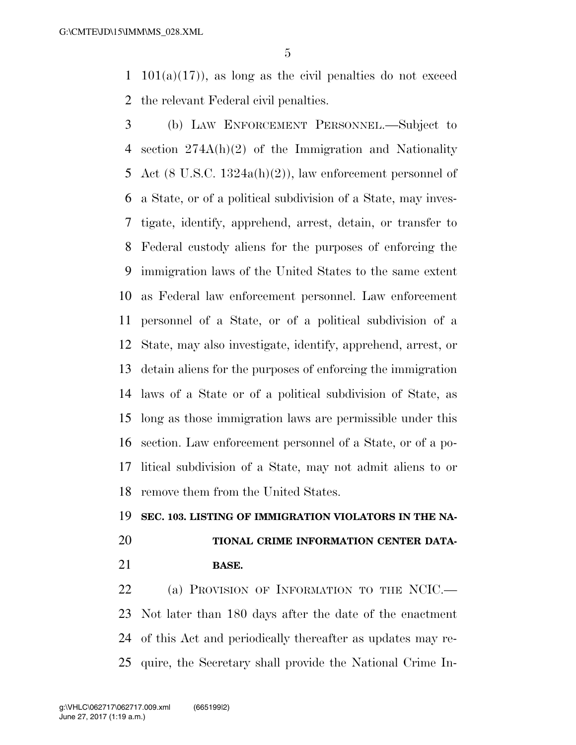101(a)(17)), as long as the civil penalties do not exceed the relevant Federal civil penalties.

(b) LAW ENFORCEMENT PERSONNEL.—Subject to section 274A(h)(2) of the Immigration and Nationality Act (8 U.S.C. 1324a(h)(2)), law enforcement personnel of a State, or of a political subdivision of a State, may investigate, identify, apprehend, arrest, detain, or transfer to Federal custody aliens for the purposes of enforcing the immigration laws of the United States to the same extent as Federal law enforcement personnel. Law enforcement personnel of a State, or of a political subdivision of a State, may also investigate, identify, apprehend, arrest, or detain aliens for the purposes of enforcing the immigration laws of a State or of a political subdivision of State, as long as those immigration laws are permissible under this section. Law enforcement personnel of a State, or of a political subdivision of a State, may not admit aliens to or remove them from the United States.

## SEC. 103. LISTING OF IMMIGRATION VIOLATORS IN THE NATIONAL CRIME INFORMATION CENTER DATABASE.

(a) PROVISION OF INFORMATION TO THE NCIC.—Not later than 180 days after the date of the enactment of this Act and periodically thereafter as updates may require, the Secretary shall provide the National Crime In-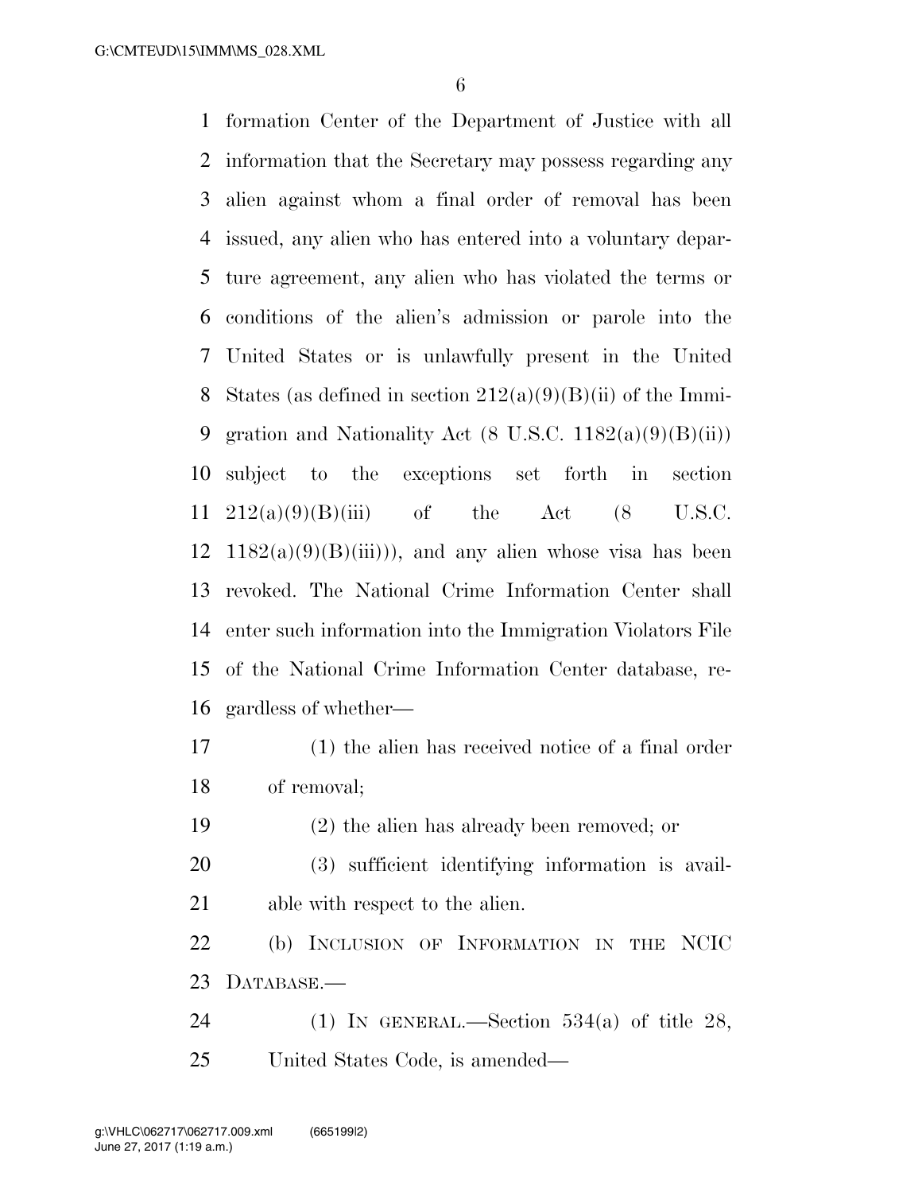formation Center of the Department of Justice with all information that the Secretary may possess regarding any alien against whom a final order of removal has been issued, any alien who has entered into a voluntary departure agreement, any alien who has violated the terms or conditions of the alien's admission or parole into the United States or is unlawfully present in the United States (as defined in section 212(a)(9)(B)(ii) of the Immigration and Nationality Act (8 U.S.C. 1182(a)(9)(B)(ii)) subject to the exceptions set forth in section 212(a)(9)(B)(iii) of the Act (8 U.S.C. 1182(a)(9)(B)(iii))), and any alien whose visa has been revoked. The National Crime Information Center shall enter such information into the Immigration Violators File of the National Crime Information Center database, regardless of whether—

(1) the alien has received notice of a final order of removal;

(2) the alien has already been removed; or

(3) sufficient identifying information is available with respect to the alien.

(b) INCLUSION OF INFORMATION IN THE NCIC DATABASE.—

(1) IN GENERAL.—Section 534(a) of title 28, United States Code, is amended—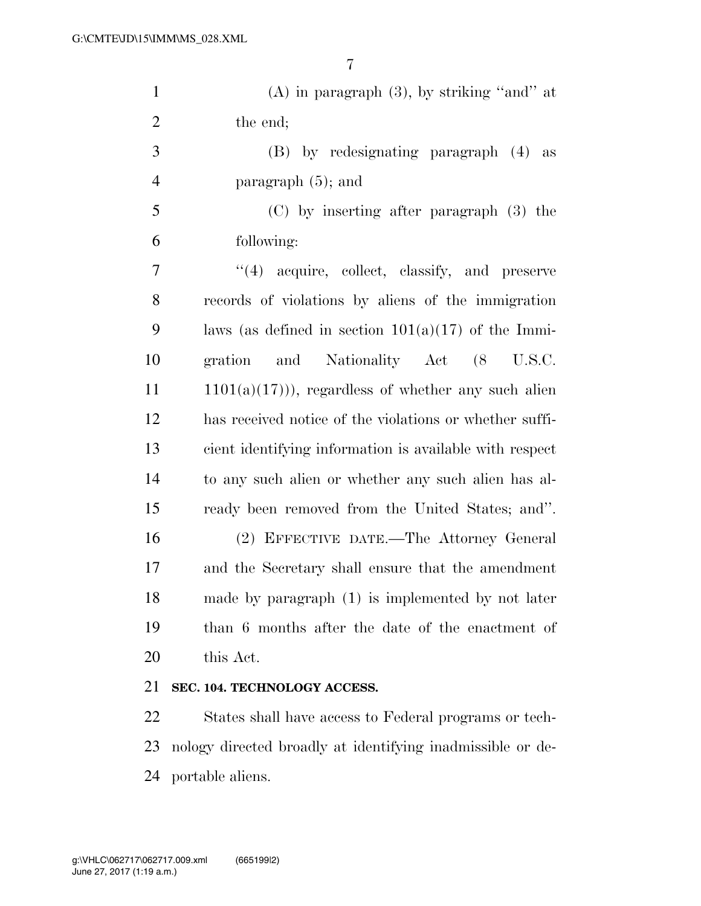(A) in paragraph (3), by striking "and" at the end;

(B) by redesignating paragraph (4) as paragraph (5); and

(C) by inserting after paragraph (3) the following:

"(4) acquire, collect, classify, and preserve records of violations by aliens of the immigration laws (as defined in section 101(a)(17) of the Immigration and Nationality Act (8 U.S.C. 1101(a)(17))), regardless of whether any such alien has received notice of the violations or whether sufficient identifying information is available with respect to any such alien or whether any such alien has already been removed from the United States; and".

(2) EFFECTIVE DATE.—The Attorney General and the Secretary shall ensure that the amendment made by paragraph (1) is implemented by not later than 6 months after the date of the enactment of this Act.

### SEC. 104. TECHNOLOGY ACCESS.

States shall have access to Federal programs or technology directed broadly at identifying inadmissible or deportable aliens.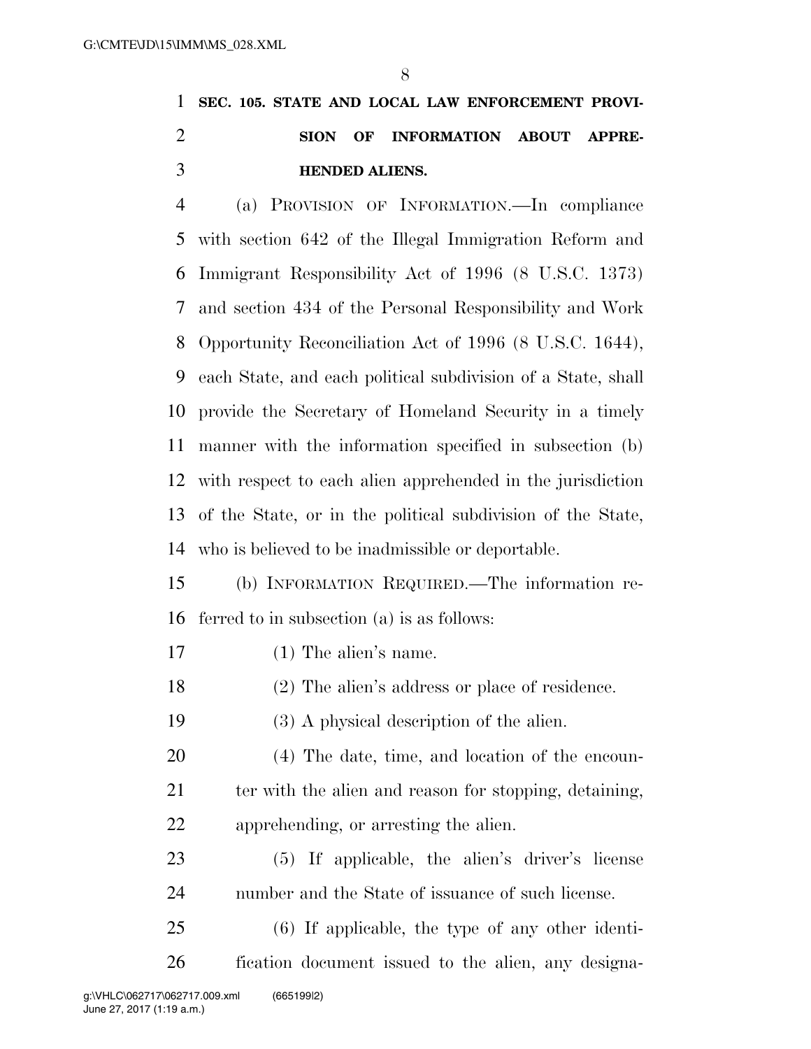**SEC. 105. STATE AND LOCAL LAW ENFORCEMENT PROVISION OF INFORMATION ABOUT APPREHENDED ALIENS.**

(a) PROVISION OF INFORMATION.—In compliance with section 642 of the Illegal Immigration Reform and Immigrant Responsibility Act of 1996 (8 U.S.C. 1373) and section 434 of the Personal Responsibility and Work Opportunity Reconciliation Act of 1996 (8 U.S.C. 1644), each State, and each political subdivision of a State, shall provide the Secretary of Homeland Security in a timely manner with the information specified in subsection (b) with respect to each alien apprehended in the jurisdiction of the State, or in the political subdivision of the State, who is believed to be inadmissible or deportable.

(b) INFORMATION REQUIRED.—The information referred to in subsection (a) is as follows:

(1) The alien's name.

(2) The alien's address or place of residence.

(3) A physical description of the alien.

(4) The date, time, and location of the encounter with the alien and reason for stopping, detaining, apprehending, or arresting the alien.

(5) If applicable, the alien's driver's license number and the State of issuance of such license.

(6) If applicable, the type of any other identification document issued to the alien, any designa-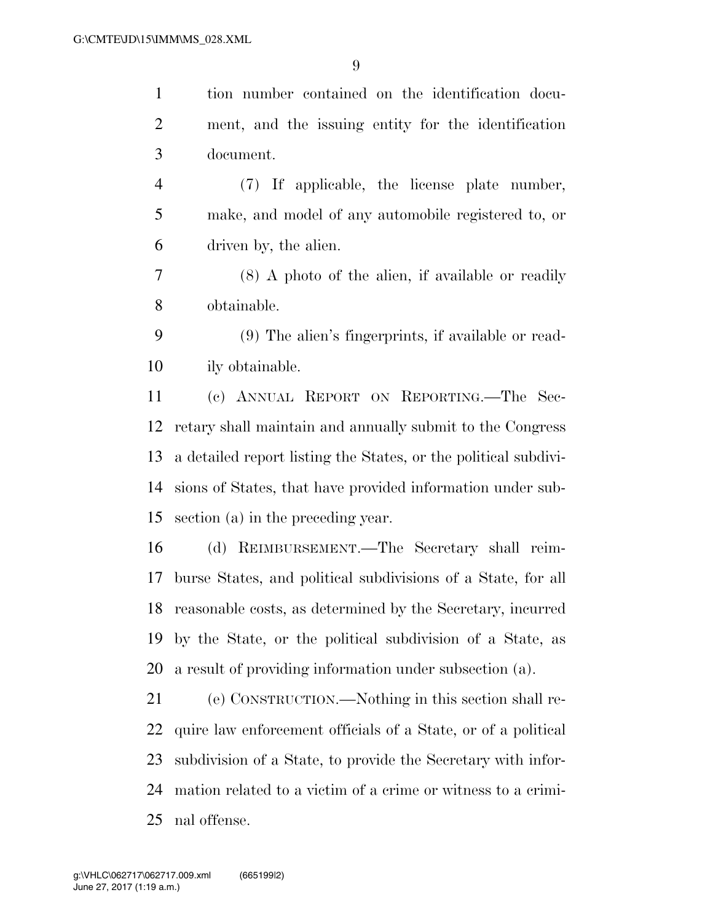tion number contained on the identification document, and the issuing entity for the identification document.

(7) If applicable, the license plate number, make, and model of any automobile registered to, or driven by, the alien.

(8) A photo of the alien, if available or readily obtainable.

(9) The alien's fingerprints, if available or readily obtainable.

(c) ANNUAL REPORT ON REPORTING.—The Secretary shall maintain and annually submit to the Congress a detailed report listing the States, or the political subdivisions of States, that have provided information under subsection (a) in the preceding year.

(d) REIMBURSEMENT.—The Secretary shall reimburse States, and political subdivisions of a State, for all reasonable costs, as determined by the Secretary, incurred by the State, or the political subdivision of a State, as a result of providing information under subsection (a).

(e) CONSTRUCTION.—Nothing in this section shall require law enforcement officials of a State, or of a political subdivision of a State, to provide the Secretary with information related to a victim of a crime or witness to a criminal offense.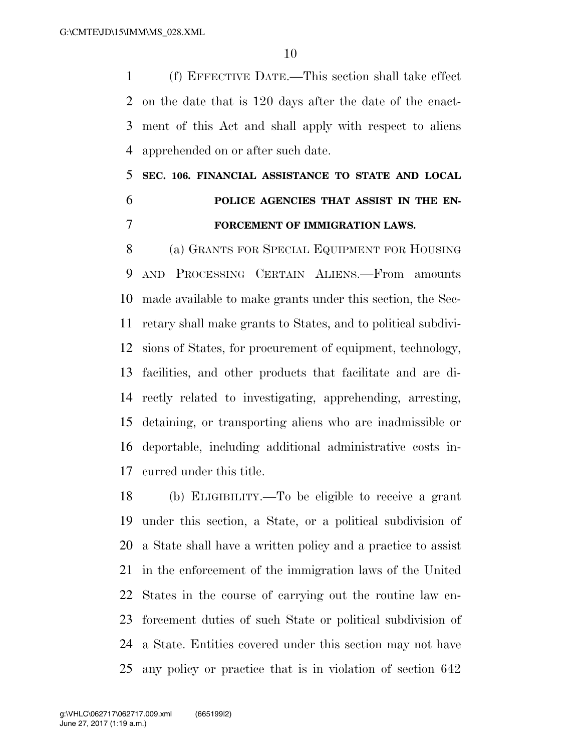(f) EFFECTIVE DATE.—This section shall take effect on the date that is 120 days after the date of the enactment of this Act and shall apply with respect to aliens apprehended on or after such date.

## SEC. 106. FINANCIAL ASSISTANCE TO STATE AND LOCAL POLICE AGENCIES THAT ASSIST IN THE ENFORCEMENT OF IMMIGRATION LAWS.

(a) GRANTS FOR SPECIAL EQUIPMENT FOR HOUSING AND PROCESSING CERTAIN ALIENS.—From amounts made available to make grants under this section, the Secretary shall make grants to States, and to political subdivisions of States, for procurement of equipment, technology, facilities, and other products that facilitate and are directly related to investigating, apprehending, arresting, detaining, or transporting aliens who are inadmissible or deportable, including additional administrative costs incurred under this title.

(b) ELIGIBILITY.—To be eligible to receive a grant under this section, a State, or a political subdivision of a State shall have a written policy and a practice to assist in the enforcement of the immigration laws of the United States in the course of carrying out the routine law enforcement duties of such State or political subdivision of a State. Entities covered under this section may not have any policy or practice that is in violation of section 642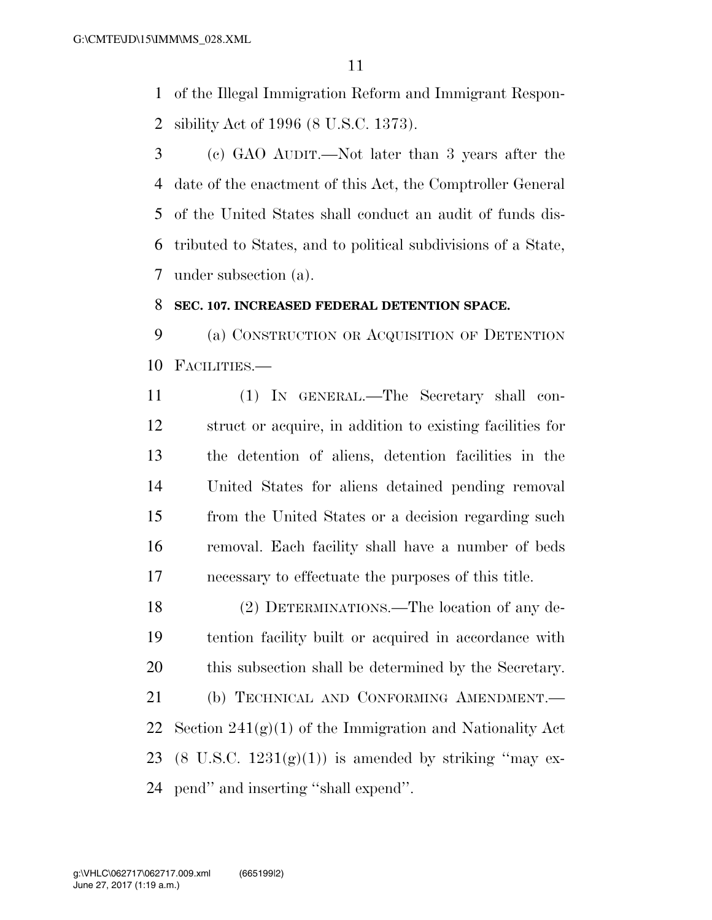of the Illegal Immigration Reform and Immigrant Responsibility Act of 1996 (8 U.S.C. 1373).

(c) GAO AUDIT.—Not later than 3 years after the date of the enactment of this Act, the Comptroller General of the United States shall conduct an audit of funds distributed to States, and to political subdivisions of a State, under subsection (a).

**SEC. 107. INCREASED FEDERAL DETENTION SPACE.**

(a) CONSTRUCTION OR ACQUISITION OF DETENTION FACILITIES.—

(1) IN GENERAL.—The Secretary shall construct or acquire, in addition to existing facilities for the detention of aliens, detention facilities in the United States for aliens detained pending removal from the United States or a decision regarding such removal. Each facility shall have a number of beds necessary to effectuate the purposes of this title.

(2) DETERMINATIONS.—The location of any detention facility built or acquired in accordance with this subsection shall be determined by the Secretary.

(b) TECHNICAL AND CONFORMING AMENDMENT.—Section 241(g)(1) of the Immigration and Nationality Act (8 U.S.C. 1231(g)(1)) is amended by striking ''may expend'' and inserting ''shall expend''.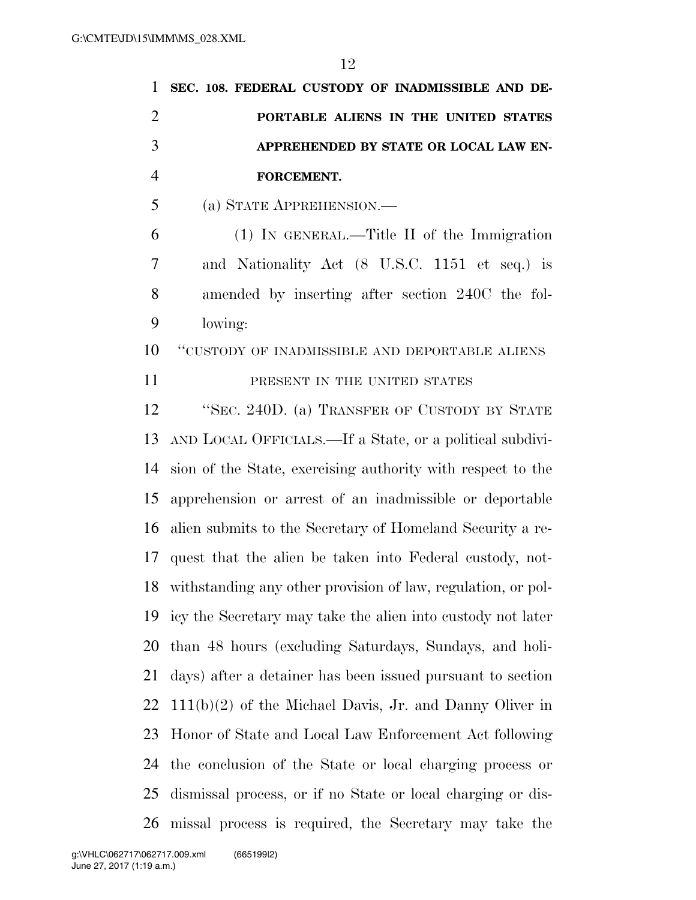**SEC. 108. FEDERAL CUSTODY OF INADMISSIBLE AND DEPORTABLE ALIENS IN THE UNITED STATES APPREHENDED BY STATE OR LOCAL LAW ENFORCEMENT.**

(a) STATE APPREHENSION.—

(1) IN GENERAL.—Title II of the Immigration and Nationality Act (8 U.S.C. 1151 et seq.) is amended by inserting after section 240C the following:

"CUSTODY OF INADMISSIBLE AND DEPORTABLE ALIENS PRESENT IN THE UNITED STATES

"SEC. 240D. (a) TRANSFER OF CUSTODY BY STATE AND LOCAL OFFICIALS.—If a State, or a political subdivision of the State, exercising authority with respect to the apprehension or arrest of an inadmissible or deportable alien submits to the Secretary of Homeland Security a request that the alien be taken into Federal custody, notwithstanding any other provision of law, regulation, or policy the Secretary may take the alien into custody not later than 48 hours (excluding Saturdays, Sundays, and holidays) after a detainer has been issued pursuant to section 111(b)(2) of the Michael Davis, Jr. and Danny Oliver in Honor of State and Local Law Enforcement Act following the conclusion of the State or local charging process or dismissal process, or if no State or local charging or dismissal process is required, the Secretary may take the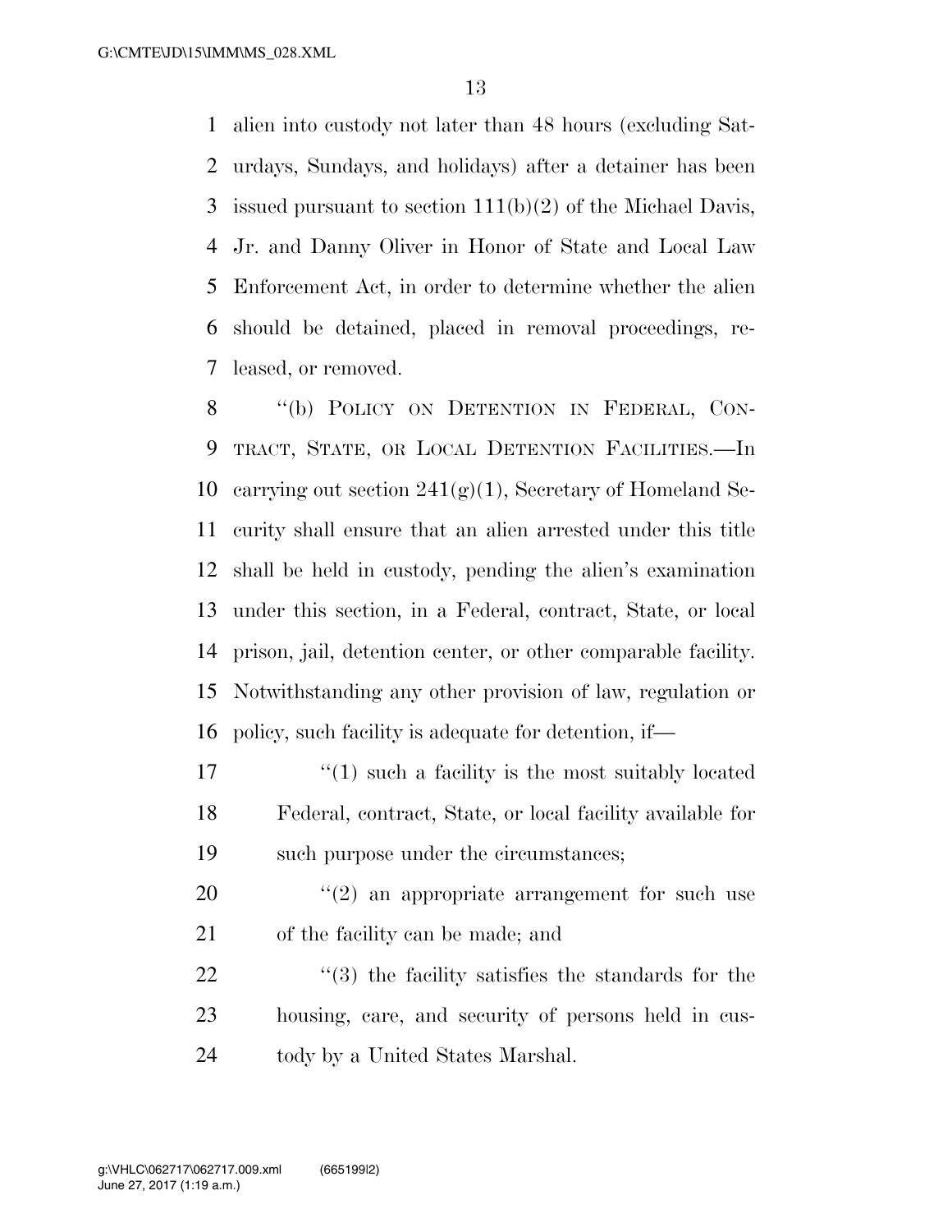alien into custody not later than 48 hours (excluding Saturdays, Sundays, and holidays) after a detainer has been issued pursuant to section 111(b)(2) of the Michael Davis, Jr. and Danny Oliver in Honor of State and Local Law Enforcement Act, in order to determine whether the alien should be detained, placed in removal proceedings, released, or removed.

''(b) POLICY ON DETENTION IN FEDERAL, CONTRACT, STATE, OR LOCAL DETENTION FACILITIES.—In carrying out section 241(g)(1), Secretary of Homeland Security shall ensure that an alien arrested under this title shall be held in custody, pending the alien's examination under this section, in a Federal, contract, State, or local prison, jail, detention center, or other comparable facility. Notwithstanding any other provision of law, regulation or policy, such facility is adequate for detention, if—

''(1) such a facility is the most suitably located Federal, contract, State, or local facility available for such purpose under the circumstances;

''(2) an appropriate arrangement for such use of the facility can be made; and

''(3) the facility satisfies the standards for the housing, care, and security of persons held in custody by a United States Marshal.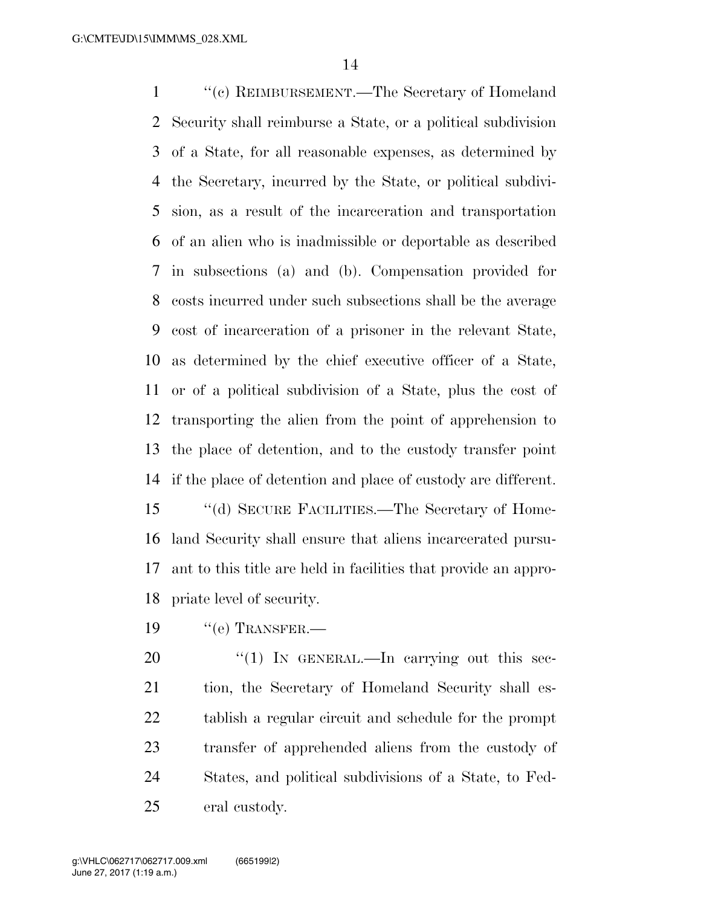"(c) REIMBURSEMENT.—The Secretary of Homeland Security shall reimburse a State, or a political subdivision of a State, for all reasonable expenses, as determined by the Secretary, incurred by the State, or political subdivision, as a result of the incarceration and transportation of an alien who is inadmissible or deportable as described in subsections (a) and (b). Compensation provided for costs incurred under such subsections shall be the average cost of incarceration of a prisoner in the relevant State, as determined by the chief executive officer of a State, or of a political subdivision of a State, plus the cost of transporting the alien from the point of apprehension to the place of detention, and to the custody transfer point if the place of detention and place of custody are different.

"(d) SECURE FACILITIES.—The Secretary of Homeland Security shall ensure that aliens incarcerated pursuant to this title are held in facilities that provide an appropriate level of security.

"(e) TRANSFER.—

"(1) IN GENERAL.—In carrying out this section, the Secretary of Homeland Security shall establish a regular circuit and schedule for the prompt transfer of apprehended aliens from the custody of States, and political subdivisions of a State, to Federal custody.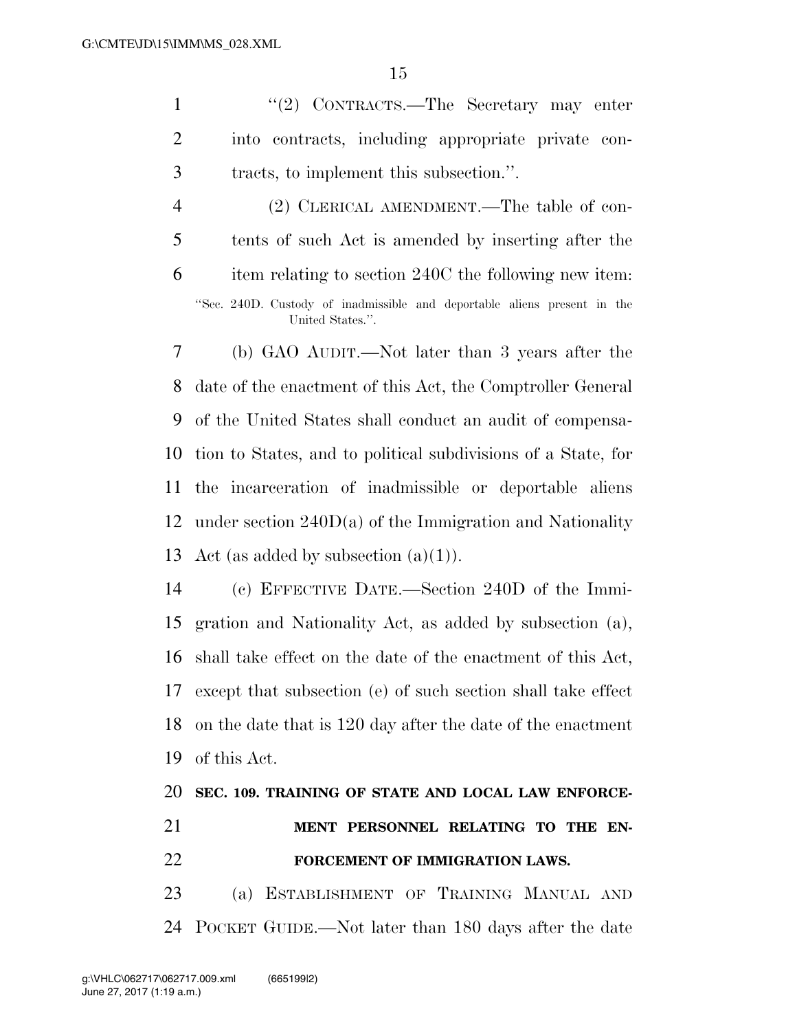"(2) CONTRACTS.—The Secretary may enter into contracts, including appropriate private contracts, to implement this subsection.".

(2) CLERICAL AMENDMENT.—The table of contents of such Act is amended by inserting after the item relating to section 240C the following new item:

"Sec. 240D. Custody of inadmissible and deportable aliens present in the United States.".

(b) GAO AUDIT.—Not later than 3 years after the date of the enactment of this Act, the Comptroller General of the United States shall conduct an audit of compensation to States, and to political subdivisions of a State, for the incarceration of inadmissible or deportable aliens under section 240D(a) of the Immigration and Nationality Act (as added by subsection (a)(1)).

(c) EFFECTIVE DATE.—Section 240D of the Immigration and Nationality Act, as added by subsection (a), shall take effect on the date of the enactment of this Act, except that subsection (e) of such section shall take effect on the date that is 120 day after the date of the enactment of this Act.

**SEC. 109. TRAINING OF STATE AND LOCAL LAW ENFORCEMENT PERSONNEL RELATING TO THE ENFORCEMENT OF IMMIGRATION LAWS.**

(a) ESTABLISHMENT OF TRAINING MANUAL AND POCKET GUIDE.—Not later than 180 days after the date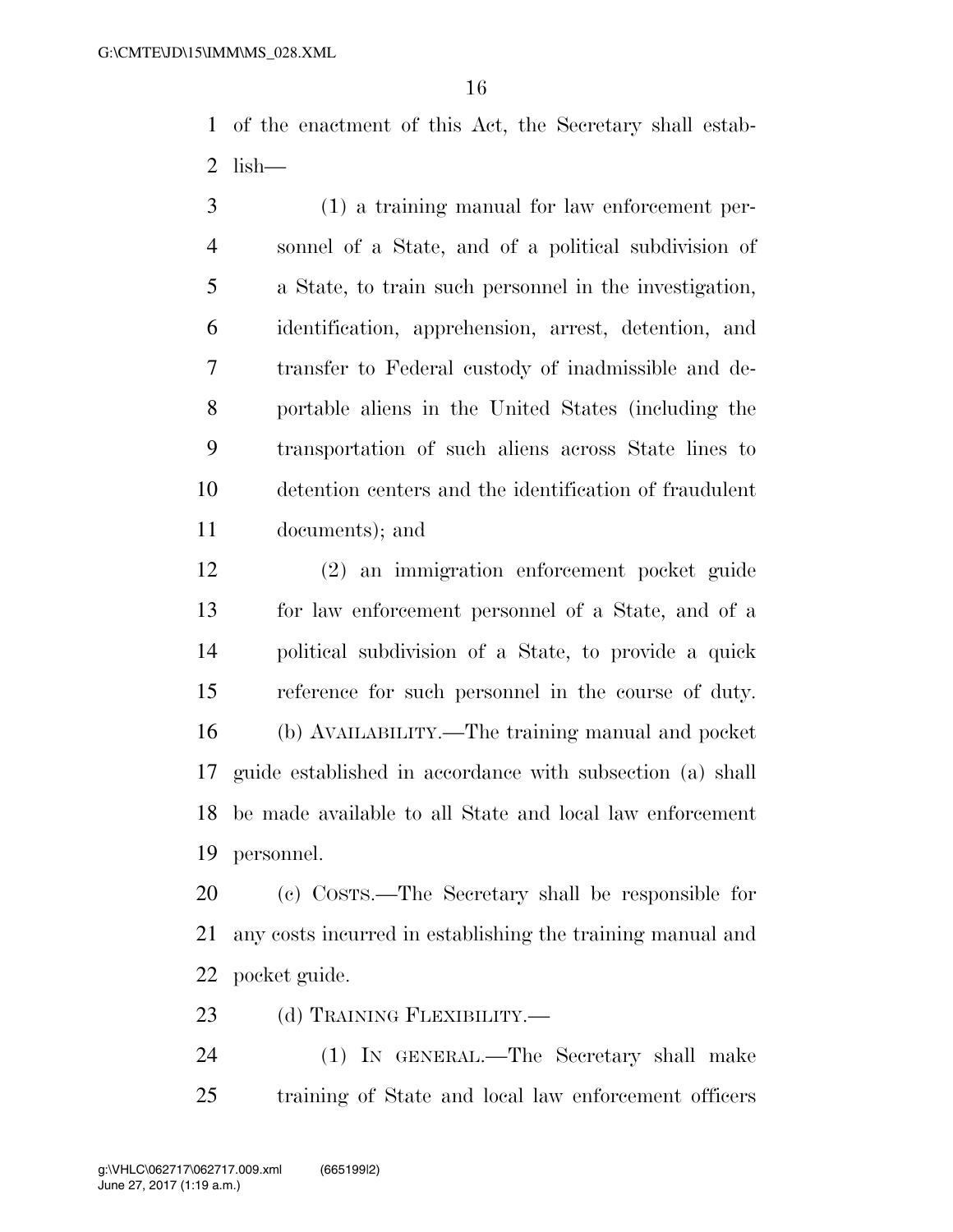of the enactment of this Act, the Secretary shall establish—

(1) a training manual for law enforcement personnel of a State, and of a political subdivision of a State, to train such personnel in the investigation, identification, apprehension, arrest, detention, and transfer to Federal custody of inadmissible and deportable aliens in the United States (including the transportation of such aliens across State lines to detention centers and the identification of fraudulent documents); and

(2) an immigration enforcement pocket guide for law enforcement personnel of a State, and of a political subdivision of a State, to provide a quick reference for such personnel in the course of duty.

(b) AVAILABILITY.—The training manual and pocket guide established in accordance with subsection (a) shall be made available to all State and local law enforcement personnel.

(c) COSTS.—The Secretary shall be responsible for any costs incurred in establishing the training manual and pocket guide.

(d) TRAINING FLEXIBILITY.—

(1) IN GENERAL.—The Secretary shall make training of State and local law enforcement officers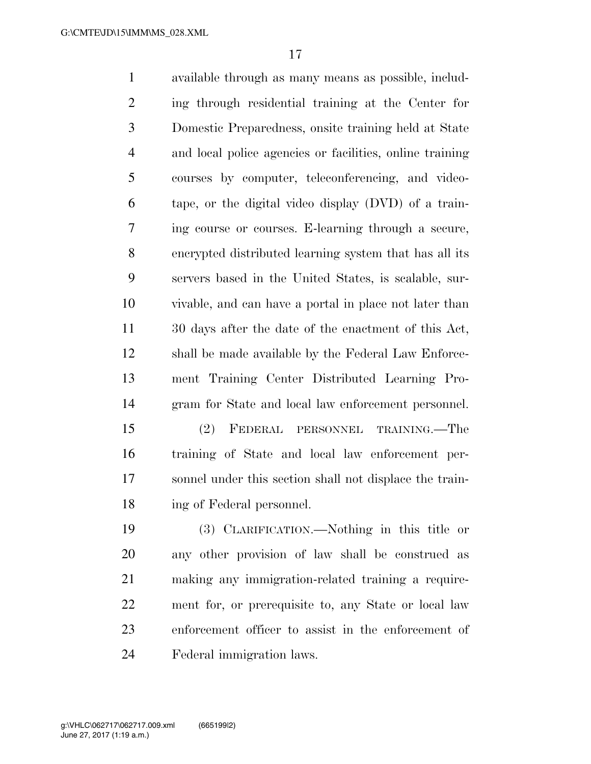available through as many means as possible, including through residential training at the Center for Domestic Preparedness, onsite training held at State and local police agencies or facilities, online training courses by computer, teleconferencing, and videotape, or the digital video display (DVD) of a training course or courses. E-learning through a secure, encrypted distributed learning system that has all its servers based in the United States, is scalable, survivable, and can have a portal in place not later than 30 days after the date of the enactment of this Act, shall be made available by the Federal Law Enforcement Training Center Distributed Learning Program for State and local law enforcement personnel.

(2) FEDERAL PERSONNEL TRAINING.—The training of State and local law enforcement personnel under this section shall not displace the training of Federal personnel.

(3) CLARIFICATION.—Nothing in this title or any other provision of law shall be construed as making any immigration-related training a requirement for, or prerequisite to, any State or local law enforcement officer to assist in the enforcement of Federal immigration laws.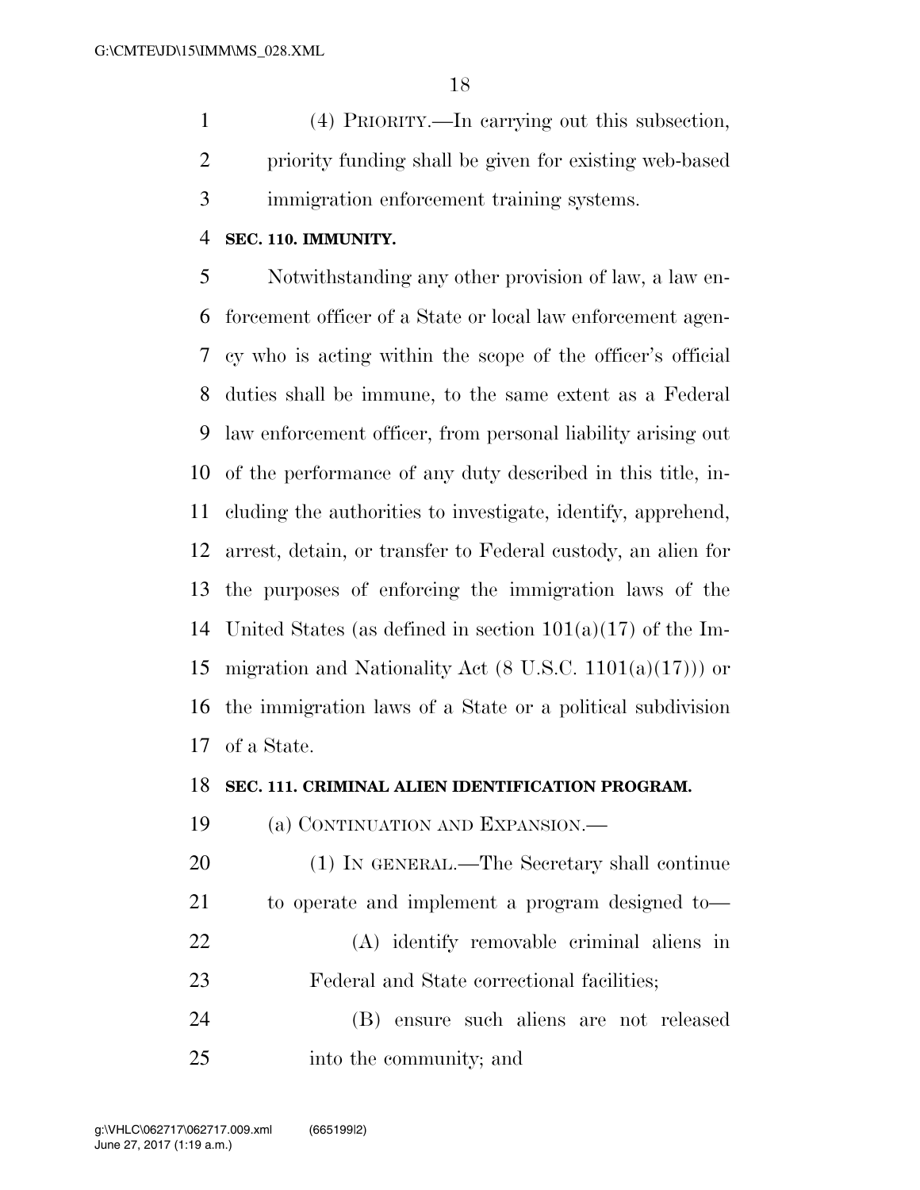(4) PRIORITY.—In carrying out this subsection, priority funding shall be given for existing web-based immigration enforcement training systems.

**SEC. 110. IMMUNITY.**

Notwithstanding any other provision of law, a law enforcement officer of a State or local law enforcement agency who is acting within the scope of the officer's official duties shall be immune, to the same extent as a Federal law enforcement officer, from personal liability arising out of the performance of any duty described in this title, including the authorities to investigate, identify, apprehend, arrest, detain, or transfer to Federal custody, an alien for the purposes of enforcing the immigration laws of the United States (as defined in section 101(a)(17) of the Immigration and Nationality Act (8 U.S.C. 1101(a)(17))) or the immigration laws of a State or a political subdivision of a State.

**SEC. 111. CRIMINAL ALIEN IDENTIFICATION PROGRAM.**

(a) CONTINUATION AND EXPANSION.—

(1) IN GENERAL.—The Secretary shall continue to operate and implement a program designed to—

(A) identify removable criminal aliens in Federal and State correctional facilities;

(B) ensure such aliens are not released into the community; and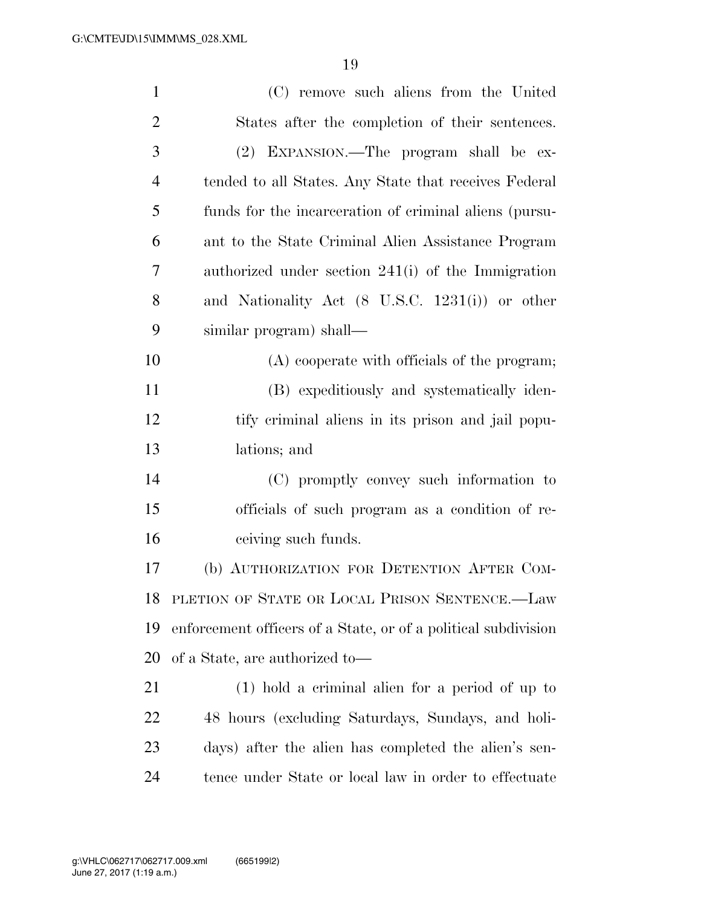(C) remove such aliens from the United States after the completion of their sentences.

(2) EXPANSION.—The program shall be extended to all States. Any State that receives Federal funds for the incarceration of criminal aliens (pursuant to the State Criminal Alien Assistance Program authorized under section 241(i) of the Immigration and Nationality Act (8 U.S.C. 1231(i)) or other similar program) shall—

(A) cooperate with officials of the program;

(B) expeditiously and systematically identify criminal aliens in its prison and jail populations; and

(C) promptly convey such information to officials of such program as a condition of receiving such funds.

(b) AUTHORIZATION FOR DETENTION AFTER COMPLETION OF STATE OR LOCAL PRISON SENTENCE.—Law enforcement officers of a State, or of a political subdivision of a State, are authorized to—

(1) hold a criminal alien for a period of up to 48 hours (excluding Saturdays, Sundays, and holidays) after the alien has completed the alien's sentence under State or local law in order to effectuate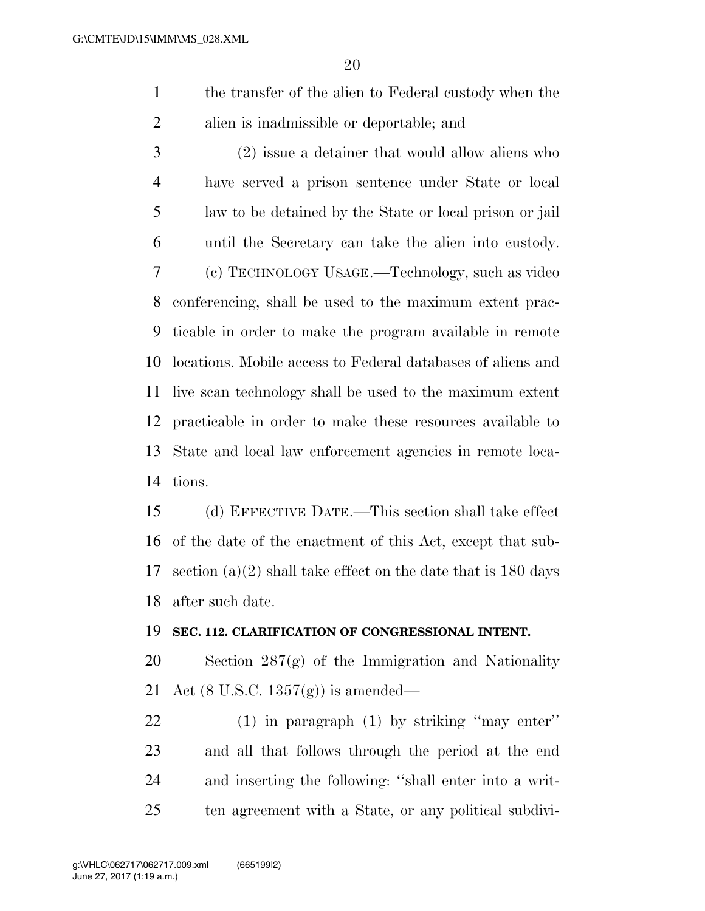the transfer of the alien to Federal custody when the alien is inadmissible or deportable; and

(2) issue a detainer that would allow aliens who have served a prison sentence under State or local law to be detained by the State or local prison or jail until the Secretary can take the alien into custody.

(c) TECHNOLOGY USAGE.—Technology, such as video conferencing, shall be used to the maximum extent practicable in order to make the program available in remote locations. Mobile access to Federal databases of aliens and live scan technology shall be used to the maximum extent practicable in order to make these resources available to State and local law enforcement agencies in remote locations.

(d) EFFECTIVE DATE.—This section shall take effect of the date of the enactment of this Act, except that subsection (a)(2) shall take effect on the date that is 180 days after such date.

**SEC. 112. CLARIFICATION OF CONGRESSIONAL INTENT.**

Section 287(g) of the Immigration and Nationality Act (8 U.S.C. 1357(g)) is amended—

(1) in paragraph (1) by striking ''may enter'' and all that follows through the period at the end and inserting the following: ''shall enter into a written agreement with a State, or any political subdivi-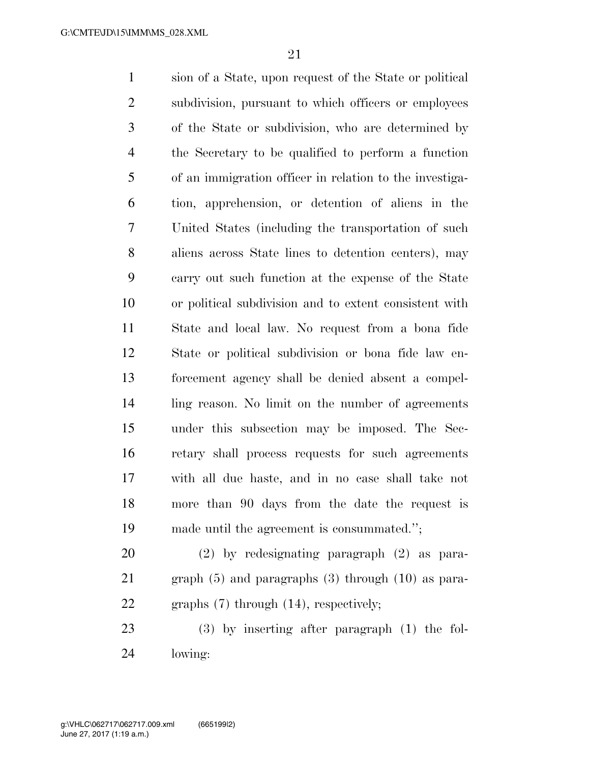sion of a State, upon request of the State or political subdivision, pursuant to which officers or employees of the State or subdivision, who are determined by the Secretary to be qualified to perform a function of an immigration officer in relation to the investigation, apprehension, or detention of aliens in the United States (including the transportation of such aliens across State lines to detention centers), may carry out such function at the expense of the State or political subdivision and to extent consistent with State and local law. No request from a bona fide State or political subdivision or bona fide law enforcement agency shall be denied absent a compelling reason. No limit on the number of agreements under this subsection may be imposed. The Secretary shall process requests for such agreements with all due haste, and in no case shall take not more than 90 days from the date the request is made until the agreement is consummated.'';

(2) by redesignating paragraph (2) as paragraph (5) and paragraphs (3) through (10) as paragraphs (7) through (14), respectively;

(3) by inserting after paragraph (1) the following: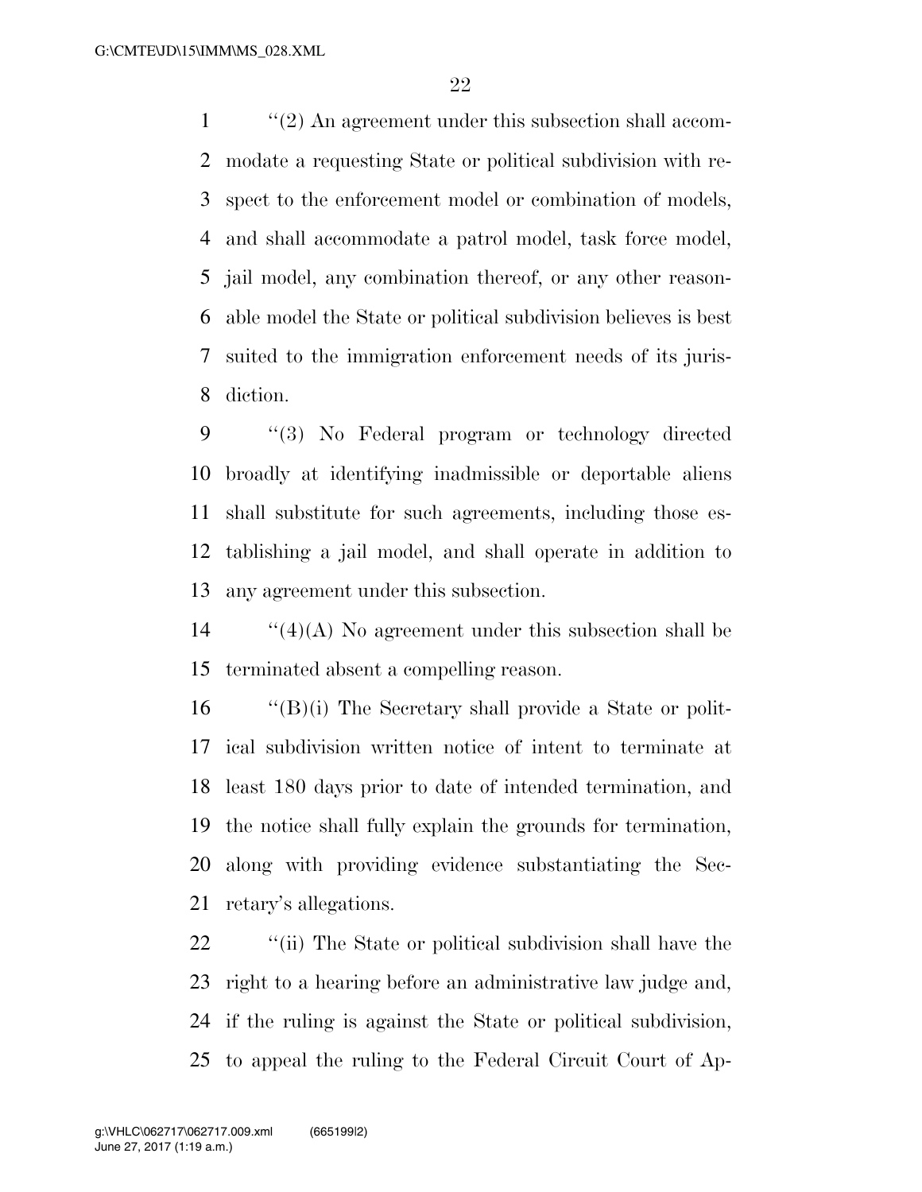"(2) An agreement under this subsection shall accommodate a requesting State or political subdivision with respect to the enforcement model or combination of models, and shall accommodate a patrol model, task force model, jail model, any combination thereof, or any other reasonable model the State or political subdivision believes is best suited to the immigration enforcement needs of its jurisdiction.

"(3) No Federal program or technology directed broadly at identifying inadmissible or deportable aliens shall substitute for such agreements, including those establishing a jail model, and shall operate in addition to any agreement under this subsection.

"(4)(A) No agreement under this subsection shall be terminated absent a compelling reason.

"(B)(i) The Secretary shall provide a State or political subdivision written notice of intent to terminate at least 180 days prior to date of intended termination, and the notice shall fully explain the grounds for termination, along with providing evidence substantiating the Secretary's allegations.

"(ii) The State or political subdivision shall have the right to a hearing before an administrative law judge and, if the ruling is against the State or political subdivision, to appeal the ruling to the Federal Circuit Court of Ap-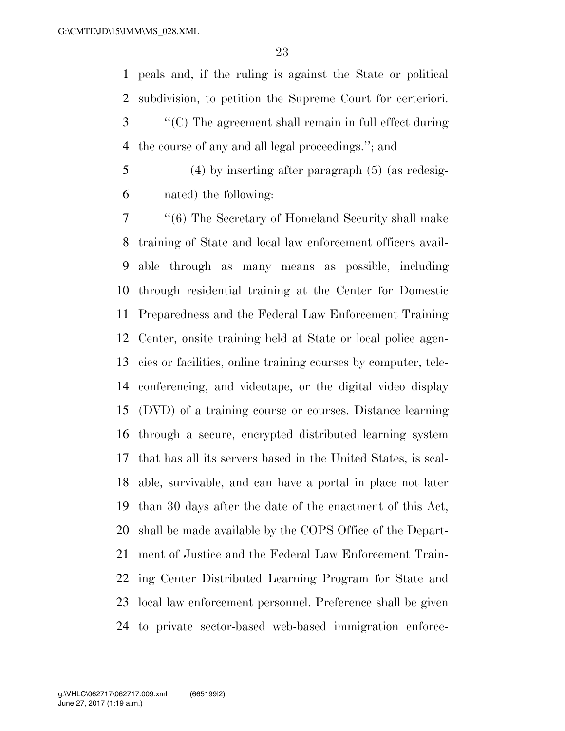peals and, if the ruling is against the State or political subdivision, to petition the Supreme Court for certeriori.

''(C) The agreement shall remain in full effect during the course of any and all legal proceedings.''; and

(4) by inserting after paragraph (5) (as redesignated) the following:

''(6) The Secretary of Homeland Security shall make training of State and local law enforcement officers available through as many means as possible, including through residential training at the Center for Domestic Preparedness and the Federal Law Enforcement Training Center, onsite training held at State or local police agencies or facilities, online training courses by computer, teleconferencing, and videotape, or the digital video display (DVD) of a training course or courses. Distance learning through a secure, encrypted distributed learning system that has all its servers based in the United States, is scalable, survivable, and can have a portal in place not later than 30 days after the date of the enactment of this Act, shall be made available by the COPS Office of the Department of Justice and the Federal Law Enforcement Training Center Distributed Learning Program for State and local law enforcement personnel. Preference shall be given to private sector-based web-based immigration enforce-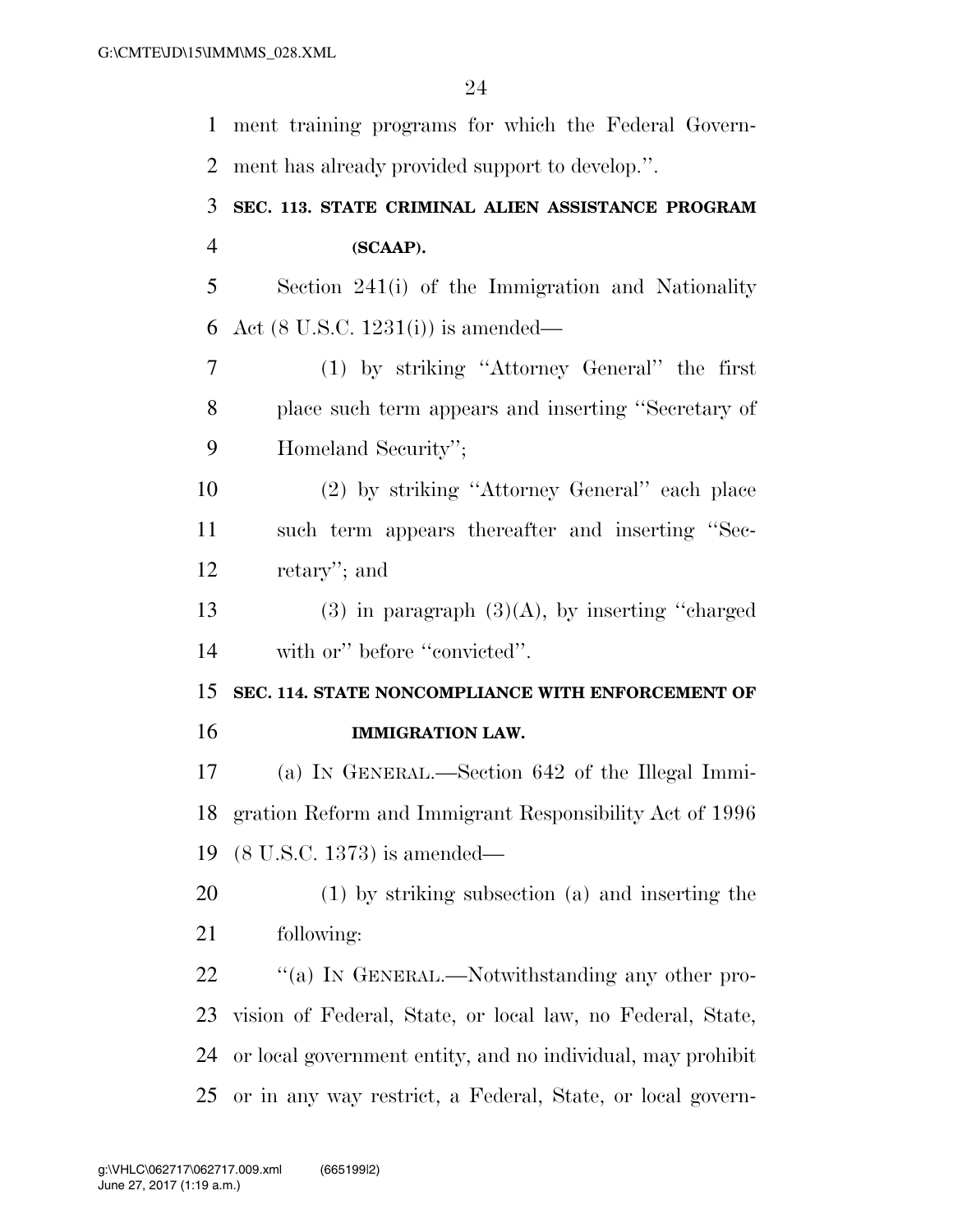ment training programs for which the Federal Government has already provided support to develop.''.

**SEC. 113. STATE CRIMINAL ALIEN ASSISTANCE PROGRAM (SCAAP).**

Section 241(i) of the Immigration and Nationality Act (8 U.S.C. 1231(i)) is amended—

(1) by striking ''Attorney General'' the first place such term appears and inserting ''Secretary of Homeland Security'';

(2) by striking ''Attorney General'' each place such term appears thereafter and inserting ''Secretary''; and

(3) in paragraph (3)(A), by inserting ''charged with or'' before ''convicted''.

**SEC. 114. STATE NONCOMPLIANCE WITH ENFORCEMENT OF IMMIGRATION LAW.**

(a) IN GENERAL.—Section 642 of the Illegal Immigration Reform and Immigrant Responsibility Act of 1996 (8 U.S.C. 1373) is amended—

(1) by striking subsection (a) and inserting the following:

''(a) IN GENERAL.—Notwithstanding any other provision of Federal, State, or local law, no Federal, State, or local government entity, and no individual, may prohibit or in any way restrict, a Federal, State, or local govern-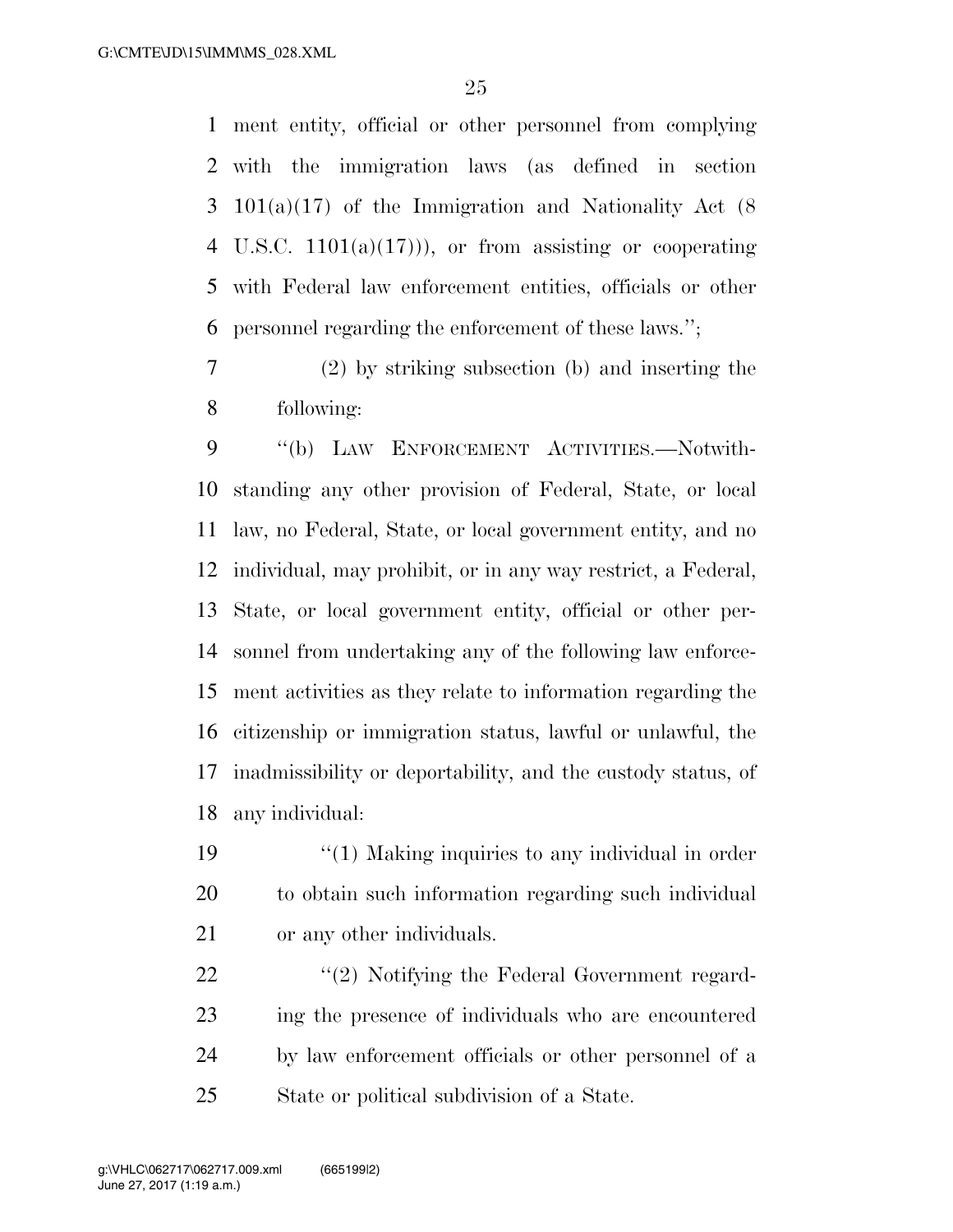ment entity, official or other personnel from complying with the immigration laws (as defined in section 101(a)(17) of the Immigration and Nationality Act (8 U.S.C. 1101(a)(17))), or from assisting or cooperating with Federal law enforcement entities, officials or other personnel regarding the enforcement of these laws.'';

(2) by striking subsection (b) and inserting the following:

''(b) LAW ENFORCEMENT ACTIVITIES.—Notwithstanding any other provision of Federal, State, or local law, no Federal, State, or local government entity, and no individual, may prohibit, or in any way restrict, a Federal, State, or local government entity, official or other personnel from undertaking any of the following law enforcement activities as they relate to information regarding the citizenship or immigration status, lawful or unlawful, the inadmissibility or deportability, and the custody status, of any individual:

''(1) Making inquiries to any individual in order to obtain such information regarding such individual or any other individuals.

''(2) Notifying the Federal Government regarding the presence of individuals who are encountered by law enforcement officials or other personnel of a State or political subdivision of a State.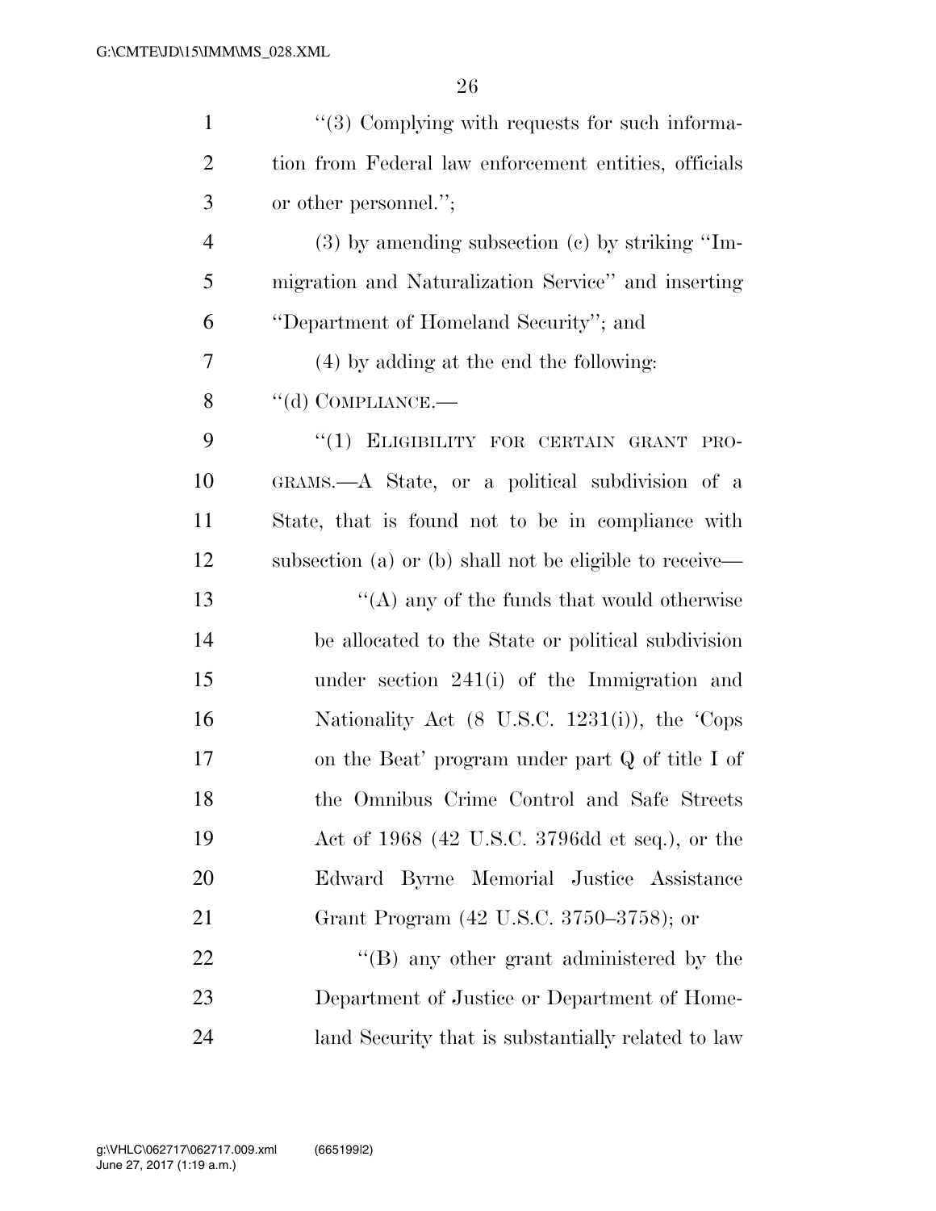"(3) Complying with requests for such information from Federal law enforcement entities, officials or other personnel.";

(3) by amending subsection (c) by striking "Immigration and Naturalization Service" and inserting "Department of Homeland Security"; and

(4) by adding at the end the following:

"(d) COMPLIANCE.—

"(1) ELIGIBILITY FOR CERTAIN GRANT PROGRAMS.—A State, or a political subdivision of a State, that is found not to be in compliance with subsection (a) or (b) shall not be eligible to receive—

"(A) any of the funds that would otherwise be allocated to the State or political subdivision under section 241(i) of the Immigration and Nationality Act (8 U.S.C. 1231(i)), the 'Cops on the Beat' program under part Q of title I of the Omnibus Crime Control and Safe Streets Act of 1968 (42 U.S.C. 3796dd et seq.), or the Edward Byrne Memorial Justice Assistance Grant Program (42 U.S.C. 3750–3758); or

"(B) any other grant administered by the Department of Justice or Department of Homeland Security that is substantially related to law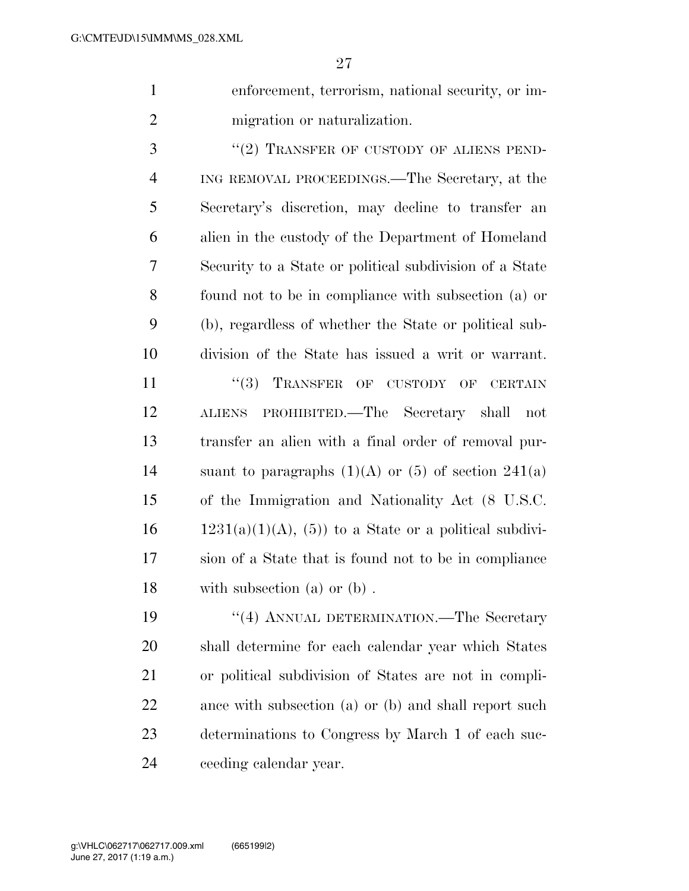enforcement, terrorism, national security, or immigration or naturalization.

"(2) TRANSFER OF CUSTODY OF ALIENS PENDING REMOVAL PROCEEDINGS.—The Secretary, at the Secretary's discretion, may decline to transfer an alien in the custody of the Department of Homeland Security to a State or political subdivision of a State found not to be in compliance with subsection (a) or (b), regardless of whether the State or political subdivision of the State has issued a writ or warrant.

"(3) TRANSFER OF CUSTODY OF CERTAIN ALIENS PROHIBITED.—The Secretary shall not transfer an alien with a final order of removal pursuant to paragraphs (1)(A) or (5) of section 241(a) of the Immigration and Nationality Act (8 U.S.C. 1231(a)(1)(A), (5)) to a State or a political subdivision of a State that is found not to be in compliance with subsection (a) or (b) .

"(4) ANNUAL DETERMINATION.—The Secretary shall determine for each calendar year which States or political subdivision of States are not in compliance with subsection (a) or (b) and shall report such determinations to Congress by March 1 of each succeeding calendar year.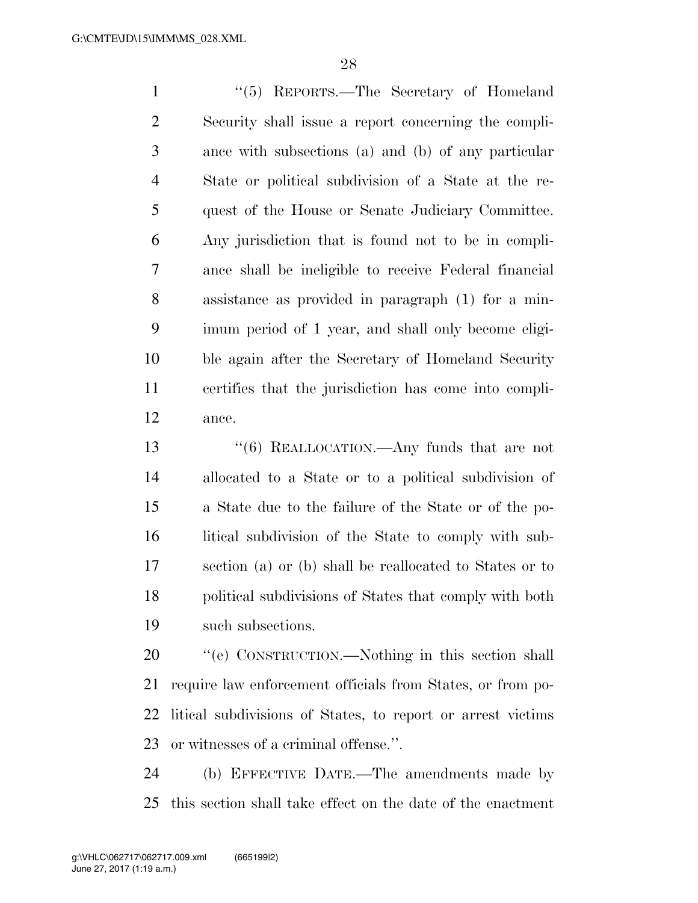''(5) REPORTS.—The Secretary of Homeland Security shall issue a report concerning the compliance with subsections (a) and (b) of any particular State or political subdivision of a State at the request of the House or Senate Judiciary Committee. Any jurisdiction that is found not to be in compliance shall be ineligible to receive Federal financial assistance as provided in paragraph (1) for a minimum period of 1 year, and shall only become eligible again after the Secretary of Homeland Security certifies that the jurisdiction has come into compliance.

''(6) REALLOCATION.—Any funds that are not allocated to a State or to a political subdivision of a State due to the failure of the State or of the political subdivision of the State to comply with subsection (a) or (b) shall be reallocated to States or to political subdivisions of States that comply with both such subsections.

''(e) CONSTRUCTION.—Nothing in this section shall require law enforcement officials from States, or from political subdivisions of States, to report or arrest victims or witnesses of a criminal offense.''.

(b) EFFECTIVE DATE.—The amendments made by this section shall take effect on the date of the enactment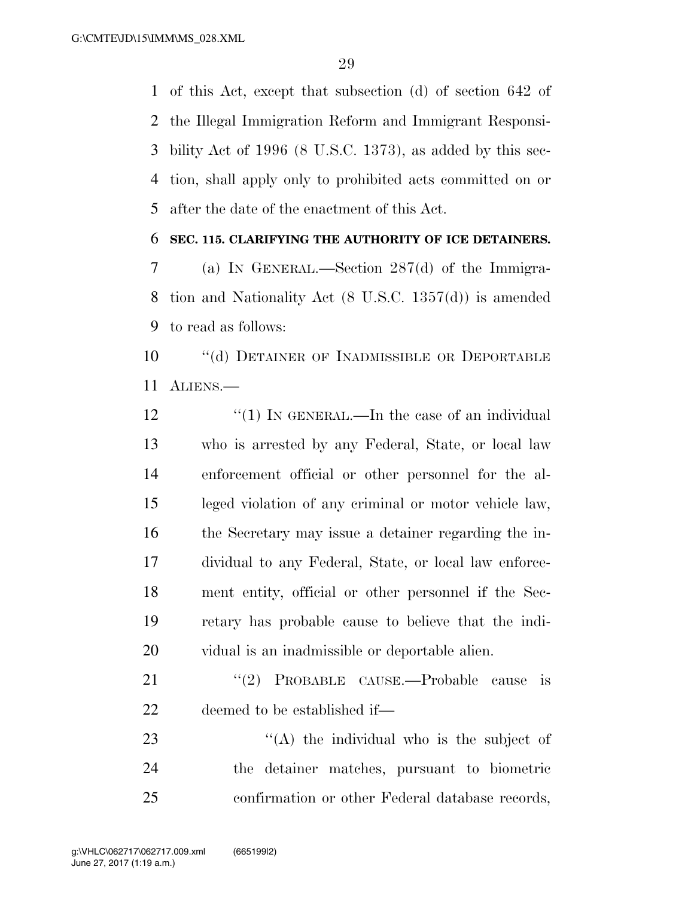of this Act, except that subsection (d) of section 642 of the Illegal Immigration Reform and Immigrant Responsibility Act of 1996 (8 U.S.C. 1373), as added by this section, shall apply only to prohibited acts committed on or after the date of the enactment of this Act.

**SEC. 115. CLARIFYING THE AUTHORITY OF ICE DETAINERS.**

(a) IN GENERAL.—Section 287(d) of the Immigration and Nationality Act (8 U.S.C. 1357(d)) is amended to read as follows:

"(d) DETAINER OF INADMISSIBLE OR DEPORTABLE ALIENS.—

"(1) IN GENERAL.—In the case of an individual who is arrested by any Federal, State, or local law enforcement official or other personnel for the alleged violation of any criminal or motor vehicle law, the Secretary may issue a detainer regarding the individual to any Federal, State, or local law enforcement entity, official or other personnel if the Secretary has probable cause to believe that the individual is an inadmissible or deportable alien.

"(2) PROBABLE CAUSE.—Probable cause is deemed to be established if—

"(A) the individual who is the subject of the detainer matches, pursuant to biometric confirmation or other Federal database records,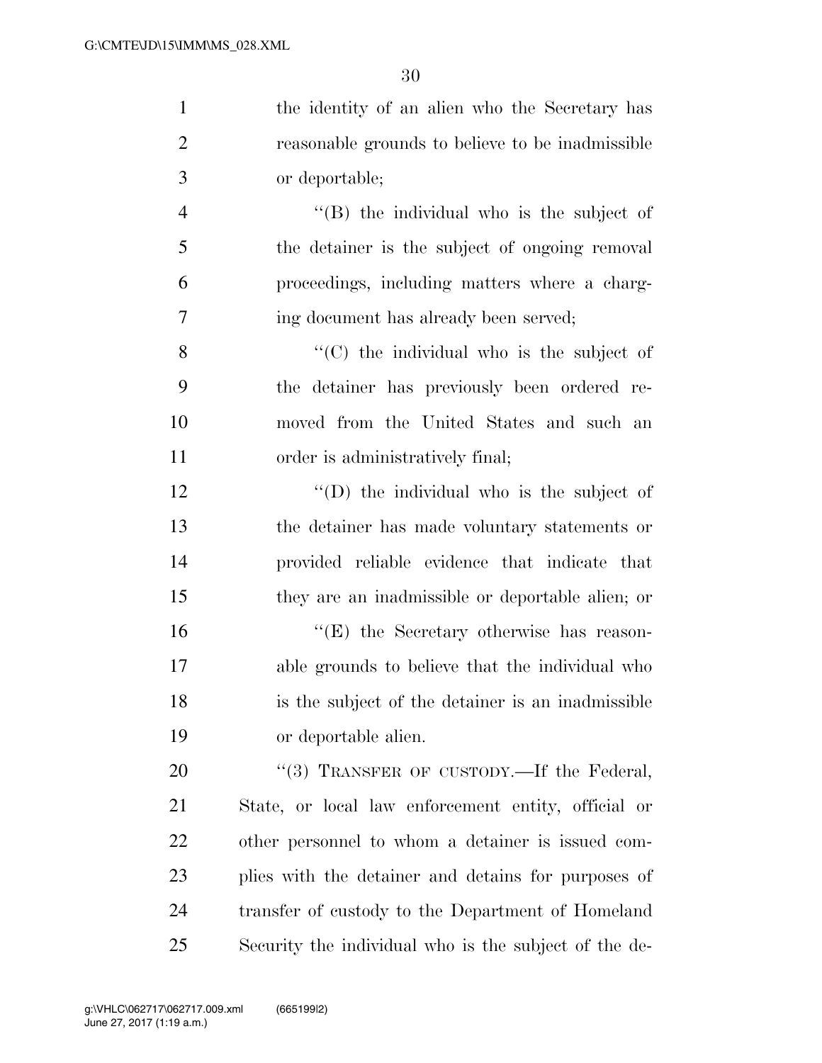the identity of an alien who the Secretary has reasonable grounds to believe to be inadmissible or deportable;

"(B) the individual who is the subject of the detainer is the subject of ongoing removal proceedings, including matters where a charging document has already been served;

"(C) the individual who is the subject of the detainer has previously been ordered removed from the United States and such an order is administratively final;

"(D) the individual who is the subject of the detainer has made voluntary statements or provided reliable evidence that indicate that they are an inadmissible or deportable alien; or

"(E) the Secretary otherwise has reasonable grounds to believe that the individual who is the subject of the detainer is an inadmissible or deportable alien.

"(3) TRANSFER OF CUSTODY.—If the Federal, State, or local law enforcement entity, official or other personnel to whom a detainer is issued complies with the detainer and detains for purposes of transfer of custody to the Department of Homeland Security the individual who is the subject of the de-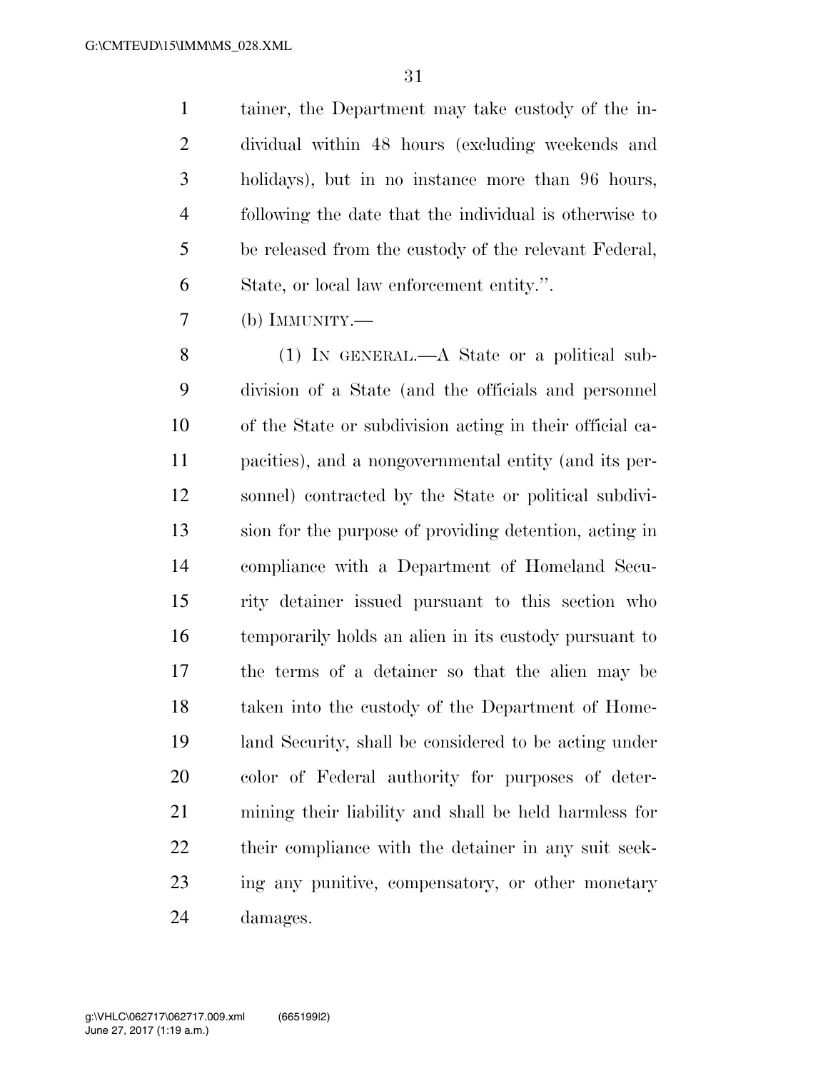tainer, the Department may take custody of the individual within 48 hours (excluding weekends and holidays), but in no instance more than 96 hours, following the date that the individual is otherwise to be released from the custody of the relevant Federal, State, or local law enforcement entity.''.

(b) IMMUNITY.—

(1) IN GENERAL.—A State or a political subdivision of a State (and the officials and personnel of the State or subdivision acting in their official capacities), and a nongovernmental entity (and its personnel) contracted by the State or political subdivision for the purpose of providing detention, acting in compliance with a Department of Homeland Security detainer issued pursuant to this section who temporarily holds an alien in its custody pursuant to the terms of a detainer so that the alien may be taken into the custody of the Department of Homeland Security, shall be considered to be acting under color of Federal authority for purposes of determining their liability and shall be held harmless for their compliance with the detainer in any suit seeking any punitive, compensatory, or other monetary damages.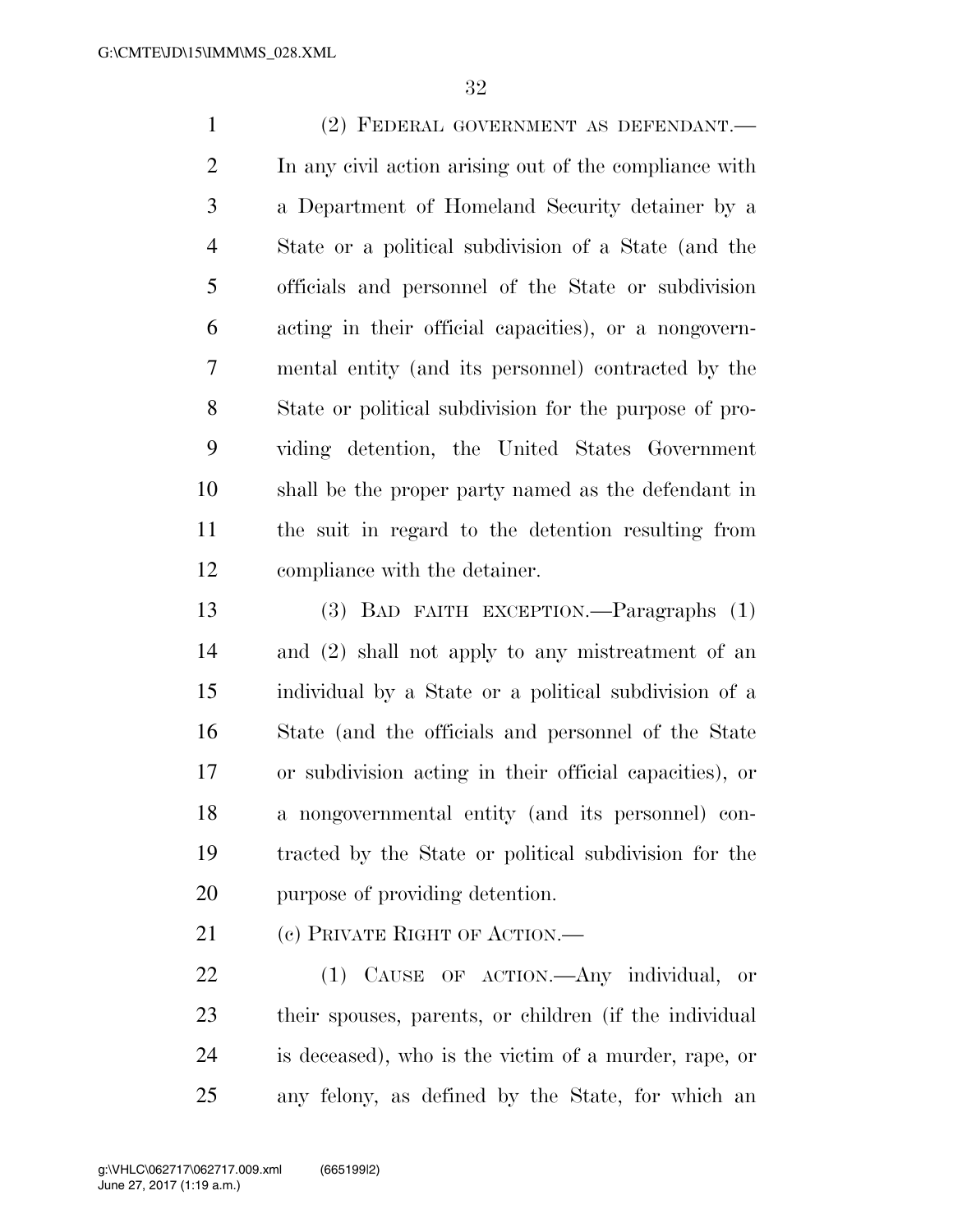(2) FEDERAL GOVERNMENT AS DEFENDANT.—In any civil action arising out of the compliance with a Department of Homeland Security detainer by a State or a political subdivision of a State (and the officials and personnel of the State or subdivision acting in their official capacities), or a nongovernmental entity (and its personnel) contracted by the State or political subdivision for the purpose of providing detention, the United States Government shall be the proper party named as the defendant in the suit in regard to the detention resulting from compliance with the detainer.

(3) BAD FAITH EXCEPTION.—Paragraphs (1) and (2) shall not apply to any mistreatment of an individual by a State or a political subdivision of a State (and the officials and personnel of the State or subdivision acting in their official capacities), or a nongovernmental entity (and its personnel) contracted by the State or political subdivision for the purpose of providing detention.

(c) PRIVATE RIGHT OF ACTION.—

(1) CAUSE OF ACTION.—Any individual, or their spouses, parents, or children (if the individual is deceased), who is the victim of a murder, rape, or any felony, as defined by the State, for which an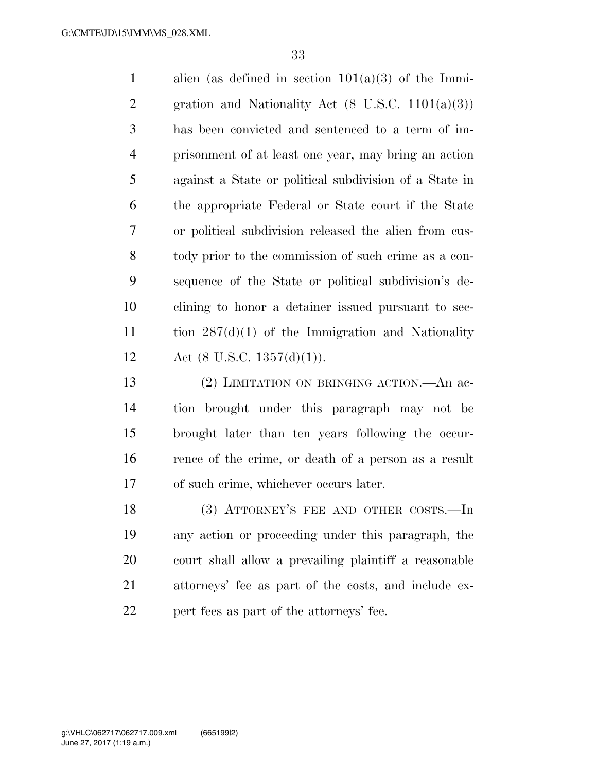alien (as defined in section 101(a)(3) of the Immigration and Nationality Act (8 U.S.C. 1101(a)(3)) has been convicted and sentenced to a term of imprisonment of at least one year, may bring an action against a State or political subdivision of a State in the appropriate Federal or State court if the State or political subdivision released the alien from custody prior to the commission of such crime as a consequence of the State or political subdivision's declining to honor a detainer issued pursuant to section 287(d)(1) of the Immigration and Nationality Act (8 U.S.C. 1357(d)(1)).

(2) LIMITATION ON BRINGING ACTION.—An action brought under this paragraph may not be brought later than ten years following the occurrence of the crime, or death of a person as a result of such crime, whichever occurs later.

(3) ATTORNEY'S FEE AND OTHER COSTS.—In any action or proceeding under this paragraph, the court shall allow a prevailing plaintiff a reasonable attorneys' fee as part of the costs, and include expert fees as part of the attorneys' fee.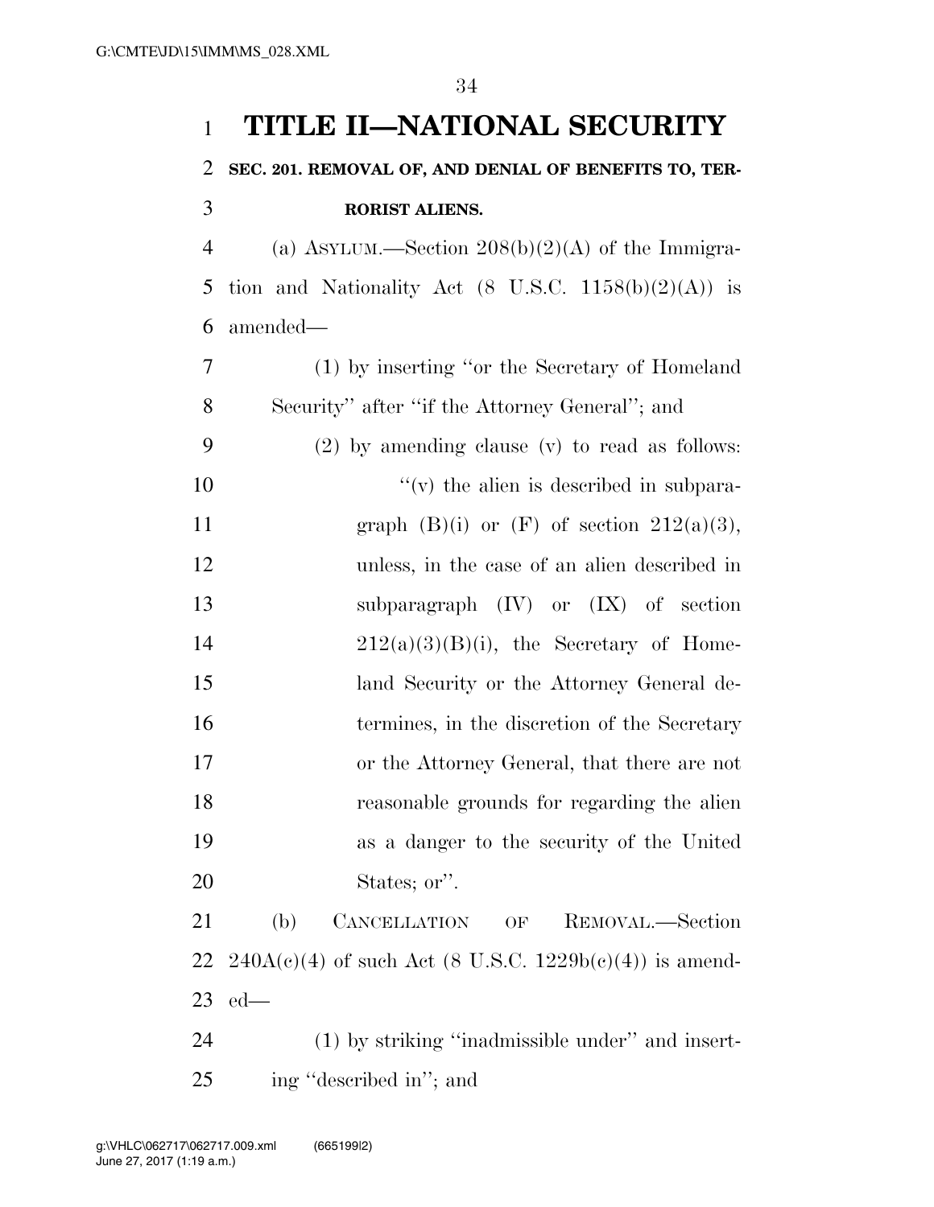# TITLE II—NATIONAL SECURITY

**SEC. 201. REMOVAL OF, AND DENIAL OF BENEFITS TO, TERRORIST ALIENS.**

(a) ASYLUM.—Section 208(b)(2)(A) of the Immigration and Nationality Act (8 U.S.C. 1158(b)(2)(A)) is amended—

(1) by inserting "or the Secretary of Homeland Security" after "if the Attorney General"; and

(2) by amending clause (v) to read as follows:

"(v) the alien is described in subparagraph (B)(i) or (F) of section 212(a)(3), unless, in the case of an alien described in subparagraph (IV) or (IX) of section 212(a)(3)(B)(i), the Secretary of Homeland Security or the Attorney General determines, in the discretion of the Secretary or the Attorney General, that there are not reasonable grounds for regarding the alien as a danger to the security of the United States; or".

(b) CANCELLATION OF REMOVAL.—Section 240A(c)(4) of such Act (8 U.S.C. 1229b(c)(4)) is amended—

(1) by striking "inadmissible under" and inserting "described in"; and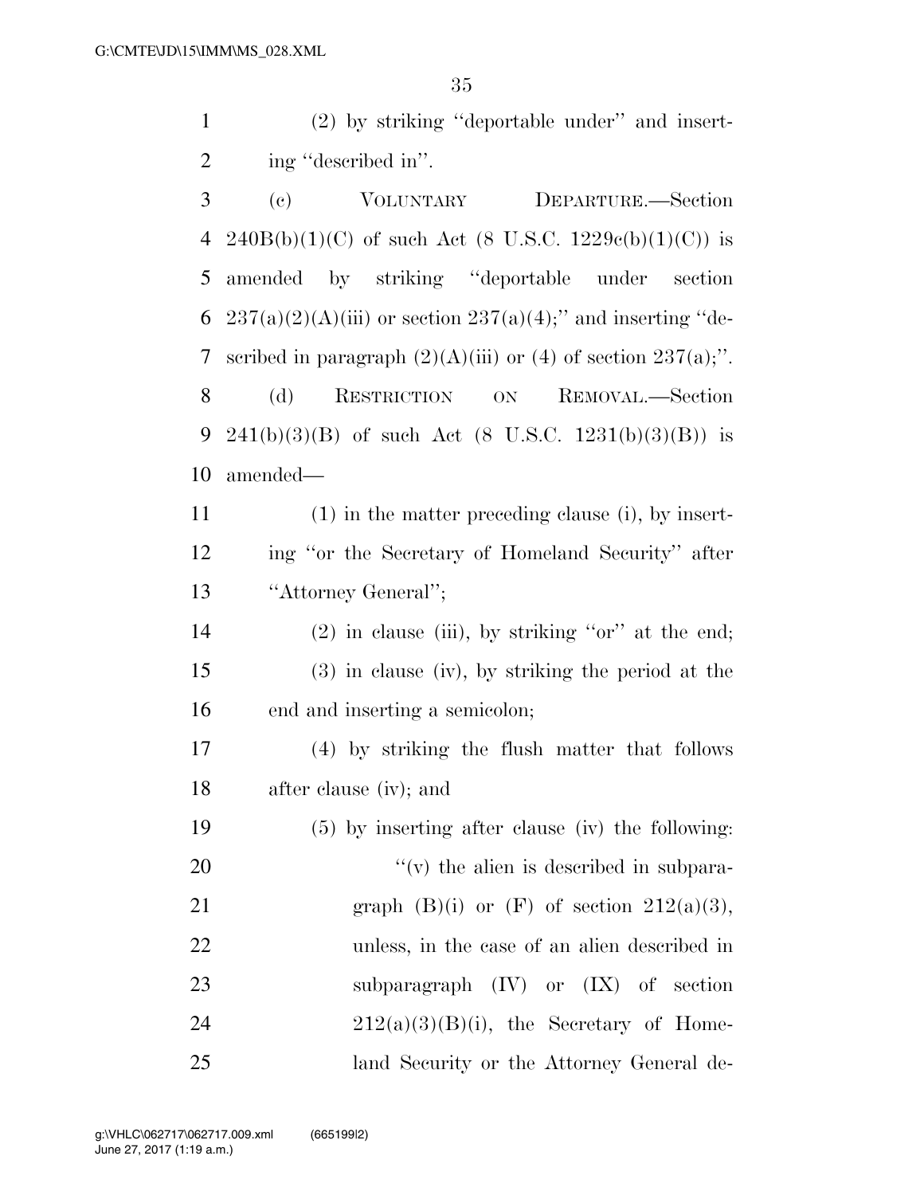(2) by striking "deportable under" and inserting "described in".

(c) VOLUNTARY DEPARTURE.—Section 240B(b)(1)(C) of such Act (8 U.S.C. 1229c(b)(1)(C)) is amended by striking "deportable under section 237(a)(2)(A)(iii) or section 237(a)(4);" and inserting "described in paragraph (2)(A)(iii) or (4) of section 237(a);".

(d) RESTRICTION ON REMOVAL.—Section 241(b)(3)(B) of such Act (8 U.S.C. 1231(b)(3)(B)) is amended—

(1) in the matter preceding clause (i), by inserting "or the Secretary of Homeland Security" after "Attorney General";

(2) in clause (iii), by striking "or" at the end;

(3) in clause (iv), by striking the period at the end and inserting a semicolon;

(4) by striking the flush matter that follows after clause (iv); and

(5) by inserting after clause (iv) the following:

"(v) the alien is described in subparagraph (B)(i) or (F) of section 212(a)(3), unless, in the case of an alien described in subparagraph (IV) or (IX) of section 212(a)(3)(B)(i), the Secretary of Homeland Security or the Attorney General de-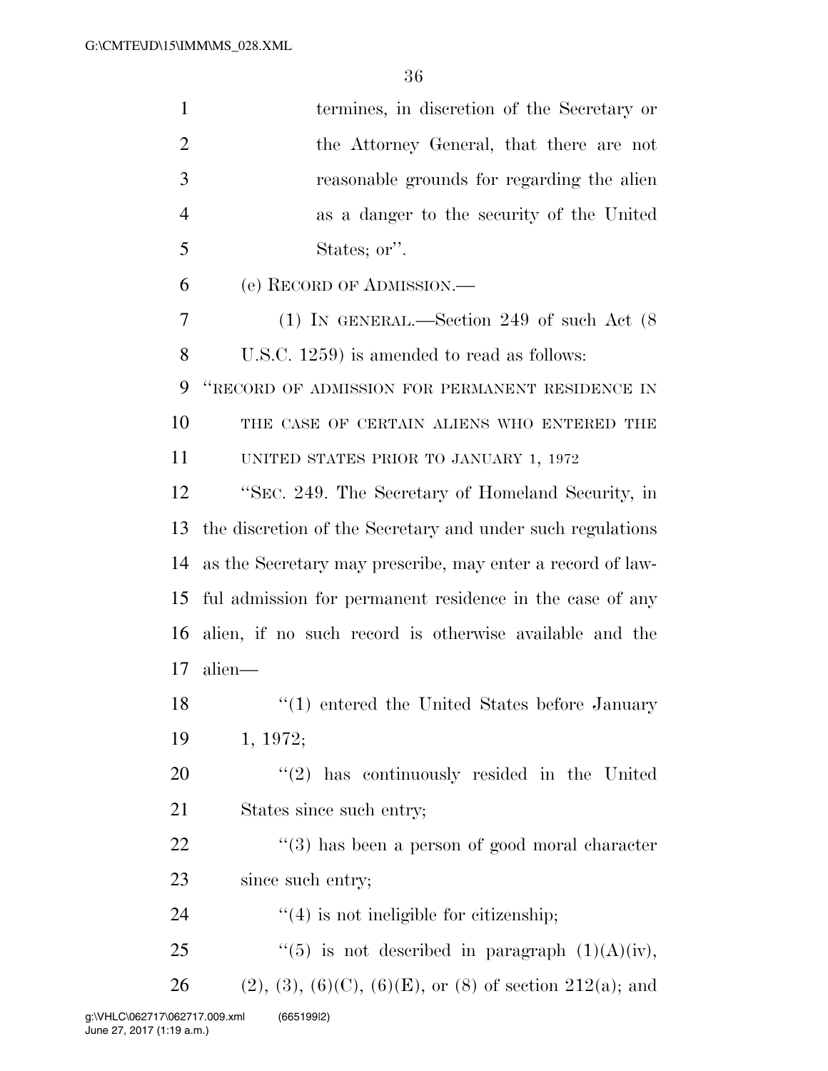termines, in discretion of the Secretary or the Attorney General, that there are not reasonable grounds for regarding the alien as a danger to the security of the United States; or''.

(e) RECORD OF ADMISSION.—

(1) IN GENERAL.—Section 249 of such Act (8 U.S.C. 1259) is amended to read as follows:

''RECORD OF ADMISSION FOR PERMANENT RESIDENCE IN THE CASE OF CERTAIN ALIENS WHO ENTERED THE UNITED STATES PRIOR TO JANUARY 1, 1972

''SEC. 249. The Secretary of Homeland Security, in the discretion of the Secretary and under such regulations as the Secretary may prescribe, may enter a record of lawful admission for permanent residence in the case of any alien, if no such record is otherwise available and the alien—

''(1) entered the United States before January 1, 1972;

''(2) has continuously resided in the United States since such entry;

''(3) has been a person of good moral character since such entry;

''(4) is not ineligible for citizenship;

''(5) is not described in paragraph (1)(A)(iv), (2), (3), (6)(C), (6)(E), or (8) of section 212(a); and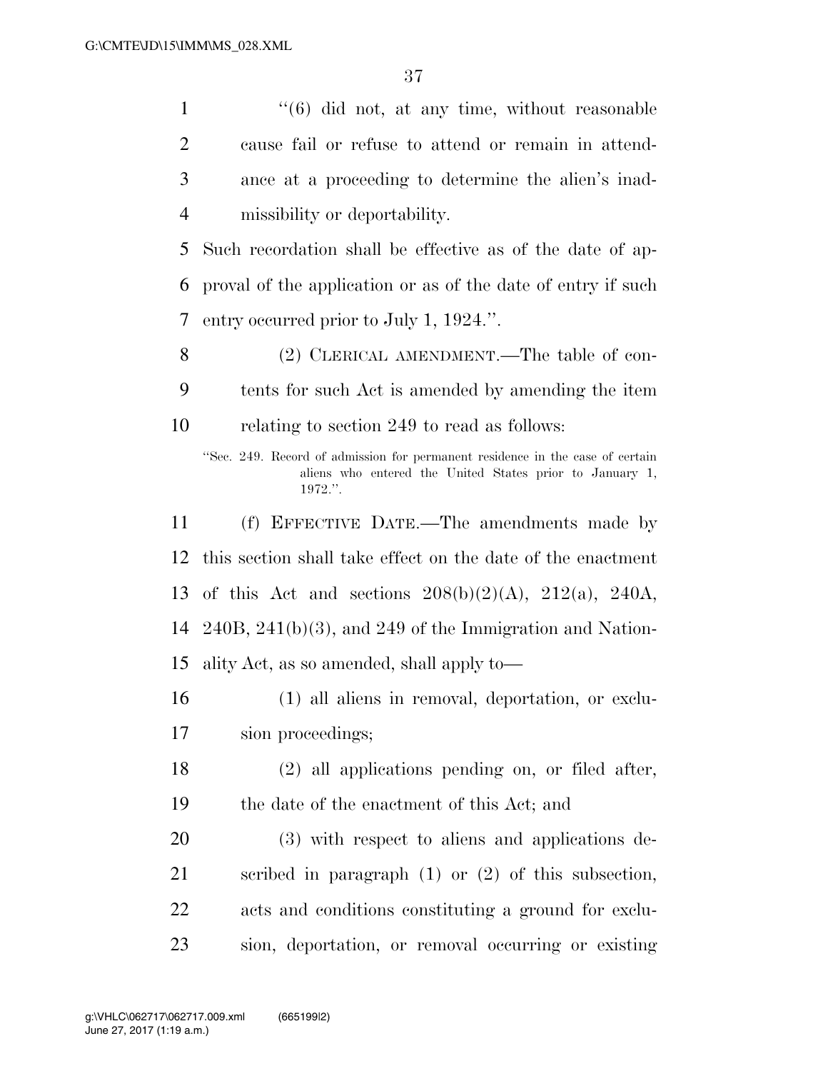"(6) did not, at any time, without reasonable cause fail or refuse to attend or remain in attendance at a proceeding to determine the alien's inadmissibility or deportability.

Such recordation shall be effective as of the date of approval of the application or as of the date of entry if such entry occurred prior to July 1, 1924.".

(2) CLERICAL AMENDMENT.—The table of contents for such Act is amended by amending the item relating to section 249 to read as follows:

"Sec. 249. Record of admission for permanent residence in the case of certain aliens who entered the United States prior to January 1, 1972.".

(f) EFFECTIVE DATE.—The amendments made by this section shall take effect on the date of the enactment of this Act and sections 208(b)(2)(A), 212(a), 240A, 240B, 241(b)(3), and 249 of the Immigration and Nationality Act, as so amended, shall apply to—

(1) all aliens in removal, deportation, or exclusion proceedings;

(2) all applications pending on, or filed after, the date of the enactment of this Act; and

(3) with respect to aliens and applications described in paragraph (1) or (2) of this subsection, acts and conditions constituting a ground for exclusion, deportation, or removal occurring or existing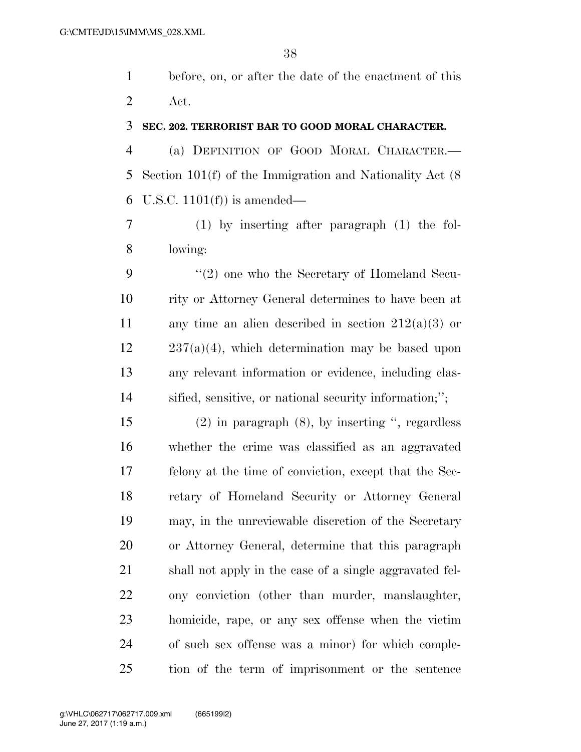before, on, or after the date of the enactment of this Act.

**SEC. 202. TERRORIST BAR TO GOOD MORAL CHARACTER.**

(a) DEFINITION OF GOOD MORAL CHARACTER.—Section 101(f) of the Immigration and Nationality Act (8 U.S.C. 1101(f)) is amended—

(1) by inserting after paragraph (1) the following:

"(2) one who the Secretary of Homeland Security or Attorney General determines to have been at any time an alien described in section 212(a)(3) or 237(a)(4), which determination may be based upon any relevant information or evidence, including classified, sensitive, or national security information;";

(2) in paragraph (8), by inserting ", regardless whether the crime was classified as an aggravated felony at the time of conviction, except that the Secretary of Homeland Security or Attorney General may, in the unreviewable discretion of the Secretary or Attorney General, determine that this paragraph shall not apply in the case of a single aggravated felony conviction (other than murder, manslaughter, homicide, rape, or any sex offense when the victim of such sex offense was a minor) for which completion of the term of imprisonment or the sentence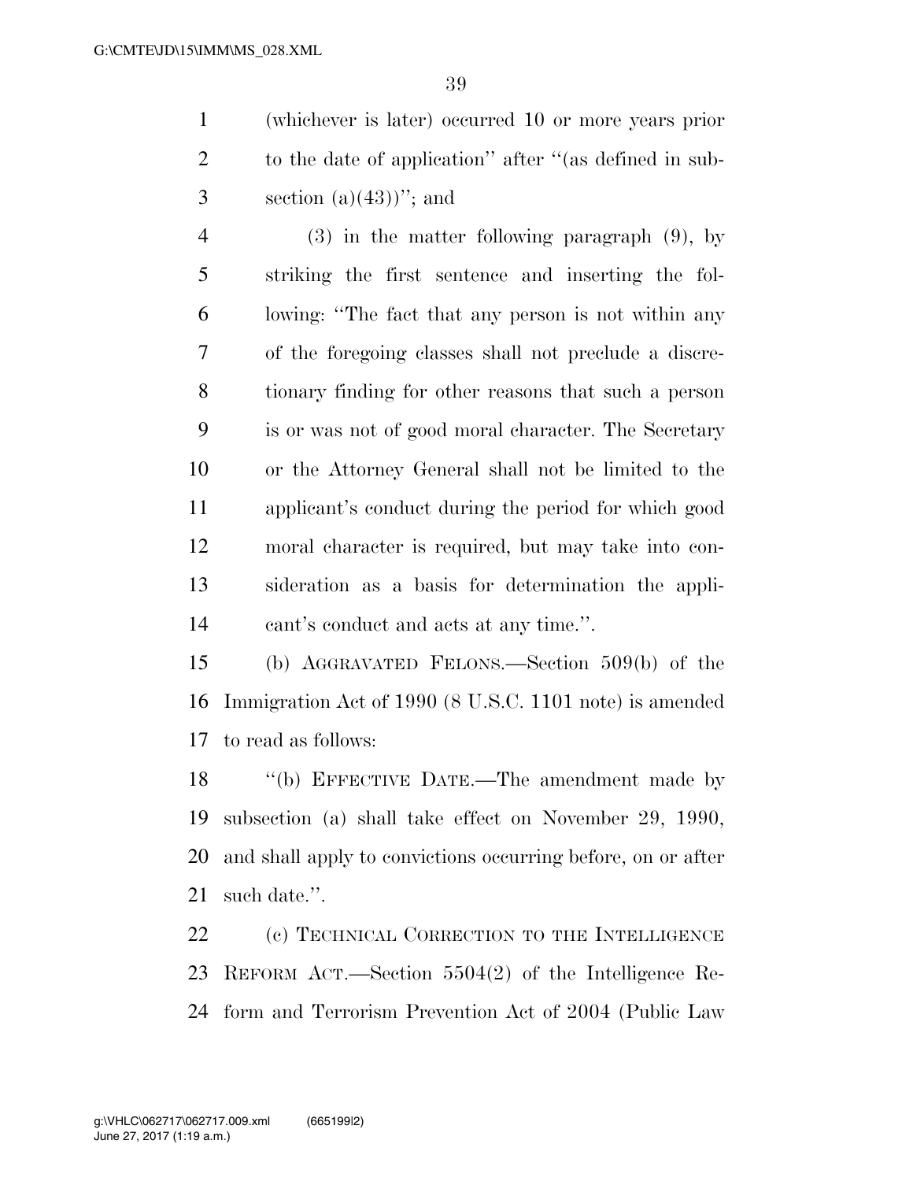(whichever is later) occurred 10 or more years prior to the date of application'' after ''(as defined in subsection (a)(43))''; and

(3) in the matter following paragraph (9), by striking the first sentence and inserting the following: ''The fact that any person is not within any of the foregoing classes shall not preclude a discretionary finding for other reasons that such a person is or was not of good moral character. The Secretary or the Attorney General shall not be limited to the applicant's conduct during the period for which good moral character is required, but may take into consideration as a basis for determination the applicant's conduct and acts at any time.''.

(b) AGGRAVATED FELONS.—Section 509(b) of the Immigration Act of 1990 (8 U.S.C. 1101 note) is amended to read as follows:

''(b) EFFECTIVE DATE.—The amendment made by subsection (a) shall take effect on November 29, 1990, and shall apply to convictions occurring before, on or after such date.''.

(c) TECHNICAL CORRECTION TO THE INTELLIGENCE REFORM ACT.—Section 5504(2) of the Intelligence Reform and Terrorism Prevention Act of 2004 (Public Law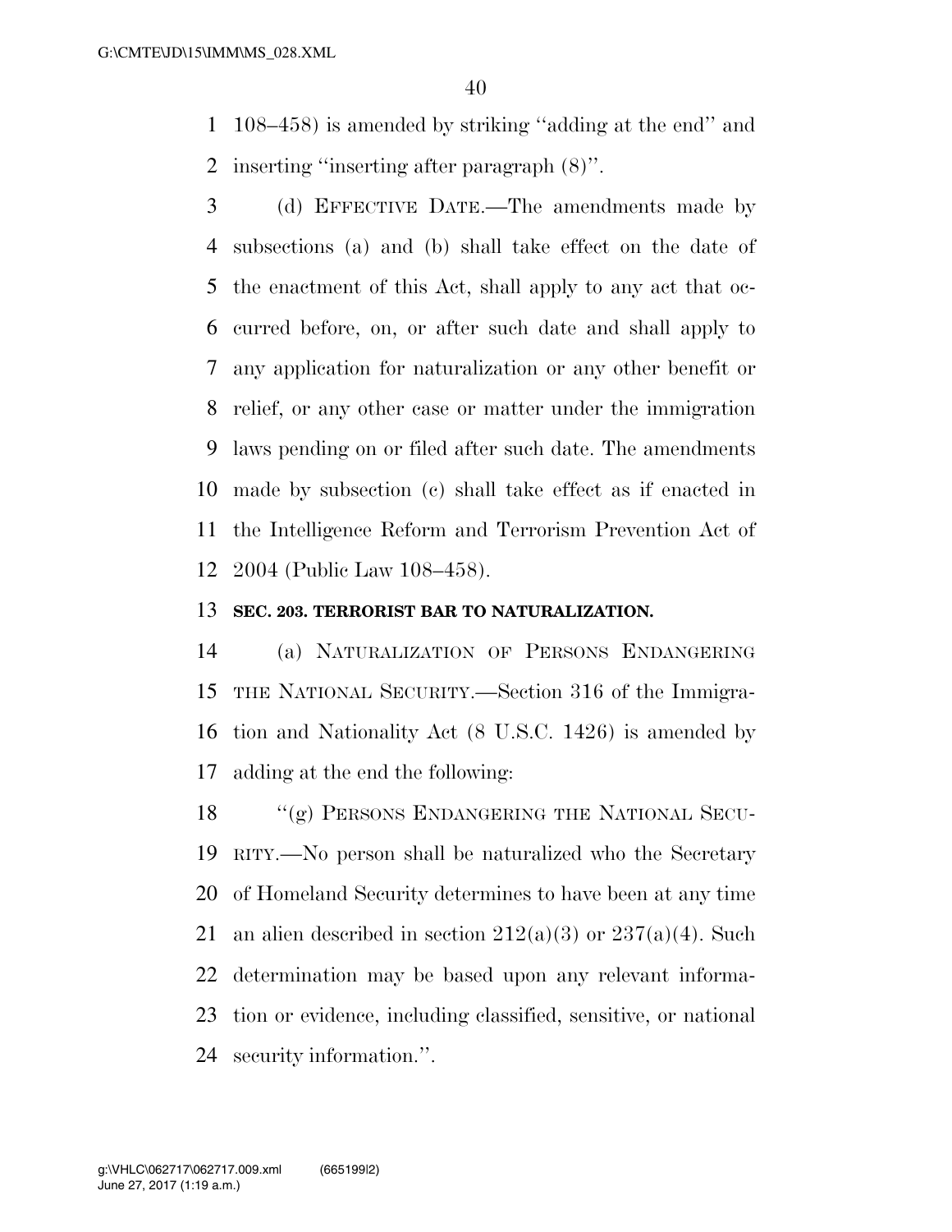108–458) is amended by striking ''adding at the end'' and inserting ''inserting after paragraph (8)''.

(d) EFFECTIVE DATE.—The amendments made by subsections (a) and (b) shall take effect on the date of the enactment of this Act, shall apply to any act that occurred before, on, or after such date and shall apply to any application for naturalization or any other benefit or relief, or any other case or matter under the immigration laws pending on or filed after such date. The amendments made by subsection (c) shall take effect as if enacted in the Intelligence Reform and Terrorism Prevention Act of 2004 (Public Law 108–458).

**SEC. 203. TERRORIST BAR TO NATURALIZATION.**

(a) NATURALIZATION OF PERSONS ENDANGERING THE NATIONAL SECURITY.—Section 316 of the Immigration and Nationality Act (8 U.S.C. 1426) is amended by adding at the end the following:

''(g) PERSONS ENDANGERING THE NATIONAL SECURITY.—No person shall be naturalized who the Secretary of Homeland Security determines to have been at any time an alien described in section 212(a)(3) or 237(a)(4). Such determination may be based upon any relevant information or evidence, including classified, sensitive, or national security information.''.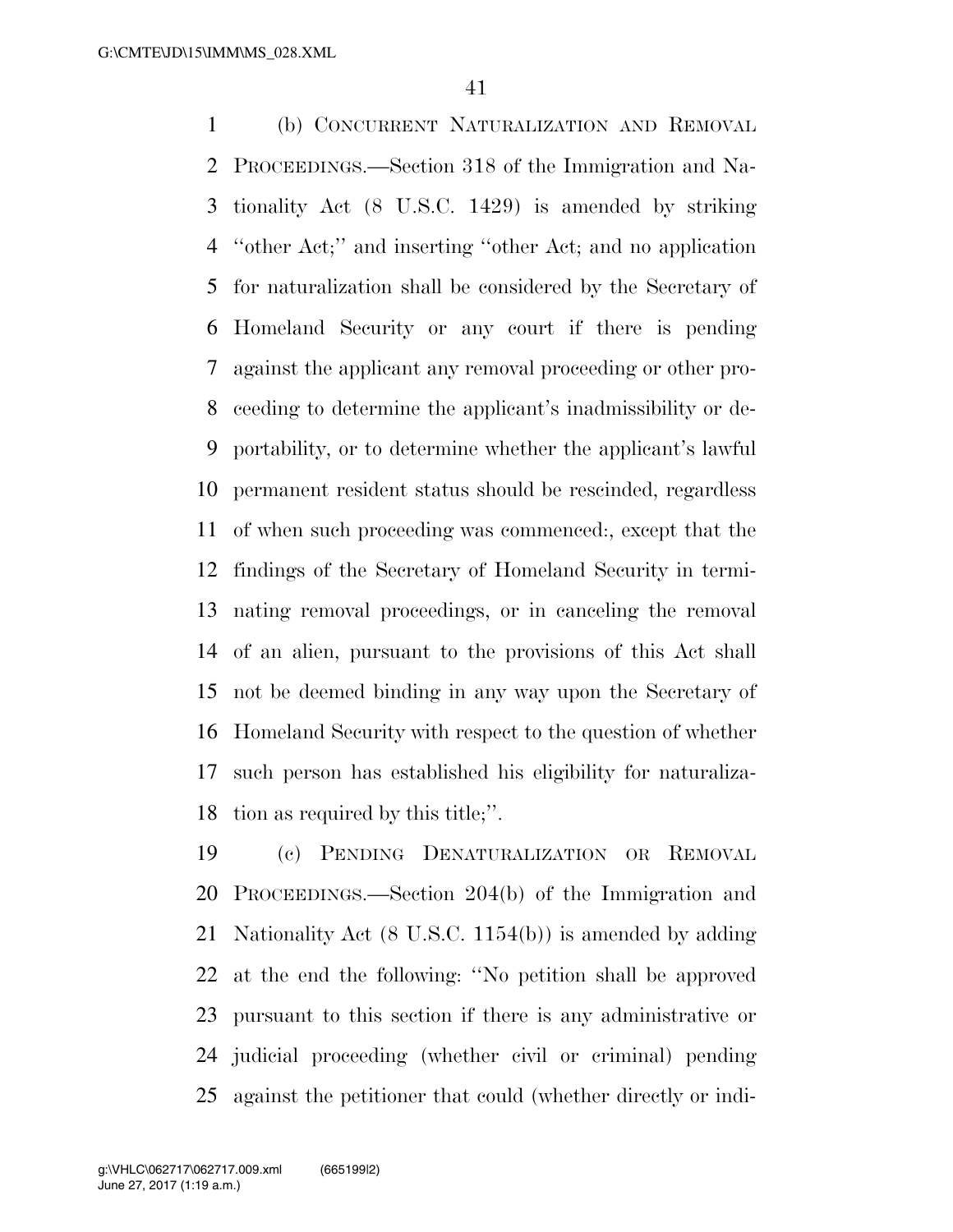(b) CONCURRENT NATURALIZATION AND REMOVAL PROCEEDINGS.—Section 318 of the Immigration and Nationality Act (8 U.S.C. 1429) is amended by striking ''other Act;'' and inserting ''other Act; and no application for naturalization shall be considered by the Secretary of Homeland Security or any court if there is pending against the applicant any removal proceeding or other proceeding to determine the applicant's inadmissibility or deportability, or to determine whether the applicant's lawful permanent resident status should be rescinded, regardless of when such proceeding was commenced:, except that the findings of the Secretary of Homeland Security in terminating removal proceedings, or in canceling the removal of an alien, pursuant to the provisions of this Act shall not be deemed binding in any way upon the Secretary of Homeland Security with respect to the question of whether such person has established his eligibility for naturalization as required by this title;''.

(c) PENDING DENATURALIZATION OR REMOVAL PROCEEDINGS.—Section 204(b) of the Immigration and Nationality Act (8 U.S.C. 1154(b)) is amended by adding at the end the following: ''No petition shall be approved pursuant to this section if there is any administrative or judicial proceeding (whether civil or criminal) pending against the petitioner that could (whether directly or indi-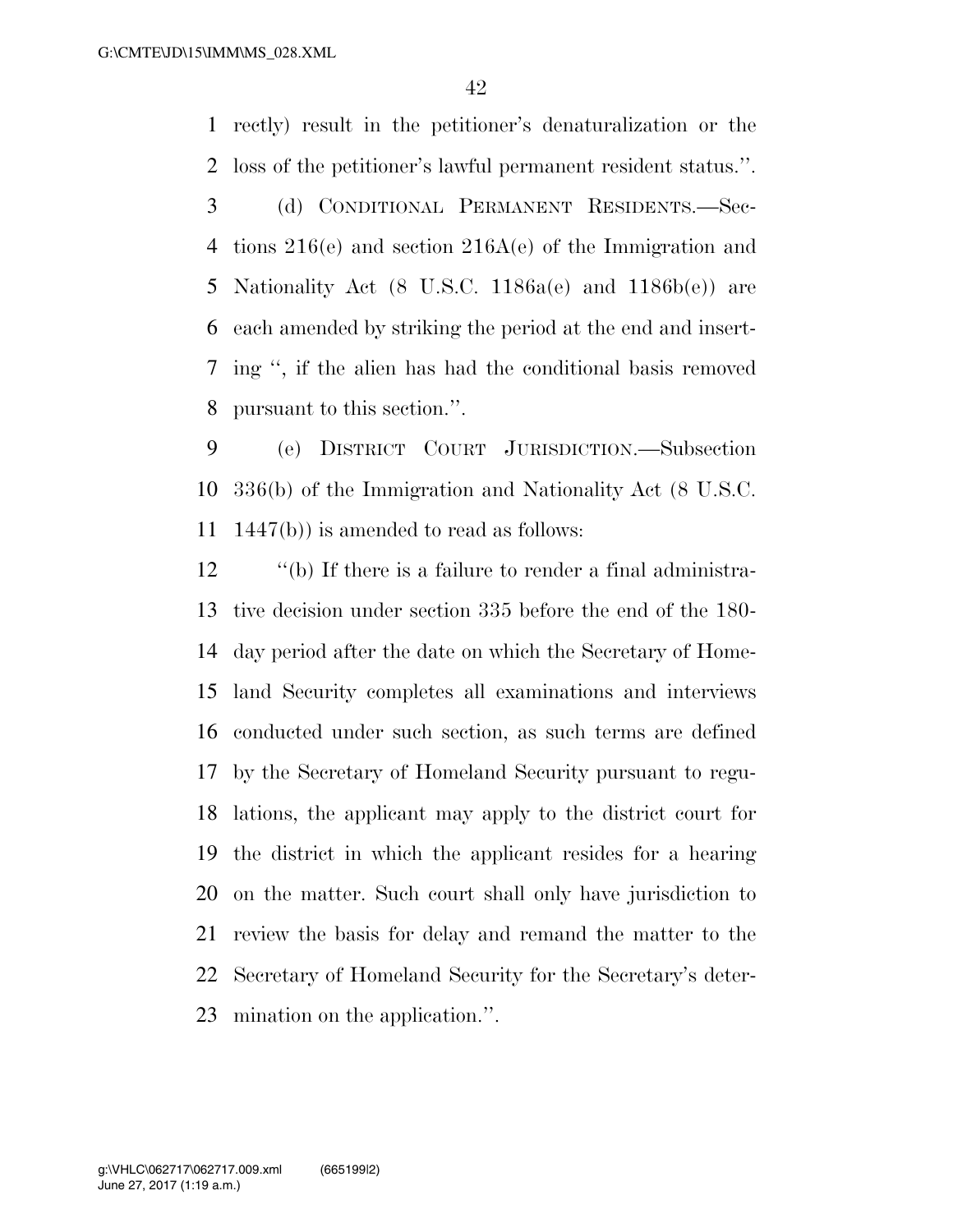rectly) result in the petitioner's denaturalization or the loss of the petitioner's lawful permanent resident status.''.

(d) CONDITIONAL PERMANENT RESIDENTS.—Sections 216(e) and section 216A(e) of the Immigration and Nationality Act (8 U.S.C. 1186a(e) and 1186b(e)) are each amended by striking the period at the end and inserting '', if the alien has had the conditional basis removed pursuant to this section.''.

(e) DISTRICT COURT JURISDICTION.—Subsection 336(b) of the Immigration and Nationality Act (8 U.S.C. 1447(b)) is amended to read as follows:

''(b) If there is a failure to render a final administrative decision under section 335 before the end of the 180-day period after the date on which the Secretary of Homeland Security completes all examinations and interviews conducted under such section, as such terms are defined by the Secretary of Homeland Security pursuant to regulations, the applicant may apply to the district court for the district in which the applicant resides for a hearing on the matter. Such court shall only have jurisdiction to review the basis for delay and remand the matter to the Secretary of Homeland Security for the Secretary's determination on the application.''.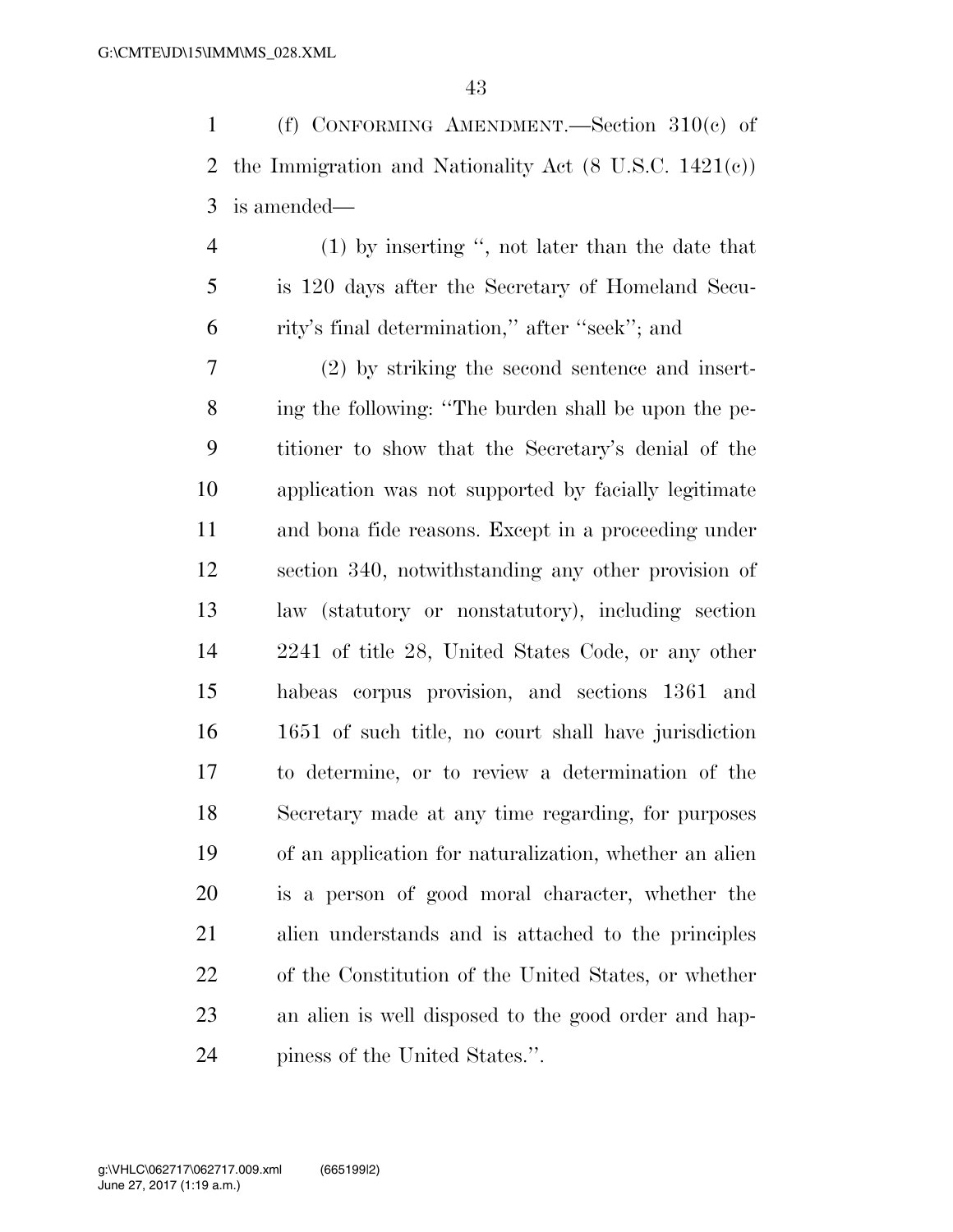(f) CONFORMING AMENDMENT.—Section 310(c) of the Immigration and Nationality Act (8 U.S.C. 1421(c)) is amended—

(1) by inserting ", not later than the date that is 120 days after the Secretary of Homeland Security's final determination," after "seek"; and

(2) by striking the second sentence and inserting the following: "The burden shall be upon the petitioner to show that the Secretary's denial of the application was not supported by facially legitimate and bona fide reasons. Except in a proceeding under section 340, notwithstanding any other provision of law (statutory or nonstatutory), including section 2241 of title 28, United States Code, or any other habeas corpus provision, and sections 1361 and 1651 of such title, no court shall have jurisdiction to determine, or to review a determination of the Secretary made at any time regarding, for purposes of an application for naturalization, whether an alien is a person of good moral character, whether the alien understands and is attached to the principles of the Constitution of the United States, or whether an alien is well disposed to the good order and happiness of the United States.".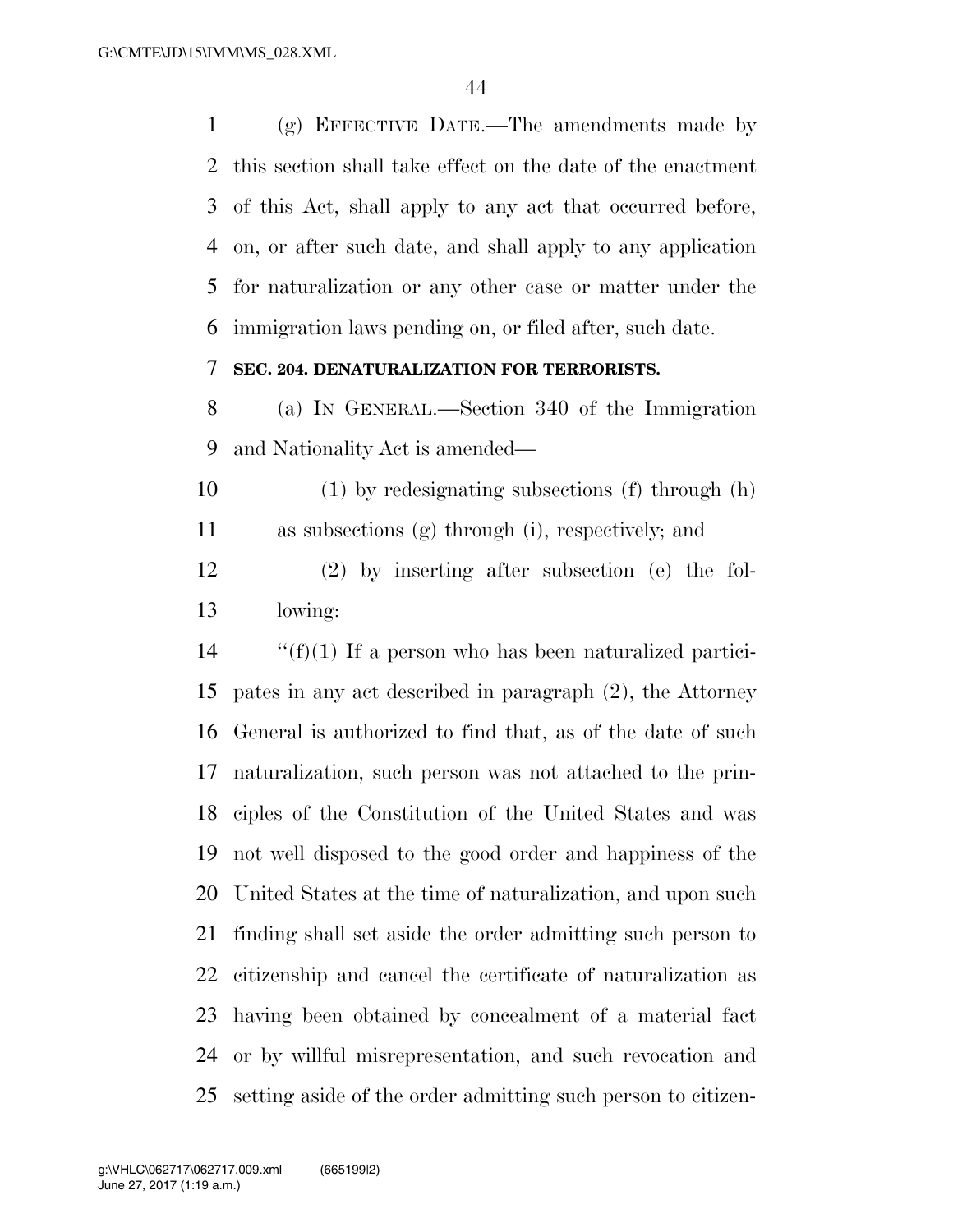(g) Effective Date.—The amendments made by this section shall take effect on the date of the enactment of this Act, shall apply to any act that occurred before, on, or after such date, and shall apply to any application for naturalization or any other case or matter under the immigration laws pending on, or filed after, such date.

**SEC. 204. DENATURALIZATION FOR TERRORISTS.**

(a) In General.—Section 340 of the Immigration and Nationality Act is amended—

(1) by redesignating subsections (f) through (h) as subsections (g) through (i), respectively; and

(2) by inserting after subsection (e) the following:

"(f)(1) If a person who has been naturalized participates in any act described in paragraph (2), the Attorney General is authorized to find that, as of the date of such naturalization, such person was not attached to the principles of the Constitution of the United States and was not well disposed to the good order and happiness of the United States at the time of naturalization, and upon such finding shall set aside the order admitting such person to citizenship and cancel the certificate of naturalization as having been obtained by concealment of a material fact or by willful misrepresentation, and such revocation and setting aside of the order admitting such person to citizen-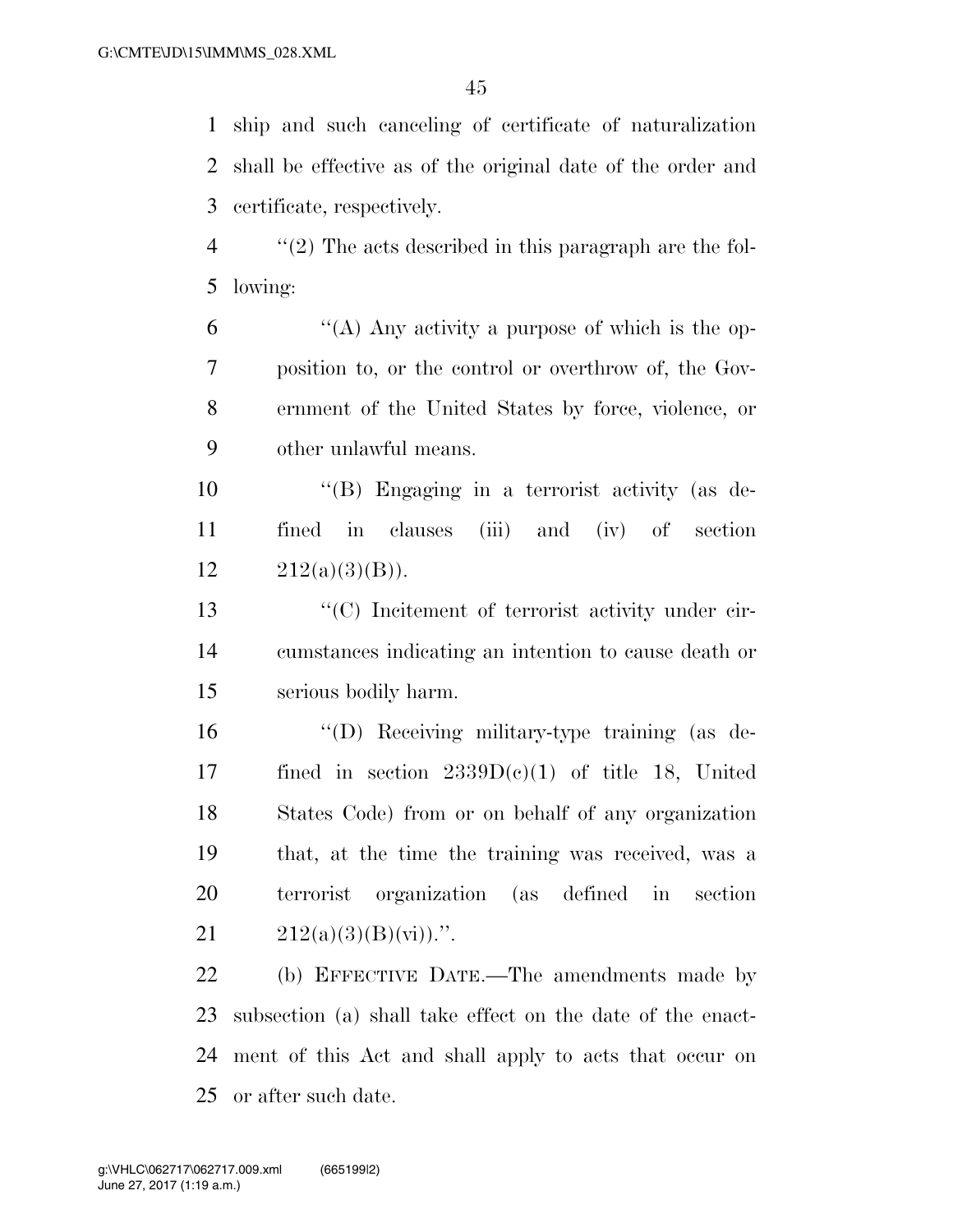ship and such canceling of certificate of naturalization shall be effective as of the original date of the order and certificate, respectively.

''(2) The acts described in this paragraph are the following:

''(A) Any activity a purpose of which is the opposition to, or the control or overthrow of, the Government of the United States by force, violence, or other unlawful means.

''(B) Engaging in a terrorist activity (as defined in clauses (iii) and (iv) of section 212(a)(3)(B)).

''(C) Incitement of terrorist activity under circumstances indicating an intention to cause death or serious bodily harm.

''(D) Receiving military-type training (as defined in section 2339D(c)(1) of title 18, United States Code) from or on behalf of any organization that, at the time the training was received, was a terrorist organization (as defined in section 212(a)(3)(B)(vi)).''.

(b) EFFECTIVE DATE.—The amendments made by subsection (a) shall take effect on the date of the enactment of this Act and shall apply to acts that occur on or after such date.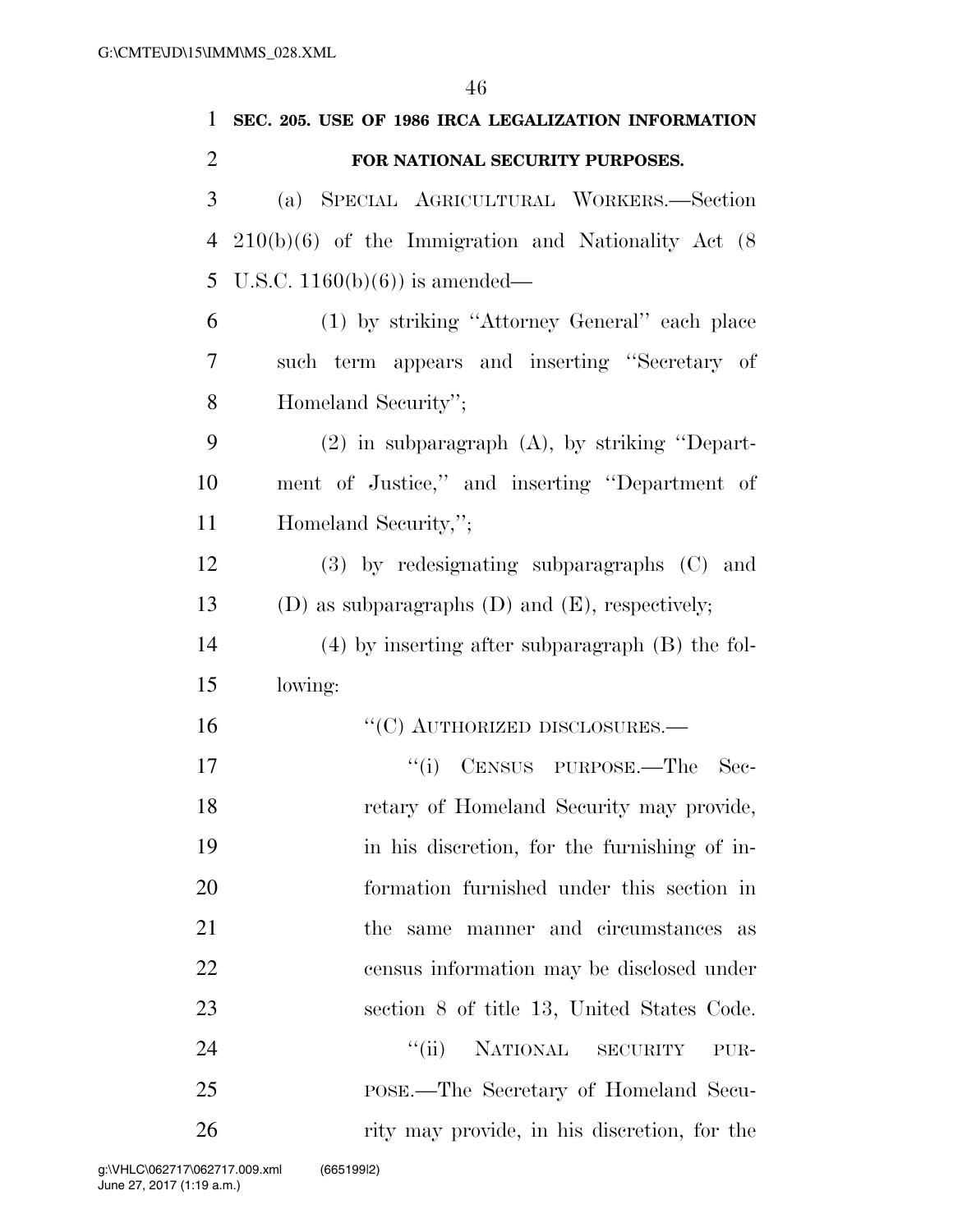**SEC. 205. USE OF 1986 IRCA LEGALIZATION INFORMATION FOR NATIONAL SECURITY PURPOSES.**

(a) SPECIAL AGRICULTURAL WORKERS.—Section 210(b)(6) of the Immigration and Nationality Act (8 U.S.C. 1160(b)(6)) is amended—

(1) by striking "Attorney General" each place such term appears and inserting "Secretary of Homeland Security";

(2) in subparagraph (A), by striking "Department of Justice," and inserting "Department of Homeland Security,";

(3) by redesignating subparagraphs (C) and (D) as subparagraphs (D) and (E), respectively;

(4) by inserting after subparagraph (B) the following:

"(C) AUTHORIZED DISCLOSURES.—

"(i) CENSUS PURPOSE.—The Secretary of Homeland Security may provide, in his discretion, for the furnishing of information furnished under this section in the same manner and circumstances as census information may be disclosed under section 8 of title 13, United States Code.

"(ii) NATIONAL SECURITY PURPOSE.—The Secretary of Homeland Security may provide, in his discretion, for the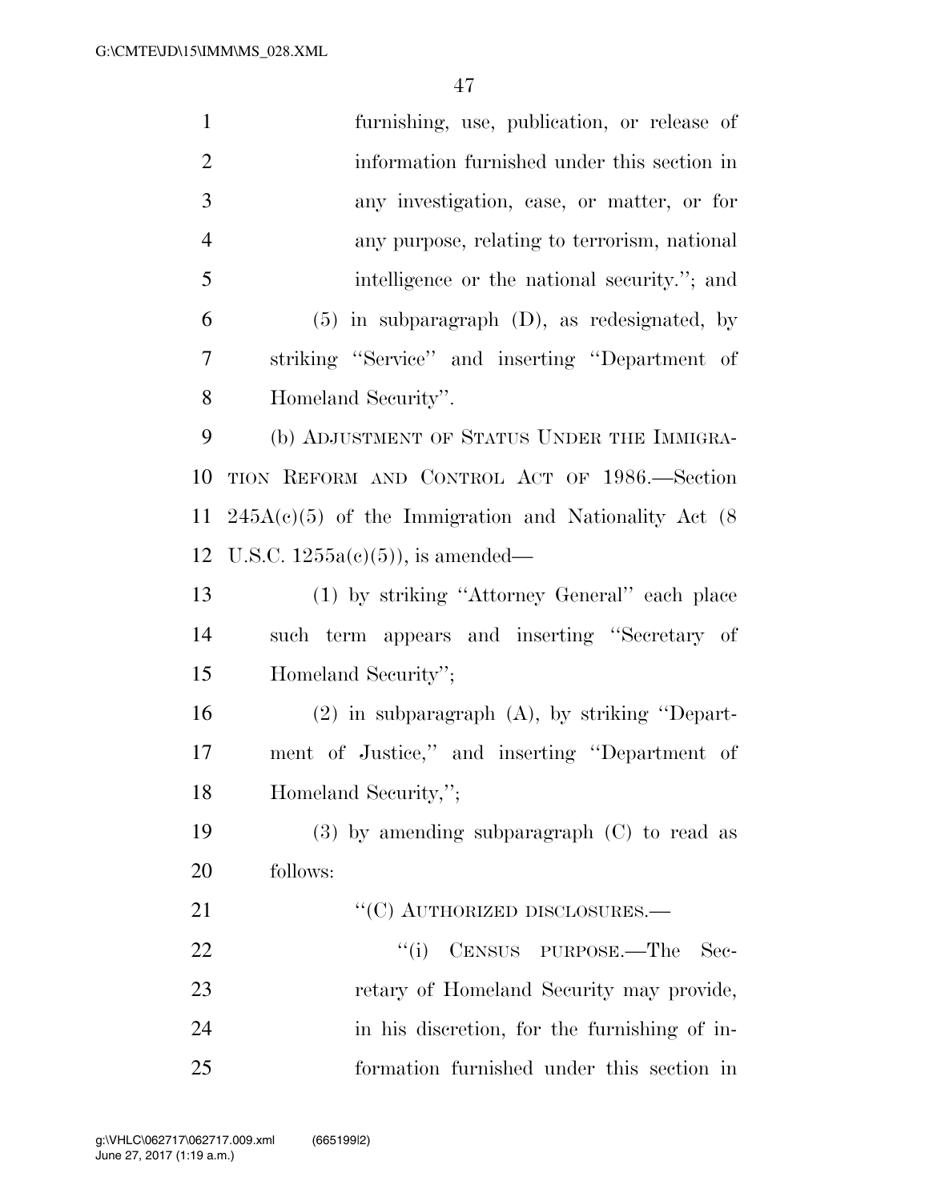furnishing, use, publication, or release of information furnished under this section in any investigation, case, or matter, or for any purpose, relating to terrorism, national intelligence or the national security.''; and

(5) in subparagraph (D), as redesignated, by striking ''Service'' and inserting ''Department of Homeland Security''.

(b) ADJUSTMENT OF STATUS UNDER THE IMMIGRATION REFORM AND CONTROL ACT OF 1986.—Section 245A(c)(5) of the Immigration and Nationality Act (8 U.S.C. 1255a(c)(5)), is amended—

(1) by striking ''Attorney General'' each place such term appears and inserting ''Secretary of Homeland Security'';

(2) in subparagraph (A), by striking ''Department of Justice,'' and inserting ''Department of Homeland Security,'';

(3) by amending subparagraph (C) to read as follows:

''(C) AUTHORIZED DISCLOSURES.—

''(i) CENSUS PURPOSE.—The Secretary of Homeland Security may provide, in his discretion, for the furnishing of information furnished under this section in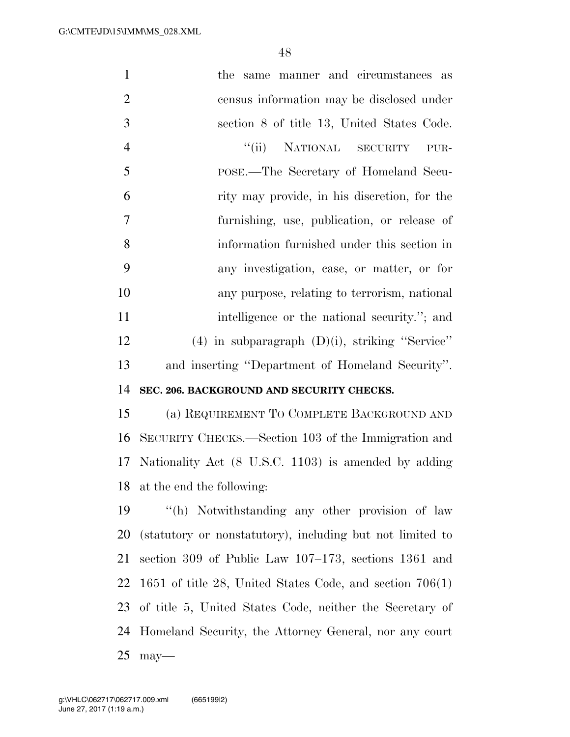the same manner and circumstances as census information may be disclosed under section 8 of title 13, United States Code.

"(ii) NATIONAL SECURITY PURPOSE.—The Secretary of Homeland Security may provide, in his discretion, for the furnishing, use, publication, or release of information furnished under this section in any investigation, case, or matter, or for any purpose, relating to terrorism, national intelligence or the national security."; and

(4) in subparagraph (D)(i), striking "Service" and inserting "Department of Homeland Security".

**SEC. 206. BACKGROUND AND SECURITY CHECKS.**

(a) REQUIREMENT TO COMPLETE BACKGROUND AND SECURITY CHECKS.—Section 103 of the Immigration and Nationality Act (8 U.S.C. 1103) is amended by adding at the end the following:

"(h) Notwithstanding any other provision of law (statutory or nonstatutory), including but not limited to section 309 of Public Law 107–173, sections 1361 and 1651 of title 28, United States Code, and section 706(1) of title 5, United States Code, neither the Secretary of Homeland Security, the Attorney General, nor any court may—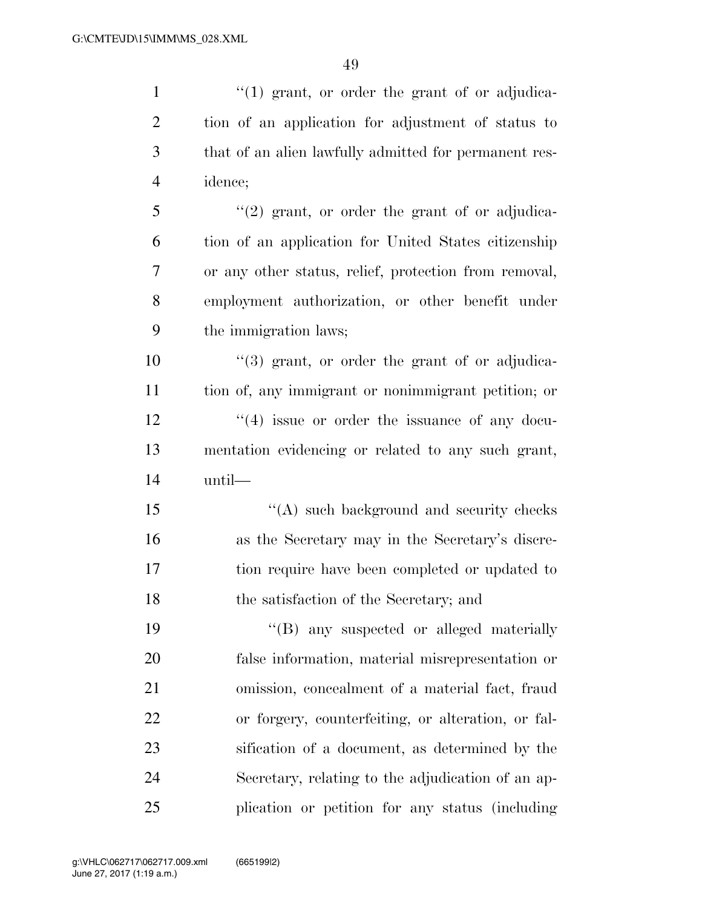''(1) grant, or order the grant of or adjudication of an application for adjustment of status to that of an alien lawfully admitted for permanent residence;

''(2) grant, or order the grant of or adjudication of an application for United States citizenship or any other status, relief, protection from removal, employment authorization, or other benefit under the immigration laws;

''(3) grant, or order the grant of or adjudication of, any immigrant or nonimmigrant petition; or

''(4) issue or order the issuance of any documentation evidencing or related to any such grant, until—

''(A) such background and security checks as the Secretary may in the Secretary's discretion require have been completed or updated to the satisfaction of the Secretary; and

''(B) any suspected or alleged materially false information, material misrepresentation or omission, concealment of a material fact, fraud or forgery, counterfeiting, or alteration, or falsification of a document, as determined by the Secretary, relating to the adjudication of an application or petition for any status (including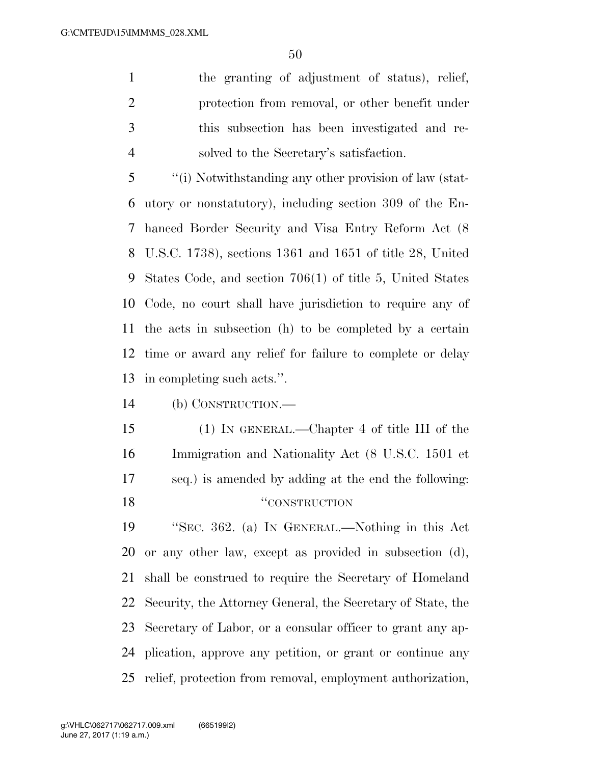the granting of adjustment of status), relief, protection from removal, or other benefit under this subsection has been investigated and resolved to the Secretary's satisfaction.

"(i) Notwithstanding any other provision of law (statutory or nonstatutory), including section 309 of the Enhanced Border Security and Visa Entry Reform Act (8 U.S.C. 1738), sections 1361 and 1651 of title 28, United States Code, and section 706(1) of title 5, United States Code, no court shall have jurisdiction to require any of the acts in subsection (h) to be completed by a certain time or award any relief for failure to complete or delay in completing such acts.".

(b) CONSTRUCTION.—

(1) IN GENERAL.—Chapter 4 of title III of the Immigration and Nationality Act (8 U.S.C. 1501 et seq.) is amended by adding at the end the following:

"CONSTRUCTION

"SEC. 362. (a) IN GENERAL.—Nothing in this Act or any other law, except as provided in subsection (d), shall be construed to require the Secretary of Homeland Security, the Attorney General, the Secretary of State, the Secretary of Labor, or a consular officer to grant any application, approve any petition, or grant or continue any relief, protection from removal, employment authorization,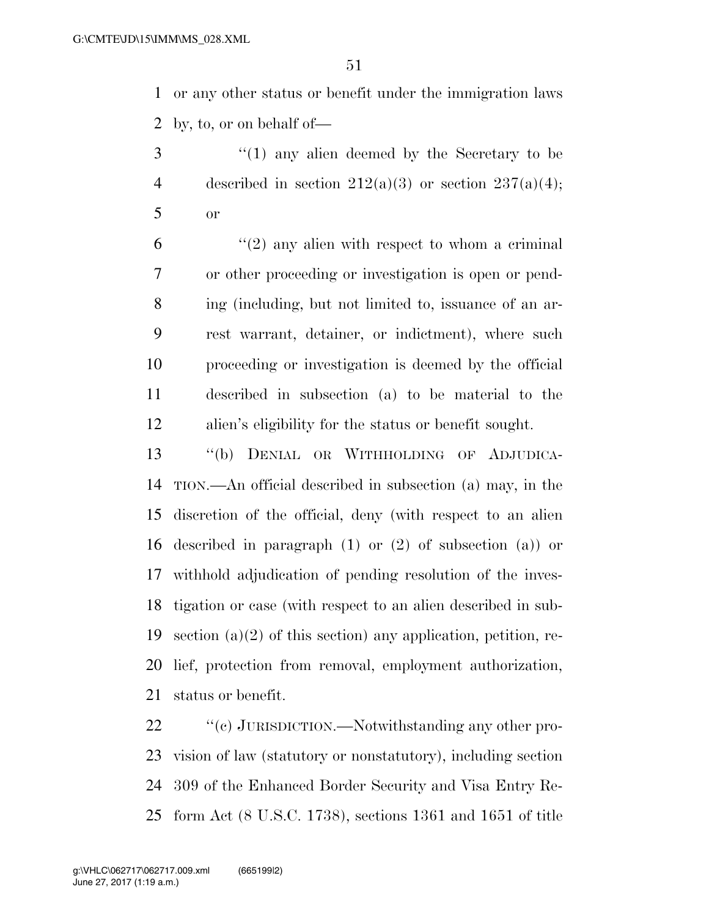or any other status or benefit under the immigration laws by, to, or on behalf of—

"(1) any alien deemed by the Secretary to be described in section 212(a)(3) or section 237(a)(4); or

"(2) any alien with respect to whom a criminal or other proceeding or investigation is open or pending (including, but not limited to, issuance of an arrest warrant, detainer, or indictment), where such proceeding or investigation is deemed by the official described in subsection (a) to be material to the alien's eligibility for the status or benefit sought.

"(b) DENIAL OR WITHHOLDING OF ADJUDICATION.—An official described in subsection (a) may, in the discretion of the official, deny (with respect to an alien described in paragraph (1) or (2) of subsection (a)) or withhold adjudication of pending resolution of the investigation or case (with respect to an alien described in subsection (a)(2) of this section) any application, petition, relief, protection from removal, employment authorization, status or benefit.

"(c) JURISDICTION.—Notwithstanding any other provision of law (statutory or nonstatutory), including section 309 of the Enhanced Border Security and Visa Entry Reform Act (8 U.S.C. 1738), sections 1361 and 1651 of title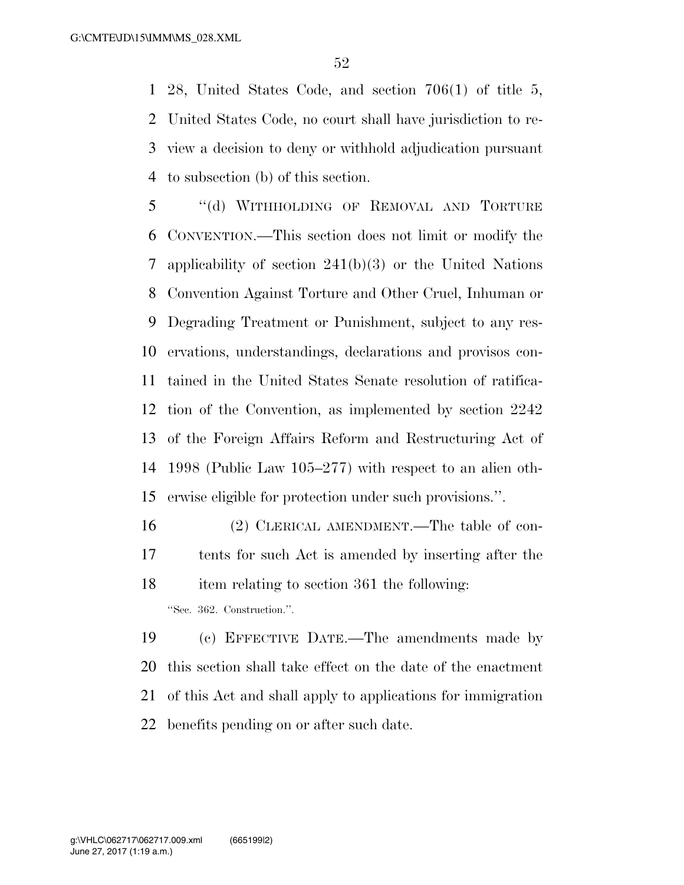28, United States Code, and section 706(1) of title 5, United States Code, no court shall have jurisdiction to review a decision to deny or withhold adjudication pursuant to subsection (b) of this section.

"(d) WITHHOLDING OF REMOVAL AND TORTURE CONVENTION.—This section does not limit or modify the applicability of section 241(b)(3) or the United Nations Convention Against Torture and Other Cruel, Inhuman or Degrading Treatment or Punishment, subject to any reservations, understandings, declarations and provisos contained in the United States Senate resolution of ratification of the Convention, as implemented by section 2242 of the Foreign Affairs Reform and Restructuring Act of 1998 (Public Law 105–277) with respect to an alien otherwise eligible for protection under such provisions.".

(2) CLERICAL AMENDMENT.—The table of contents for such Act is amended by inserting after the item relating to section 361 the following:

"Sec. 362. Construction.".

(c) EFFECTIVE DATE.—The amendments made by this section shall take effect on the date of the enactment of this Act and shall apply to applications for immigration benefits pending on or after such date.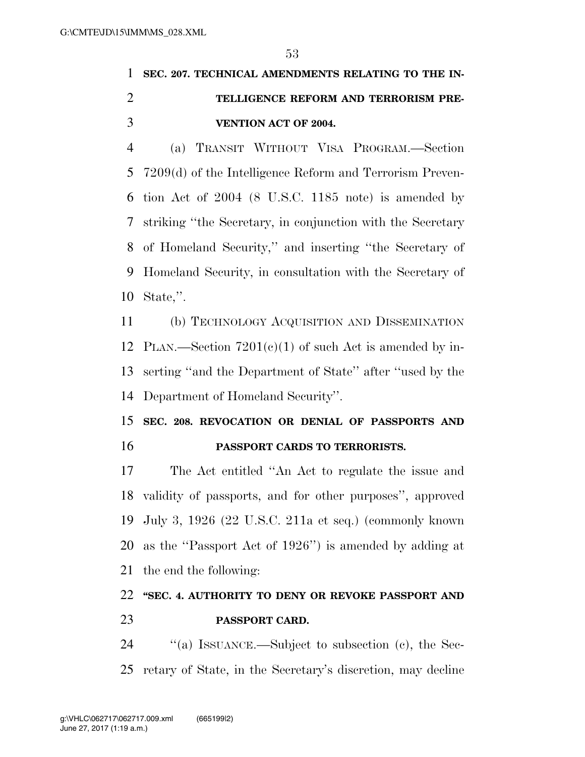**SEC. 207. TECHNICAL AMENDMENTS RELATING TO THE INTELLIGENCE REFORM AND TERRORISM PREVENTION ACT OF 2004.**

(a) TRANSIT WITHOUT VISA PROGRAM.—Section 7209(d) of the Intelligence Reform and Terrorism Prevention Act of 2004 (8 U.S.C. 1185 note) is amended by striking ''the Secretary, in conjunction with the Secretary of Homeland Security,'' and inserting ''the Secretary of Homeland Security, in consultation with the Secretary of State,''.

(b) TECHNOLOGY ACQUISITION AND DISSEMINATION PLAN.—Section 7201(c)(1) of such Act is amended by inserting ''and the Department of State'' after ''used by the Department of Homeland Security''.

**SEC. 208. REVOCATION OR DENIAL OF PASSPORTS AND PASSPORT CARDS TO TERRORISTS.**

The Act entitled ''An Act to regulate the issue and validity of passports, and for other purposes'', approved July 3, 1926 (22 U.S.C. 211a et seq.) (commonly known as the ''Passport Act of 1926'') is amended by adding at the end the following:

**''SEC. 4. AUTHORITY TO DENY OR REVOKE PASSPORT AND PASSPORT CARD.**

''(a) ISSUANCE.—Subject to subsection (c), the Secretary of State, in the Secretary's discretion, may decline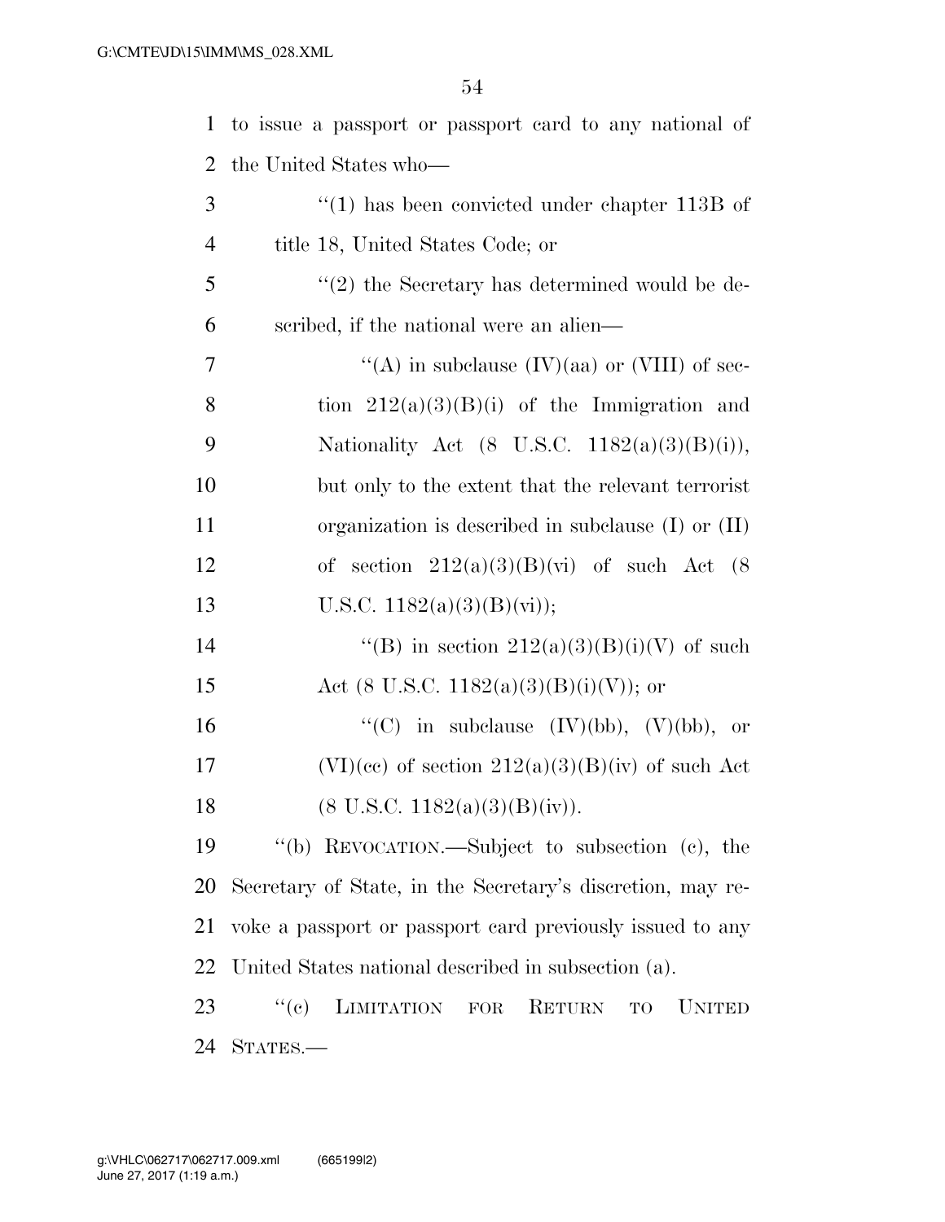to issue a passport or passport card to any national of the United States who—

"(1) has been convicted under chapter 113B of title 18, United States Code; or

"(2) the Secretary has determined would be described, if the national were an alien—

"(A) in subclause (IV)(aa) or (VIII) of section 212(a)(3)(B)(i) of the Immigration and Nationality Act (8 U.S.C. 1182(a)(3)(B)(i)), but only to the extent that the relevant terrorist organization is described in subclause (I) or (II) of section 212(a)(3)(B)(vi) of such Act (8 U.S.C. 1182(a)(3)(B)(vi));

"(B) in section 212(a)(3)(B)(i)(V) of such Act (8 U.S.C. 1182(a)(3)(B)(i)(V)); or

"(C) in subclause (IV)(bb), (V)(bb), or (VI)(cc) of section 212(a)(3)(B)(iv) of such Act (8 U.S.C. 1182(a)(3)(B)(iv)).

"(b) REVOCATION.—Subject to subsection (c), the Secretary of State, in the Secretary's discretion, may revoke a passport or passport card previously issued to any United States national described in subsection (a).

"(c) LIMITATION FOR RETURN TO UNITED STATES.—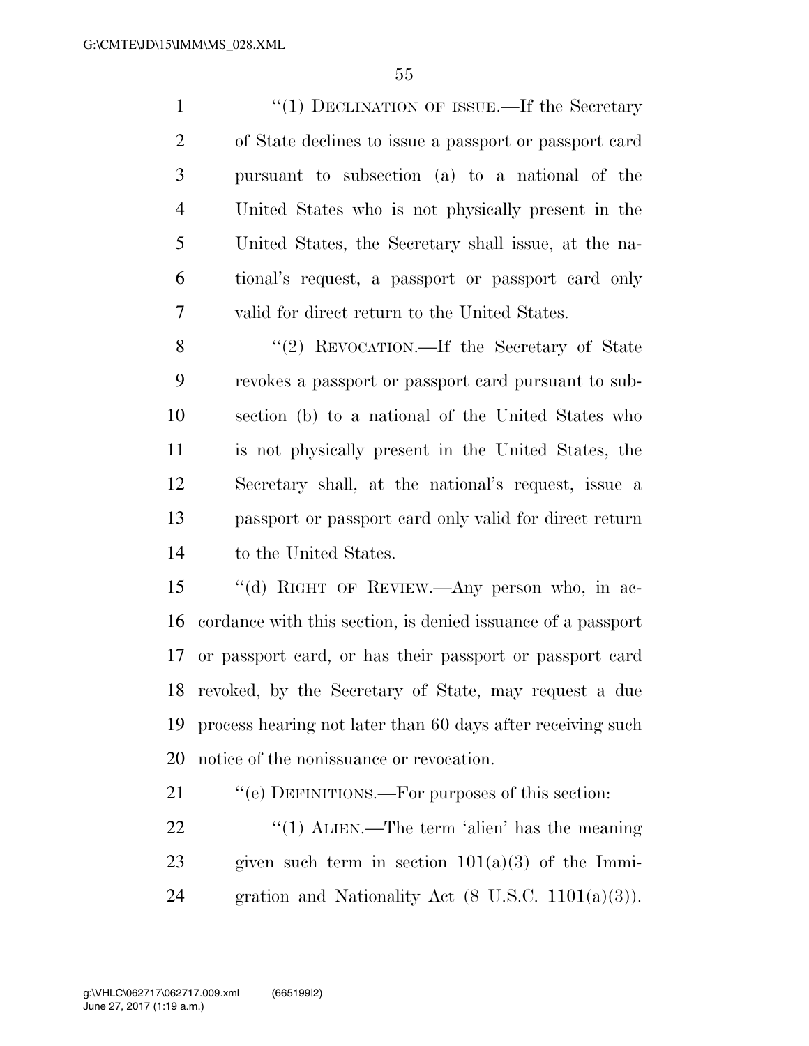"(1) DECLINATION OF ISSUE.—If the Secretary of State declines to issue a passport or passport card pursuant to subsection (a) to a national of the United States who is not physically present in the United States, the Secretary shall issue, at the national's request, a passport or passport card only valid for direct return to the United States.

"(2) REVOCATION.—If the Secretary of State revokes a passport or passport card pursuant to subsection (b) to a national of the United States who is not physically present in the United States, the Secretary shall, at the national's request, issue a passport or passport card only valid for direct return to the United States.

"(d) RIGHT OF REVIEW.—Any person who, in accordance with this section, is denied issuance of a passport or passport card, or has their passport or passport card revoked, by the Secretary of State, may request a due process hearing not later than 60 days after receiving such notice of the nonissuance or revocation.

"(e) DEFINITIONS.—For purposes of this section:

"(1) ALIEN.—The term 'alien' has the meaning given such term in section 101(a)(3) of the Immigration and Nationality Act (8 U.S.C. 1101(a)(3)).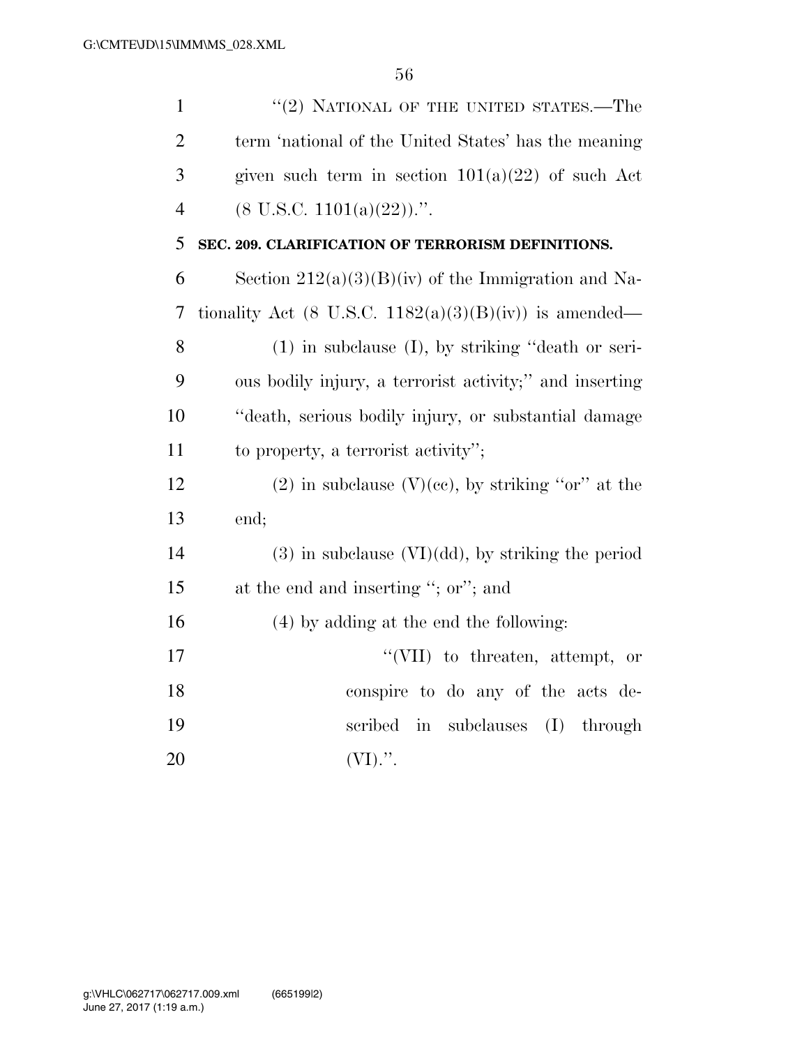"(2) NATIONAL OF THE UNITED STATES.—The term 'national of the United States' has the meaning given such term in section 101(a)(22) of such Act (8 U.S.C. 1101(a)(22)).".

**SEC. 209. CLARIFICATION OF TERRORISM DEFINITIONS.**

Section 212(a)(3)(B)(iv) of the Immigration and Nationality Act (8 U.S.C. 1182(a)(3)(B)(iv)) is amended—

(1) in subclause (I), by striking "death or serious bodily injury, a terrorist activity;" and inserting "death, serious bodily injury, or substantial damage to property, a terrorist activity";

(2) in subclause (V)(cc), by striking "or" at the end;

(3) in subclause (VI)(dd), by striking the period at the end and inserting "; or"; and

(4) by adding at the end the following:

"(VII) to threaten, attempt, or conspire to do any of the acts described in subclauses (I) through (VI).".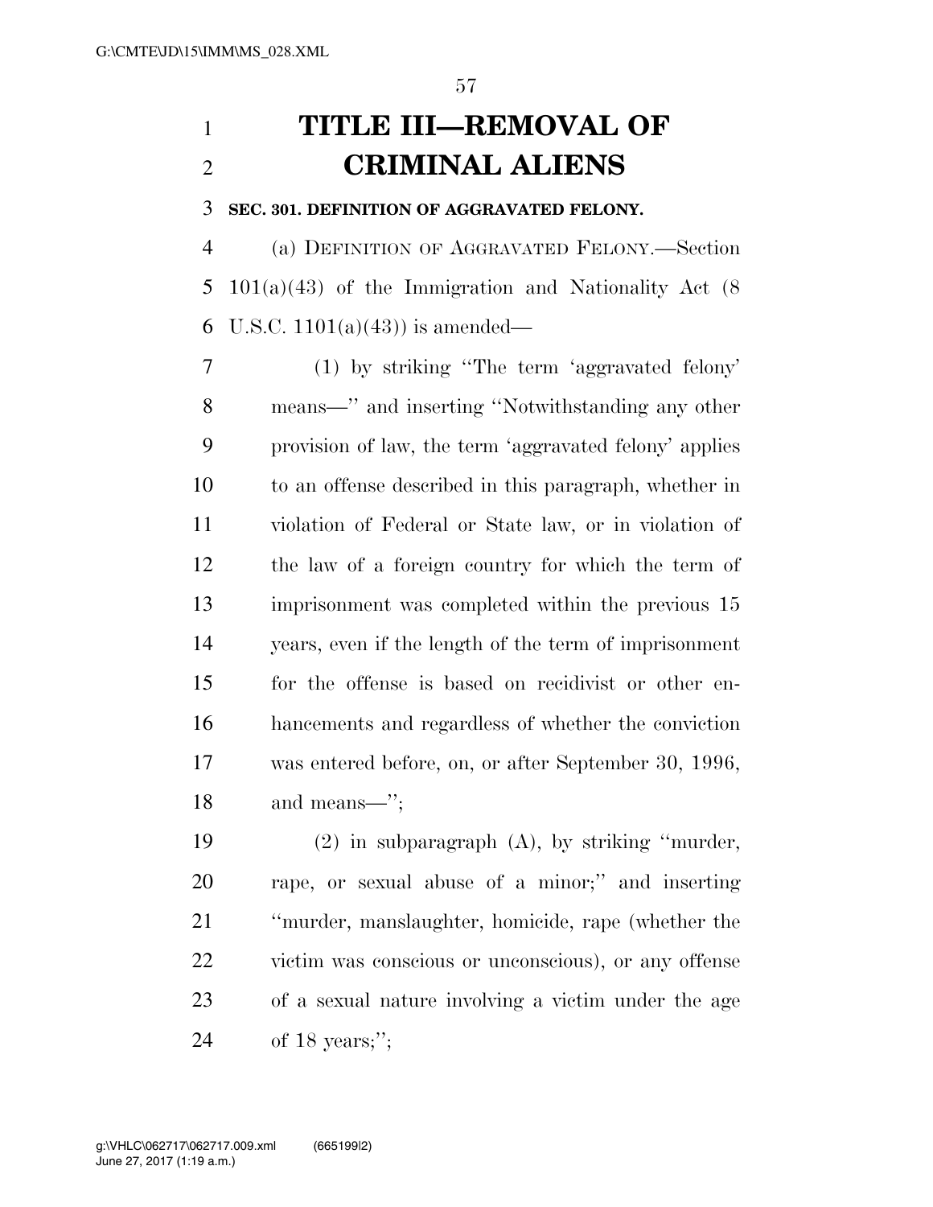# TITLE III—REMOVAL OF CRIMINAL ALIENS

**SEC. 301. DEFINITION OF AGGRAVATED FELONY.**

(a) DEFINITION OF AGGRAVATED FELONY.—Section 101(a)(43) of the Immigration and Nationality Act (8 U.S.C. 1101(a)(43)) is amended—

(1) by striking "The term 'aggravated felony' means—" and inserting "Notwithstanding any other provision of law, the term 'aggravated felony' applies to an offense described in this paragraph, whether in violation of Federal or State law, or in violation of the law of a foreign country for which the term of imprisonment was completed within the previous 15 years, even if the length of the term of imprisonment for the offense is based on recidivist or other enhancements and regardless of whether the conviction was entered before, on, or after September 30, 1996, and means—";

(2) in subparagraph (A), by striking "murder, rape, or sexual abuse of a minor;" and inserting "murder, manslaughter, homicide, rape (whether the victim was conscious or unconscious), or any offense of a sexual nature involving a victim under the age of 18 years;";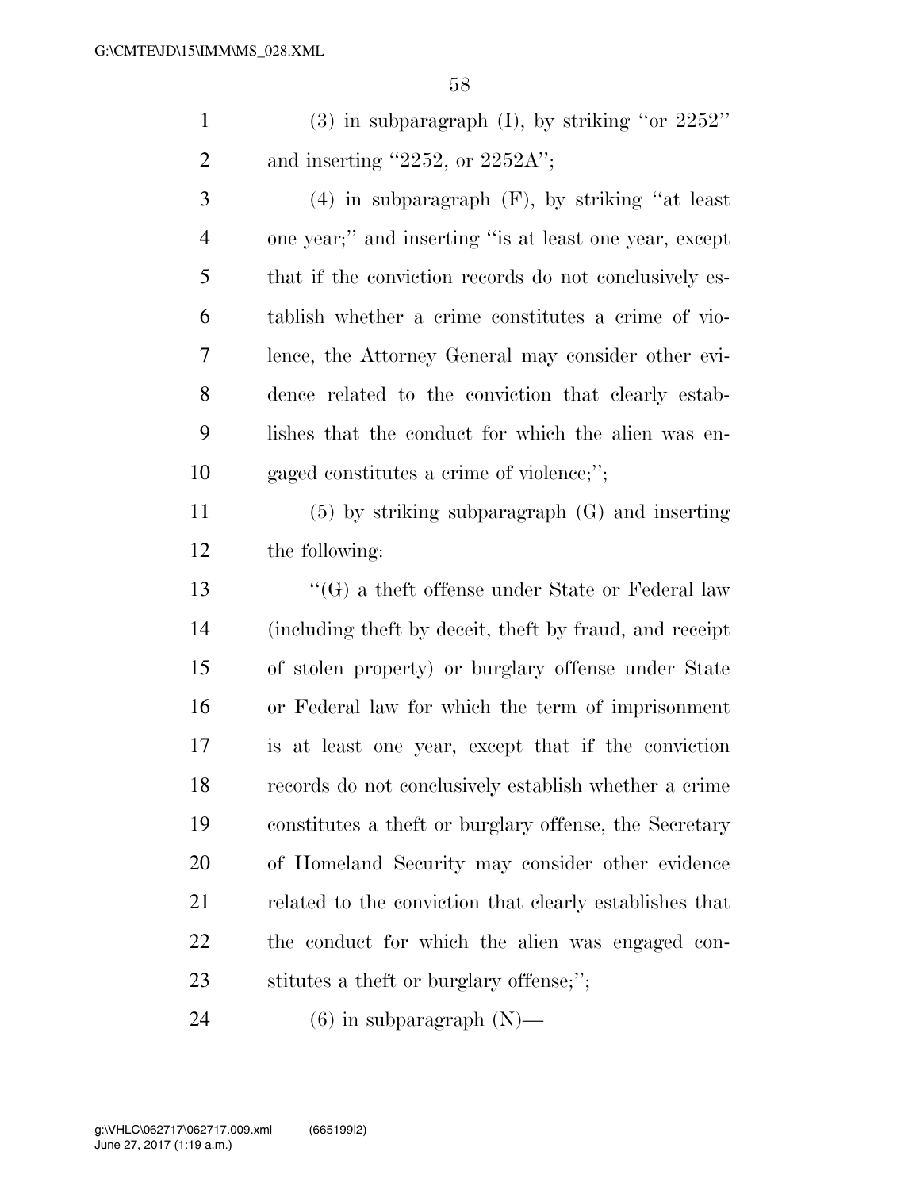(3) in subparagraph (I), by striking ''or 2252'' and inserting ''2252, or 2252A'';

(4) in subparagraph (F), by striking ''at least one year;'' and inserting ''is at least one year, except that if the conviction records do not conclusively establish whether a crime constitutes a crime of violence, the Attorney General may consider other evidence related to the conviction that clearly establishes that the conduct for which the alien was engaged constitutes a crime of violence;'';

(5) by striking subparagraph (G) and inserting the following:

''(G) a theft offense under State or Federal law (including theft by deceit, theft by fraud, and receipt of stolen property) or burglary offense under State or Federal law for which the term of imprisonment is at least one year, except that if the conviction records do not conclusively establish whether a crime constitutes a theft or burglary offense, the Secretary of Homeland Security may consider other evidence related to the conviction that clearly establishes that the conduct for which the alien was engaged constitutes a theft or burglary offense;'';

(6) in subparagraph (N)—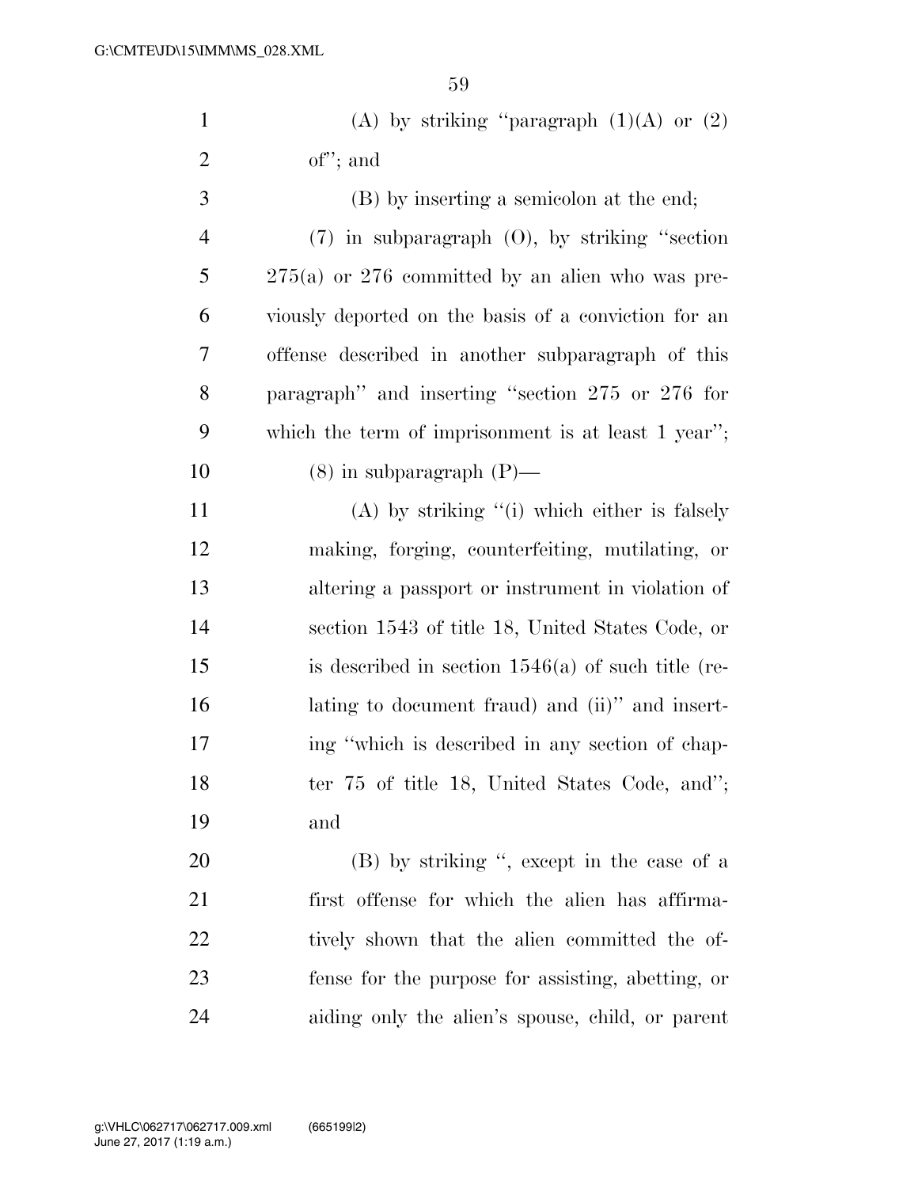(A) by striking "paragraph (1)(A) or (2) of"; and

(B) by inserting a semicolon at the end;

(7) in subparagraph (O), by striking "section 275(a) or 276 committed by an alien who was previously deported on the basis of a conviction for an offense described in another subparagraph of this paragraph" and inserting "section 275 or 276 for which the term of imprisonment is at least 1 year";

(8) in subparagraph (P)—

(A) by striking "(i) which either is falsely making, forging, counterfeiting, mutilating, or altering a passport or instrument in violation of section 1543 of title 18, United States Code, or is described in section 1546(a) of such title (relating to document fraud) and (ii)" and inserting "which is described in any section of chapter 75 of title 18, United States Code, and"; and

(B) by striking ", except in the case of a first offense for which the alien has affirmatively shown that the alien committed the offense for the purpose for assisting, abetting, or aiding only the alien's spouse, child, or parent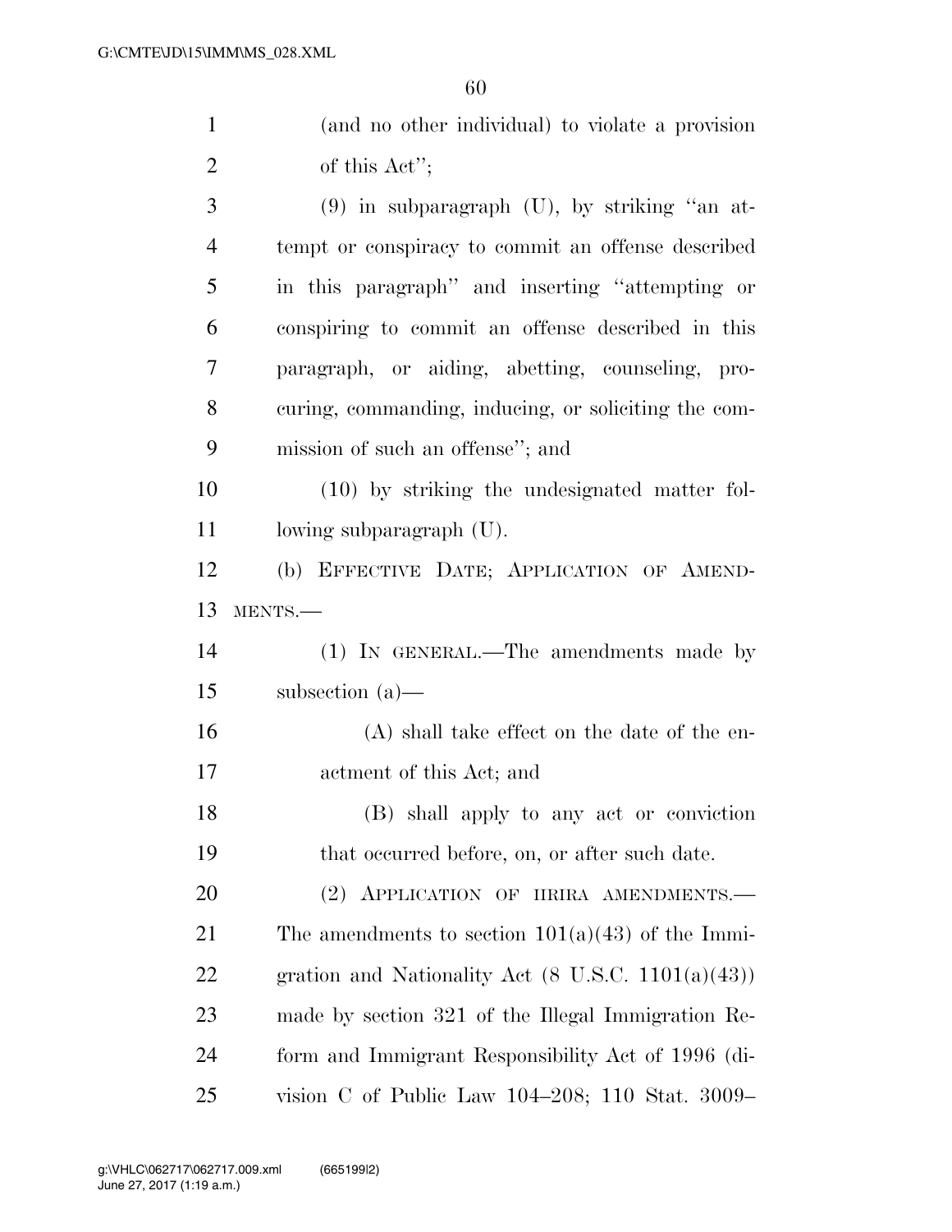(and no other individual) to violate a provision of this Act'';

(9) in subparagraph (U), by striking ''an attempt or conspiracy to commit an offense described in this paragraph'' and inserting ''attempting or conspiring to commit an offense described in this paragraph, or aiding, abetting, counseling, procuring, commanding, inducing, or soliciting the commission of such an offense''; and

(10) by striking the undesignated matter following subparagraph (U).

(b) EFFECTIVE DATE; APPLICATION OF AMENDMENTS.—

(1) IN GENERAL.—The amendments made by subsection (a)—

(A) shall take effect on the date of the enactment of this Act; and

(B) shall apply to any act or conviction that occurred before, on, or after such date.

(2) APPLICATION OF IIRIRA AMENDMENTS.—The amendments to section 101(a)(43) of the Immigration and Nationality Act (8 U.S.C. 1101(a)(43)) made by section 321 of the Illegal Immigration Reform and Immigrant Responsibility Act of 1996 (division C of Public Law 104–208; 110 Stat. 3009–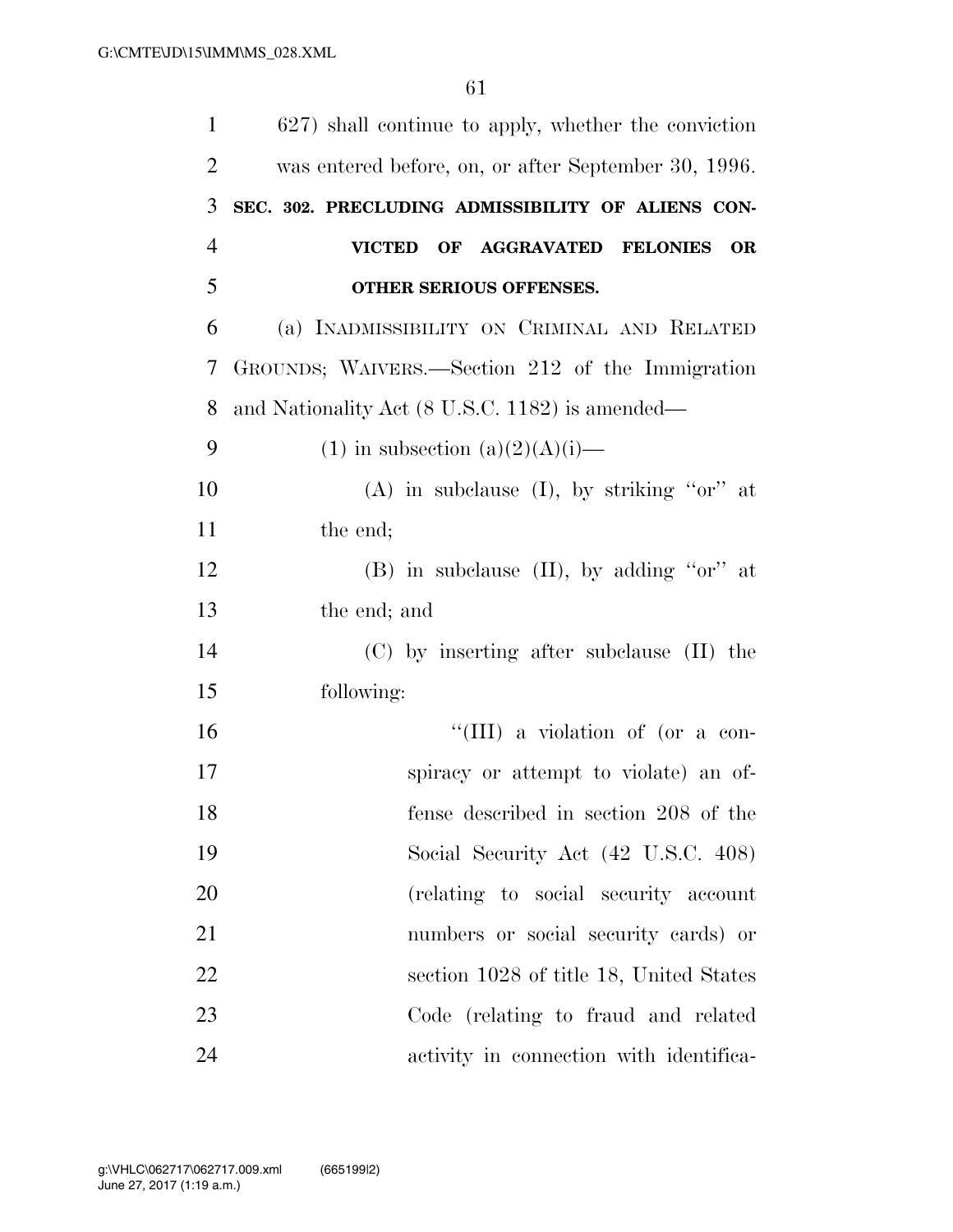627) shall continue to apply, whether the conviction was entered before, on, or after September 30, 1996.

**SEC. 302. PRECLUDING ADMISSIBILITY OF ALIENS CONVICTED OF AGGRAVATED FELONIES OR OTHER SERIOUS OFFENSES.**

(a) INADMISSIBILITY ON CRIMINAL AND RELATED GROUNDS; WAIVERS.—Section 212 of the Immigration and Nationality Act (8 U.S.C. 1182) is amended—

(1) in subsection (a)(2)(A)(i)—

(A) in subclause (I), by striking "or" at the end;

(B) in subclause (II), by adding "or" at the end; and

(C) by inserting after subclause (II) the following:

"(III) a violation of (or a conspiracy or attempt to violate) an offense described in section 208 of the Social Security Act (42 U.S.C. 408) (relating to social security account numbers or social security cards) or section 1028 of title 18, United States Code (relating to fraud and related activity in connection with identifica-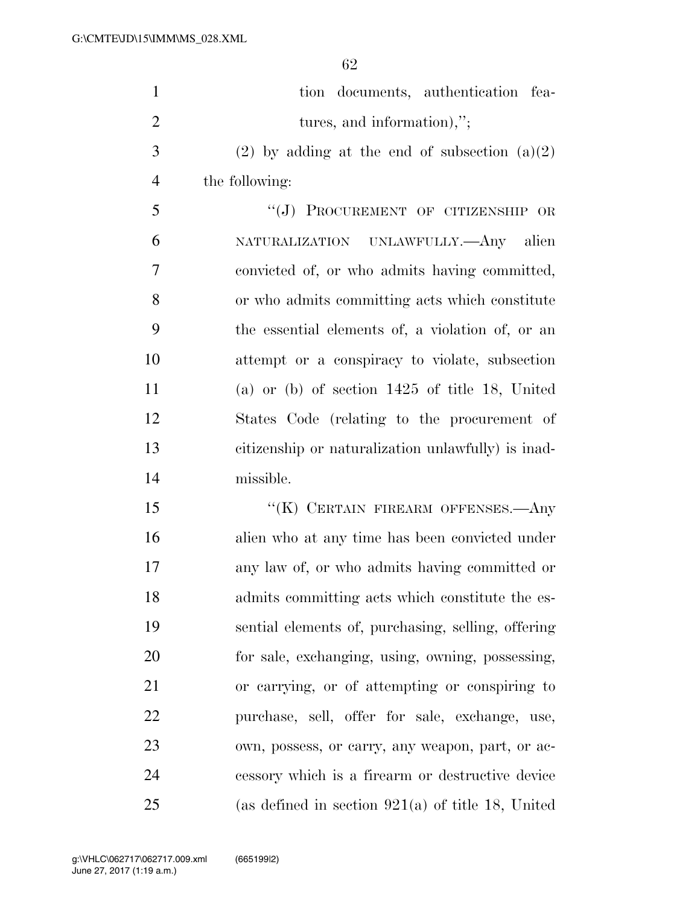tion documents, authentication features, and information),'';

(2) by adding at the end of subsection (a)(2) the following:

''(J) PROCUREMENT OF CITIZENSHIP OR NATURALIZATION UNLAWFULLY.—Any alien convicted of, or who admits having committed, or who admits committing acts which constitute the essential elements of, a violation of, or an attempt or a conspiracy to violate, subsection (a) or (b) of section 1425 of title 18, United States Code (relating to the procurement of citizenship or naturalization unlawfully) is inadmissible.

''(K) CERTAIN FIREARM OFFENSES.—Any alien who at any time has been convicted under any law of, or who admits having committed or admits committing acts which constitute the essential elements of, purchasing, selling, offering for sale, exchanging, using, owning, possessing, or carrying, or of attempting or conspiring to purchase, sell, offer for sale, exchange, use, own, possess, or carry, any weapon, part, or accessory which is a firearm or destructive device (as defined in section 921(a) of title 18, United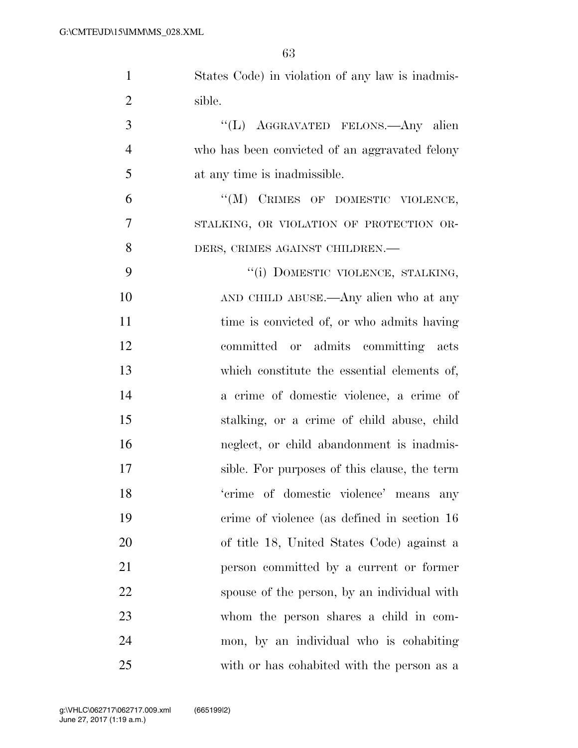States Code) in violation of any law is inadmissible.

"(L) AGGRAVATED FELONS.—Any alien who has been convicted of an aggravated felony at any time is inadmissible.

"(M) CRIMES OF DOMESTIC VIOLENCE, STALKING, OR VIOLATION OF PROTECTION ORDERS, CRIMES AGAINST CHILDREN.—

"(i) DOMESTIC VIOLENCE, STALKING, AND CHILD ABUSE.—Any alien who at any time is convicted of, or who admits having committed or admits committing acts which constitute the essential elements of, a crime of domestic violence, a crime of stalking, or a crime of child abuse, child neglect, or child abandonment is inadmissible. For purposes of this clause, the term 'crime of domestic violence' means any crime of violence (as defined in section 16 of title 18, United States Code) against a person committed by a current or former spouse of the person, by an individual with whom the person shares a child in common, by an individual who is cohabiting with or has cohabited with the person as a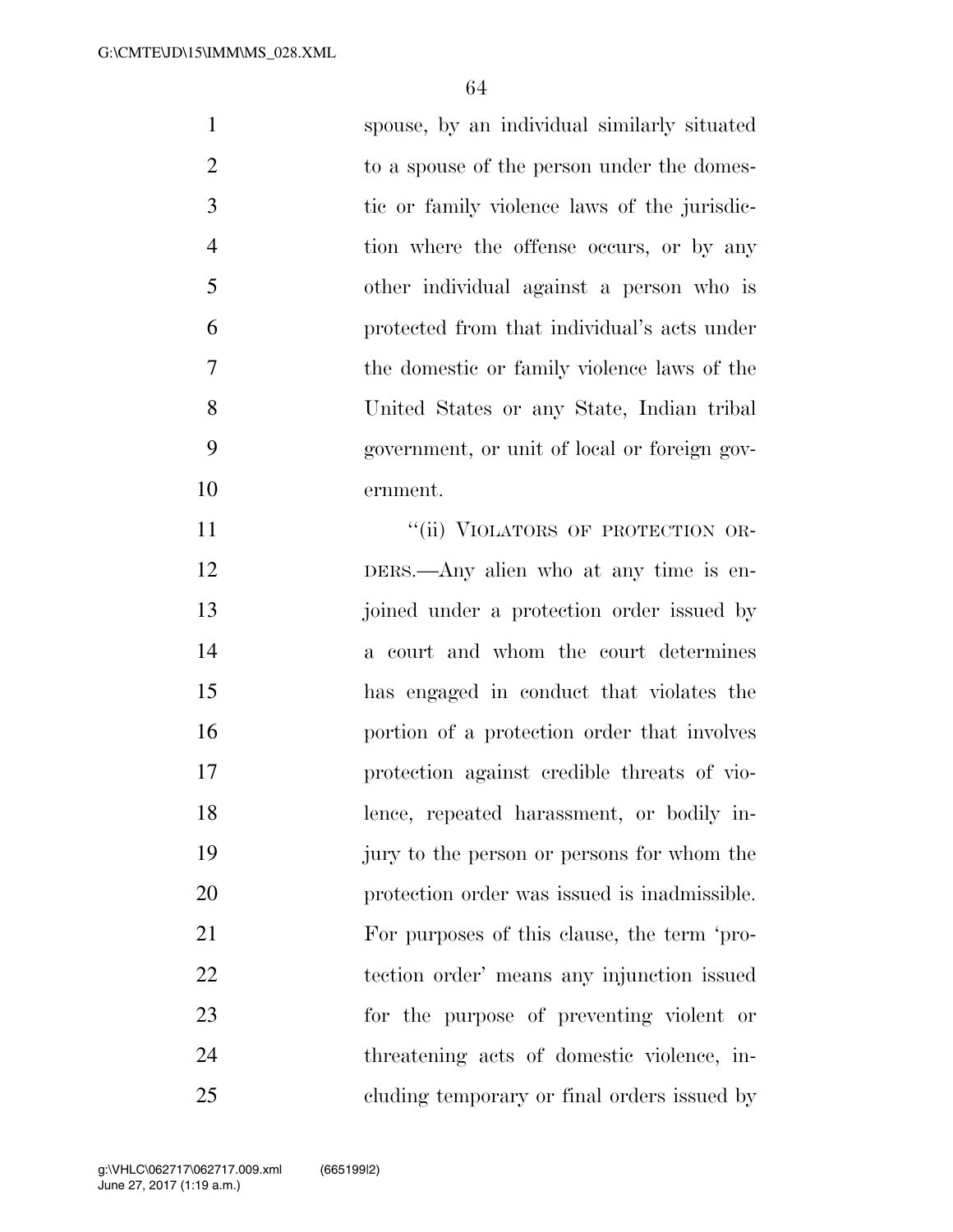spouse, by an individual similarly situated to a spouse of the person under the domestic or family violence laws of the jurisdiction where the offense occurs, or by any other individual against a person who is protected from that individual's acts under the domestic or family violence laws of the United States or any State, Indian tribal government, or unit of local or foreign government.

"(ii) VIOLATORS OF PROTECTION ORDERS.—Any alien who at any time is enjoined under a protection order issued by a court and whom the court determines has engaged in conduct that violates the portion of a protection order that involves protection against credible threats of violence, repeated harassment, or bodily injury to the person or persons for whom the protection order was issued is inadmissible. For purposes of this clause, the term 'protection order' means any injunction issued for the purpose of preventing violent or threatening acts of domestic violence, including temporary or final orders issued by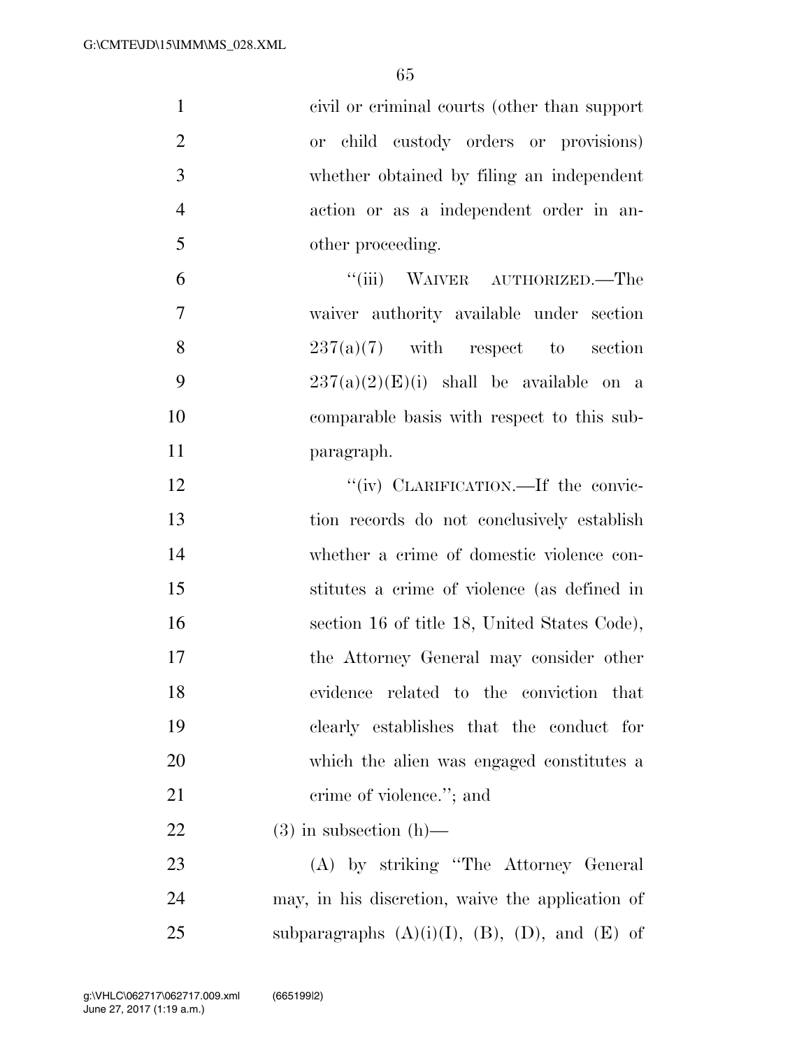civil or criminal courts (other than support or child custody orders or provisions) whether obtained by filing an independent action or as a independent order in another proceeding.

"(iii) WAIVER AUTHORIZED.—The waiver authority available under section 237(a)(7) with respect to section 237(a)(2)(E)(i) shall be available on a comparable basis with respect to this subparagraph.

"(iv) CLARIFICATION.—If the conviction records do not conclusively establish whether a crime of domestic violence constitutes a crime of violence (as defined in section 16 of title 18, United States Code), the Attorney General may consider other evidence related to the conviction that clearly establishes that the conduct for which the alien was engaged constitutes a crime of violence."; and

(3) in subsection (h)—

(A) by striking "The Attorney General may, in his discretion, waive the application of subparagraphs (A)(i)(I), (B), (D), and (E) of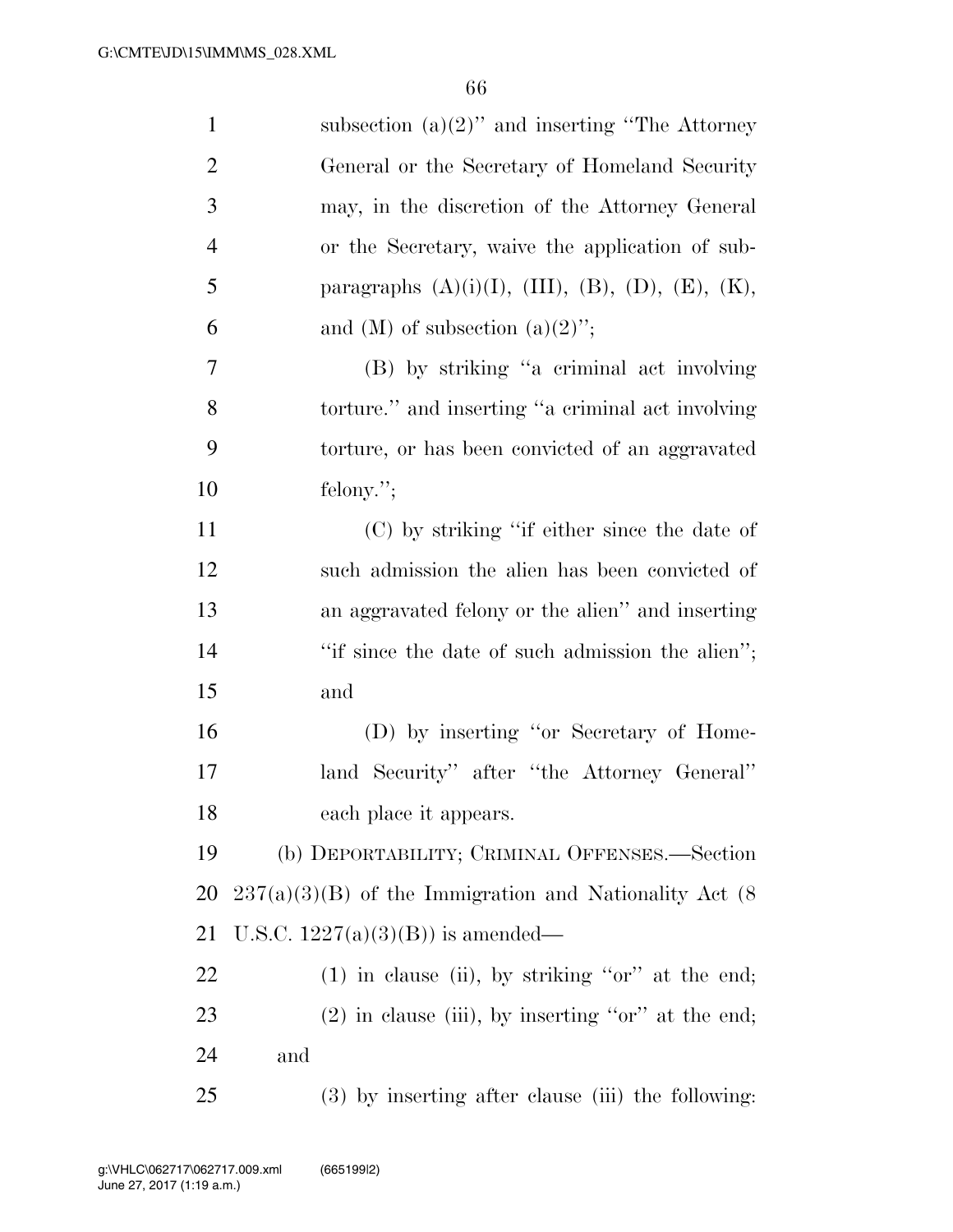subsection (a)(2)'' and inserting ''The Attorney General or the Secretary of Homeland Security may, in the discretion of the Attorney General or the Secretary, waive the application of subparagraphs (A)(i)(I), (III), (B), (D), (E), (K), and (M) of subsection (a)(2)'';

(B) by striking ''a criminal act involving torture.'' and inserting ''a criminal act involving torture, or has been convicted of an aggravated felony.'';

(C) by striking ''if either since the date of such admission the alien has been convicted of an aggravated felony or the alien'' and inserting ''if since the date of such admission the alien''; and

(D) by inserting ''or Secretary of Homeland Security'' after ''the Attorney General'' each place it appears.

(b) DEPORTABILITY; CRIMINAL OFFENSES.—Section 237(a)(3)(B) of the Immigration and Nationality Act (8 U.S.C. 1227(a)(3)(B)) is amended—

(1) in clause (ii), by striking ''or'' at the end;

(2) in clause (iii), by inserting ''or'' at the end; and

(3) by inserting after clause (iii) the following: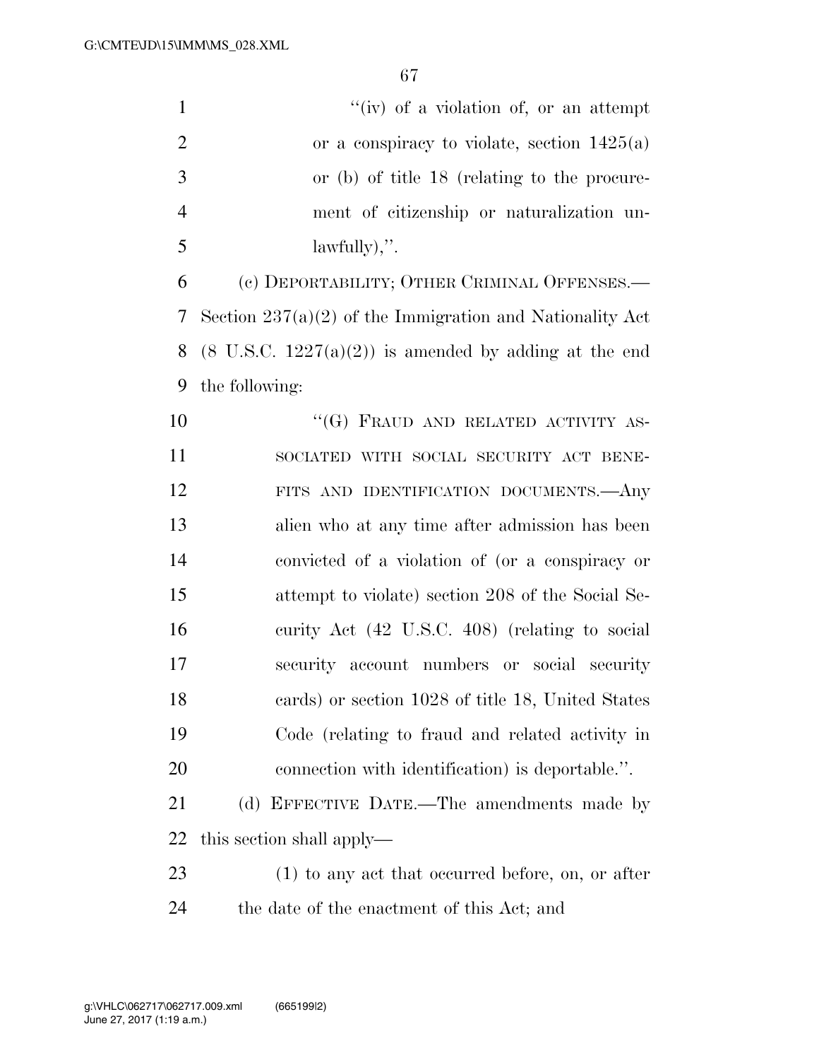"(iv) of a violation of, or an attempt or a conspiracy to violate, section 1425(a) or (b) of title 18 (relating to the procurement of citizenship or naturalization unlawfully),".

(c) DEPORTABILITY; OTHER CRIMINAL OFFENSES.—Section 237(a)(2) of the Immigration and Nationality Act (8 U.S.C. 1227(a)(2)) is amended by adding at the end the following:

"(G) FRAUD AND RELATED ACTIVITY ASSOCIATED WITH SOCIAL SECURITY ACT BENEFITS AND IDENTIFICATION DOCUMENTS.—Any alien who at any time after admission has been convicted of a violation of (or a conspiracy or attempt to violate) section 208 of the Social Security Act (42 U.S.C. 408) (relating to social security account numbers or social security cards) or section 1028 of title 18, United States Code (relating to fraud and related activity in connection with identification) is deportable.".

(d) EFFECTIVE DATE.—The amendments made by this section shall apply—

(1) to any act that occurred before, on, or after the date of the enactment of this Act; and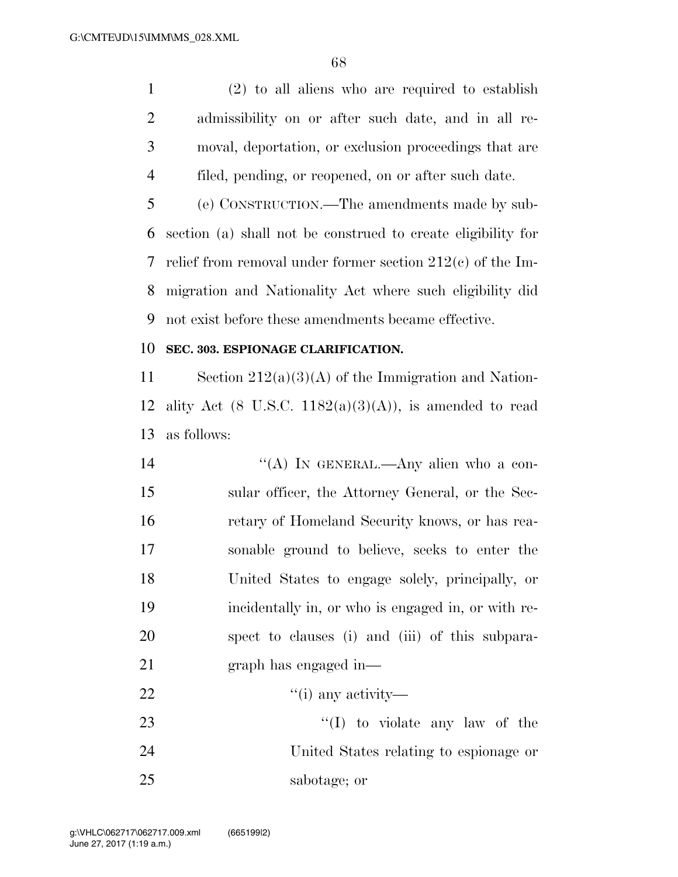(2) to all aliens who are required to establish admissibility on or after such date, and in all removal, deportation, or exclusion proceedings that are filed, pending, or reopened, on or after such date.

(e) CONSTRUCTION.—The amendments made by subsection (a) shall not be construed to create eligibility for relief from removal under former section 212(c) of the Immigration and Nationality Act where such eligibility did not exist before these amendments became effective.

**SEC. 303. ESPIONAGE CLARIFICATION.**

Section 212(a)(3)(A) of the Immigration and Nationality Act (8 U.S.C. 1182(a)(3)(A)), is amended to read as follows:

"(A) IN GENERAL.—Any alien who a consular officer, the Attorney General, or the Secretary of Homeland Security knows, or has reasonable ground to believe, seeks to enter the United States to engage solely, principally, or incidentally in, or who is engaged in, or with respect to clauses (i) and (iii) of this subparagraph has engaged in—

"(i) any activity—

"(I) to violate any law of the United States relating to espionage or sabotage; or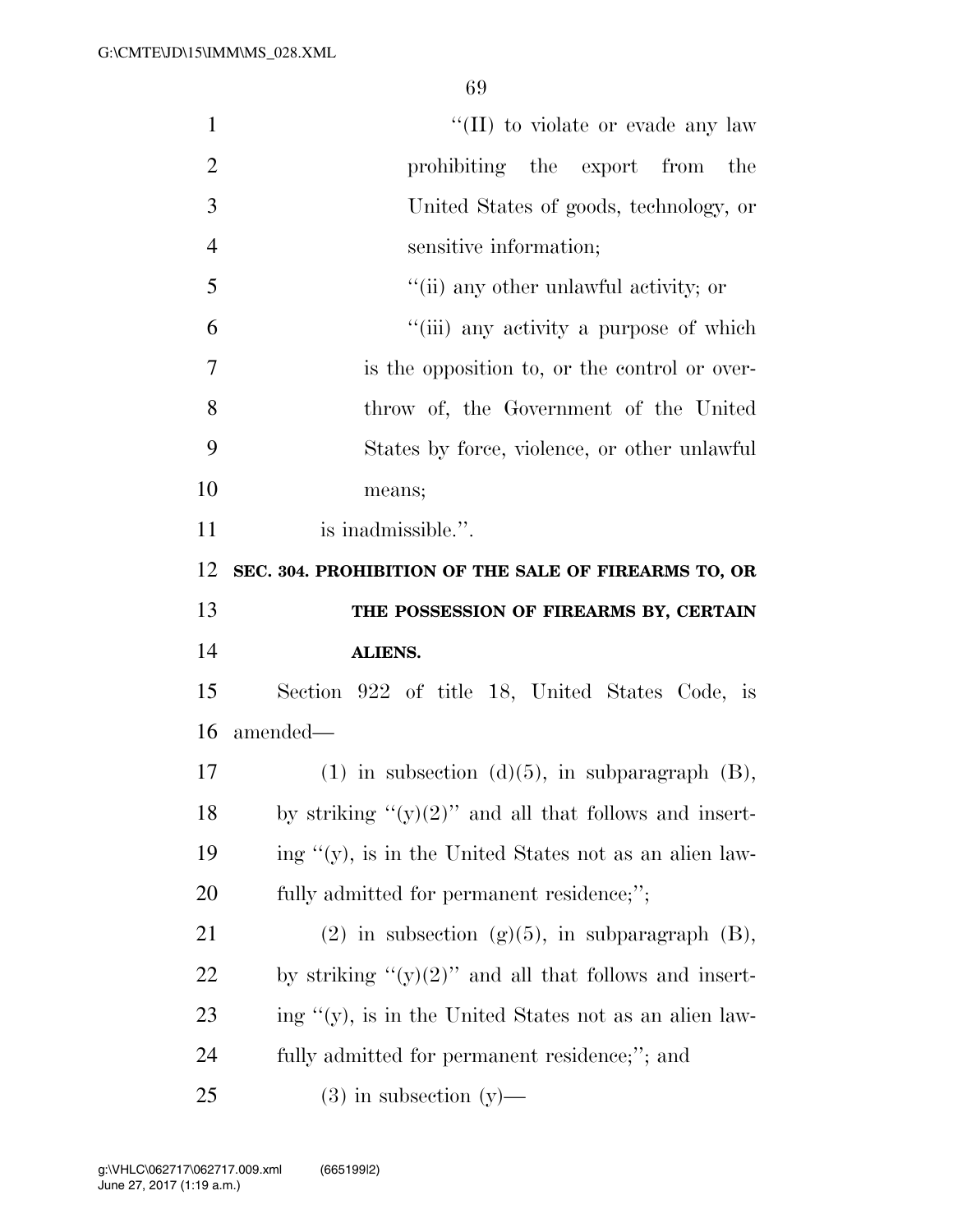"(II) to violate or evade any law prohibiting the export from the United States of goods, technology, or sensitive information;

"(ii) any other unlawful activity; or

"(iii) any activity a purpose of which is the opposition to, or the control or overthrow of, the Government of the United States by force, violence, or other unlawful means;

is inadmissible.".

**SEC. 304. PROHIBITION OF THE SALE OF FIREARMS TO, OR THE POSSESSION OF FIREARMS BY, CERTAIN ALIENS.**

Section 922 of title 18, United States Code, is amended—

(1) in subsection (d)(5), in subparagraph (B), by striking "(y)(2)" and all that follows and inserting "(y), is in the United States not as an alien lawfully admitted for permanent residence;";

(2) in subsection (g)(5), in subparagraph (B), by striking "(y)(2)" and all that follows and inserting "(y), is in the United States not as an alien lawfully admitted for permanent residence;"; and

(3) in subsection (y)—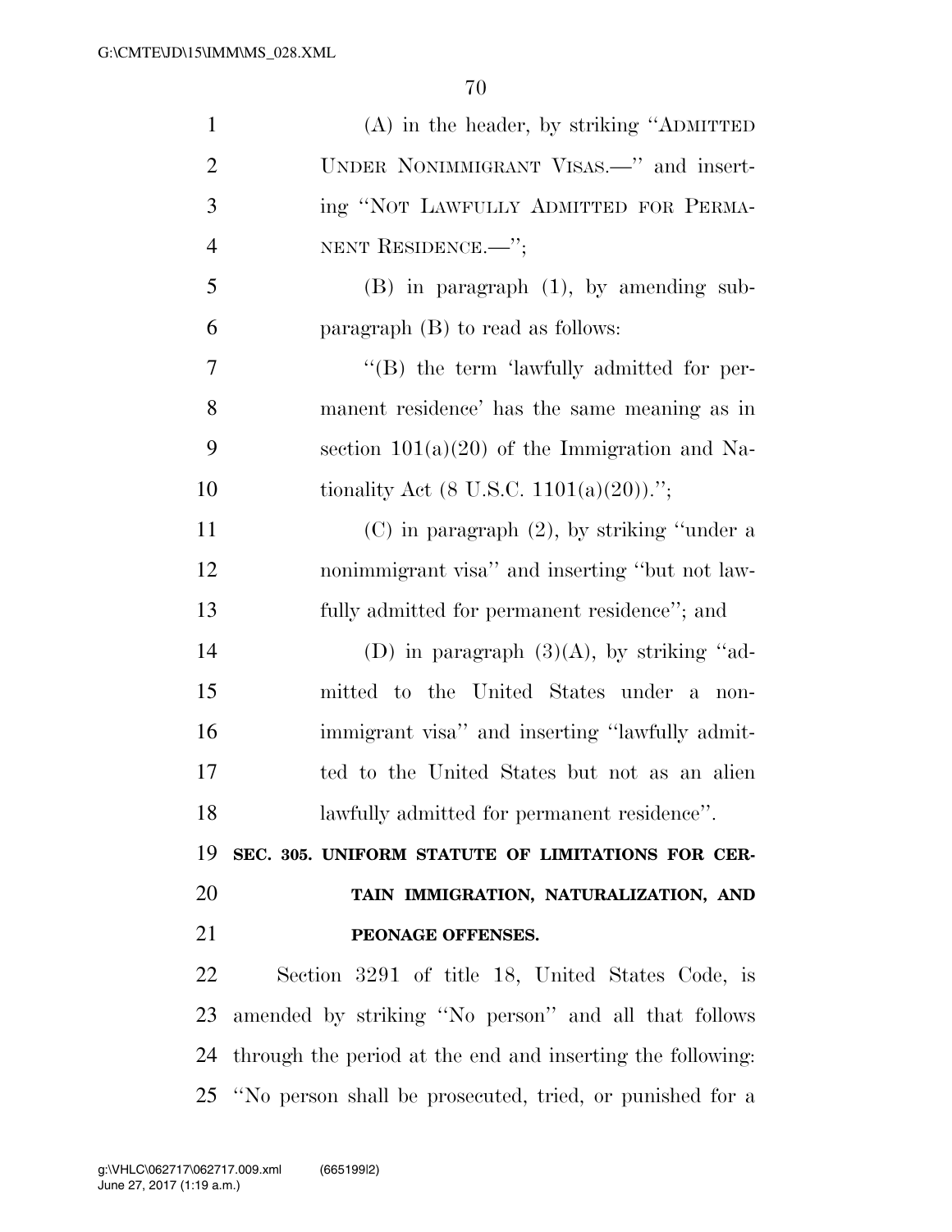(A) in the header, by striking "ADMITTED UNDER NONIMMIGRANT VISAS.—" and inserting "NOT LAWFULLY ADMITTED FOR PERMANENT RESIDENCE.—";

(B) in paragraph (1), by amending subparagraph (B) to read as follows:

"(B) the term 'lawfully admitted for permanent residence' has the same meaning as in section 101(a)(20) of the Immigration and Nationality Act (8 U.S.C. 1101(a)(20)).";

(C) in paragraph (2), by striking "under a nonimmigrant visa" and inserting "but not lawfully admitted for permanent residence"; and

(D) in paragraph (3)(A), by striking "admitted to the United States under a nonimmigrant visa" and inserting "lawfully admitted to the United States but not as an alien lawfully admitted for permanent residence".

**SEC. 305. UNIFORM STATUTE OF LIMITATIONS FOR CERTAIN IMMIGRATION, NATURALIZATION, AND PEONAGE OFFENSES.**

Section 3291 of title 18, United States Code, is amended by striking "No person" and all that follows through the period at the end and inserting the following: "No person shall be prosecuted, tried, or punished for a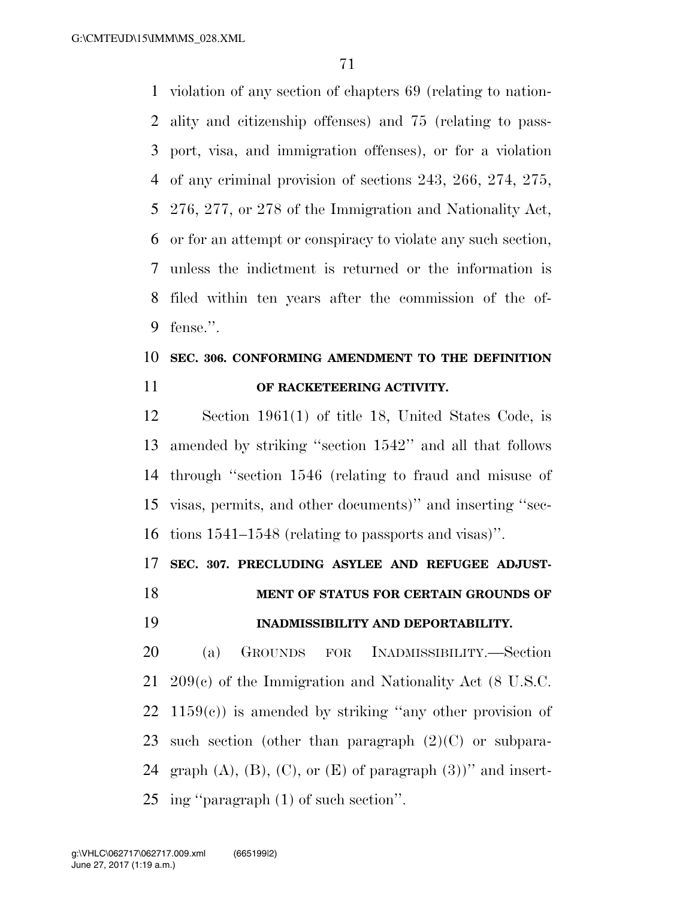violation of any section of chapters 69 (relating to nationality and citizenship offenses) and 75 (relating to passport, visa, and immigration offenses), or for a violation of any criminal provision of sections 243, 266, 274, 275, 276, 277, or 278 of the Immigration and Nationality Act, or for an attempt or conspiracy to violate any such section, unless the indictment is returned or the information is filed within ten years after the commission of the offense.''.

**SEC. 306. CONFORMING AMENDMENT TO THE DEFINITION OF RACKETEERING ACTIVITY.**

Section 1961(1) of title 18, United States Code, is amended by striking ''section 1542'' and all that follows through ''section 1546 (relating to fraud and misuse of visas, permits, and other documents)'' and inserting ''sections 1541–1548 (relating to passports and visas)''.

**SEC. 307. PRECLUDING ASYLEE AND REFUGEE ADJUSTMENT OF STATUS FOR CERTAIN GROUNDS OF INADMISSIBILITY AND DEPORTABILITY.**

(a) GROUNDS FOR INADMISSIBILITY.—Section 209(c) of the Immigration and Nationality Act (8 U.S.C. 1159(c)) is amended by striking ''any other provision of such section (other than paragraph (2)(C) or subparagraph (A), (B), (C), or (E) of paragraph (3))'' and inserting ''paragraph (1) of such section''.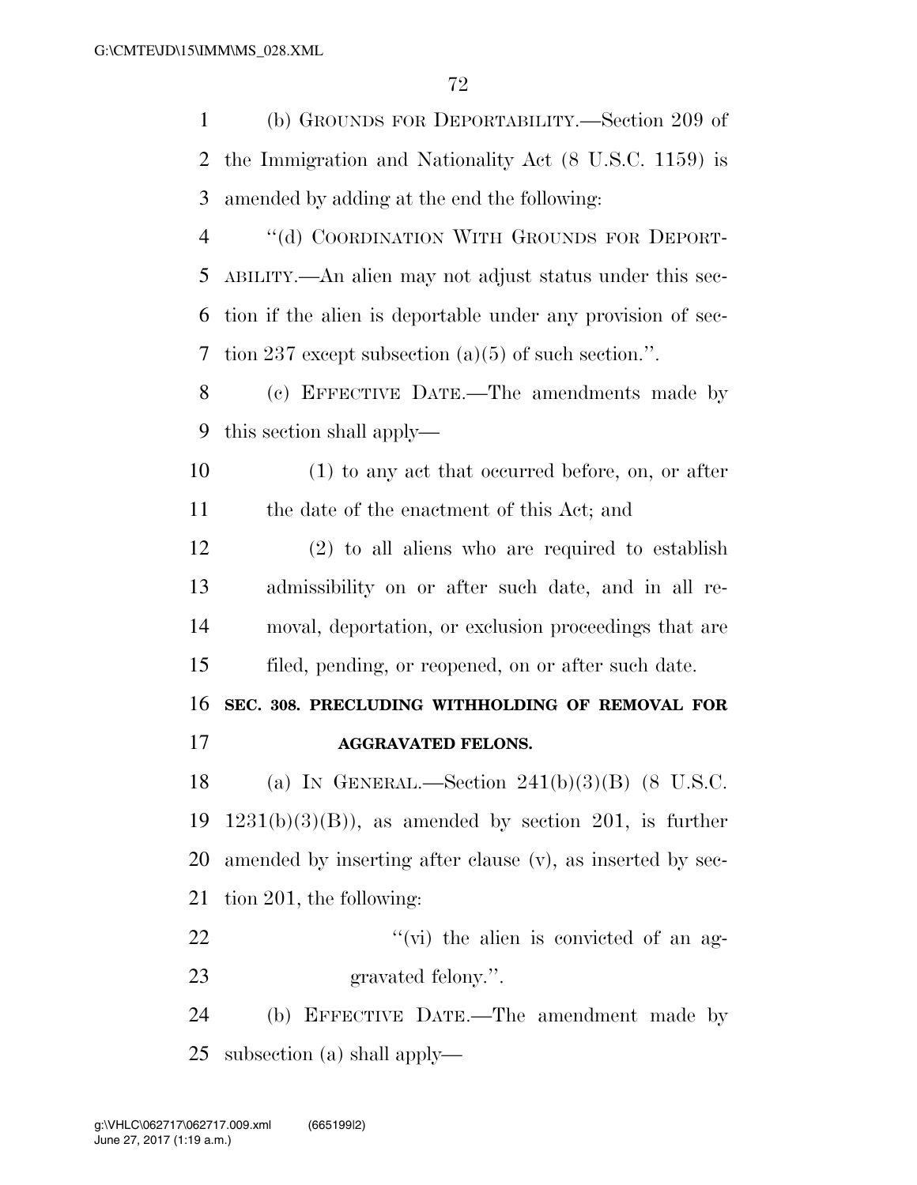(b) GROUNDS FOR DEPORTABILITY.—Section 209 of the Immigration and Nationality Act (8 U.S.C. 1159) is amended by adding at the end the following:

"(d) COORDINATION WITH GROUNDS FOR DEPORTABILITY.—An alien may not adjust status under this section if the alien is deportable under any provision of section 237 except subsection (a)(5) of such section.".

(c) EFFECTIVE DATE.—The amendments made by this section shall apply—

(1) to any act that occurred before, on, or after the date of the enactment of this Act; and

(2) to all aliens who are required to establish admissibility on or after such date, and in all removal, deportation, or exclusion proceedings that are filed, pending, or reopened, on or after such date.

**SEC. 308. PRECLUDING WITHHOLDING OF REMOVAL FOR AGGRAVATED FELONS.**

(a) IN GENERAL.—Section 241(b)(3)(B) (8 U.S.C. 1231(b)(3)(B)), as amended by section 201, is further amended by inserting after clause (v), as inserted by section 201, the following:

"(vi) the alien is convicted of an aggravated felony.".

(b) EFFECTIVE DATE.—The amendment made by subsection (a) shall apply—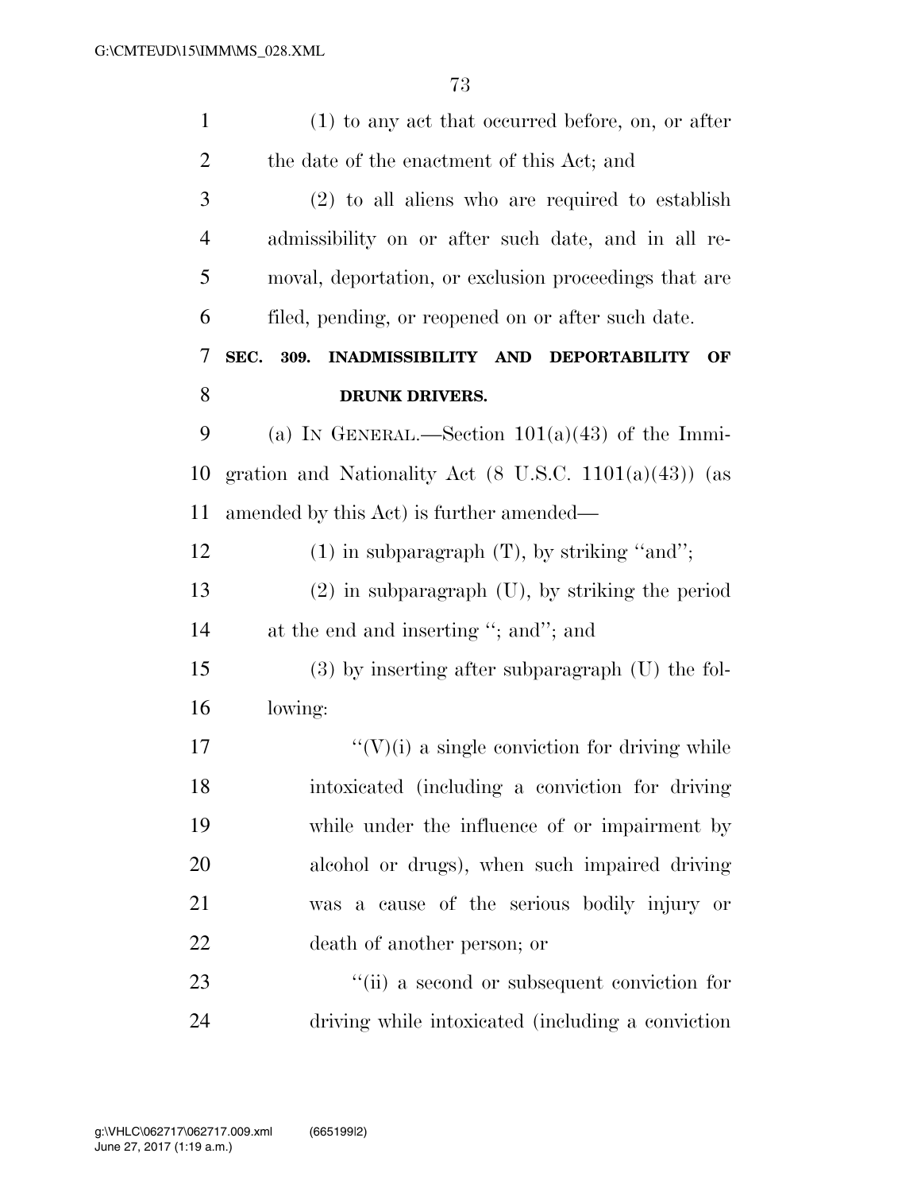(1) to any act that occurred before, on, or after the date of the enactment of this Act; and

(2) to all aliens who are required to establish admissibility on or after such date, and in all removal, deportation, or exclusion proceedings that are filed, pending, or reopened on or after such date.

### SEC. 309. INADMISSIBILITY AND DEPORTABILITY OF DRUNK DRIVERS.

(a) IN GENERAL.—Section 101(a)(43) of the Immigration and Nationality Act (8 U.S.C. 1101(a)(43)) (as amended by this Act) is further amended—

(1) in subparagraph (T), by striking ''and'';

(2) in subparagraph (U), by striking the period at the end and inserting ''; and''; and

(3) by inserting after subparagraph (U) the following:

''(V)(i) a single conviction for driving while intoxicated (including a conviction for driving while under the influence of or impairment by alcohol or drugs), when such impaired driving was a cause of the serious bodily injury or death of another person; or

''(ii) a second or subsequent conviction for driving while intoxicated (including a conviction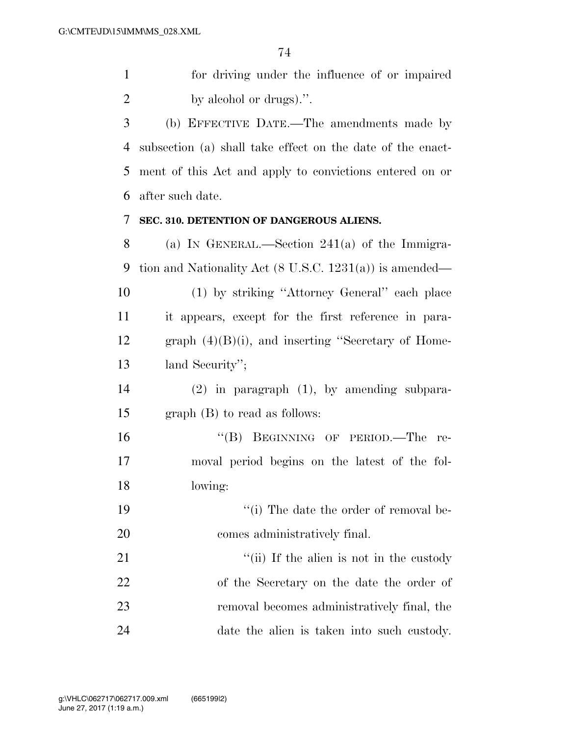for driving under the influence of or impaired by alcohol or drugs).''.

(b) EFFECTIVE DATE.—The amendments made by subsection (a) shall take effect on the date of the enactment of this Act and apply to convictions entered on or after such date.

**SEC. 310. DETENTION OF DANGEROUS ALIENS.**

(a) IN GENERAL.—Section 241(a) of the Immigration and Nationality Act (8 U.S.C. 1231(a)) is amended—

(1) by striking ''Attorney General'' each place it appears, except for the first reference in paragraph (4)(B)(i), and inserting ''Secretary of Homeland Security'';

(2) in paragraph (1), by amending subparagraph (B) to read as follows:

''(B) BEGINNING OF PERIOD.—The removal period begins on the latest of the following:

''(i) The date the order of removal becomes administratively final.

''(ii) If the alien is not in the custody of the Secretary on the date the order of removal becomes administratively final, the date the alien is taken into such custody.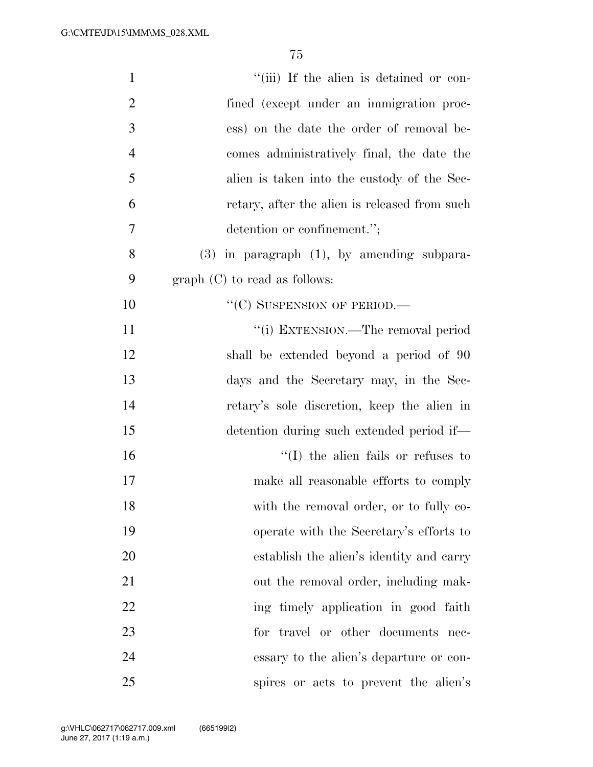"(iii) If the alien is detained or confined (except under an immigration process) on the date the order of removal becomes administratively final, the date the alien is taken into the custody of the Secretary, after the alien is released from such detention or confinement.";

(3) in paragraph (1), by amending subparagraph (C) to read as follows:

"(C) SUSPENSION OF PERIOD.—

"(i) EXTENSION.—The removal period shall be extended beyond a period of 90 days and the Secretary may, in the Secretary's sole discretion, keep the alien in detention during such extended period if—

"(I) the alien fails or refuses to make all reasonable efforts to comply with the removal order, or to fully cooperate with the Secretary's efforts to establish the alien's identity and carry out the removal order, including making timely application in good faith for travel or other documents necessary to the alien's departure or conspires or acts to prevent the alien's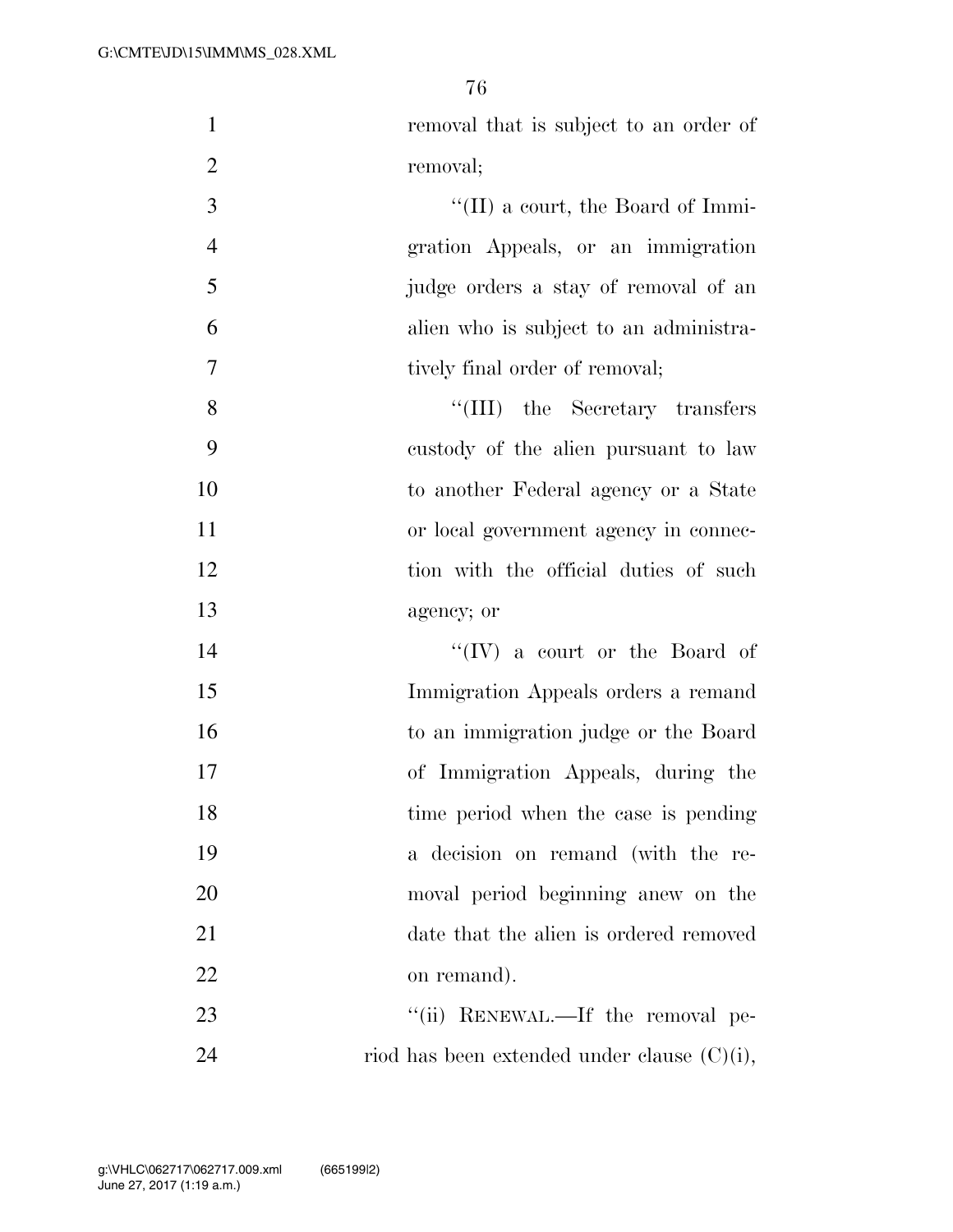removal that is subject to an order of removal;

''(II) a court, the Board of Immigration Appeals, or an immigration judge orders a stay of removal of an alien who is subject to an administratively final order of removal;

''(III) the Secretary transfers custody of the alien pursuant to law to another Federal agency or a State or local government agency in connection with the official duties of such agency; or

''(IV) a court or the Board of Immigration Appeals orders a remand to an immigration judge or the Board of Immigration Appeals, during the time period when the case is pending a decision on remand (with the removal period beginning anew on the date that the alien is ordered removed on remand).

''(ii) RENEWAL.—If the removal period has been extended under clause (C)(i),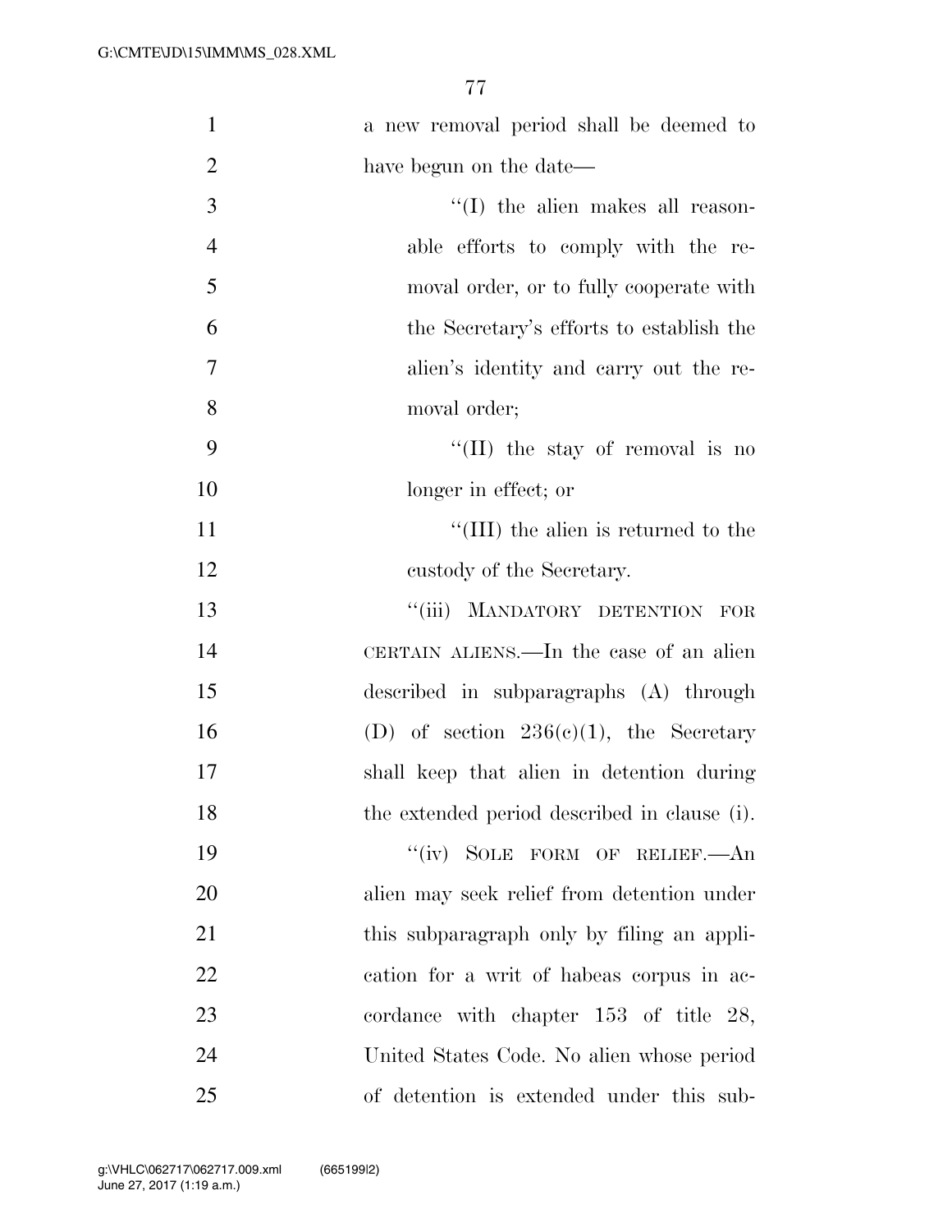a new removal period shall be deemed to have begun on the date—

''(I) the alien makes all reasonable efforts to comply with the removal order, or to fully cooperate with the Secretary's efforts to establish the alien's identity and carry out the removal order;

''(II) the stay of removal is no longer in effect; or

''(III) the alien is returned to the custody of the Secretary.

''(iii) MANDATORY DETENTION FOR CERTAIN ALIENS.—In the case of an alien described in subparagraphs (A) through (D) of section 236(c)(1), the Secretary shall keep that alien in detention during the extended period described in clause (i).

''(iv) SOLE FORM OF RELIEF.—An alien may seek relief from detention under this subparagraph only by filing an application for a writ of habeas corpus in accordance with chapter 153 of title 28, United States Code. No alien whose period of detention is extended under this sub-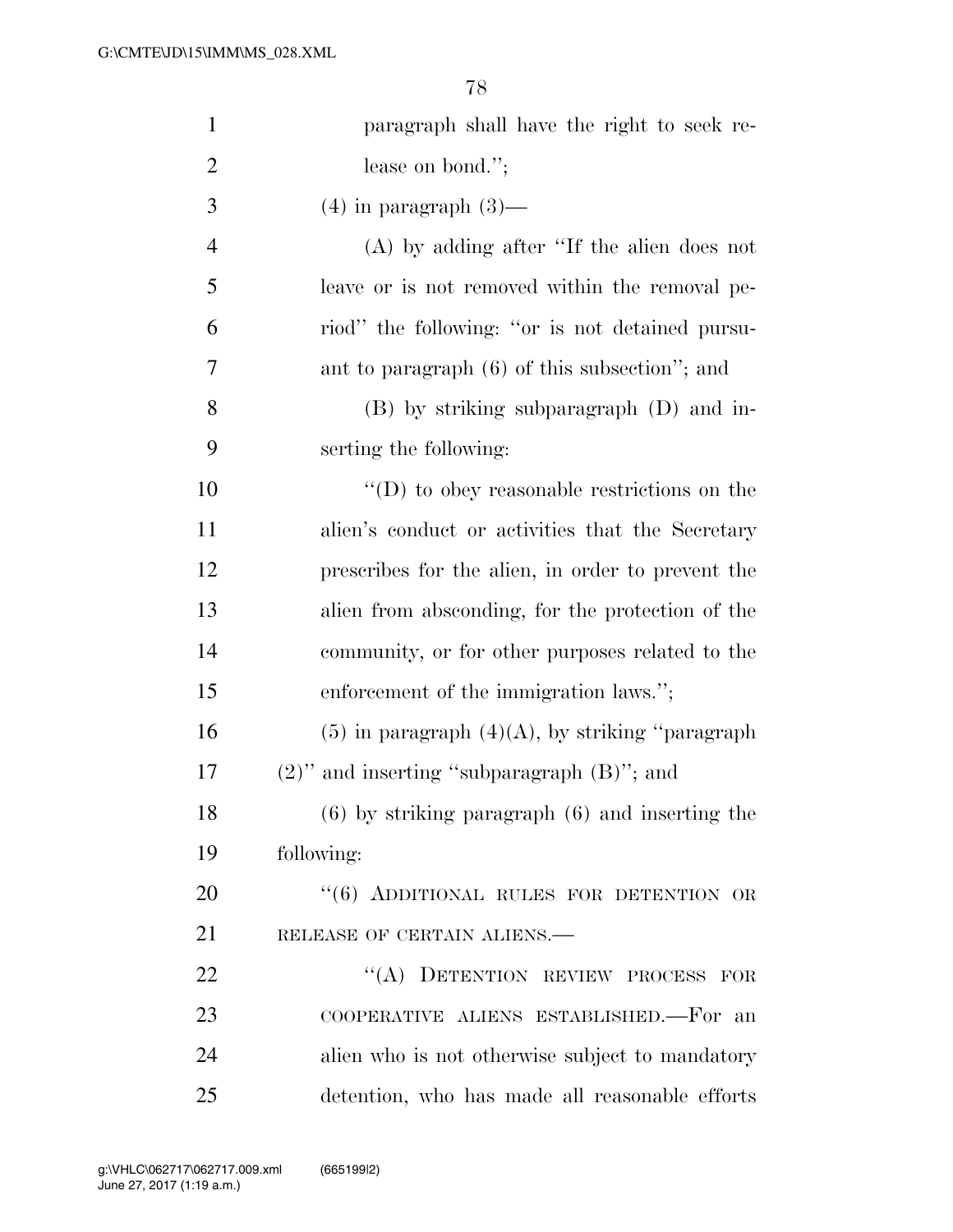paragraph shall have the right to seek release on bond.'';

(4) in paragraph (3)—

(A) by adding after ''If the alien does not leave or is not removed within the removal period'' the following: ''or is not detained pursuant to paragraph (6) of this subsection''; and

(B) by striking subparagraph (D) and inserting the following:

''(D) to obey reasonable restrictions on the alien's conduct or activities that the Secretary prescribes for the alien, in order to prevent the alien from absconding, for the protection of the community, or for other purposes related to the enforcement of the immigration laws.'';

(5) in paragraph (4)(A), by striking ''paragraph (2)'' and inserting ''subparagraph (B)''; and

(6) by striking paragraph (6) and inserting the following:

''(6) ADDITIONAL RULES FOR DETENTION OR RELEASE OF CERTAIN ALIENS.—

''(A) DETENTION REVIEW PROCESS FOR COOPERATIVE ALIENS ESTABLISHED.—For an alien who is not otherwise subject to mandatory detention, who has made all reasonable efforts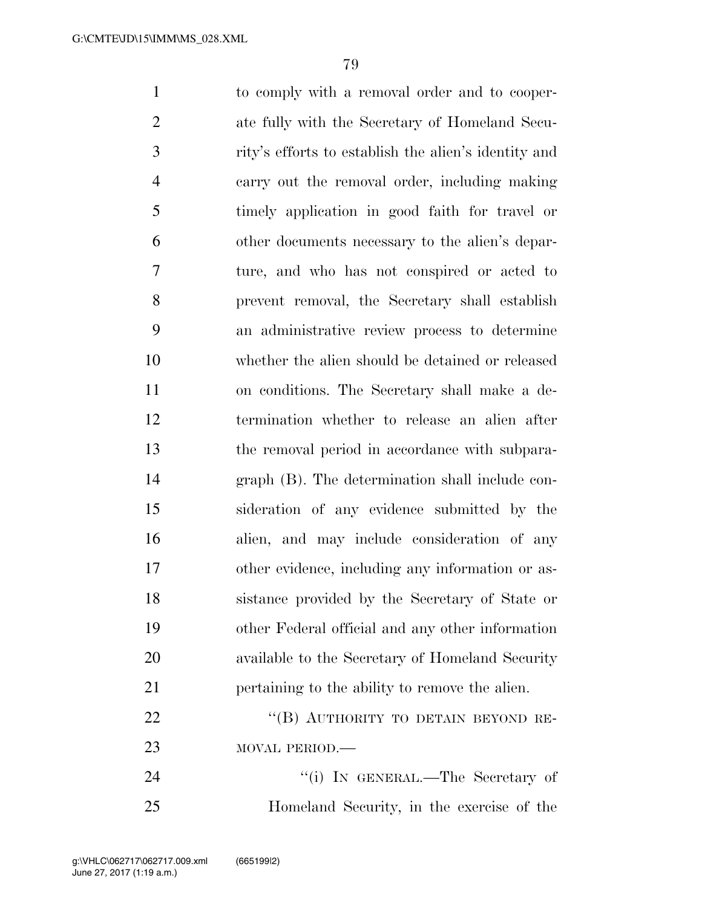to comply with a removal order and to cooperate fully with the Secretary of Homeland Security's efforts to establish the alien's identity and carry out the removal order, including making timely application in good faith for travel or other documents necessary to the alien's departure, and who has not conspired or acted to prevent removal, the Secretary shall establish an administrative review process to determine whether the alien should be detained or released on conditions. The Secretary shall make a determination whether to release an alien after the removal period in accordance with subparagraph (B). The determination shall include consideration of any evidence submitted by the alien, and may include consideration of any other evidence, including any information or assistance provided by the Secretary of State or other Federal official and any other information available to the Secretary of Homeland Security pertaining to the ability to remove the alien.

"(B) AUTHORITY TO DETAIN BEYOND REMOVAL PERIOD.—

"(i) IN GENERAL.—The Secretary of Homeland Security, in the exercise of the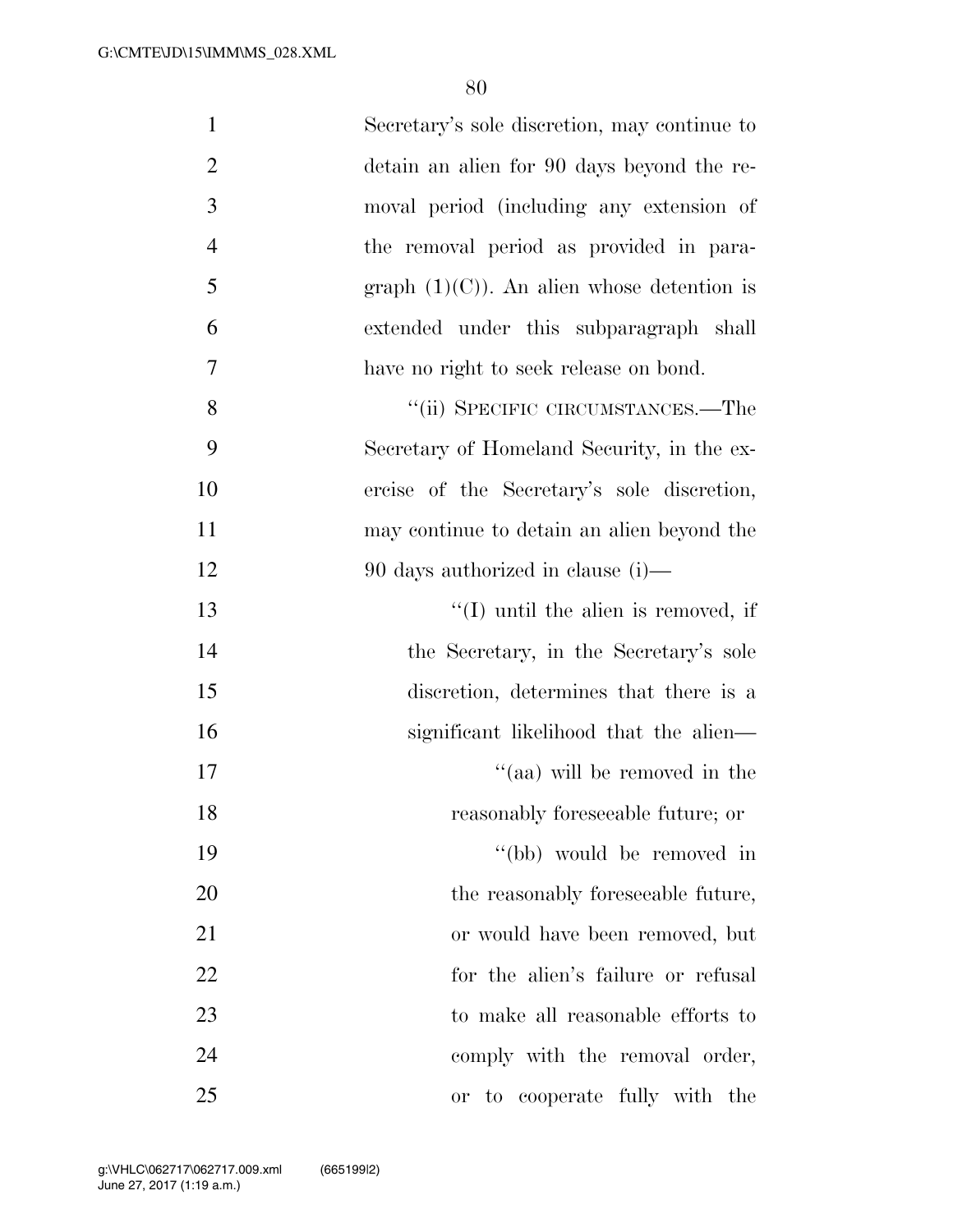Secretary's sole discretion, may continue to detain an alien for 90 days beyond the removal period (including any extension of the removal period as provided in paragraph (1)(C)). An alien whose detention is extended under this subparagraph shall have no right to seek release on bond.

''(ii) SPECIFIC CIRCUMSTANCES.—The Secretary of Homeland Security, in the exercise of the Secretary's sole discretion, may continue to detain an alien beyond the 90 days authorized in clause (i)—

''(I) until the alien is removed, if the Secretary, in the Secretary's sole discretion, determines that there is a significant likelihood that the alien—

''(aa) will be removed in the reasonably foreseeable future; or

''(bb) would be removed in the reasonably foreseeable future, or would have been removed, but for the alien's failure or refusal to make all reasonable efforts to comply with the removal order, or to cooperate fully with the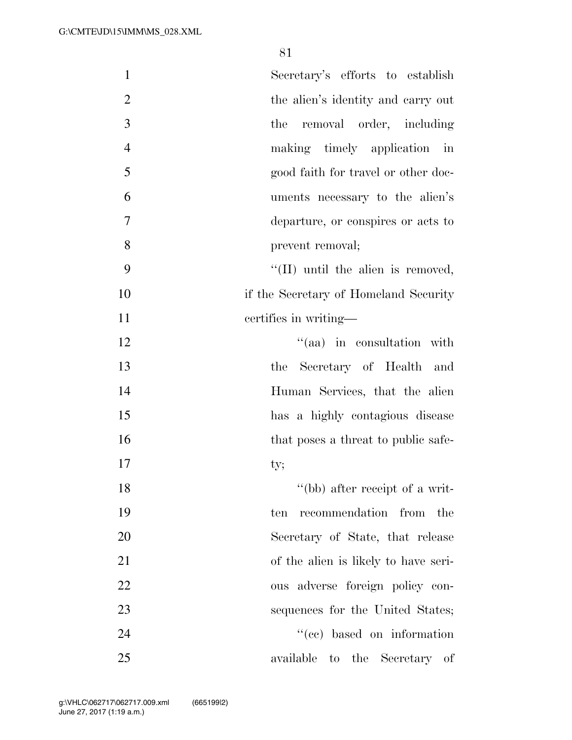Secretary's efforts to establish the alien's identity and carry out the removal order, including making timely application in good faith for travel or other documents necessary to the alien's departure, or conspires or acts to prevent removal;

"(II) until the alien is removed, if the Secretary of Homeland Security certifies in writing—

"(aa) in consultation with the Secretary of Health and Human Services, that the alien has a highly contagious disease that poses a threat to public safety;

"(bb) after receipt of a written recommendation from the Secretary of State, that release of the alien is likely to have serious adverse foreign policy consequences for the United States;

"(cc) based on information available to the Secretary of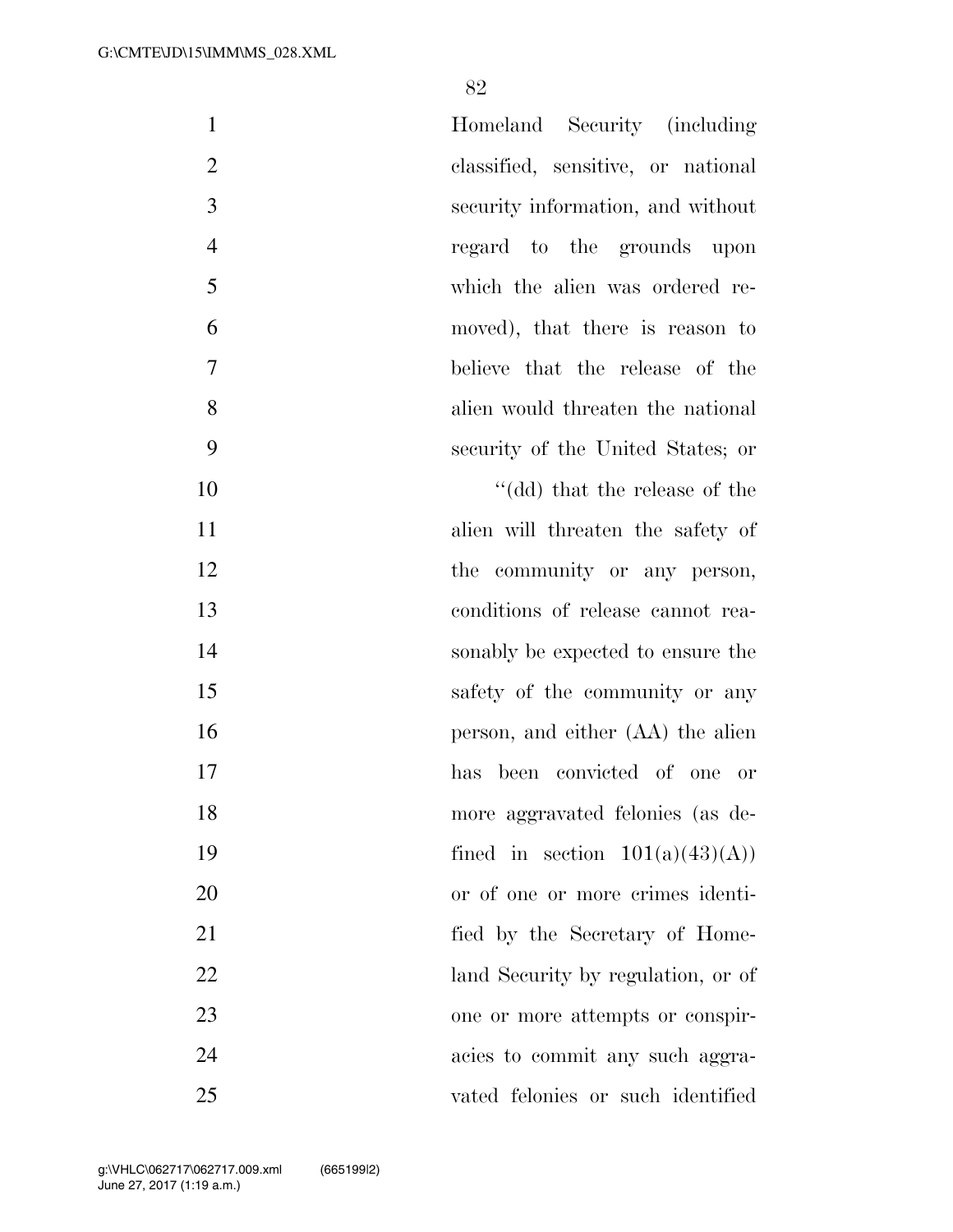Homeland Security (including classified, sensitive, or national security information, and without regard to the grounds upon which the alien was ordered removed), that there is reason to believe that the release of the alien would threaten the national security of the United States; or

"(dd) that the release of the alien will threaten the safety of the community or any person, conditions of release cannot reasonably be expected to ensure the safety of the community or any person, and either (AA) the alien has been convicted of one or more aggravated felonies (as defined in section 101(a)(43)(A)) or of one or more crimes identified by the Secretary of Homeland Security by regulation, or of one or more attempts or conspiracies to commit any such aggravated felonies or such identified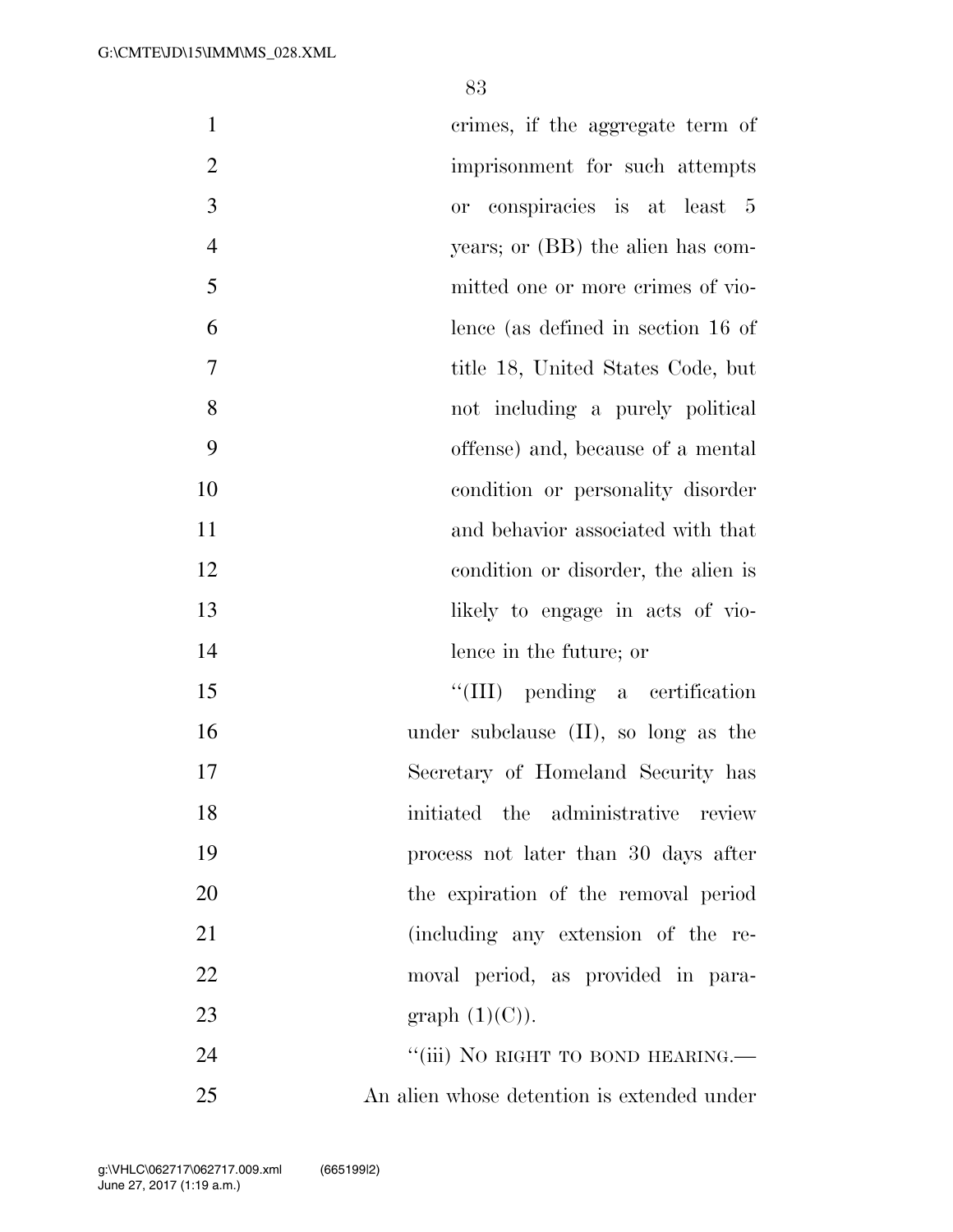crimes, if the aggregate term of imprisonment for such attempts or conspiracies is at least 5 years; or (BB) the alien has committed one or more crimes of violence (as defined in section 16 of title 18, United States Code, but not including a purely political offense) and, because of a mental condition or personality disorder and behavior associated with that condition or disorder, the alien is likely to engage in acts of violence in the future; or

"(III) pending a certification under subclause (II), so long as the Secretary of Homeland Security has initiated the administrative review process not later than 30 days after the expiration of the removal period (including any extension of the removal period, as provided in paragraph (1)(C)).

"(iii) NO RIGHT TO BOND HEARING.—An alien whose detention is extended under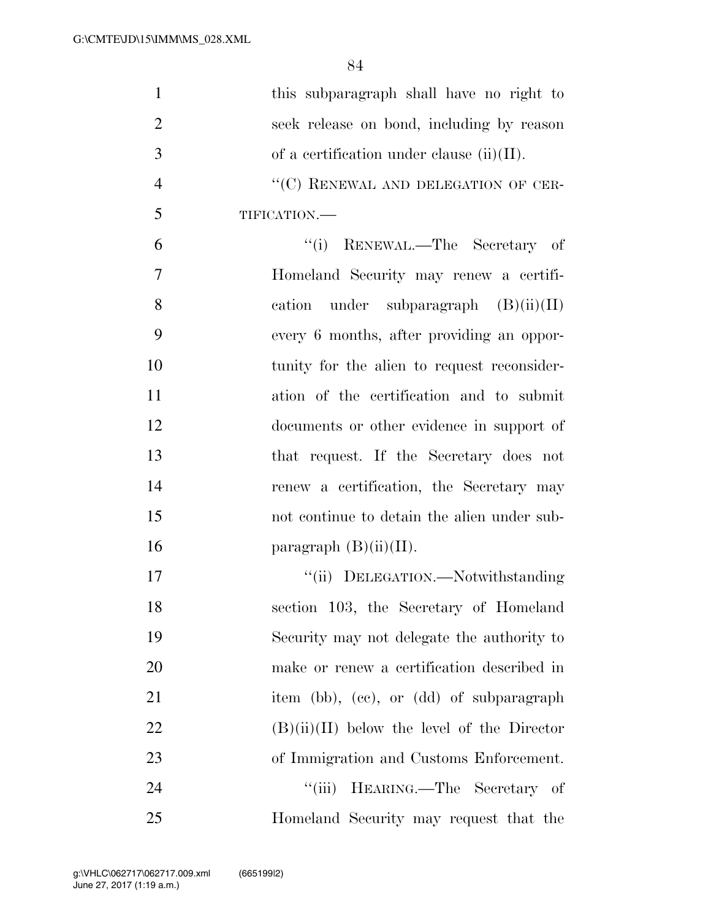this subparagraph shall have no right to seek release on bond, including by reason of a certification under clause (ii)(II).

"(C) RENEWAL AND DELEGATION OF CERTIFICATION.—

"(i) RENEWAL.—The Secretary of Homeland Security may renew a certification under subparagraph (B)(ii)(II) every 6 months, after providing an opportunity for the alien to request reconsideration of the certification and to submit documents or other evidence in support of that request. If the Secretary does not renew a certification, the Secretary may not continue to detain the alien under subparagraph (B)(ii)(II).

"(ii) DELEGATION.—Notwithstanding section 103, the Secretary of Homeland Security may not delegate the authority to make or renew a certification described in item (bb), (cc), or (dd) of subparagraph (B)(ii)(II) below the level of the Director of Immigration and Customs Enforcement.

"(iii) HEARING.—The Secretary of Homeland Security may request that the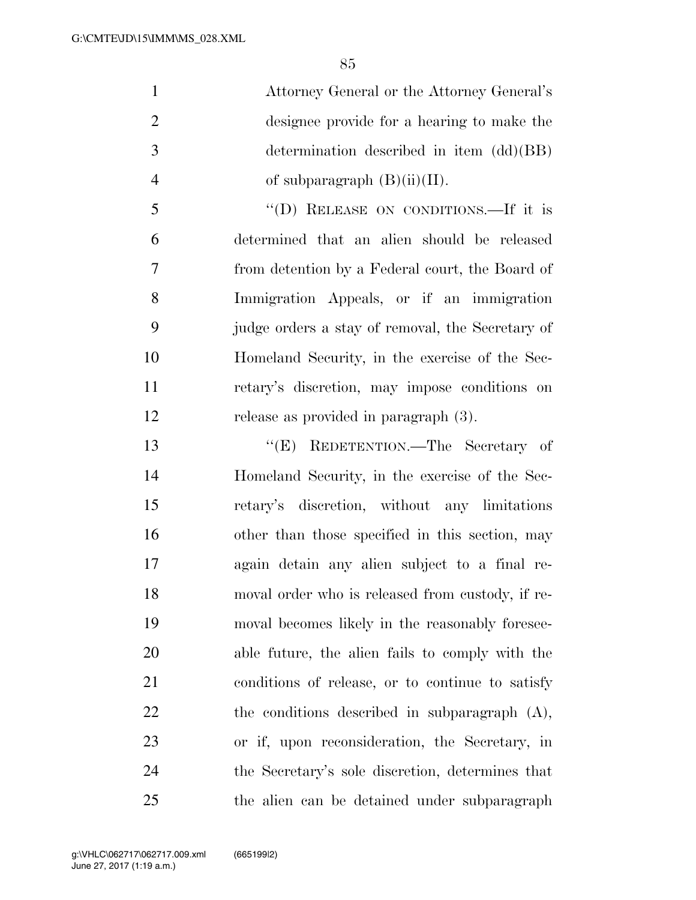Attorney General or the Attorney General's designee provide for a hearing to make the determination described in item (dd)(BB) of subparagraph (B)(ii)(II).

"(D) RELEASE ON CONDITIONS.—If it is determined that an alien should be released from detention by a Federal court, the Board of Immigration Appeals, or if an immigration judge orders a stay of removal, the Secretary of Homeland Security, in the exercise of the Secretary's discretion, may impose conditions on release as provided in paragraph (3).

"(E) REDETENTION.—The Secretary of Homeland Security, in the exercise of the Secretary's discretion, without any limitations other than those specified in this section, may again detain any alien subject to a final removal order who is released from custody, if removal becomes likely in the reasonably foreseeable future, the alien fails to comply with the conditions of release, or to continue to satisfy the conditions described in subparagraph (A), or if, upon reconsideration, the Secretary, in the Secretary's sole discretion, determines that the alien can be detained under subparagraph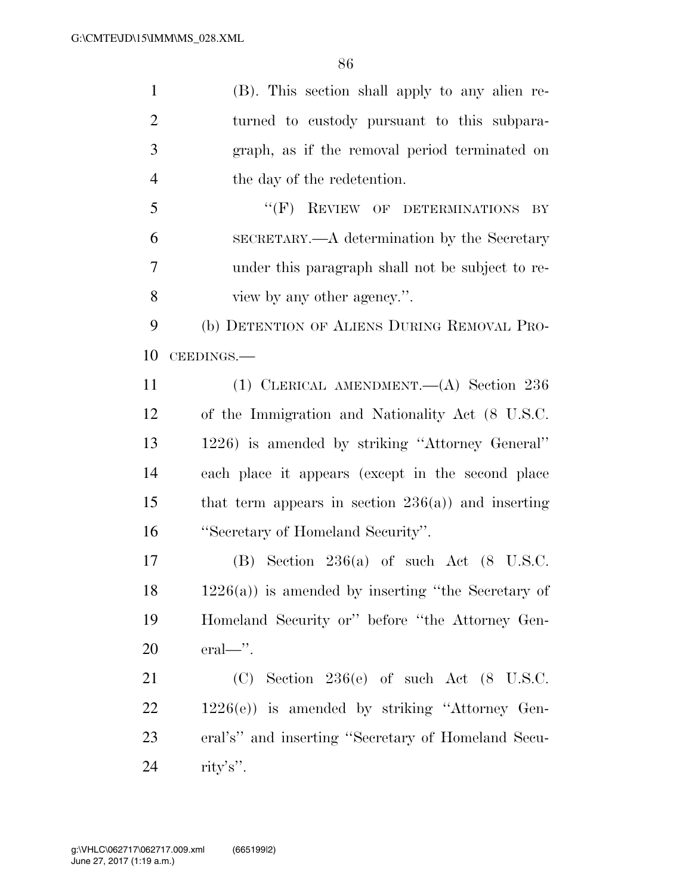(B). This section shall apply to any alien returned to custody pursuant to this subparagraph, as if the removal period terminated on the day of the redetention.

"(F) REVIEW OF DETERMINATIONS BY SECRETARY.—A determination by the Secretary under this paragraph shall not be subject to review by any other agency.".

(b) DETENTION OF ALIENS DURING REMOVAL PROCEEDINGS.—

(1) CLERICAL AMENDMENT.—(A) Section 236 of the Immigration and Nationality Act (8 U.S.C. 1226) is amended by striking "Attorney General" each place it appears (except in the second place that term appears in section 236(a)) and inserting "Secretary of Homeland Security".

(B) Section 236(a) of such Act (8 U.S.C. 1226(a)) is amended by inserting "the Secretary of Homeland Security or" before "the Attorney General—".

(C) Section 236(e) of such Act (8 U.S.C. 1226(e)) is amended by striking "Attorney General's" and inserting "Secretary of Homeland Security's".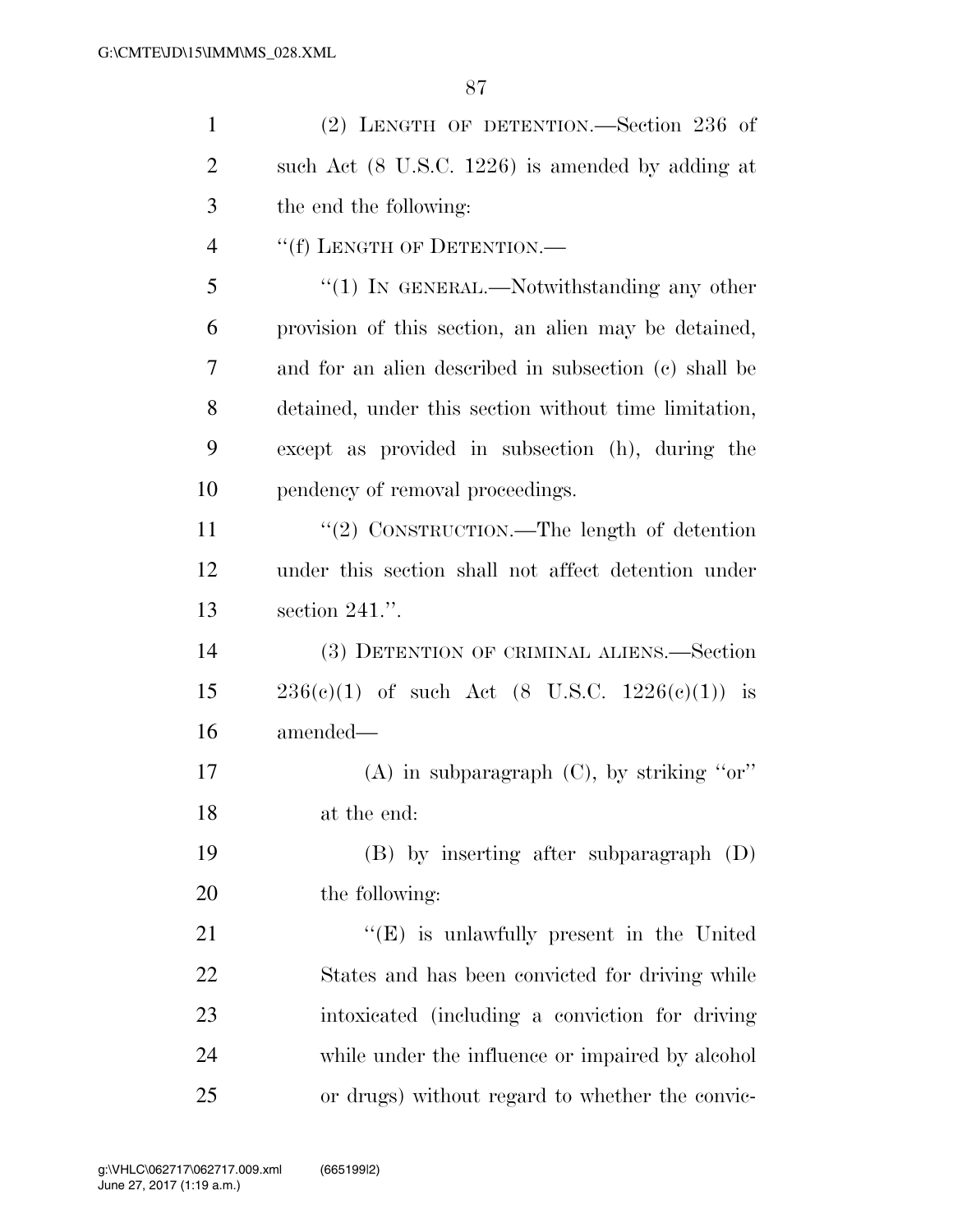(2) LENGTH OF DETENTION.—Section 236 of such Act (8 U.S.C. 1226) is amended by adding at the end the following:

''(f) LENGTH OF DETENTION.—

''(1) IN GENERAL.—Notwithstanding any other provision of this section, an alien may be detained, and for an alien described in subsection (c) shall be detained, under this section without time limitation, except as provided in subsection (h), during the pendency of removal proceedings.

''(2) CONSTRUCTION.—The length of detention under this section shall not affect detention under section 241.''.

(3) DETENTION OF CRIMINAL ALIENS.—Section 236(c)(1) of such Act (8 U.S.C. 1226(c)(1)) is amended—

(A) in subparagraph (C), by striking ''or'' at the end:

(B) by inserting after subparagraph (D) the following:

''(E) is unlawfully present in the United States and has been convicted for driving while intoxicated (including a conviction for driving while under the influence or impaired by alcohol or drugs) without regard to whether the convic-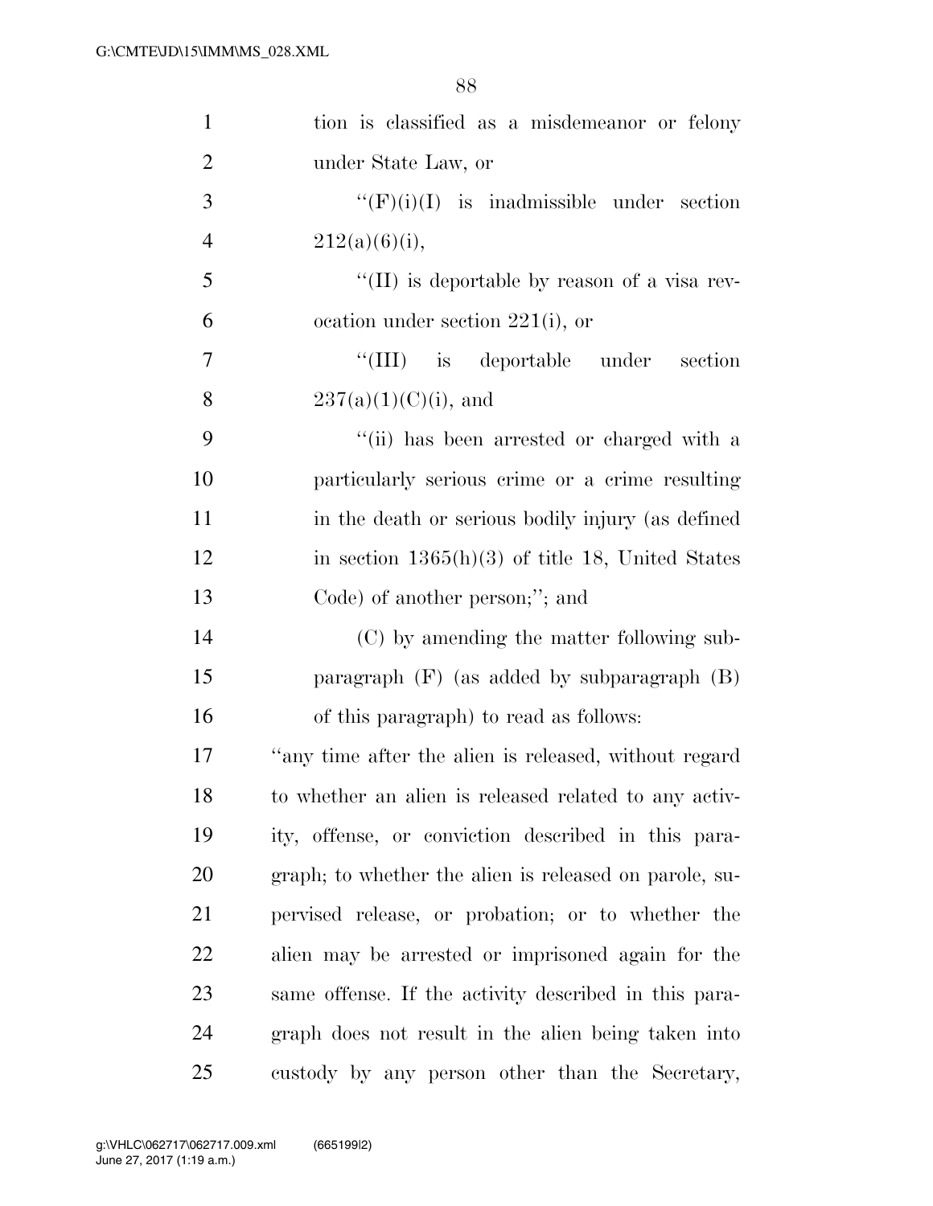tion is classified as a misdemeanor or felony under State Law, or

"(F)(i)(I) is inadmissible under section 212(a)(6)(i),

"(II) is deportable by reason of a visa revocation under section 221(i), or

"(III) is deportable under section 237(a)(1)(C)(i), and

"(ii) has been arrested or charged with a particularly serious crime or a crime resulting in the death or serious bodily injury (as defined in section 1365(h)(3) of title 18, United States Code) of another person;"; and

(C) by amending the matter following subparagraph (F) (as added by subparagraph (B) of this paragraph) to read as follows:

"any time after the alien is released, without regard to whether an alien is released related to any activity, offense, or conviction described in this paragraph; to whether the alien is released on parole, supervised release, or probation; or to whether the alien may be arrested or imprisoned again for the same offense. If the activity described in this paragraph does not result in the alien being taken into custody by any person other than the Secretary,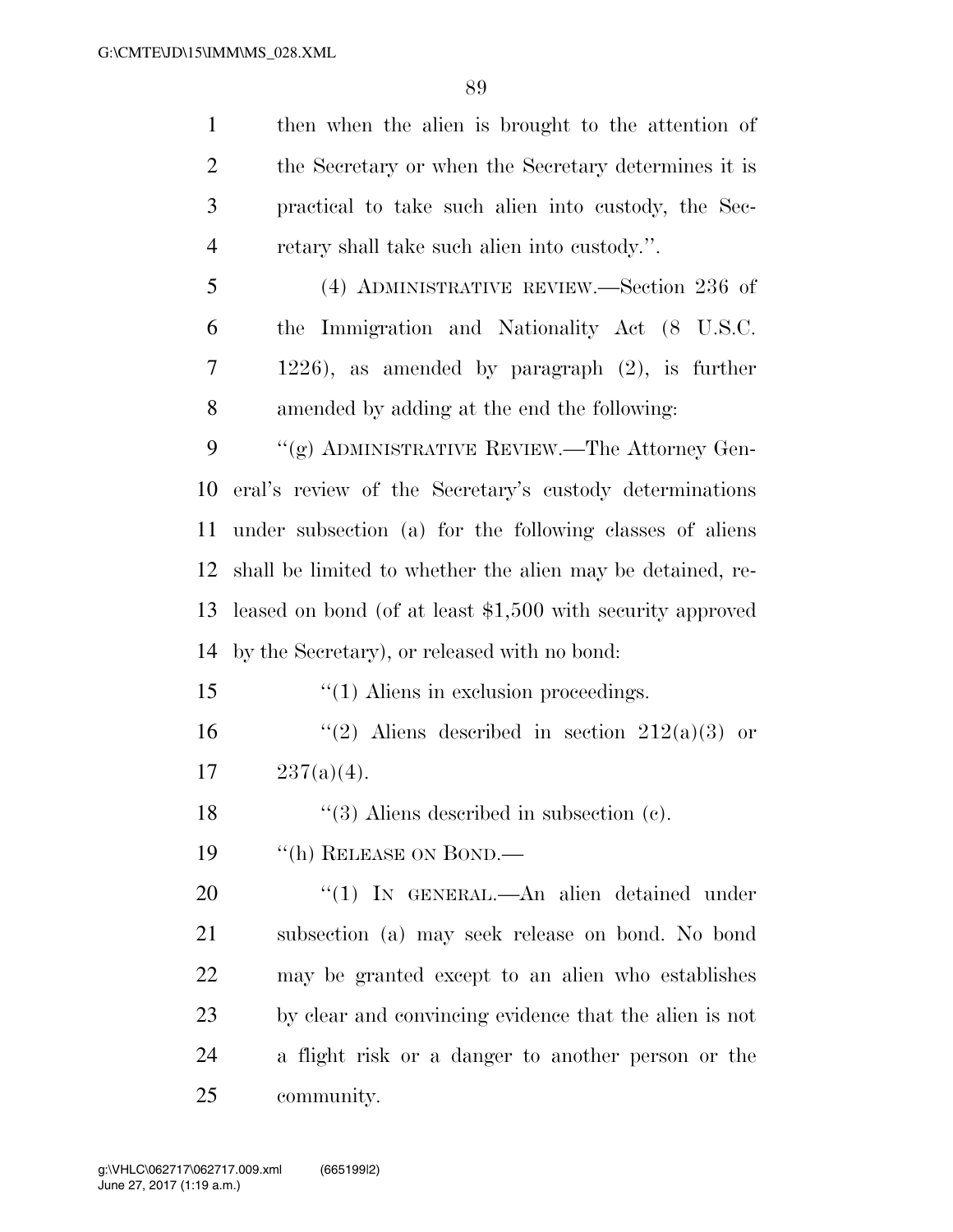then when the alien is brought to the attention of the Secretary or when the Secretary determines it is practical to take such alien into custody, the Secretary shall take such alien into custody.''.

(4) ADMINISTRATIVE REVIEW.—Section 236 of the Immigration and Nationality Act (8 U.S.C. 1226), as amended by paragraph (2), is further amended by adding at the end the following:

''(g) ADMINISTRATIVE REVIEW.—The Attorney General's review of the Secretary's custody determinations under subsection (a) for the following classes of aliens shall be limited to whether the alien may be detained, released on bond (of at least $1,500 with security approved by the Secretary), or released with no bond:

''(1) Aliens in exclusion proceedings.

''(2) Aliens described in section 212(a)(3) or 237(a)(4).

''(3) Aliens described in subsection (c).

''(h) RELEASE ON BOND.—

''(1) IN GENERAL.—An alien detained under subsection (a) may seek release on bond. No bond may be granted except to an alien who establishes by clear and convincing evidence that the alien is not a flight risk or a danger to another person or the community.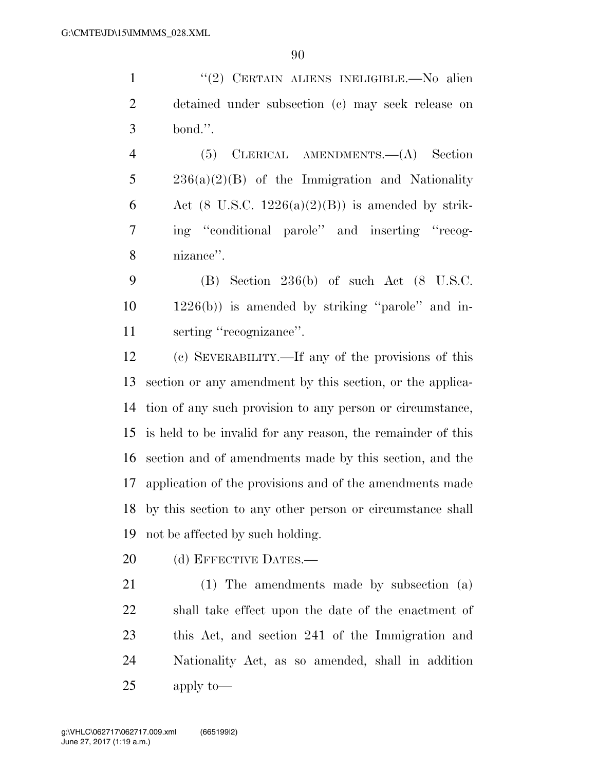"(2) CERTAIN ALIENS INELIGIBLE.—No alien detained under subsection (c) may seek release on bond.".

(5) CLERICAL AMENDMENTS.—(A) Section 236(a)(2)(B) of the Immigration and Nationality Act (8 U.S.C. 1226(a)(2)(B)) is amended by striking "conditional parole" and inserting "recognizance".

(B) Section 236(b) of such Act (8 U.S.C. 1226(b)) is amended by striking "parole" and inserting "recognizance".

(c) SEVERABILITY.—If any of the provisions of this section or any amendment by this section, or the application of any such provision to any person or circumstance, is held to be invalid for any reason, the remainder of this section and of amendments made by this section, and the application of the provisions and of the amendments made by this section to any other person or circumstance shall not be affected by such holding.

(d) EFFECTIVE DATES.—

(1) The amendments made by subsection (a) shall take effect upon the date of the enactment of this Act, and section 241 of the Immigration and Nationality Act, as so amended, shall in addition apply to—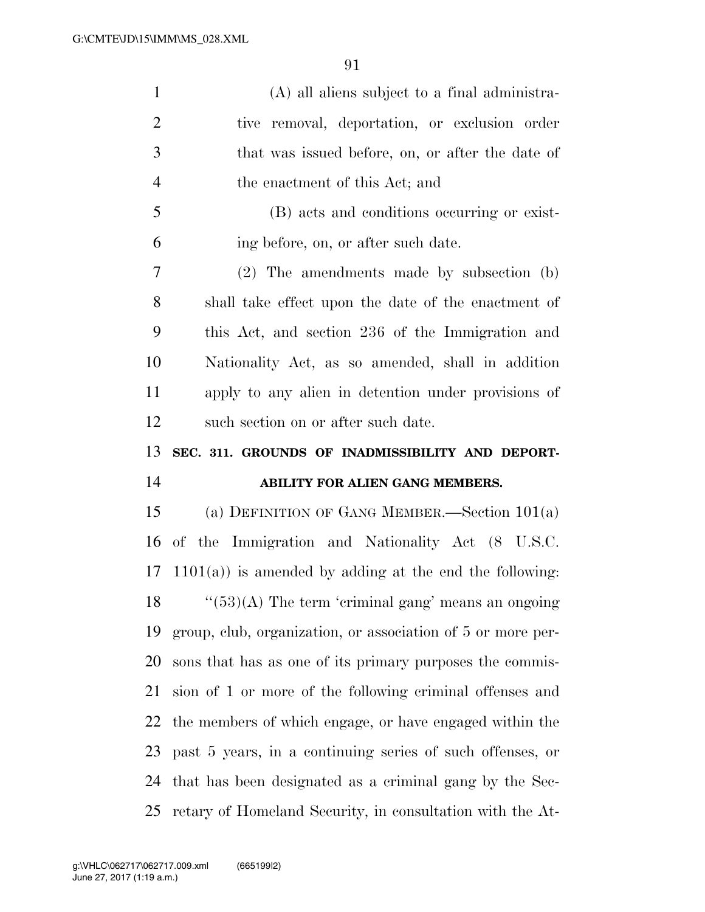(A) all aliens subject to a final administrative removal, deportation, or exclusion order that was issued before, on, or after the date of the enactment of this Act; and

(B) acts and conditions occurring or existing before, on, or after such date.

(2) The amendments made by subsection (b) shall take effect upon the date of the enactment of this Act, and section 236 of the Immigration and Nationality Act, as so amended, shall in addition apply to any alien in detention under provisions of such section on or after such date.

**SEC. 311. GROUNDS OF INADMISSIBILITY AND DEPORTABILITY FOR ALIEN GANG MEMBERS.**

(a) DEFINITION OF GANG MEMBER.—Section 101(a) of the Immigration and Nationality Act (8 U.S.C. 1101(a)) is amended by adding at the end the following:

''(53)(A) The term 'criminal gang' means an ongoing group, club, organization, or association of 5 or more persons that has as one of its primary purposes the commission of 1 or more of the following criminal offenses and the members of which engage, or have engaged within the past 5 years, in a continuing series of such offenses, or that has been designated as a criminal gang by the Secretary of Homeland Security, in consultation with the At-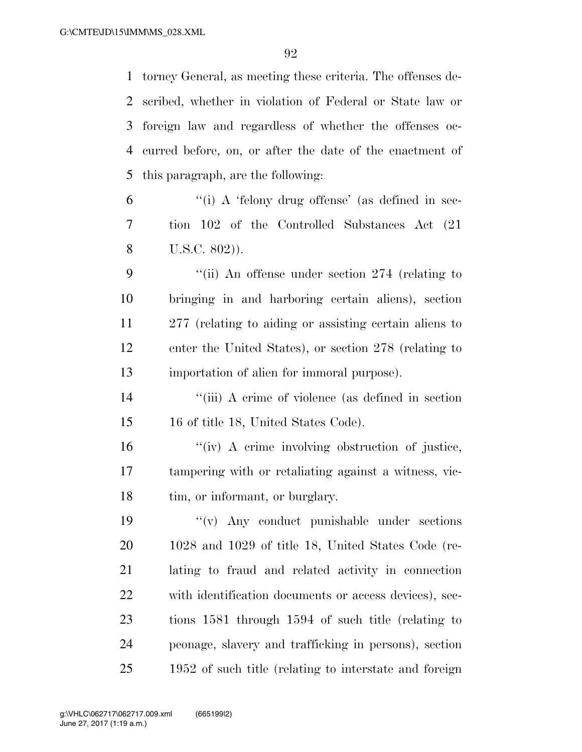torney General, as meeting these criteria. The offenses described, whether in violation of Federal or State law or foreign law and regardless of whether the offenses occurred before, on, or after the date of the enactment of this paragraph, are the following:

> "(i) A 'felony drug offense' (as defined in section 102 of the Controlled Substances Act (21 U.S.C. 802)).
>
> "(ii) An offense under section 274 (relating to bringing in and harboring certain aliens), section 277 (relating to aiding or assisting certain aliens to enter the United States), or section 278 (relating to importation of alien for immoral purpose).
>
> "(iii) A crime of violence (as defined in section 16 of title 18, United States Code).
>
> "(iv) A crime involving obstruction of justice, tampering with or retaliating against a witness, victim, or informant, or burglary.
>
> "(v) Any conduct punishable under sections 1028 and 1029 of title 18, United States Code (relating to fraud and related activity in connection with identification documents or access devices), sections 1581 through 1594 of such title (relating to peonage, slavery and trafficking in persons), section 1952 of such title (relating to interstate and foreign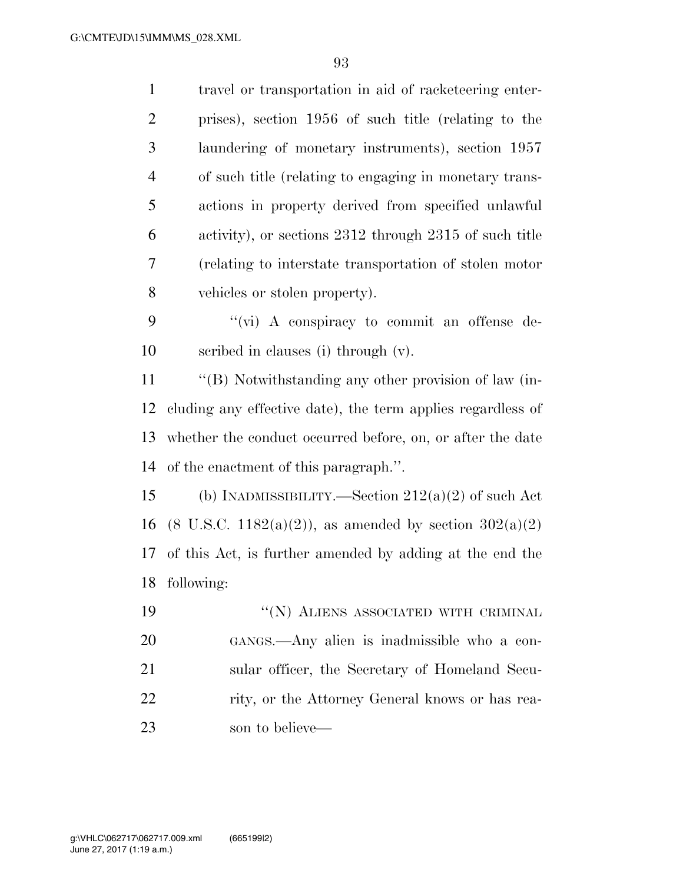travel or transportation in aid of racketeering enterprises), section 1956 of such title (relating to the laundering of monetary instruments), section 1957 of such title (relating to engaging in monetary transactions in property derived from specified unlawful activity), or sections 2312 through 2315 of such title (relating to interstate transportation of stolen motor vehicles or stolen property).

''(vi) A conspiracy to commit an offense described in clauses (i) through (v).

''(B) Notwithstanding any other provision of law (including any effective date), the term applies regardless of whether the conduct occurred before, on, or after the date of the enactment of this paragraph.''.

(b) INADMISSIBILITY.—Section 212(a)(2) of such Act (8 U.S.C. 1182(a)(2)), as amended by section 302(a)(2) of this Act, is further amended by adding at the end the following:

''(N) ALIENS ASSOCIATED WITH CRIMINAL GANGS.—Any alien is inadmissible who a consular officer, the Secretary of Homeland Security, or the Attorney General knows or has reason to believe—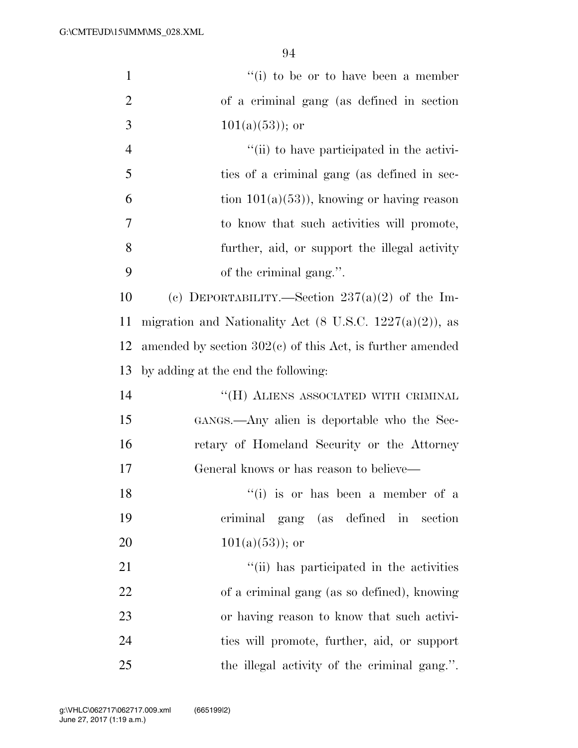"(i) to be or to have been a member of a criminal gang (as defined in section 101(a)(53)); or

"(ii) to have participated in the activities of a criminal gang (as defined in section 101(a)(53)), knowing or having reason to know that such activities will promote, further, aid, or support the illegal activity of the criminal gang.".

(c) DEPORTABILITY.—Section 237(a)(2) of the Immigration and Nationality Act (8 U.S.C. 1227(a)(2)), as amended by section 302(c) of this Act, is further amended by adding at the end the following:

"(H) ALIENS ASSOCIATED WITH CRIMINAL GANGS.—Any alien is deportable who the Secretary of Homeland Security or the Attorney General knows or has reason to believe—

"(i) is or has been a member of a criminal gang (as defined in section 101(a)(53)); or

"(ii) has participated in the activities of a criminal gang (as so defined), knowing or having reason to know that such activities will promote, further, aid, or support the illegal activity of the criminal gang.".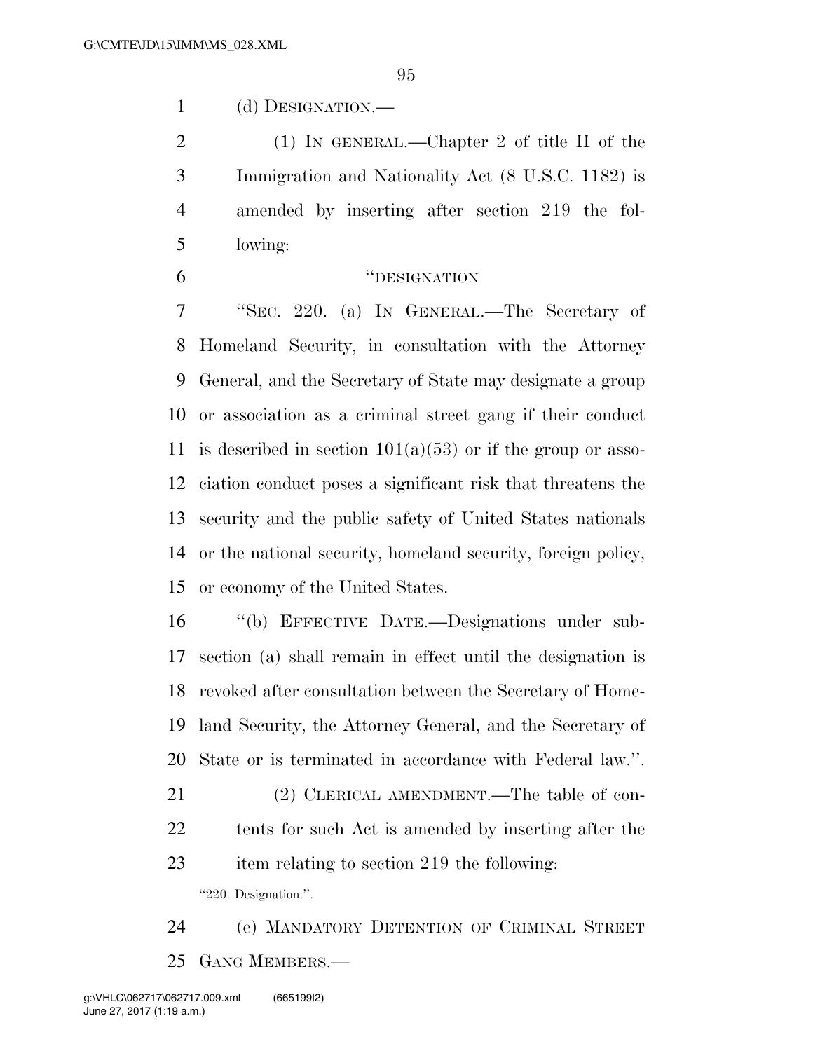(d) DESIGNATION.—

(1) IN GENERAL.—Chapter 2 of title II of the Immigration and Nationality Act (8 U.S.C. 1182) is amended by inserting after section 219 the following:

"DESIGNATION

"SEC. 220. (a) IN GENERAL.—The Secretary of Homeland Security, in consultation with the Attorney General, and the Secretary of State may designate a group or association as a criminal street gang if their conduct is described in section 101(a)(53) or if the group or association conduct poses a significant risk that threatens the security and the public safety of United States nationals or the national security, homeland security, foreign policy, or economy of the United States.

"(b) EFFECTIVE DATE.—Designations under subsection (a) shall remain in effect until the designation is revoked after consultation between the Secretary of Homeland Security, the Attorney General, and the Secretary of State or is terminated in accordance with Federal law.".

(2) CLERICAL AMENDMENT.—The table of contents for such Act is amended by inserting after the item relating to section 219 the following:

"220. Designation.".

(e) MANDATORY DETENTION OF CRIMINAL STREET GANG MEMBERS.—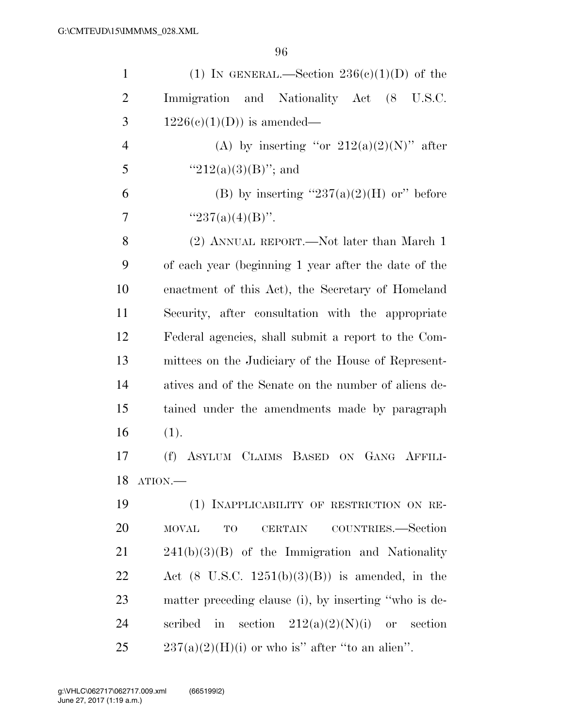(1) IN GENERAL.—Section 236(c)(1)(D) of the Immigration and Nationality Act (8 U.S.C. 1226(c)(1)(D)) is amended—

(A) by inserting "or 212(a)(2)(N)" after "212(a)(3)(B)"; and

(B) by inserting "237(a)(2)(H) or" before "237(a)(4)(B)".

(2) ANNUAL REPORT.—Not later than March 1 of each year (beginning 1 year after the date of the enactment of this Act), the Secretary of Homeland Security, after consultation with the appropriate Federal agencies, shall submit a report to the Committees on the Judiciary of the House of Representatives and of the Senate on the number of aliens detained under the amendments made by paragraph (1).

(f) ASYLUM CLAIMS BASED ON GANG AFFILIATION.—

(1) INAPPLICABILITY OF RESTRICTION ON REMOVAL TO CERTAIN COUNTRIES.—Section 241(b)(3)(B) of the Immigration and Nationality Act (8 U.S.C. 1251(b)(3)(B)) is amended, in the matter preceding clause (i), by inserting "who is described in section 212(a)(2)(N)(i) or section 237(a)(2)(H)(i) or who is" after "to an alien".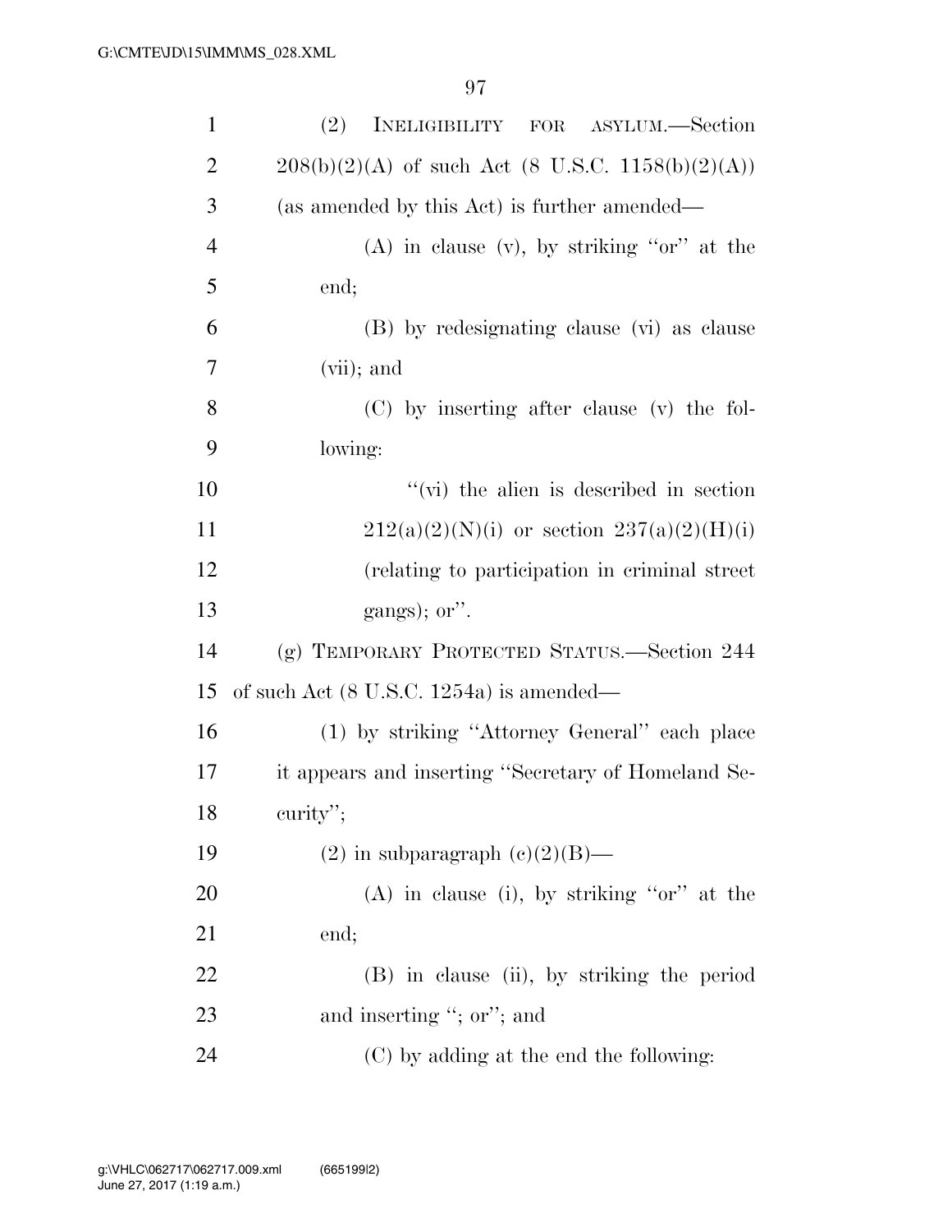(2) INELIGIBILITY FOR ASYLUM.—Section 208(b)(2)(A) of such Act (8 U.S.C. 1158(b)(2)(A)) (as amended by this Act) is further amended—

(A) in clause (v), by striking ''or'' at the end;

(B) by redesignating clause (vi) as clause (vii); and

(C) by inserting after clause (v) the following:

''(vi) the alien is described in section 212(a)(2)(N)(i) or section 237(a)(2)(H)(i) (relating to participation in criminal street gangs); or''.

(g) TEMPORARY PROTECTED STATUS.—Section 244 of such Act (8 U.S.C. 1254a) is amended—

(1) by striking ''Attorney General'' each place it appears and inserting ''Secretary of Homeland Security'';

(2) in subparagraph (c)(2)(B)—

(A) in clause (i), by striking ''or'' at the end;

(B) in clause (ii), by striking the period and inserting ''; or''; and

(C) by adding at the end the following: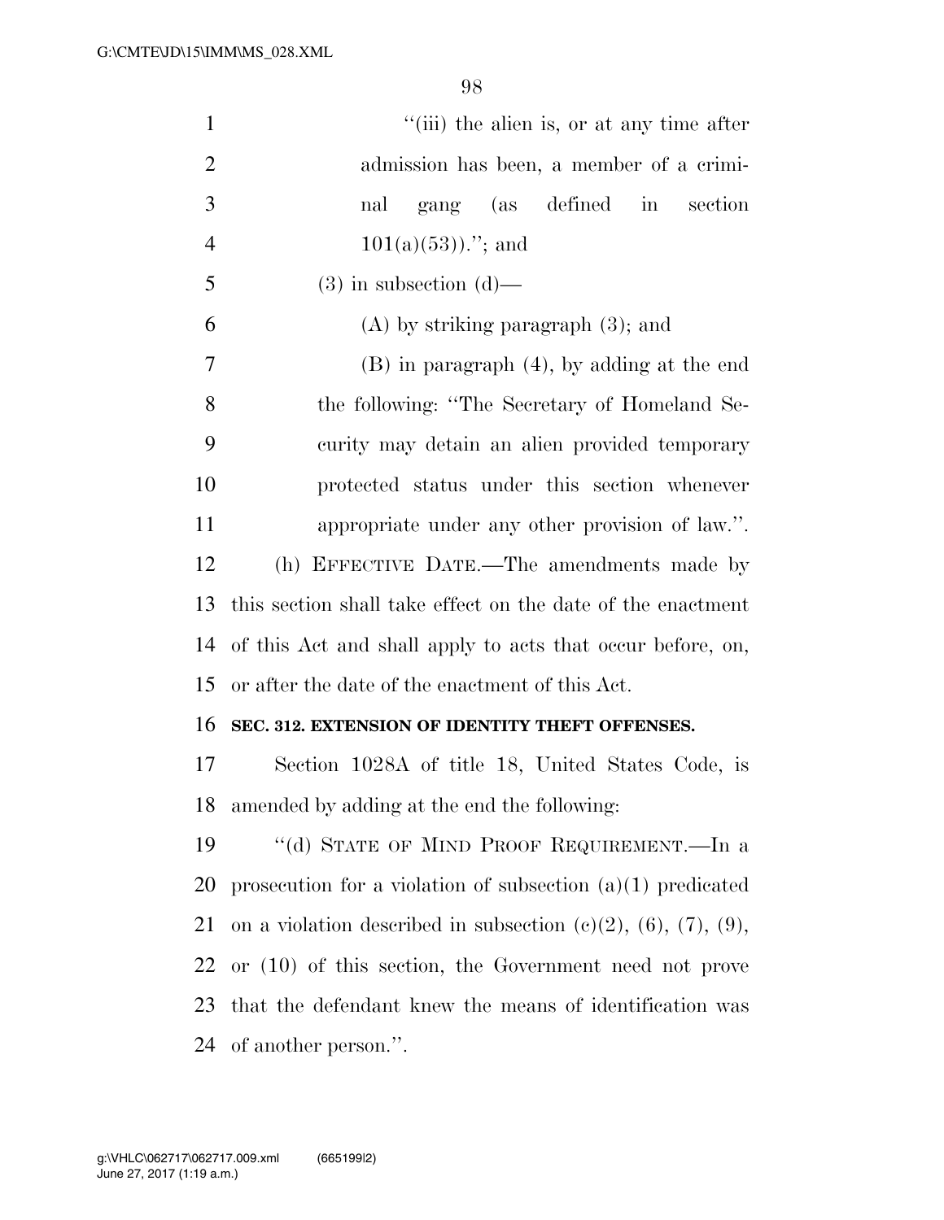"(iii) the alien is, or at any time after admission has been, a member of a criminal gang (as defined in section 101(a)(53))."; and

(3) in subsection (d)—

(A) by striking paragraph (3); and

(B) in paragraph (4), by adding at the end the following: "The Secretary of Homeland Security may detain an alien provided temporary protected status under this section whenever appropriate under any other provision of law.".

(h) EFFECTIVE DATE.—The amendments made by this section shall take effect on the date of the enactment of this Act and shall apply to acts that occur before, on, or after the date of the enactment of this Act.

**SEC. 312. EXTENSION OF IDENTITY THEFT OFFENSES.**

Section 1028A of title 18, United States Code, is amended by adding at the end the following:

"(d) STATE OF MIND PROOF REQUIREMENT.—In a prosecution for a violation of subsection (a)(1) predicated on a violation described in subsection (c)(2), (6), (7), (9), or (10) of this section, the Government need not prove that the defendant knew the means of identification was of another person.".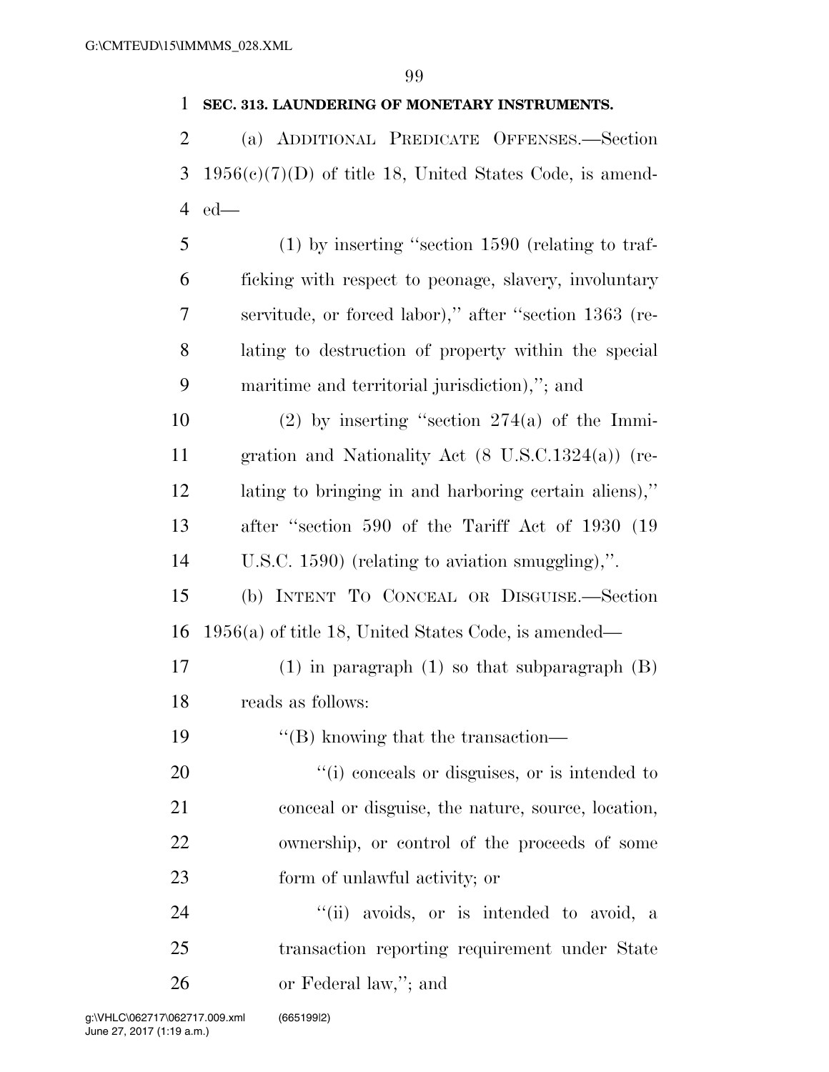**SEC. 313. LAUNDERING OF MONETARY INSTRUMENTS.**

(a) ADDITIONAL PREDICATE OFFENSES.—Section 1956(c)(7)(D) of title 18, United States Code, is amended—

(1) by inserting ''section 1590 (relating to trafficking with respect to peonage, slavery, involuntary servitude, or forced labor),'' after ''section 1363 (relating to destruction of property within the special maritime and territorial jurisdiction),''; and

(2) by inserting ''section 274(a) of the Immigration and Nationality Act (8 U.S.C.1324(a)) (relating to bringing in and harboring certain aliens),'' after ''section 590 of the Tariff Act of 1930 (19 U.S.C. 1590) (relating to aviation smuggling),''.

(b) INTENT TO CONCEAL OR DISGUISE.—Section 1956(a) of title 18, United States Code, is amended—

(1) in paragraph (1) so that subparagraph (B) reads as follows:

''(B) knowing that the transaction—

''(i) conceals or disguises, or is intended to conceal or disguise, the nature, source, location, ownership, or control of the proceeds of some form of unlawful activity; or

''(ii) avoids, or is intended to avoid, a transaction reporting requirement under State or Federal law,''; and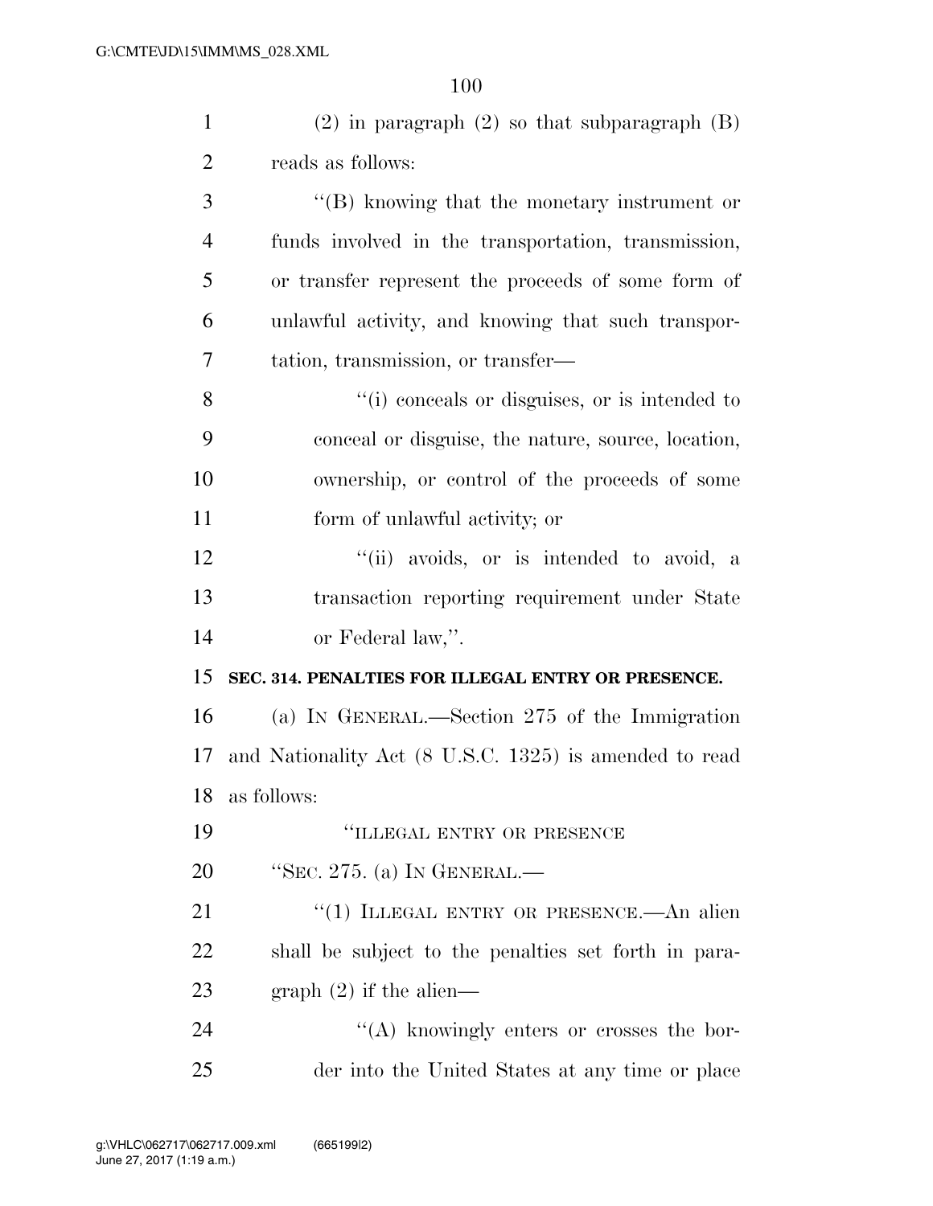(2) in paragraph (2) so that subparagraph (B) reads as follows:

"(B) knowing that the monetary instrument or funds involved in the transportation, transmission, or transfer represent the proceeds of some form of unlawful activity, and knowing that such transportation, transmission, or transfer—

"(i) conceals or disguises, or is intended to conceal or disguise, the nature, source, location, ownership, or control of the proceeds of some form of unlawful activity; or

"(ii) avoids, or is intended to avoid, a transaction reporting requirement under State or Federal law,".

**SEC. 314. PENALTIES FOR ILLEGAL ENTRY OR PRESENCE.**

(a) IN GENERAL.—Section 275 of the Immigration and Nationality Act (8 U.S.C. 1325) is amended to read as follows:

"ILLEGAL ENTRY OR PRESENCE

"SEC. 275. (a) IN GENERAL.—

"(1) ILLEGAL ENTRY OR PRESENCE.—An alien shall be subject to the penalties set forth in paragraph (2) if the alien—

"(A) knowingly enters or crosses the border into the United States at any time or place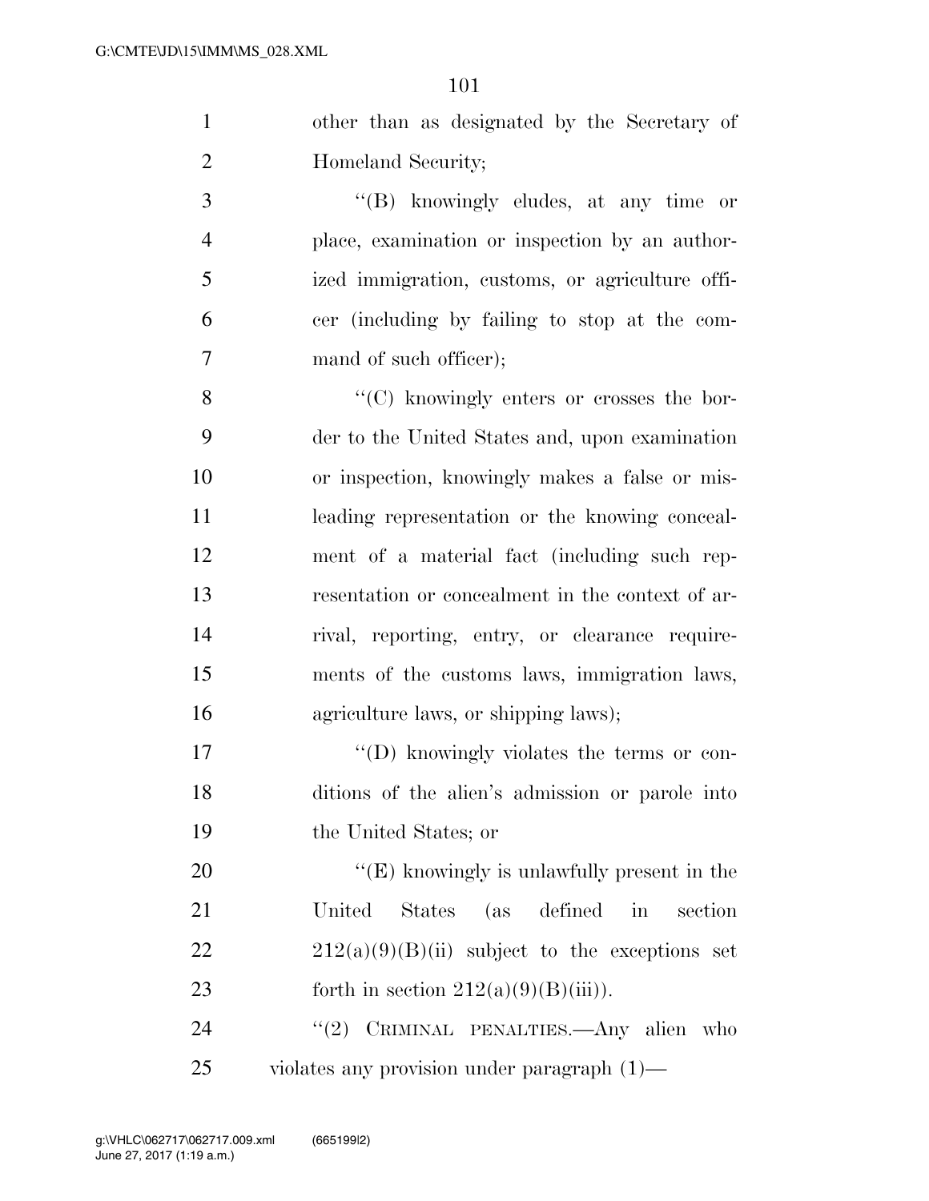other than as designated by the Secretary of Homeland Security;

''(B) knowingly eludes, at any time or place, examination or inspection by an authorized immigration, customs, or agriculture officer (including by failing to stop at the command of such officer);

''(C) knowingly enters or crosses the border to the United States and, upon examination or inspection, knowingly makes a false or misleading representation or the knowing concealment of a material fact (including such representation or concealment in the context of arrival, reporting, entry, or clearance requirements of the customs laws, immigration laws, agriculture laws, or shipping laws);

''(D) knowingly violates the terms or conditions of the alien's admission or parole into the United States; or

''(E) knowingly is unlawfully present in the United States (as defined in section 212(a)(9)(B)(ii) subject to the exceptions set forth in section 212(a)(9)(B)(iii)).

''(2) CRIMINAL PENALTIES.—Any alien who violates any provision under paragraph (1)—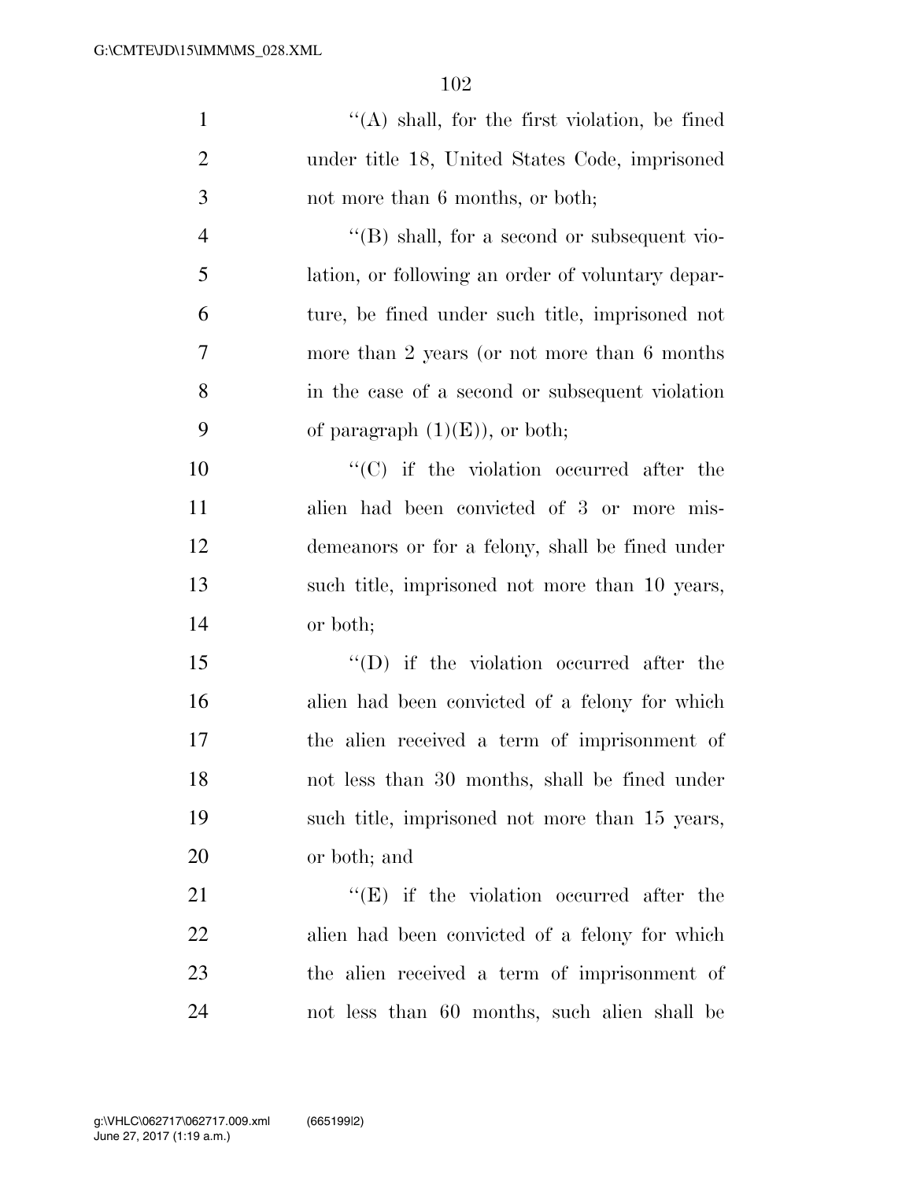''(A) shall, for the first violation, be fined under title 18, United States Code, imprisoned not more than 6 months, or both;

''(B) shall, for a second or subsequent violation, or following an order of voluntary departure, be fined under such title, imprisoned not more than 2 years (or not more than 6 months in the case of a second or subsequent violation of paragraph (1)(E)), or both;

''(C) if the violation occurred after the alien had been convicted of 3 or more misdemeanors or for a felony, shall be fined under such title, imprisoned not more than 10 years, or both;

''(D) if the violation occurred after the alien had been convicted of a felony for which the alien received a term of imprisonment of not less than 30 months, shall be fined under such title, imprisoned not more than 15 years, or both; and

''(E) if the violation occurred after the alien had been convicted of a felony for which the alien received a term of imprisonment of not less than 60 months, such alien shall be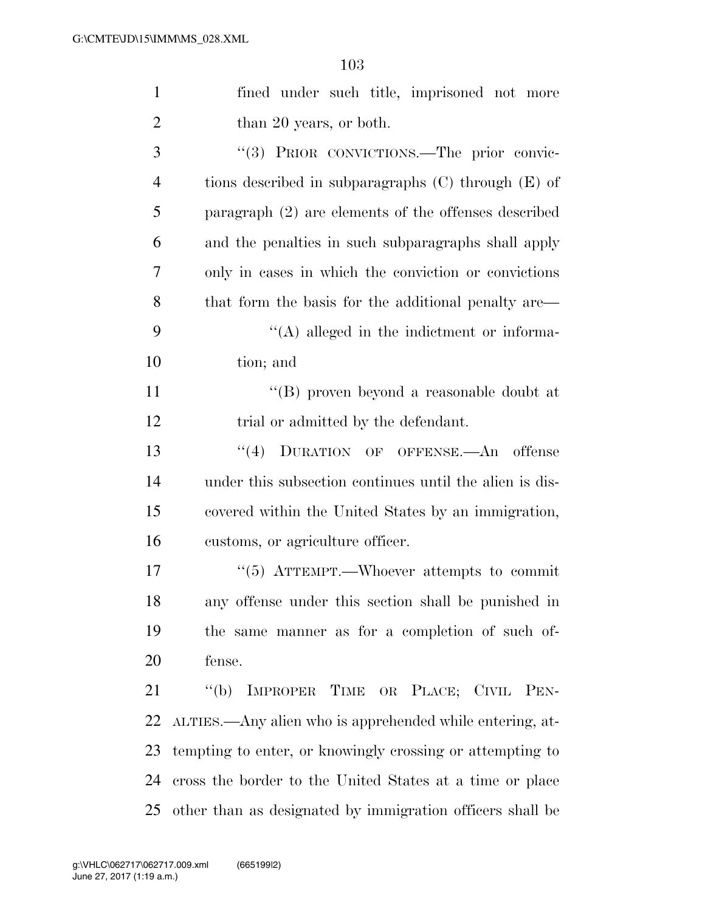fined under such title, imprisoned not more than 20 years, or both.

"(3) PRIOR CONVICTIONS.—The prior convictions described in subparagraphs (C) through (E) of paragraph (2) are elements of the offenses described and the penalties in such subparagraphs shall apply only in cases in which the conviction or convictions that form the basis for the additional penalty are—

"(A) alleged in the indictment or information; and

"(B) proven beyond a reasonable doubt at trial or admitted by the defendant.

"(4) DURATION OF OFFENSE.—An offense under this subsection continues until the alien is discovered within the United States by an immigration, customs, or agriculture officer.

"(5) ATTEMPT.—Whoever attempts to commit any offense under this section shall be punished in the same manner as for a completion of such offense.

"(b) IMPROPER TIME OR PLACE; CIVIL PENALTIES.—Any alien who is apprehended while entering, attempting to enter, or knowingly crossing or attempting to cross the border to the United States at a time or place other than as designated by immigration officers shall be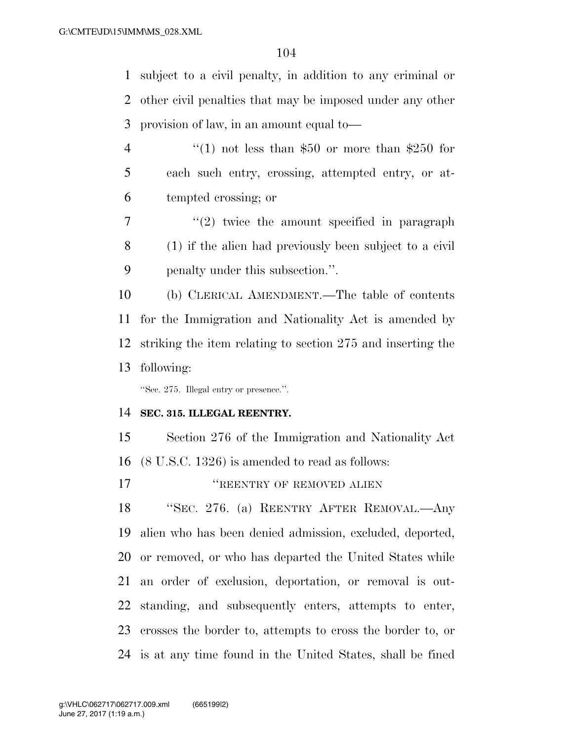subject to a civil penalty, in addition to any criminal or other civil penalties that may be imposed under any other provision of law, in an amount equal to—

"(1) not less than $50 or more than $250 for each such entry, crossing, attempted entry, or attempted crossing; or

"(2) twice the amount specified in paragraph (1) if the alien had previously been subject to a civil penalty under this subsection.".

(b) CLERICAL AMENDMENT.—The table of contents for the Immigration and Nationality Act is amended by striking the item relating to section 275 and inserting the following:

"Sec. 275. Illegal entry or presence.".

**SEC. 315. ILLEGAL REENTRY.**

Section 276 of the Immigration and Nationality Act (8 U.S.C. 1326) is amended to read as follows:

"REENTRY OF REMOVED ALIEN

"SEC. 276. (a) REENTRY AFTER REMOVAL.—Any alien who has been denied admission, excluded, deported, or removed, or who has departed the United States while an order of exclusion, deportation, or removal is outstanding, and subsequently enters, attempts to enter, crosses the border to, attempts to cross the border to, or is at any time found in the United States, shall be fined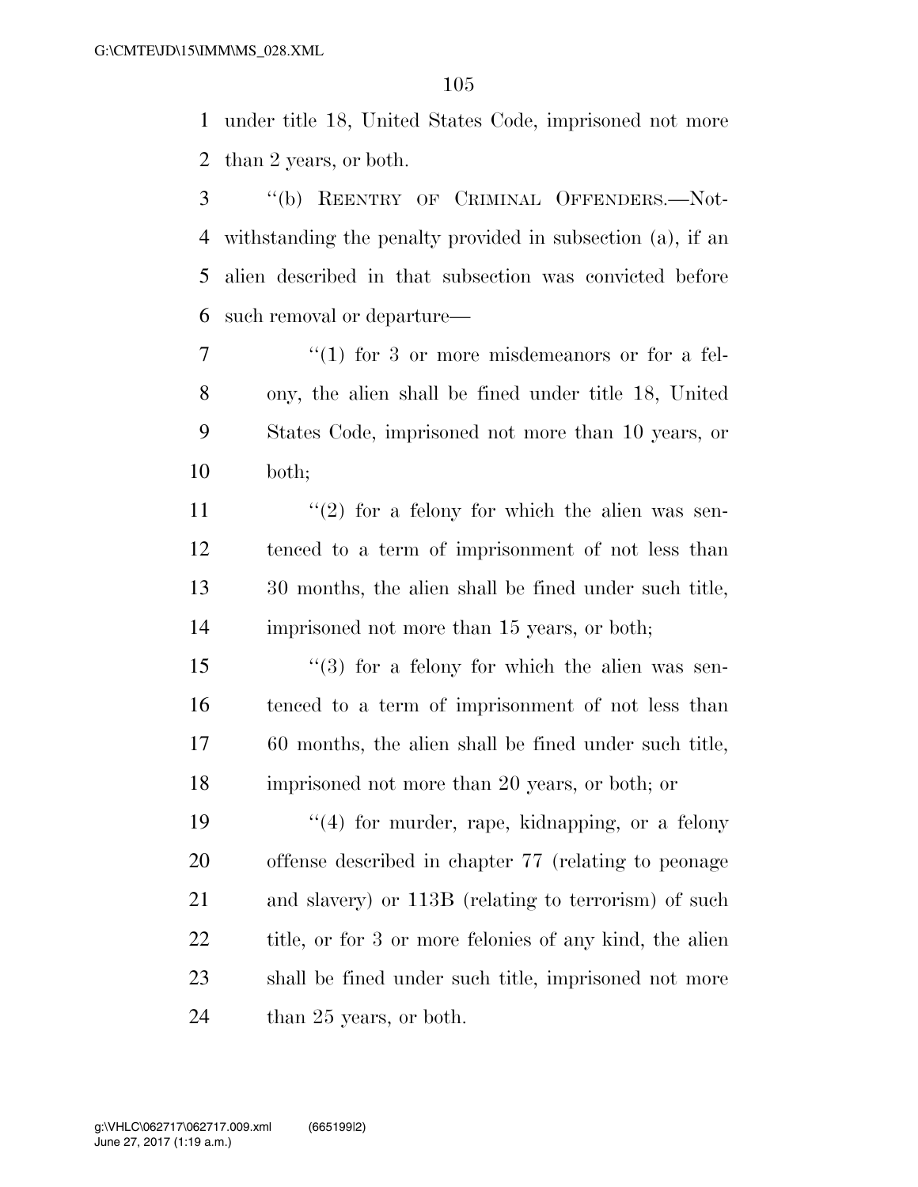under title 18, United States Code, imprisoned not more than 2 years, or both.

"(b) REENTRY OF CRIMINAL OFFENDERS.—Notwithstanding the penalty provided in subsection (a), if an alien described in that subsection was convicted before such removal or departure—

"(1) for 3 or more misdemeanors or for a felony, the alien shall be fined under title 18, United States Code, imprisoned not more than 10 years, or both;

"(2) for a felony for which the alien was sentenced to a term of imprisonment of not less than 30 months, the alien shall be fined under such title, imprisoned not more than 15 years, or both;

"(3) for a felony for which the alien was sentenced to a term of imprisonment of not less than 60 months, the alien shall be fined under such title, imprisoned not more than 20 years, or both; or

"(4) for murder, rape, kidnapping, or a felony offense described in chapter 77 (relating to peonage and slavery) or 113B (relating to terrorism) of such title, or for 3 or more felonies of any kind, the alien shall be fined under such title, imprisoned not more than 25 years, or both.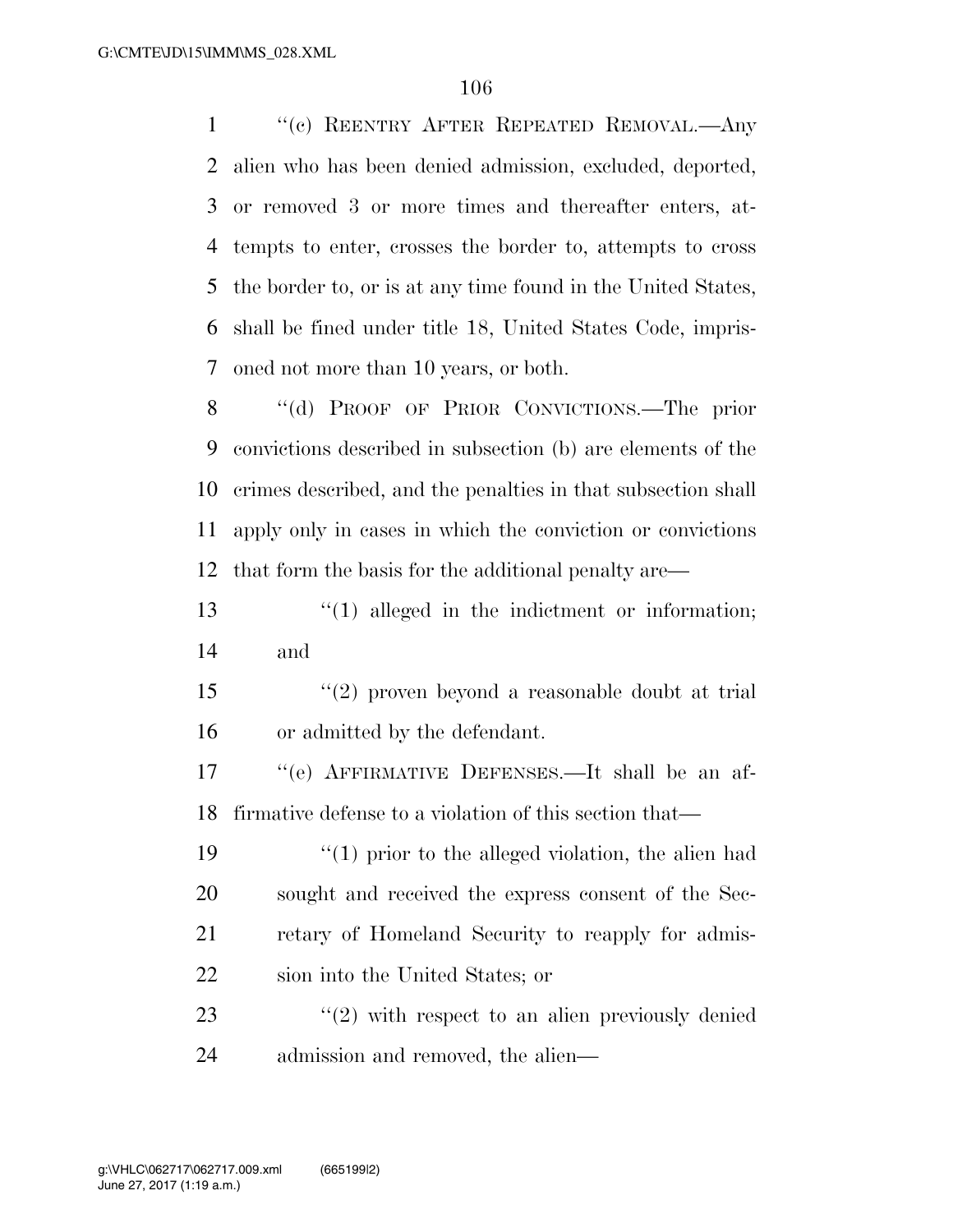''(c) REENTRY AFTER REPEATED REMOVAL.—Any alien who has been denied admission, excluded, deported, or removed 3 or more times and thereafter enters, attempts to enter, crosses the border to, attempts to cross the border to, or is at any time found in the United States, shall be fined under title 18, United States Code, imprisoned not more than 10 years, or both.

''(d) PROOF OF PRIOR CONVICTIONS.—The prior convictions described in subsection (b) are elements of the crimes described, and the penalties in that subsection shall apply only in cases in which the conviction or convictions that form the basis for the additional penalty are—

''(1) alleged in the indictment or information; and

''(2) proven beyond a reasonable doubt at trial or admitted by the defendant.

''(e) AFFIRMATIVE DEFENSES.—It shall be an affirmative defense to a violation of this section that—

''(1) prior to the alleged violation, the alien had sought and received the express consent of the Secretary of Homeland Security to reapply for admission into the United States; or

''(2) with respect to an alien previously denied admission and removed, the alien—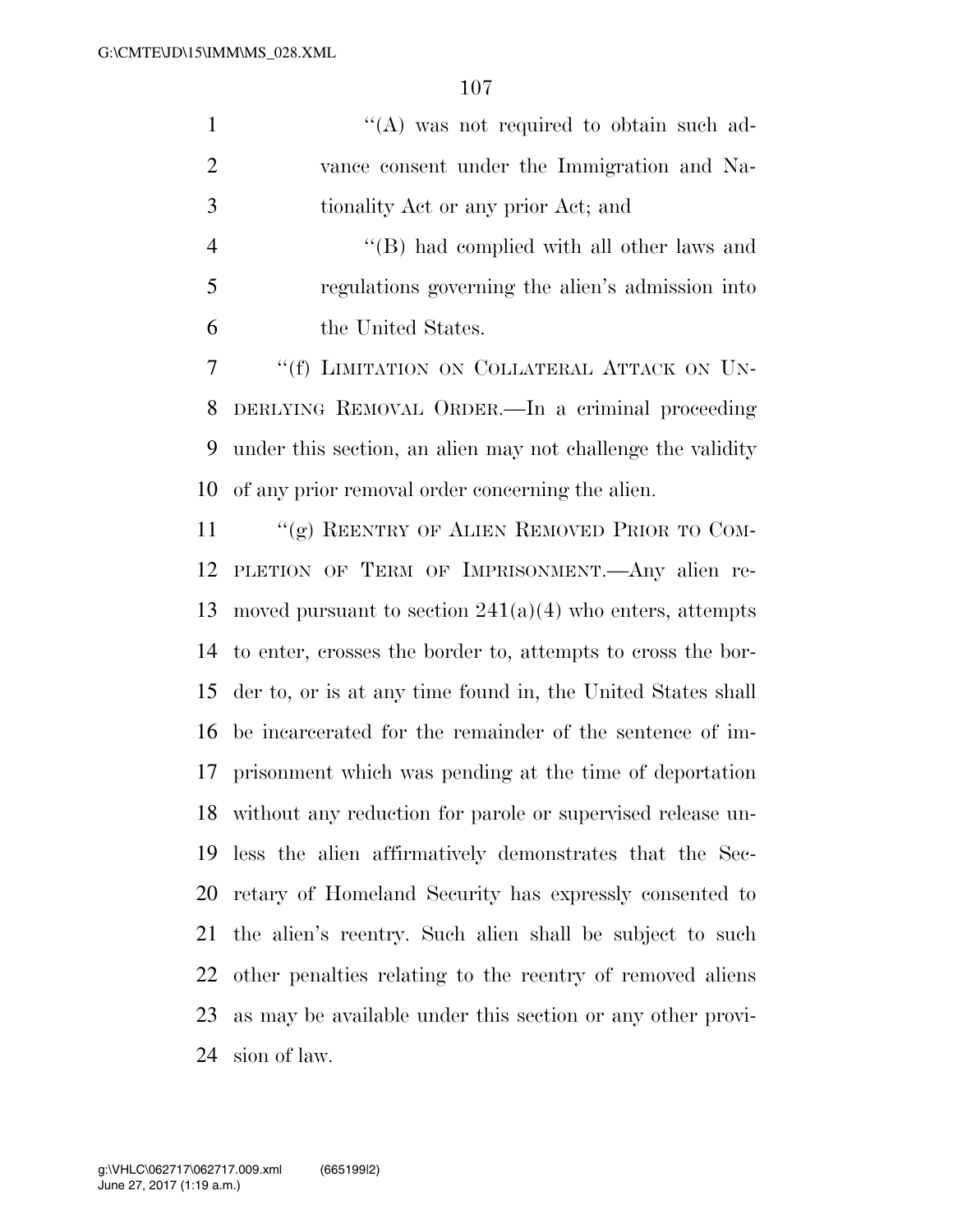''(A) was not required to obtain such advance consent under the Immigration and Nationality Act or any prior Act; and

''(B) had complied with all other laws and regulations governing the alien's admission into the United States.

''(f) LIMITATION ON COLLATERAL ATTACK ON UNDERLYING REMOVAL ORDER.—In a criminal proceeding under this section, an alien may not challenge the validity of any prior removal order concerning the alien.

''(g) REENTRY OF ALIEN REMOVED PRIOR TO COMPLETION OF TERM OF IMPRISONMENT.—Any alien removed pursuant to section 241(a)(4) who enters, attempts to enter, crosses the border to, attempts to cross the border to, or is at any time found in, the United States shall be incarcerated for the remainder of the sentence of imprisonment which was pending at the time of deportation without any reduction for parole or supervised release unless the alien affirmatively demonstrates that the Secretary of Homeland Security has expressly consented to the alien's reentry. Such alien shall be subject to such other penalties relating to the reentry of removed aliens as may be available under this section or any other provision of law.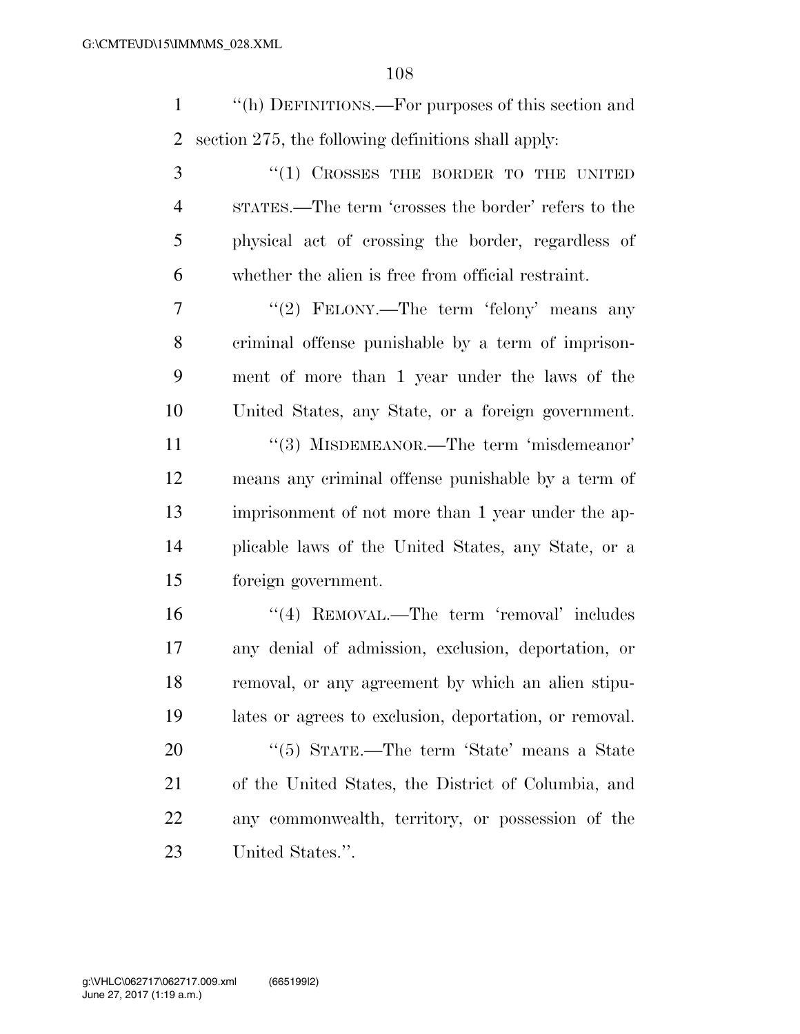''(h) DEFINITIONS.—For purposes of this section and section 275, the following definitions shall apply:

''(1) CROSSES THE BORDER TO THE UNITED STATES.—The term 'crosses the border' refers to the physical act of crossing the border, regardless of whether the alien is free from official restraint.

''(2) FELONY.—The term 'felony' means any criminal offense punishable by a term of imprisonment of more than 1 year under the laws of the United States, any State, or a foreign government.

''(3) MISDEMEANOR.—The term 'misdemeanor' means any criminal offense punishable by a term of imprisonment of not more than 1 year under the applicable laws of the United States, any State, or a foreign government.

''(4) REMOVAL.—The term 'removal' includes any denial of admission, exclusion, deportation, or removal, or any agreement by which an alien stipulates or agrees to exclusion, deportation, or removal.

''(5) STATE.—The term 'State' means a State of the United States, the District of Columbia, and any commonwealth, territory, or possession of the United States.''.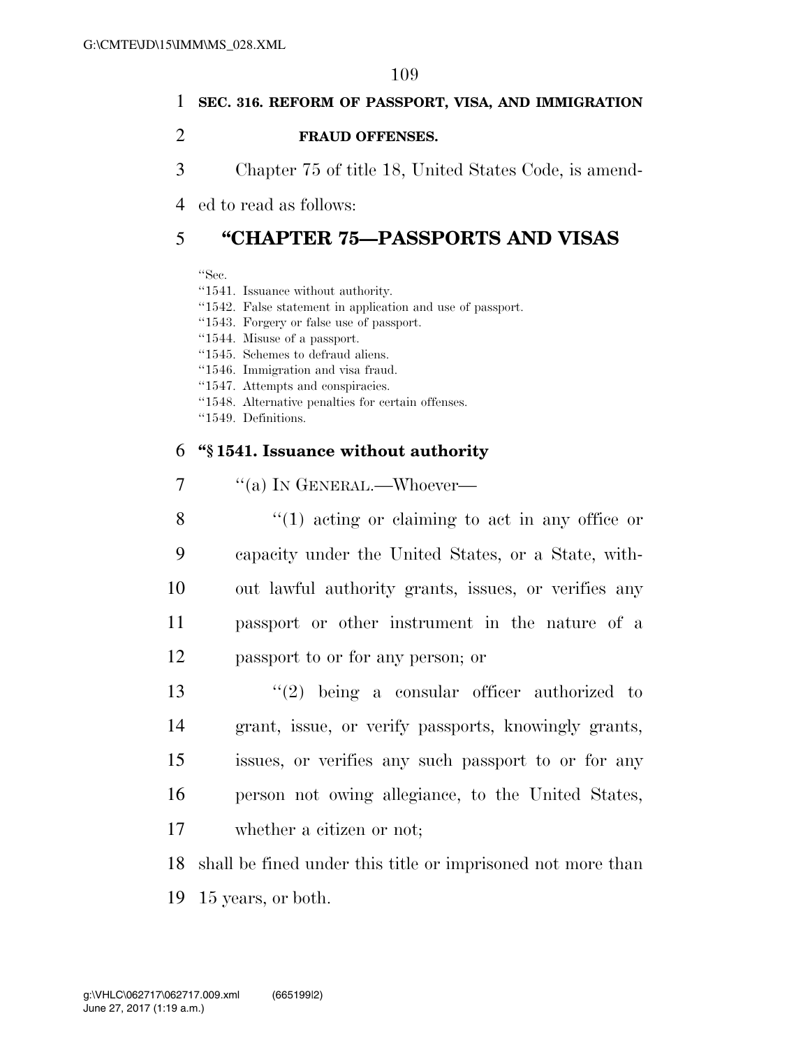**SEC. 316. REFORM OF PASSPORT, VISA, AND IMMIGRATION FRAUD OFFENSES.**

Chapter 75 of title 18, United States Code, is amended to read as follows:

# "CHAPTER 75—PASSPORTS AND VISAS

"Sec.
"1541. Issuance without authority.
"1542. False statement in application and use of passport.
"1543. Forgery or false use of passport.
"1544. Misuse of a passport.
"1545. Schemes to defraud aliens.
"1546. Immigration and visa fraud.
"1547. Attempts and conspiracies.
"1548. Alternative penalties for certain offenses.
"1549. Definitions.

### "§ 1541. Issuance without authority

"(a) IN GENERAL.—Whoever—

"(1) acting or claiming to act in any office or capacity under the United States, or a State, without lawful authority grants, issues, or verifies any passport or other instrument in the nature of a passport to or for any person; or

"(2) being a consular officer authorized to grant, issue, or verify passports, knowingly grants, issues, or verifies any such passport to or for any person not owing allegiance, to the United States, whether a citizen or not;

shall be fined under this title or imprisoned not more than 15 years, or both.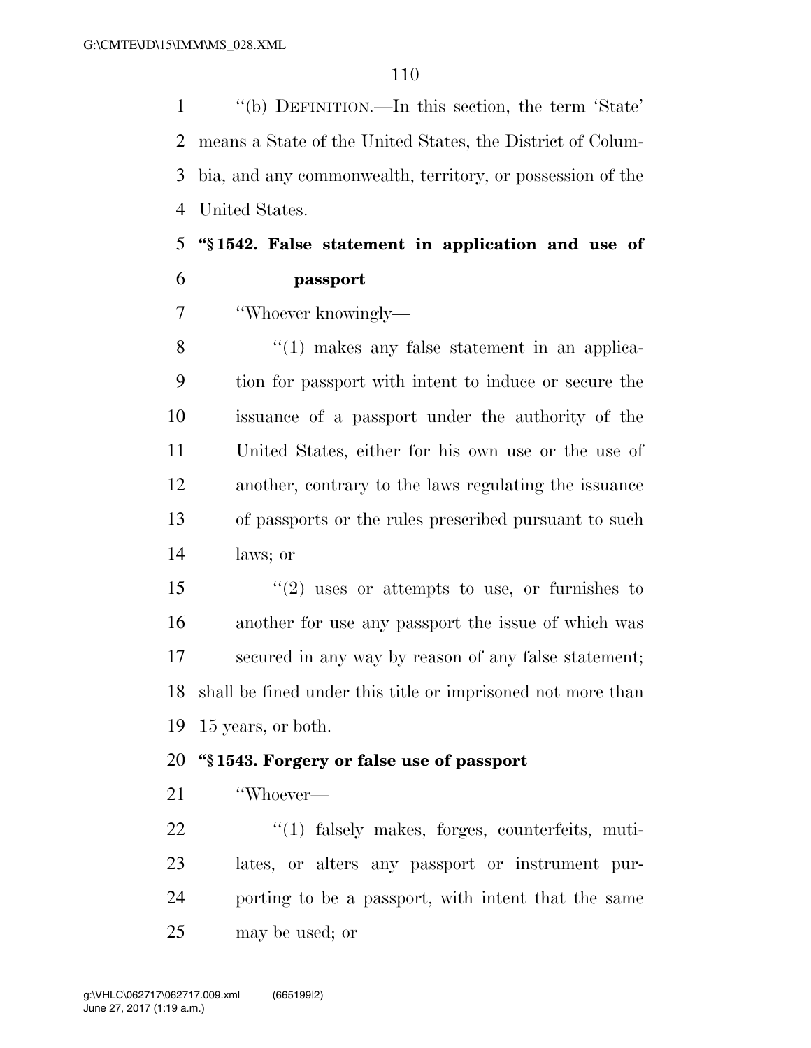"(b) DEFINITION.—In this section, the term 'State' means a State of the United States, the District of Columbia, and any commonwealth, territory, or possession of the United States.

**"§ 1542. False statement in application and use of passport**

"Whoever knowingly—

"(1) makes any false statement in an application for passport with intent to induce or secure the issuance of a passport under the authority of the United States, either for his own use or the use of another, contrary to the laws regulating the issuance of passports or the rules prescribed pursuant to such laws; or

"(2) uses or attempts to use, or furnishes to another for use any passport the issue of which was secured in any way by reason of any false statement;

shall be fined under this title or imprisoned not more than 15 years, or both.

**"§ 1543. Forgery or false use of passport**

"Whoever—

"(1) falsely makes, forges, counterfeits, mutilates, or alters any passport or instrument purporting to be a passport, with intent that the same may be used; or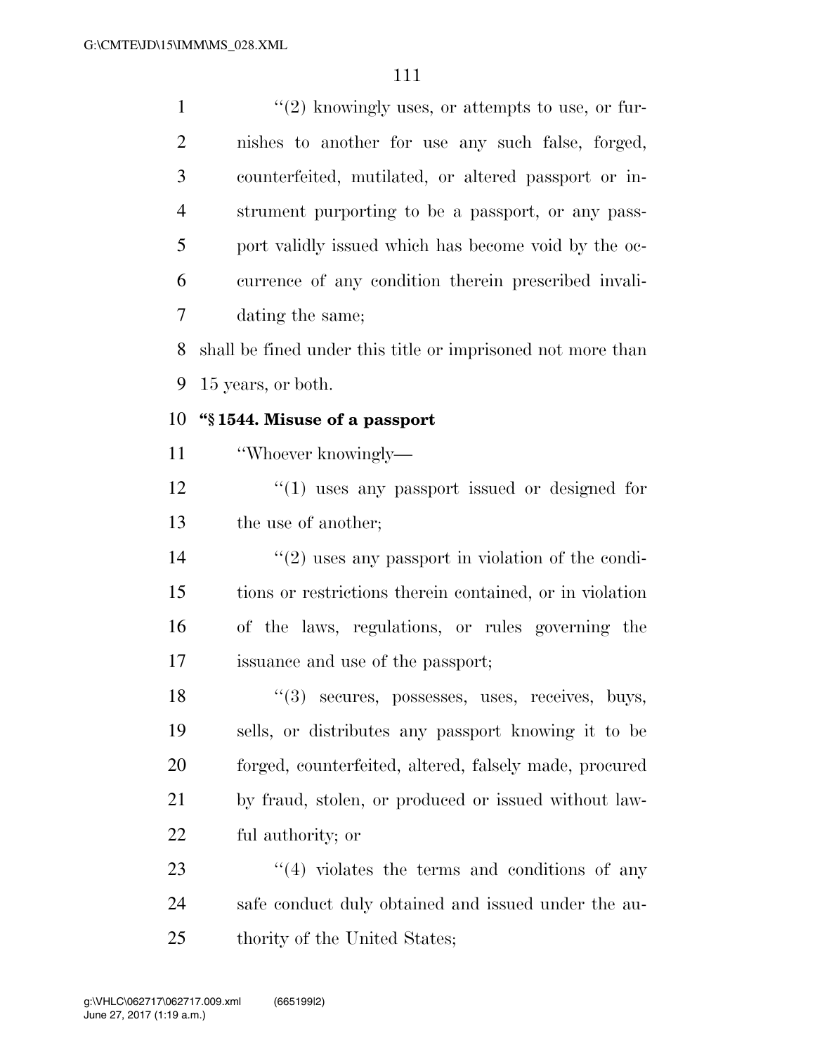''(2) knowingly uses, or attempts to use, or furnishes to another for use any such false, forged, counterfeited, mutilated, or altered passport or instrument purporting to be a passport, or any passport validly issued which has become void by the occurrence of any condition therein prescribed invalidating the same;

shall be fined under this title or imprisoned not more than 15 years, or both.

**''§ 1544. Misuse of a passport**

''Whoever knowingly—

''(1) uses any passport issued or designed for the use of another;

''(2) uses any passport in violation of the conditions or restrictions therein contained, or in violation of the laws, regulations, or rules governing the issuance and use of the passport;

''(3) secures, possesses, uses, receives, buys, sells, or distributes any passport knowing it to be forged, counterfeited, altered, falsely made, procured by fraud, stolen, or produced or issued without lawful authority; or

''(4) violates the terms and conditions of any safe conduct duly obtained and issued under the authority of the United States;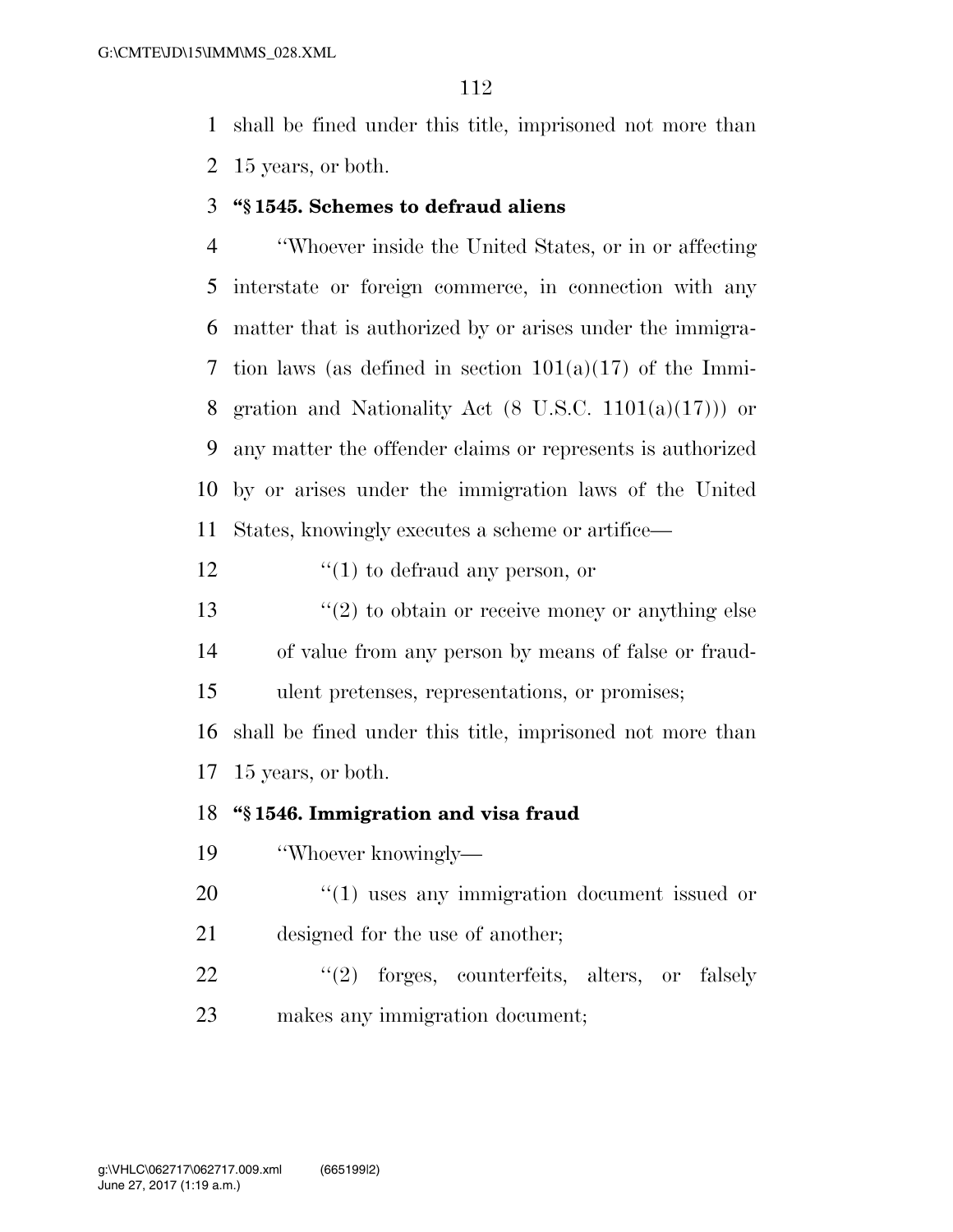shall be fined under this title, imprisoned not more than 15 years, or both.

**"§ 1545. Schemes to defraud aliens**

"Whoever inside the United States, or in or affecting interstate or foreign commerce, in connection with any matter that is authorized by or arises under the immigration laws (as defined in section 101(a)(17) of the Immigration and Nationality Act (8 U.S.C. 1101(a)(17))) or any matter the offender claims or represents is authorized by or arises under the immigration laws of the United States, knowingly executes a scheme or artifice—

"(1) to defraud any person, or

"(2) to obtain or receive money or anything else of value from any person by means of false or fraudulent pretenses, representations, or promises;

shall be fined under this title, imprisoned not more than 15 years, or both.

**"§ 1546. Immigration and visa fraud**

"Whoever knowingly—

"(1) uses any immigration document issued or designed for the use of another;

"(2) forges, counterfeits, alters, or falsely makes any immigration document;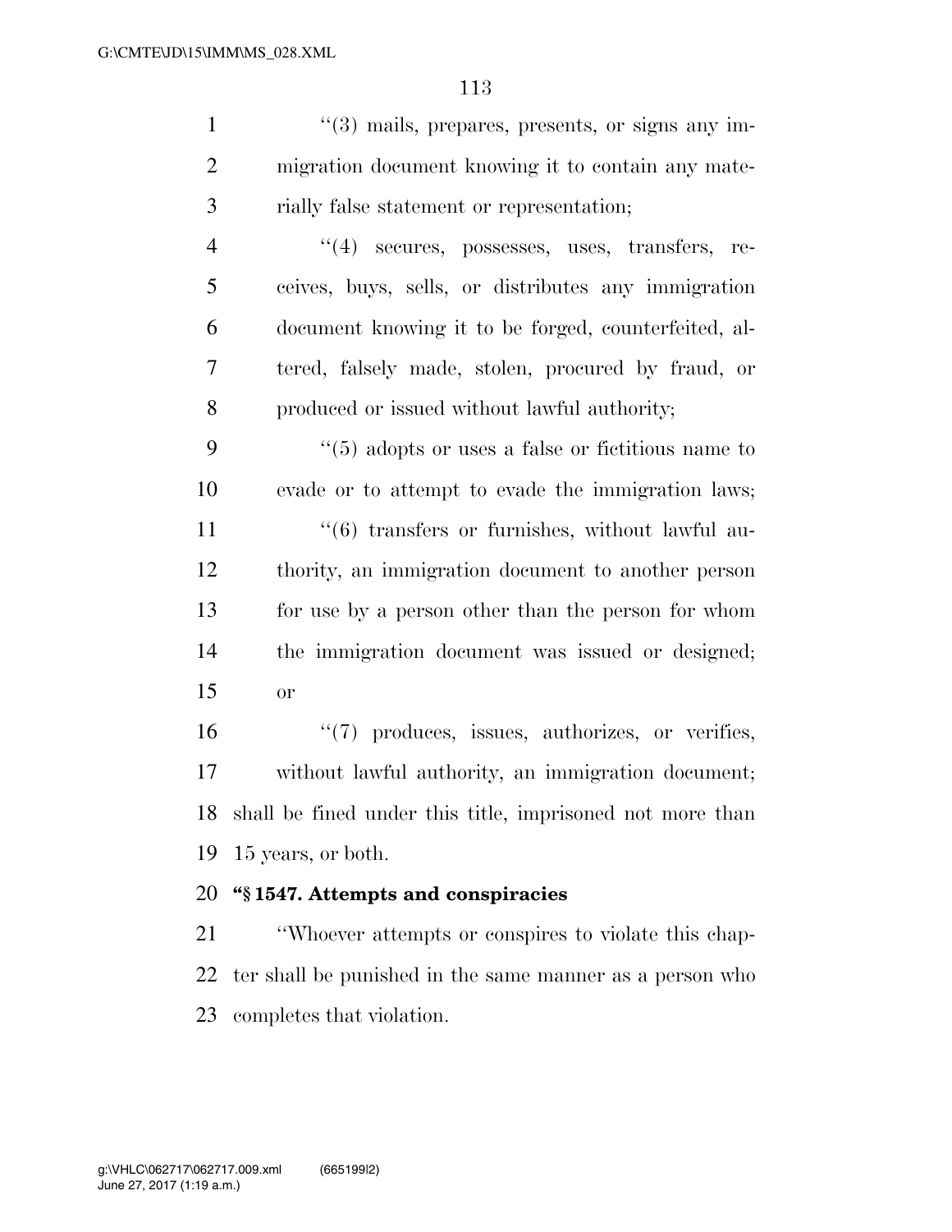''(3) mails, prepares, presents, or signs any immigration document knowing it to contain any materially false statement or representation;

''(4) secures, possesses, uses, transfers, receives, buys, sells, or distributes any immigration document knowing it to be forged, counterfeited, altered, falsely made, stolen, procured by fraud, or produced or issued without lawful authority;

''(5) adopts or uses a false or fictitious name to evade or to attempt to evade the immigration laws;

''(6) transfers or furnishes, without lawful authority, an immigration document to another person for use by a person other than the person for whom the immigration document was issued or designed; or

''(7) produces, issues, authorizes, or verifies, without lawful authority, an immigration document;

shall be fined under this title, imprisoned not more than 15 years, or both.

**''§ 1547. Attempts and conspiracies**

''Whoever attempts or conspires to violate this chapter shall be punished in the same manner as a person who completes that violation.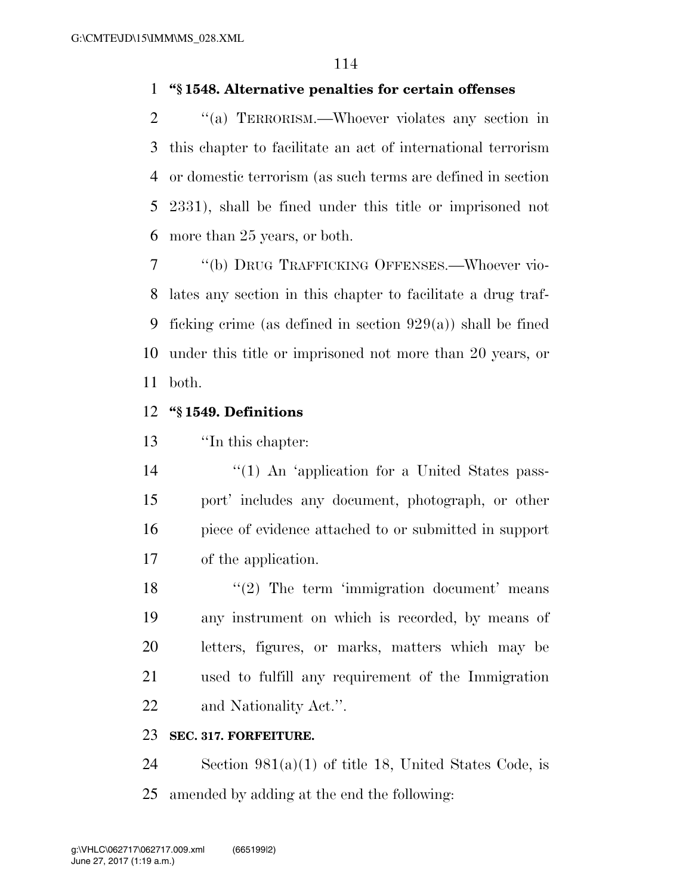**"§ 1548. Alternative penalties for certain offenses**

"(a) TERRORISM.—Whoever violates any section in this chapter to facilitate an act of international terrorism or domestic terrorism (as such terms are defined in section 2331), shall be fined under this title or imprisoned not more than 25 years, or both.

"(b) DRUG TRAFFICKING OFFENSES.—Whoever violates any section in this chapter to facilitate a drug trafficking crime (as defined in section 929(a)) shall be fined under this title or imprisoned not more than 20 years, or both.

**"§ 1549. Definitions**

"In this chapter:

"(1) An 'application for a United States passport' includes any document, photograph, or other piece of evidence attached to or submitted in support of the application.

"(2) The term 'immigration document' means any instrument on which is recorded, by means of letters, figures, or marks, matters which may be used to fulfill any requirement of the Immigration and Nationality Act.".

**SEC. 317. FORFEITURE.**

Section 981(a)(1) of title 18, United States Code, is amended by adding at the end the following: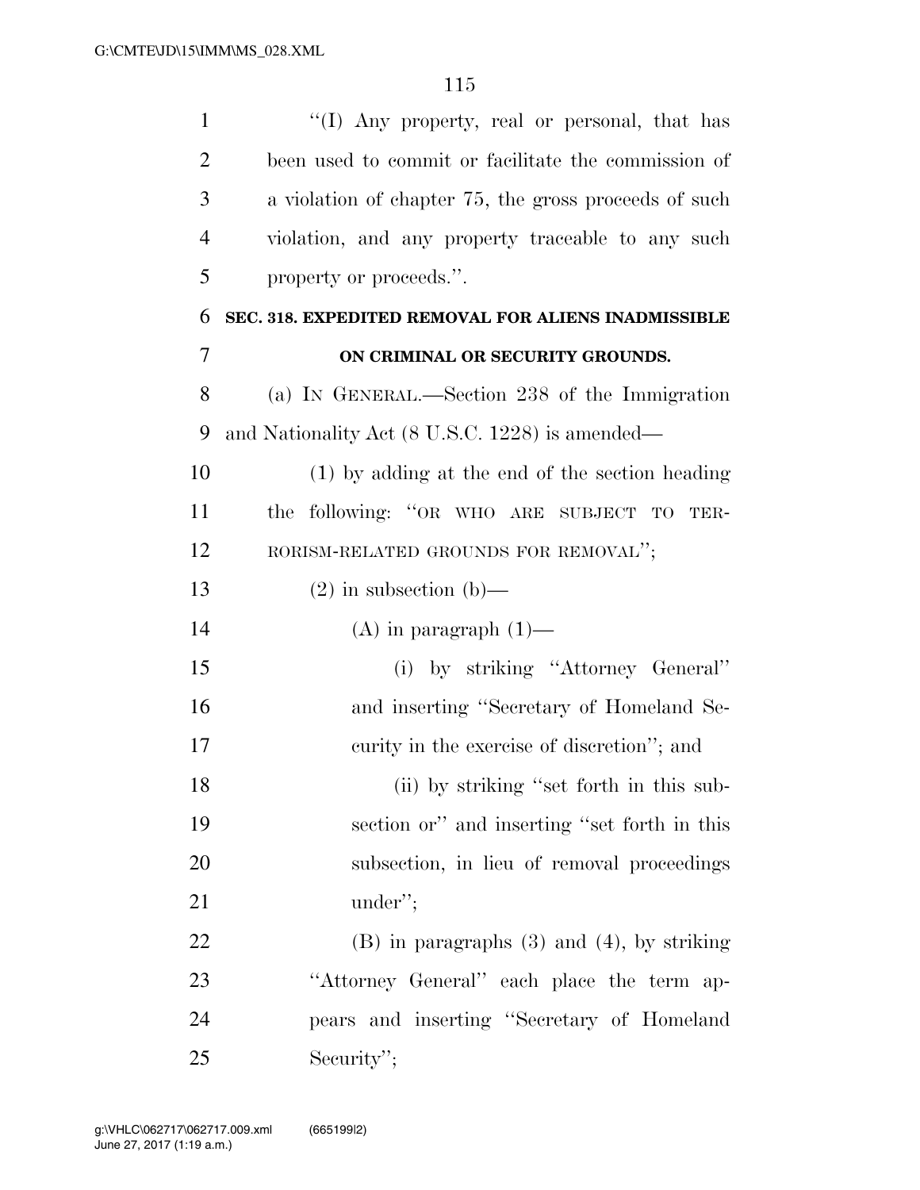"(I) Any property, real or personal, that has been used to commit or facilitate the commission of a violation of chapter 75, the gross proceeds of such violation, and any property traceable to any such property or proceeds.".

**SEC. 318. EXPEDITED REMOVAL FOR ALIENS INADMISSIBLE ON CRIMINAL OR SECURITY GROUNDS.**

(a) IN GENERAL.—Section 238 of the Immigration and Nationality Act (8 U.S.C. 1228) is amended—

(1) by adding at the end of the section heading the following: "OR WHO ARE SUBJECT TO TERRORISM-RELATED GROUNDS FOR REMOVAL";

(2) in subsection (b)—

(A) in paragraph (1)—

(i) by striking "Attorney General" and inserting "Secretary of Homeland Security in the exercise of discretion"; and

(ii) by striking "set forth in this subsection or" and inserting "set forth in this subsection, in lieu of removal proceedings under";

(B) in paragraphs (3) and (4), by striking "Attorney General" each place the term appears and inserting "Secretary of Homeland Security";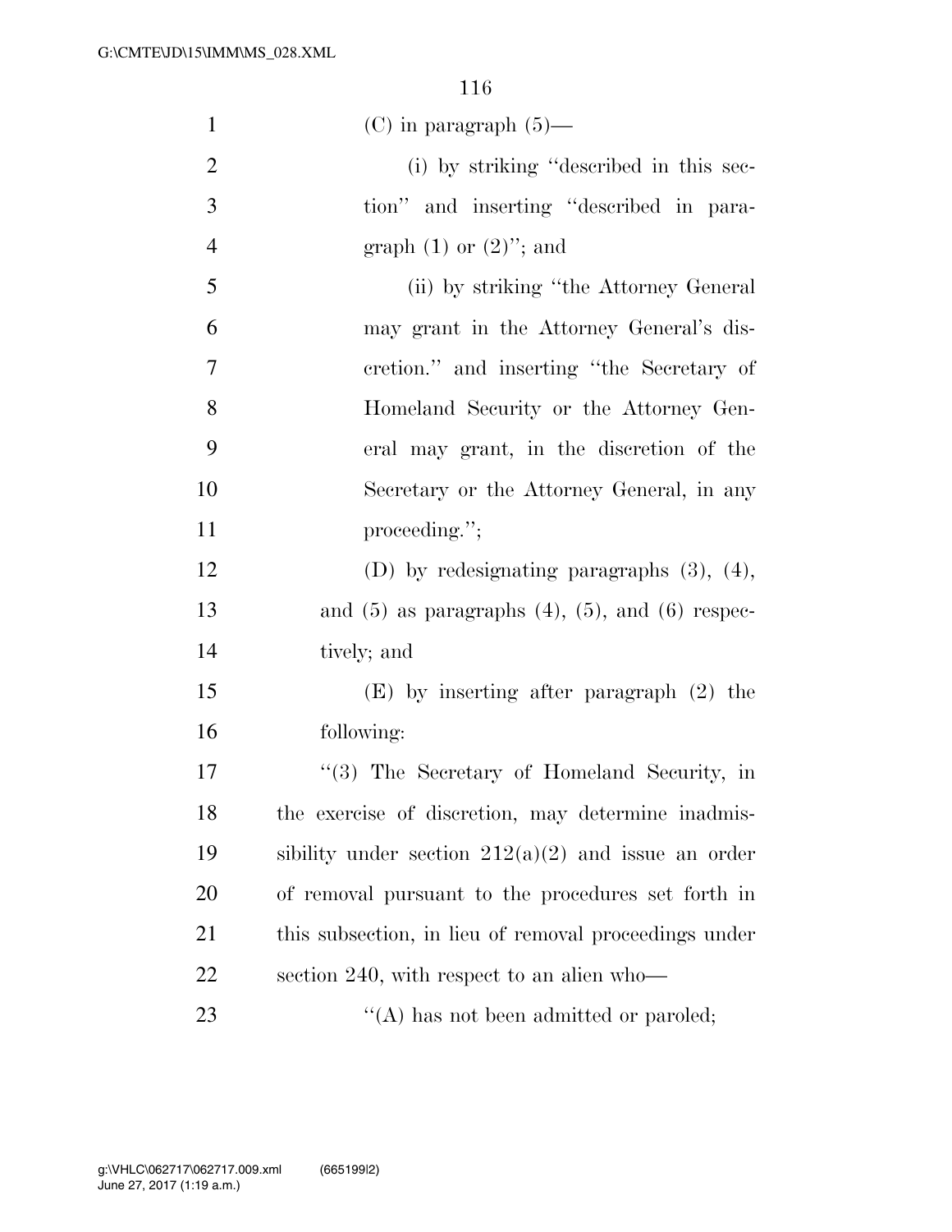(C) in paragraph (5)—

(i) by striking ''described in this section'' and inserting ''described in paragraph (1) or (2)''; and

(ii) by striking ''the Attorney General may grant in the Attorney General's discretion.'' and inserting ''the Secretary of Homeland Security or the Attorney General may grant, in the discretion of the Secretary or the Attorney General, in any proceeding.'';

(D) by redesignating paragraphs (3), (4), and (5) as paragraphs (4), (5), and (6) respectively; and

(E) by inserting after paragraph (2) the following:

''(3) The Secretary of Homeland Security, in the exercise of discretion, may determine inadmissibility under section 212(a)(2) and issue an order of removal pursuant to the procedures set forth in this subsection, in lieu of removal proceedings under section 240, with respect to an alien who—

''(A) has not been admitted or paroled;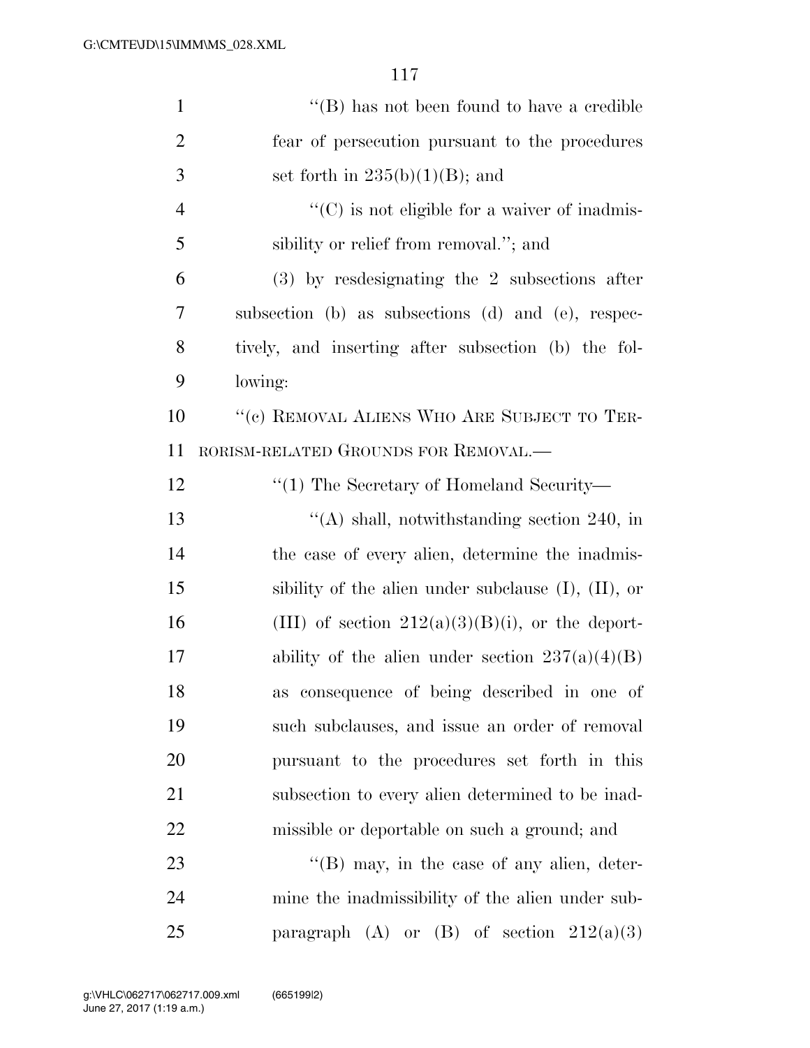''(B) has not been found to have a credible fear of persecution pursuant to the procedures set forth in 235(b)(1)(B); and

''(C) is not eligible for a waiver of inadmissibility or relief from removal.''; and

(3) by resdesignating the 2 subsections after subsection (b) as subsections (d) and (e), respectively, and inserting after subsection (b) the following:

''(c) REMOVAL ALIENS WHO ARE SUBJECT TO TERRORISM-RELATED GROUNDS FOR REMOVAL.—

''(1) The Secretary of Homeland Security—

''(A) shall, notwithstanding section 240, in the case of every alien, determine the inadmissibility of the alien under subclause (I), (II), or (III) of section 212(a)(3)(B)(i), or the deportability of the alien under section 237(a)(4)(B) as consequence of being described in one of such subclauses, and issue an order of removal pursuant to the procedures set forth in this subsection to every alien determined to be inadmissible or deportable on such a ground; and

''(B) may, in the case of any alien, determine the inadmissibility of the alien under subparagraph (A) or (B) of section 212(a)(3)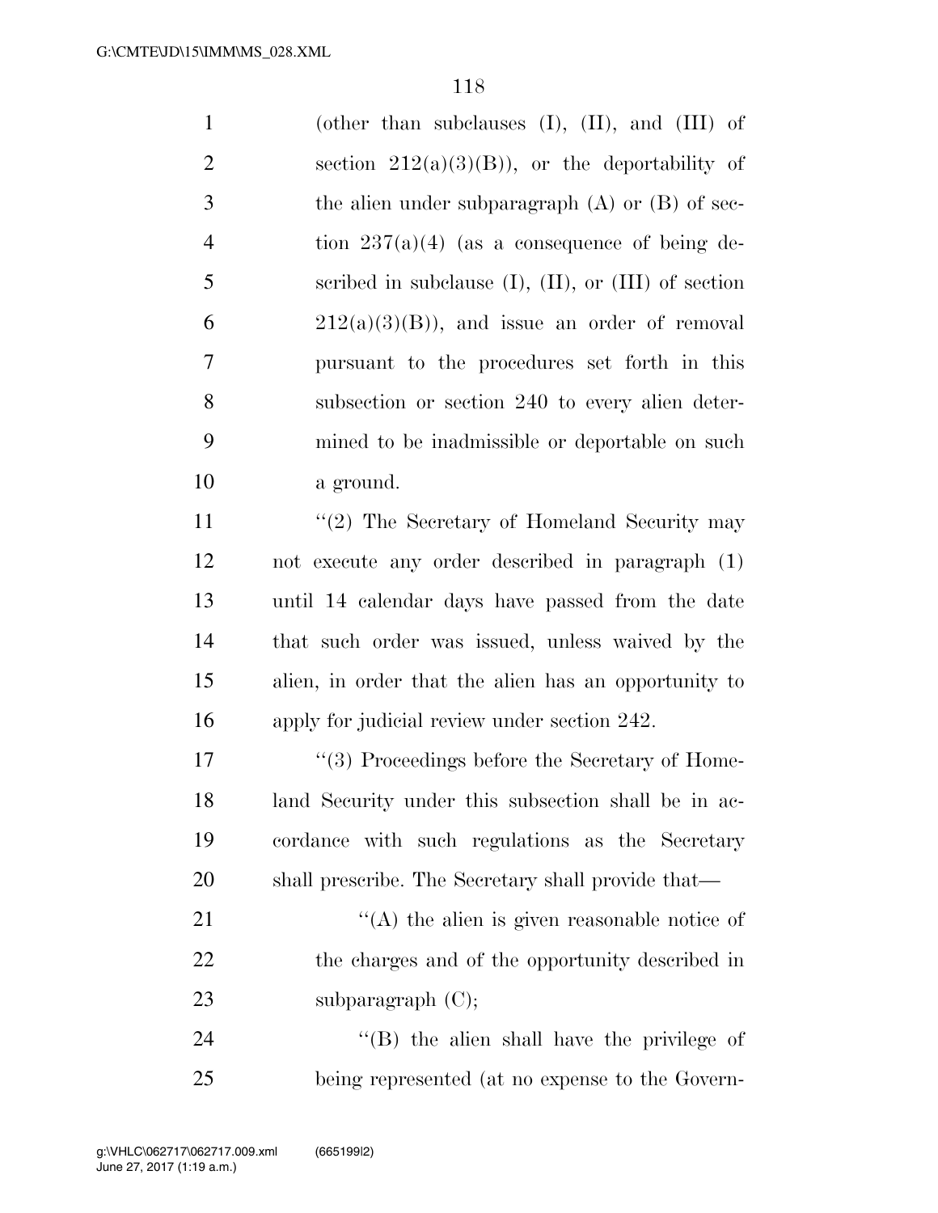(other than subclauses (I), (II), and (III) of section 212(a)(3)(B)), or the deportability of the alien under subparagraph (A) or (B) of section 237(a)(4) (as a consequence of being described in subclause (I), (II), or (III) of section 212(a)(3)(B)), and issue an order of removal pursuant to the procedures set forth in this subsection or section 240 to every alien determined to be inadmissible or deportable on such a ground.

''(2) The Secretary of Homeland Security may not execute any order described in paragraph (1) until 14 calendar days have passed from the date that such order was issued, unless waived by the alien, in order that the alien has an opportunity to apply for judicial review under section 242.

''(3) Proceedings before the Secretary of Homeland Security under this subsection shall be in accordance with such regulations as the Secretary shall prescribe. The Secretary shall provide that—

''(A) the alien is given reasonable notice of the charges and of the opportunity described in subparagraph (C);

''(B) the alien shall have the privilege of being represented (at no expense to the Govern-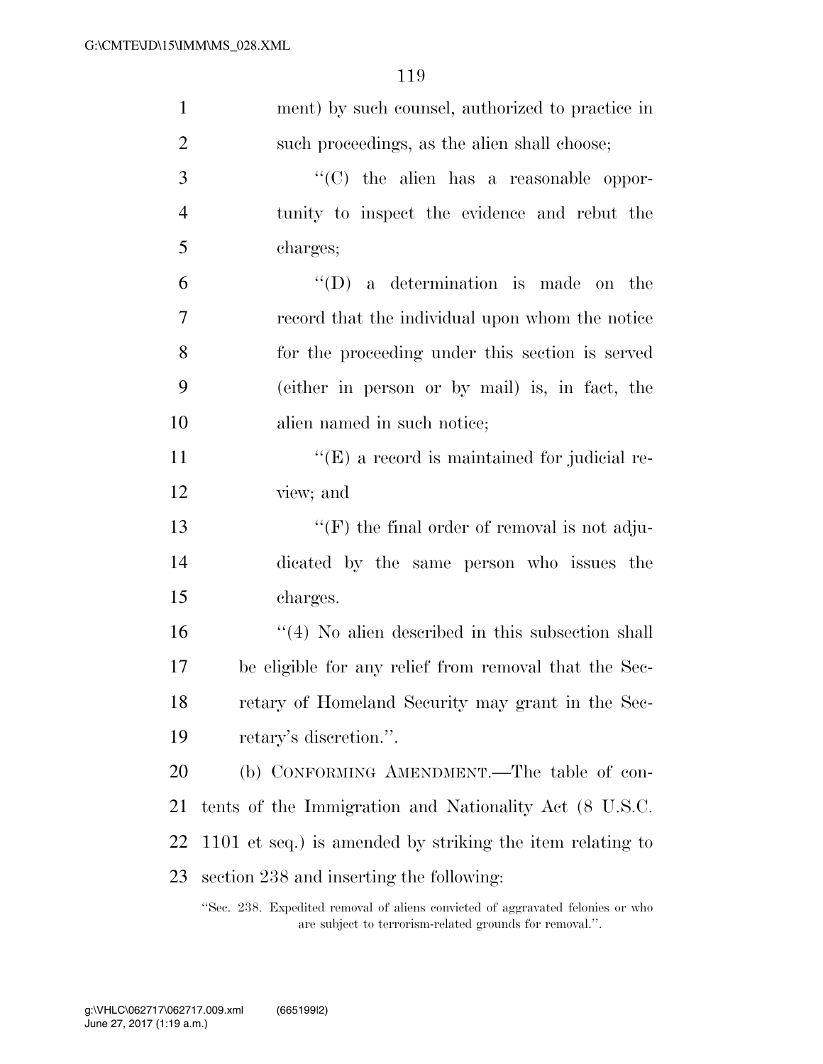ment) by such counsel, authorized to practice in such proceedings, as the alien shall choose;

"(C) the alien has a reasonable opportunity to inspect the evidence and rebut the charges;

"(D) a determination is made on the record that the individual upon whom the notice for the proceeding under this section is served (either in person or by mail) is, in fact, the alien named in such notice;

"(E) a record is maintained for judicial review; and

"(F) the final order of removal is not adjudicated by the same person who issues the charges.

"(4) No alien described in this subsection shall be eligible for any relief from removal that the Secretary of Homeland Security may grant in the Secretary's discretion.".

(b) CONFORMING AMENDMENT.—The table of contents of the Immigration and Nationality Act (8 U.S.C. 1101 et seq.) is amended by striking the item relating to section 238 and inserting the following:

"Sec. 238. Expedited removal of aliens convicted of aggravated felonies or who are subject to terrorism-related grounds for removal.".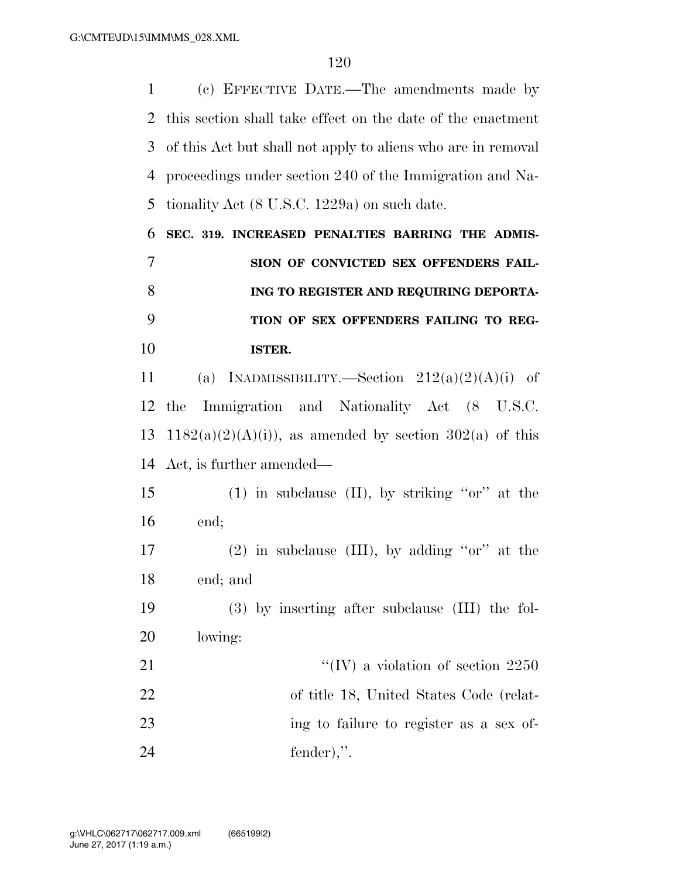(c) EFFECTIVE DATE.—The amendments made by this section shall take effect on the date of the enactment of this Act but shall not apply to aliens who are in removal proceedings under section 240 of the Immigration and Nationality Act (8 U.S.C. 1229a) on such date.

**SEC. 319. INCREASED PENALTIES BARRING THE ADMISSION OF CONVICTED SEX OFFENDERS FAILING TO REGISTER AND REQUIRING DEPORTATION OF SEX OFFENDERS FAILING TO REGISTER.**

(a) INADMISSIBILITY.—Section 212(a)(2)(A)(i) of the Immigration and Nationality Act (8 U.S.C. 1182(a)(2)(A)(i)), as amended by section 302(a) of this Act, is further amended—

(1) in subclause (II), by striking "or" at the end;

(2) in subclause (III), by adding "or" at the end; and

(3) by inserting after subclause (III) the following:

"(IV) a violation of section 2250 of title 18, United States Code (relating to failure to register as a sex offender),".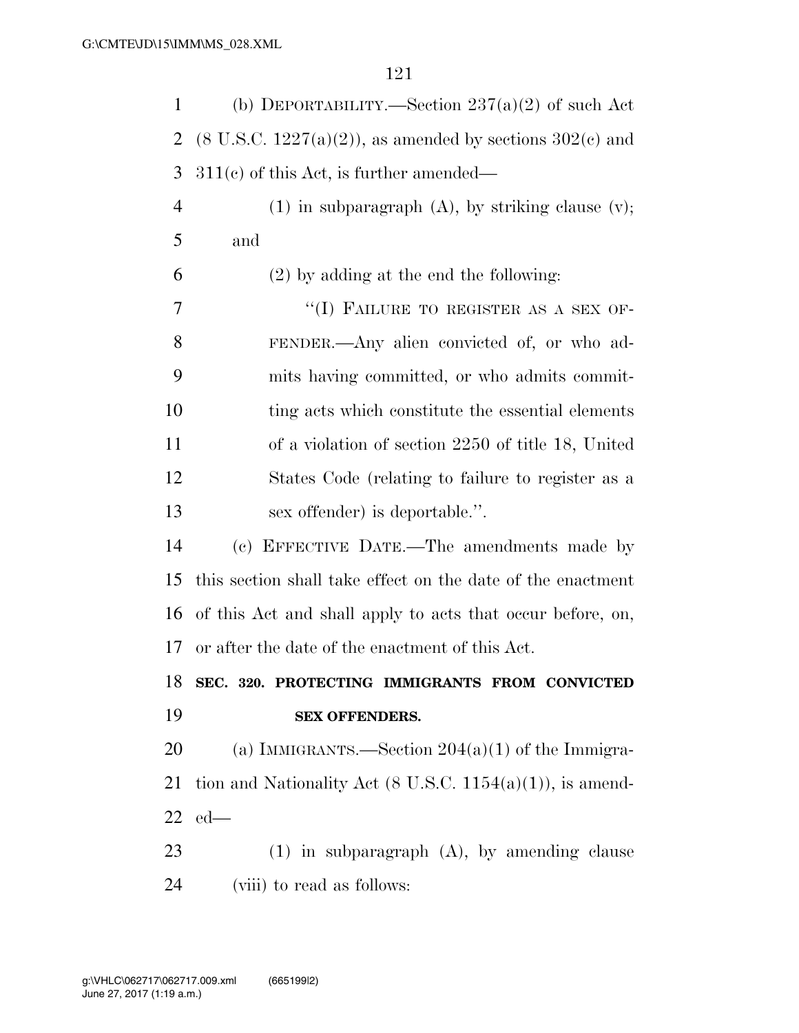(b) DEPORTABILITY.—Section 237(a)(2) of such Act (8 U.S.C. 1227(a)(2)), as amended by sections 302(c) and 311(c) of this Act, is further amended—

(1) in subparagraph (A), by striking clause (v); and

(2) by adding at the end the following:

"(I) FAILURE TO REGISTER AS A SEX OFFENDER.—Any alien convicted of, or who admits having committed, or who admits committing acts which constitute the essential elements of a violation of section 2250 of title 18, United States Code (relating to failure to register as a sex offender) is deportable.".

(c) EFFECTIVE DATE.—The amendments made by this section shall take effect on the date of the enactment of this Act and shall apply to acts that occur before, on, or after the date of the enactment of this Act.

**SEC. 320. PROTECTING IMMIGRANTS FROM CONVICTED SEX OFFENDERS.**

(a) IMMIGRANTS.—Section 204(a)(1) of the Immigration and Nationality Act (8 U.S.C. 1154(a)(1)), is amended—

(1) in subparagraph (A), by amending clause (viii) to read as follows: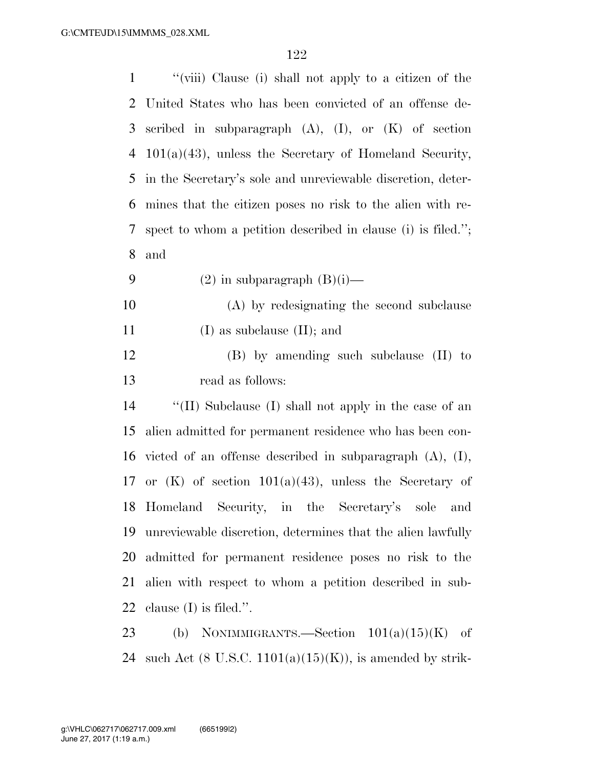"(viii) Clause (i) shall not apply to a citizen of the United States who has been convicted of an offense described in subparagraph (A), (I), or (K) of section 101(a)(43), unless the Secretary of Homeland Security, in the Secretary's sole and unreviewable discretion, determines that the citizen poses no risk to the alien with respect to whom a petition described in clause (i) is filed."; and

(2) in subparagraph (B)(i)—

(A) by redesignating the second subclause (I) as subclause (II); and

(B) by amending such subclause (II) to read as follows:

"(II) Subclause (I) shall not apply in the case of an alien admitted for permanent residence who has been convicted of an offense described in subparagraph (A), (I), or (K) of section 101(a)(43), unless the Secretary of Homeland Security, in the Secretary's sole and unreviewable discretion, determines that the alien lawfully admitted for permanent residence poses no risk to the alien with respect to whom a petition described in subclause (I) is filed.".

(b) NONIMMIGRANTS.—Section 101(a)(15)(K) of such Act (8 U.S.C. 1101(a)(15)(K)), is amended by strik-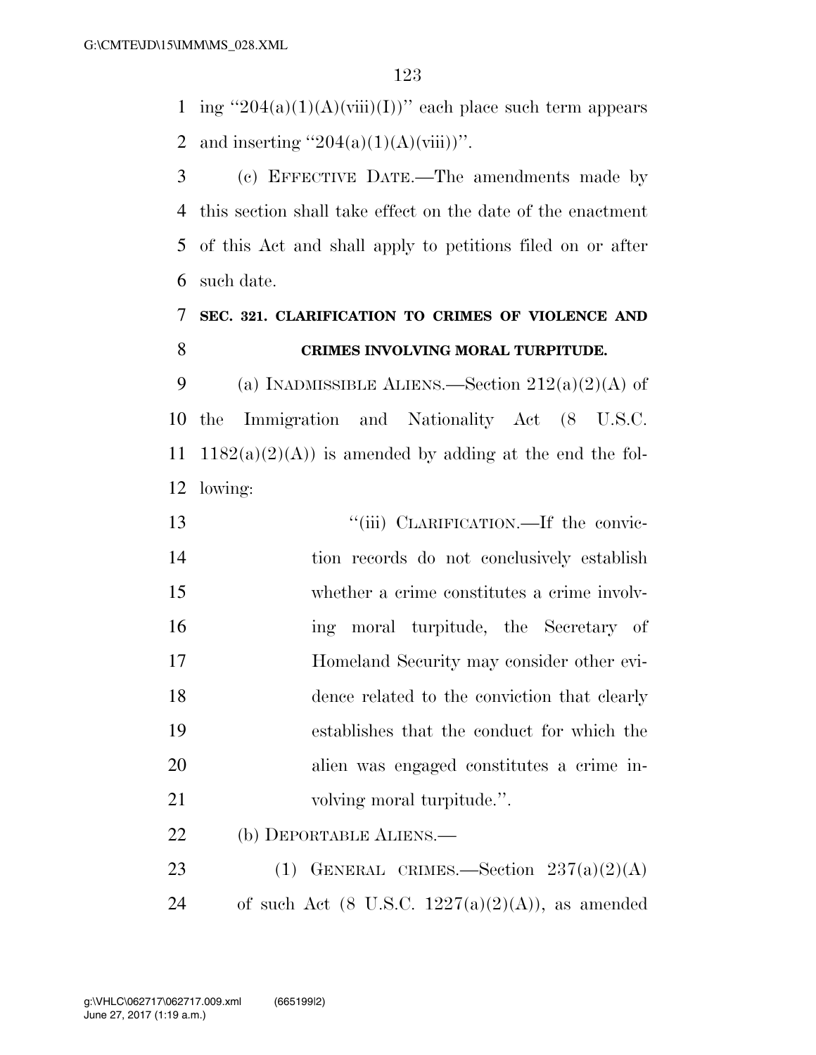ing "204(a)(1)(A)(viii)(I))" each place such term appears and inserting "204(a)(1)(A)(viii))".

(c) EFFECTIVE DATE.—The amendments made by this section shall take effect on the date of the enactment of this Act and shall apply to petitions filed on or after such date.

### SEC. 321. CLARIFICATION TO CRIMES OF VIOLENCE AND CRIMES INVOLVING MORAL TURPITUDE.

(a) INADMISSIBLE ALIENS.—Section 212(a)(2)(A) of the Immigration and Nationality Act (8 U.S.C. 1182(a)(2)(A)) is amended by adding at the end the following:

"(iii) CLARIFICATION.—If the conviction records do not conclusively establish whether a crime constitutes a crime involving moral turpitude, the Secretary of Homeland Security may consider other evidence related to the conviction that clearly establishes that the conduct for which the alien was engaged constitutes a crime involving moral turpitude.".

(b) DEPORTABLE ALIENS.—

(1) GENERAL CRIMES.—Section 237(a)(2)(A) of such Act (8 U.S.C. 1227(a)(2)(A)), as amended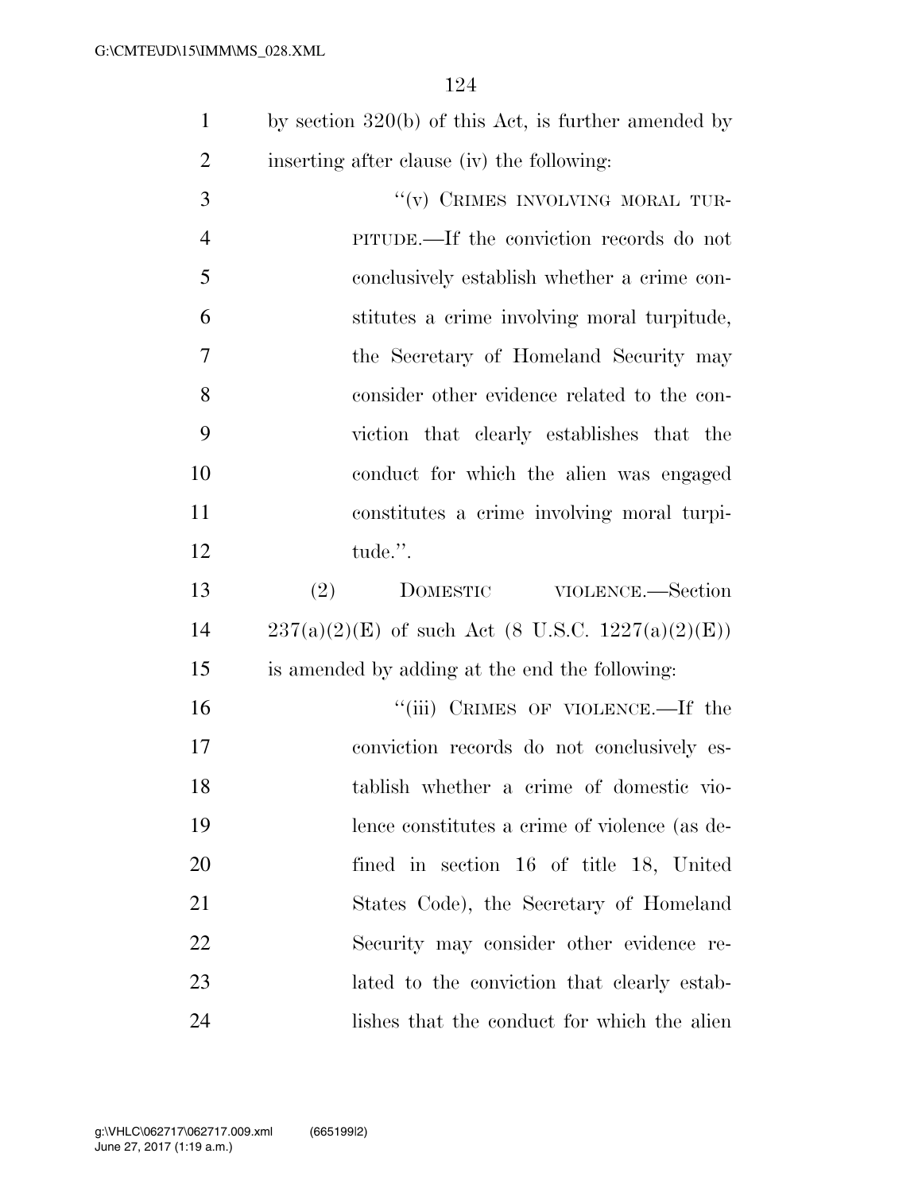by section 320(b) of this Act, is further amended by inserting after clause (iv) the following:

"(v) CRIMES INVOLVING MORAL TURPITUDE.—If the conviction records do not conclusively establish whether a crime constitutes a crime involving moral turpitude, the Secretary of Homeland Security may consider other evidence related to the conviction that clearly establishes that the conduct for which the alien was engaged constitutes a crime involving moral turpitude.".

(2) DOMESTIC VIOLENCE.—Section 237(a)(2)(E) of such Act (8 U.S.C. 1227(a)(2)(E)) is amended by adding at the end the following:

"(iii) CRIMES OF VIOLENCE.—If the conviction records do not conclusively establish whether a crime of domestic violence constitutes a crime of violence (as defined in section 16 of title 18, United States Code), the Secretary of Homeland Security may consider other evidence related to the conviction that clearly establishes that the conduct for which the alien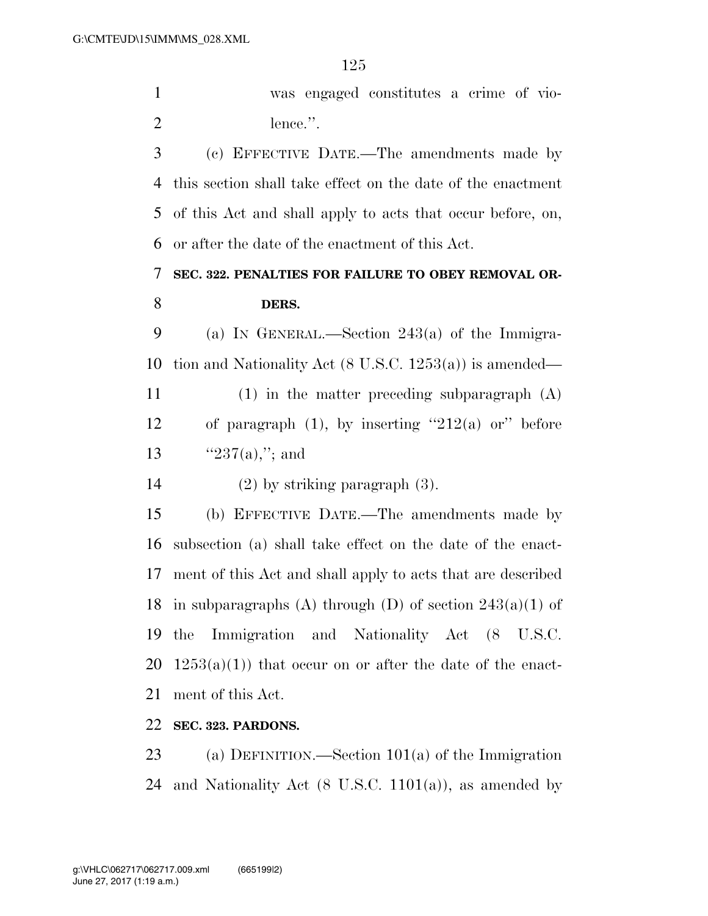was engaged constitutes a crime of violence.''.

(c) EFFECTIVE DATE.—The amendments made by this section shall take effect on the date of the enactment of this Act and shall apply to acts that occur before, on, or after the date of the enactment of this Act.

**SEC. 322. PENALTIES FOR FAILURE TO OBEY REMOVAL ORDERS.**

(a) IN GENERAL.—Section 243(a) of the Immigration and Nationality Act (8 U.S.C. 1253(a)) is amended—

(1) in the matter preceding subparagraph (A) of paragraph (1), by inserting ''212(a) or'' before ''237(a),''; and

(2) by striking paragraph (3).

(b) EFFECTIVE DATE.—The amendments made by subsection (a) shall take effect on the date of the enactment of this Act and shall apply to acts that are described in subparagraphs (A) through (D) of section 243(a)(1) of the Immigration and Nationality Act (8 U.S.C. 1253(a)(1)) that occur on or after the date of the enactment of this Act.

**SEC. 323. PARDONS.**

(a) DEFINITION.—Section 101(a) of the Immigration and Nationality Act (8 U.S.C. 1101(a)), as amended by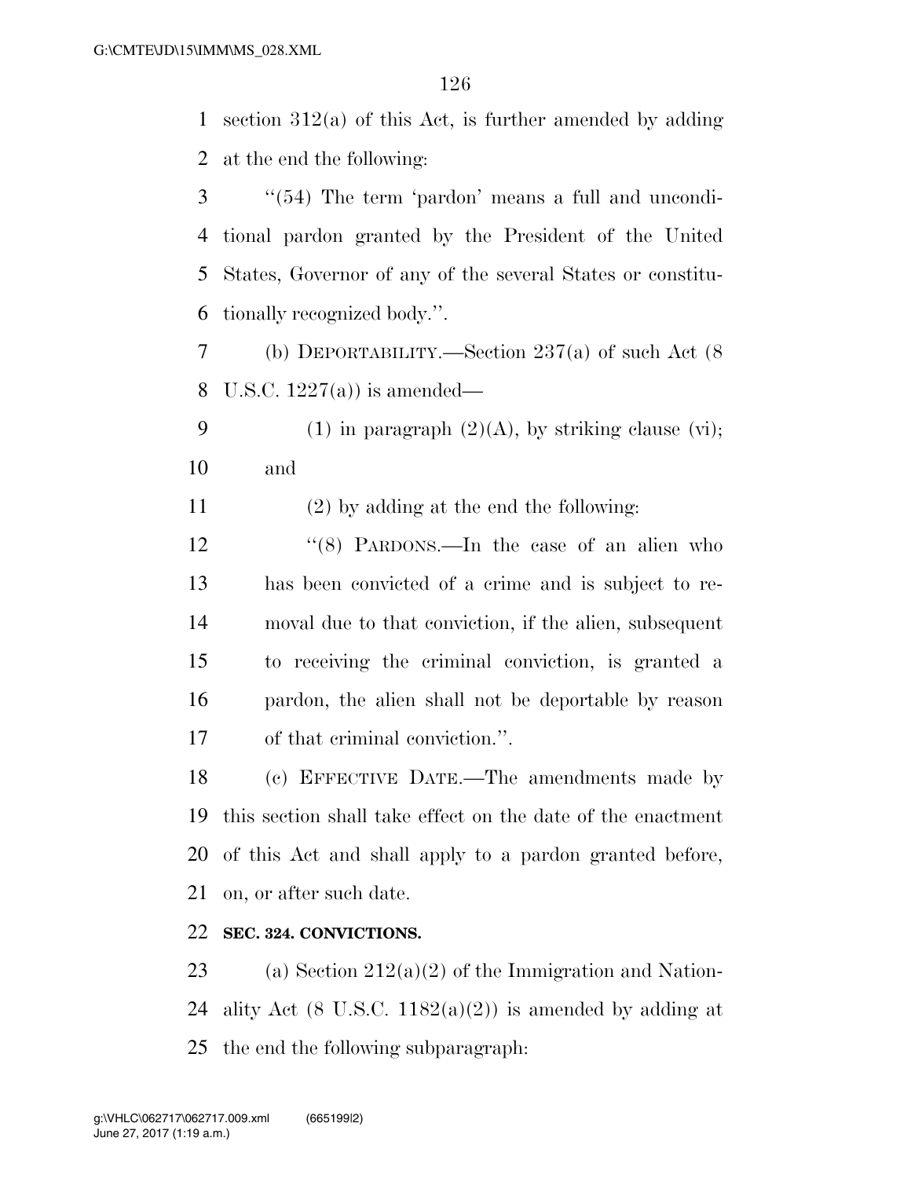section 312(a) of this Act, is further amended by adding at the end the following:

"(54) The term 'pardon' means a full and unconditional pardon granted by the President of the United States, Governor of any of the several States or constitutionally recognized body.".

(b) DEPORTABILITY.—Section 237(a) of such Act (8 U.S.C. 1227(a)) is amended—

(1) in paragraph (2)(A), by striking clause (vi); and

(2) by adding at the end the following:

"(8) PARDONS.—In the case of an alien who has been convicted of a crime and is subject to removal due to that conviction, if the alien, subsequent to receiving the criminal conviction, is granted a pardon, the alien shall not be deportable by reason of that criminal conviction.".

(c) EFFECTIVE DATE.—The amendments made by this section shall take effect on the date of the enactment of this Act and shall apply to a pardon granted before, on, or after such date.

**SEC. 324. CONVICTIONS.**

(a) Section 212(a)(2) of the Immigration and Nationality Act (8 U.S.C. 1182(a)(2)) is amended by adding at the end the following subparagraph: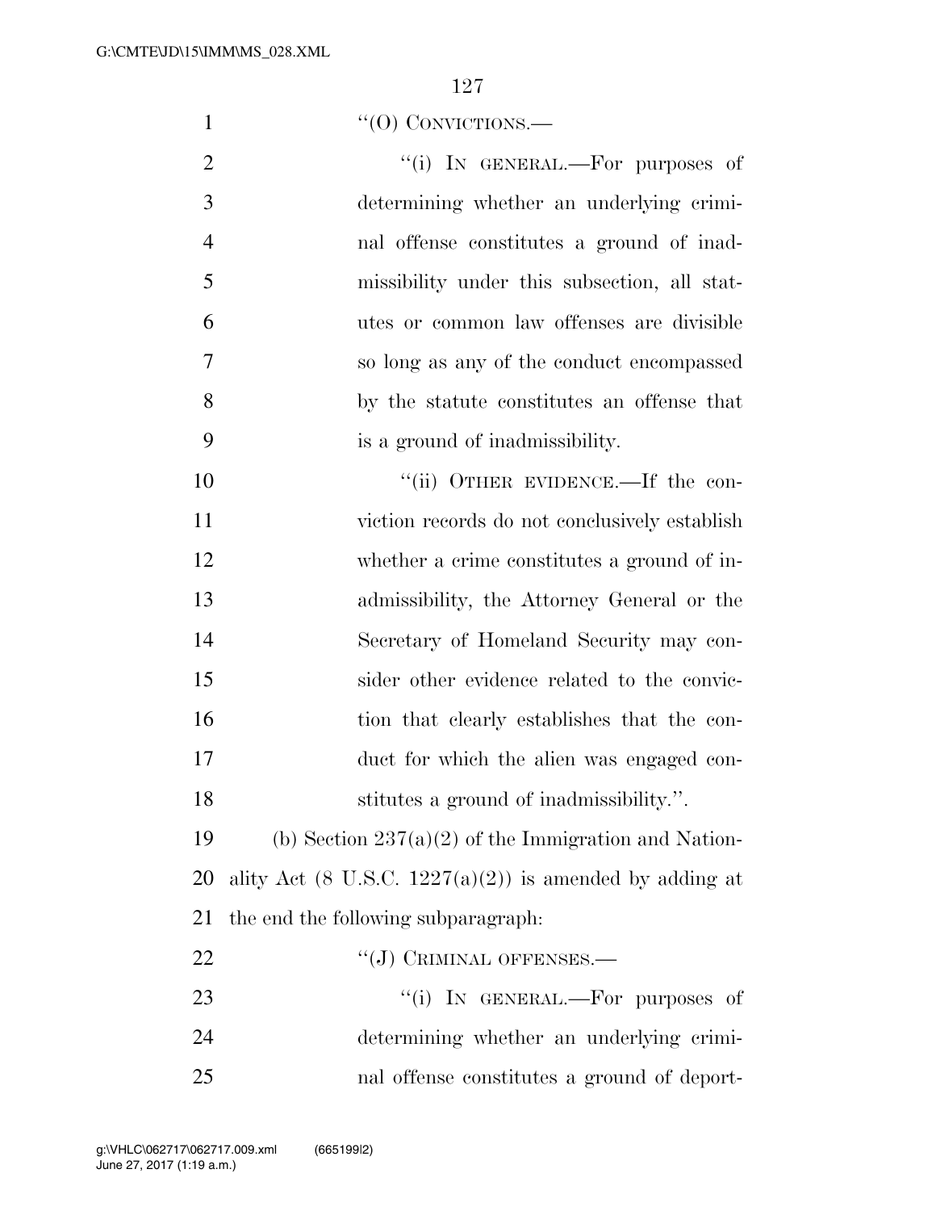"(O) CONVICTIONS.—

"(i) IN GENERAL.—For purposes of determining whether an underlying criminal offense constitutes a ground of inadmissibility under this subsection, all statutes or common law offenses are divisible so long as any of the conduct encompassed by the statute constitutes an offense that is a ground of inadmissibility.

"(ii) OTHER EVIDENCE.—If the conviction records do not conclusively establish whether a crime constitutes a ground of inadmissibility, the Attorney General or the Secretary of Homeland Security may consider other evidence related to the conviction that clearly establishes that the conduct for which the alien was engaged constitutes a ground of inadmissibility.".

(b) Section 237(a)(2) of the Immigration and Nationality Act (8 U.S.C. 1227(a)(2)) is amended by adding at the end the following subparagraph:

"(J) CRIMINAL OFFENSES.—

"(i) IN GENERAL.—For purposes of determining whether an underlying criminal offense constitutes a ground of deport-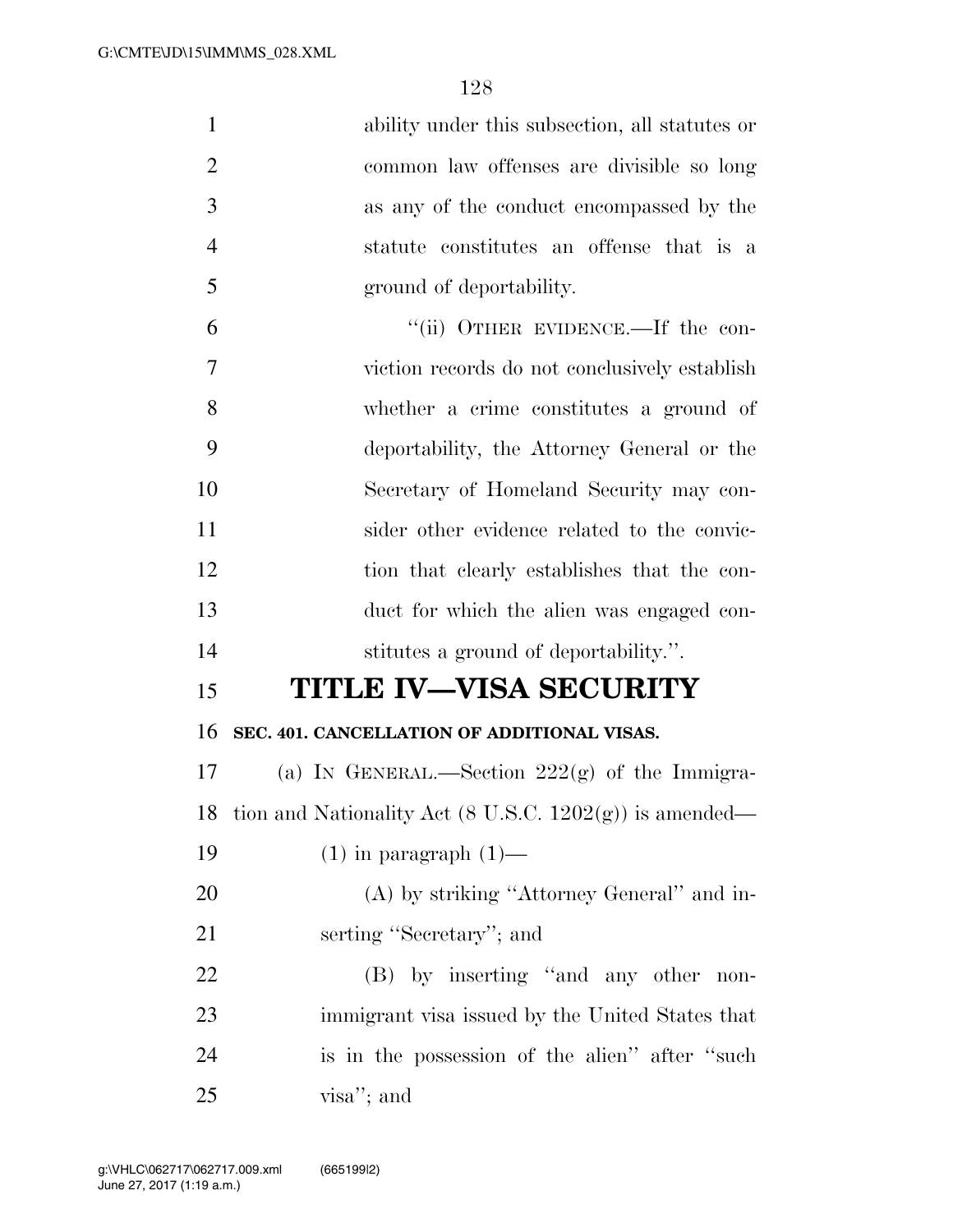ability under this subsection, all statutes or common law offenses are divisible so long as any of the conduct encompassed by the statute constitutes an offense that is a ground of deportability.

"(ii) OTHER EVIDENCE.—If the conviction records do not conclusively establish whether a crime constitutes a ground of deportability, the Attorney General or the Secretary of Homeland Security may consider other evidence related to the conviction that clearly establishes that the conduct for which the alien was engaged constitutes a ground of deportability.".

# TITLE IV—VISA SECURITY

**SEC. 401. CANCELLATION OF ADDITIONAL VISAS.**

(a) IN GENERAL.—Section 222(g) of the Immigration and Nationality Act (8 U.S.C. 1202(g)) is amended—

(1) in paragraph (1)—

(A) by striking "Attorney General" and inserting "Secretary"; and

(B) by inserting "and any other nonimmigrant visa issued by the United States that is in the possession of the alien" after "such visa"; and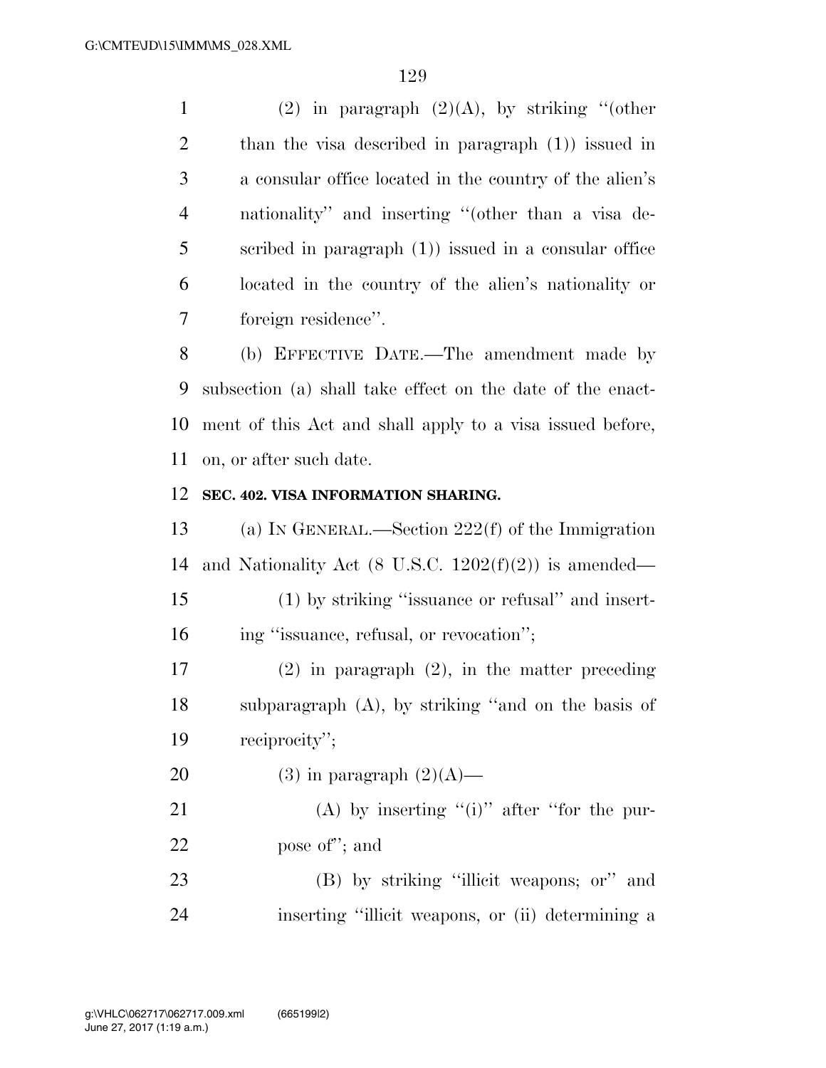(2) in paragraph (2)(A), by striking ''(other than the visa described in paragraph (1)) issued in a consular office located in the country of the alien's nationality'' and inserting ''(other than a visa described in paragraph (1)) issued in a consular office located in the country of the alien's nationality or foreign residence''.

(b) EFFECTIVE DATE.—The amendment made by subsection (a) shall take effect on the date of the enactment of this Act and shall apply to a visa issued before, on, or after such date.

**SEC. 402. VISA INFORMATION SHARING.**

(a) IN GENERAL.—Section 222(f) of the Immigration and Nationality Act (8 U.S.C. 1202(f)(2)) is amended—

(1) by striking ''issuance or refusal'' and inserting ''issuance, refusal, or revocation'';

(2) in paragraph (2), in the matter preceding subparagraph (A), by striking ''and on the basis of reciprocity'';

(3) in paragraph (2)(A)—

(A) by inserting ''(i)'' after ''for the purpose of''; and

(B) by striking ''illicit weapons; or'' and inserting ''illicit weapons, or (ii) determining a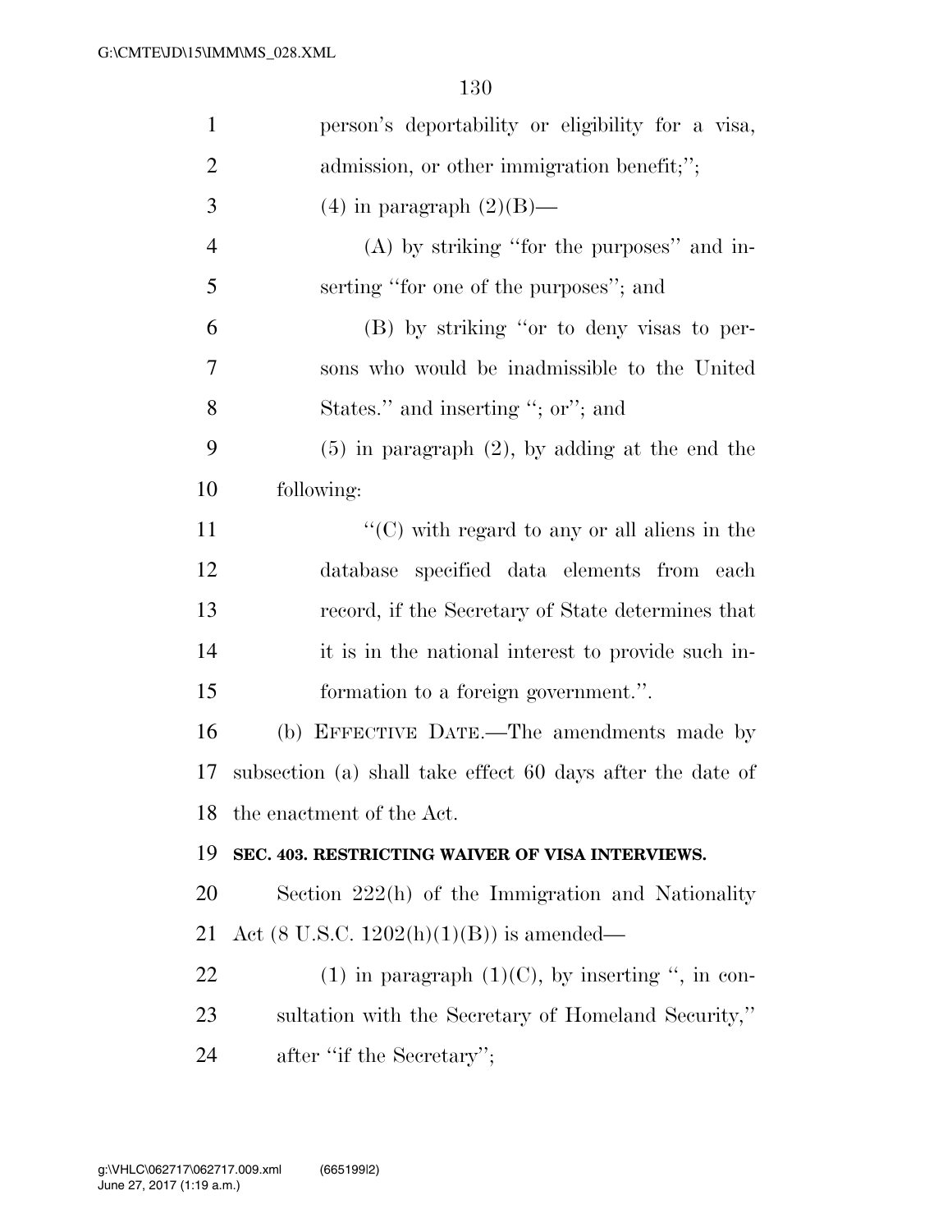person's deportability or eligibility for a visa, admission, or other immigration benefit;";

(4) in paragraph (2)(B)—

(A) by striking "for the purposes" and inserting "for one of the purposes"; and

(B) by striking "or to deny visas to persons who would be inadmissible to the United States." and inserting "; or"; and

(5) in paragraph (2), by adding at the end the following:

"(C) with regard to any or all aliens in the database specified data elements from each record, if the Secretary of State determines that it is in the national interest to provide such information to a foreign government.".

(b) EFFECTIVE DATE.—The amendments made by subsection (a) shall take effect 60 days after the date of the enactment of the Act.

**SEC. 403. RESTRICTING WAIVER OF VISA INTERVIEWS.**

Section 222(h) of the Immigration and Nationality Act (8 U.S.C. 1202(h)(1)(B)) is amended—

(1) in paragraph (1)(C), by inserting ", in consultation with the Secretary of Homeland Security," after "if the Secretary";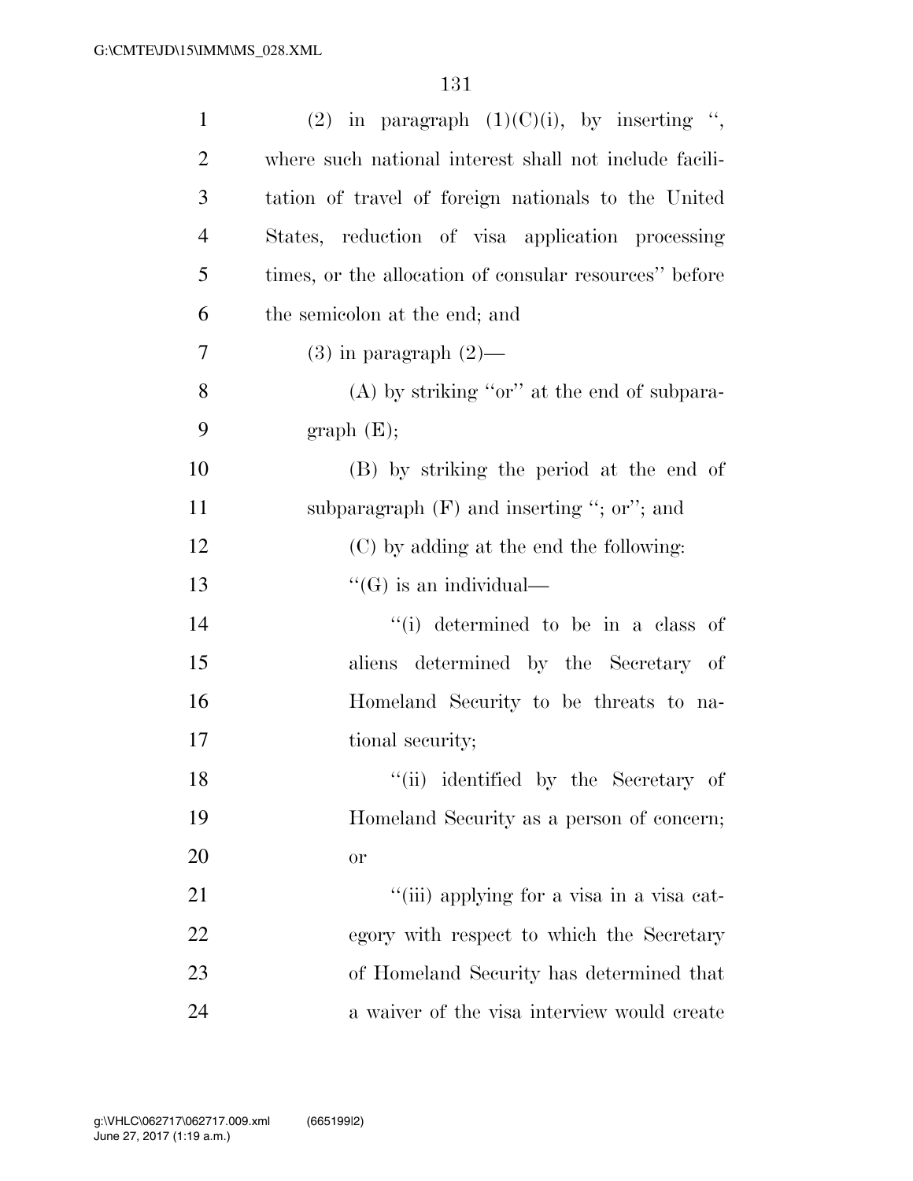(2) in paragraph (1)(C)(i), by inserting ", where such national interest shall not include facilitation of travel of foreign nationals to the United States, reduction of visa application processing times, or the allocation of consular resources" before the semicolon at the end; and

(3) in paragraph (2)—

(A) by striking "or" at the end of subparagraph (E);

(B) by striking the period at the end of subparagraph (F) and inserting "; or"; and

(C) by adding at the end the following:

"(G) is an individual—

"(i) determined to be in a class of aliens determined by the Secretary of Homeland Security to be threats to national security;

"(ii) identified by the Secretary of Homeland Security as a person of concern; or

"(iii) applying for a visa in a visa category with respect to which the Secretary of Homeland Security has determined that a waiver of the visa interview would create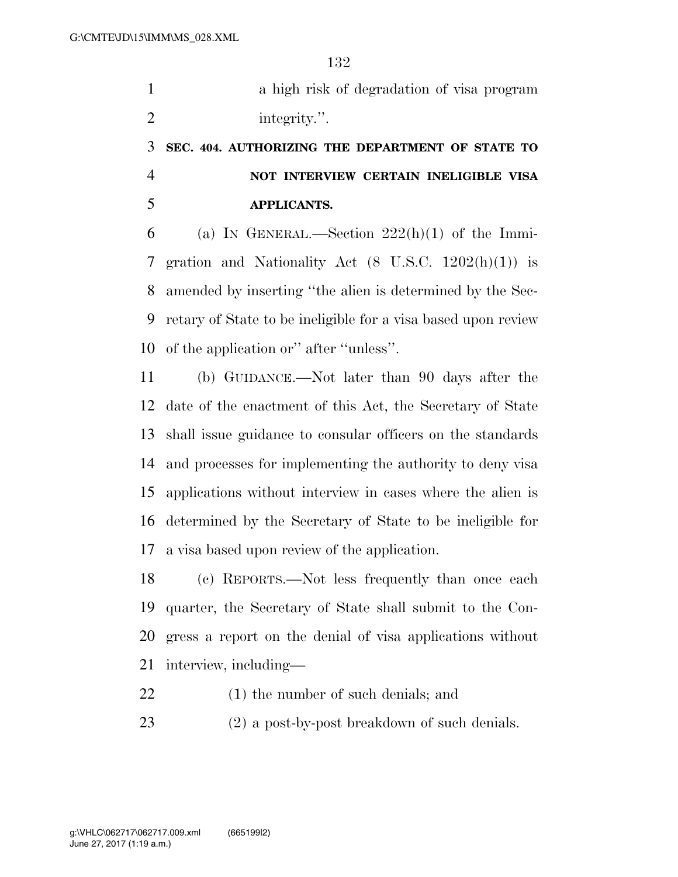a high risk of degradation of visa program integrity.''.

### SEC. 404. AUTHORIZING THE DEPARTMENT OF STATE TO NOT INTERVIEW CERTAIN INELIGIBLE VISA APPLICANTS.

(a) IN GENERAL.—Section 222(h)(1) of the Immigration and Nationality Act (8 U.S.C. 1202(h)(1)) is amended by inserting ''the alien is determined by the Secretary of State to be ineligible for a visa based upon review of the application or'' after ''unless''.

(b) GUIDANCE.—Not later than 90 days after the date of the enactment of this Act, the Secretary of State shall issue guidance to consular officers on the standards and processes for implementing the authority to deny visa applications without interview in cases where the alien is determined by the Secretary of State to be ineligible for a visa based upon review of the application.

(c) REPORTS.—Not less frequently than once each quarter, the Secretary of State shall submit to the Congress a report on the denial of visa applications without interview, including—

(1) the number of such denials; and

(2) a post-by-post breakdown of such denials.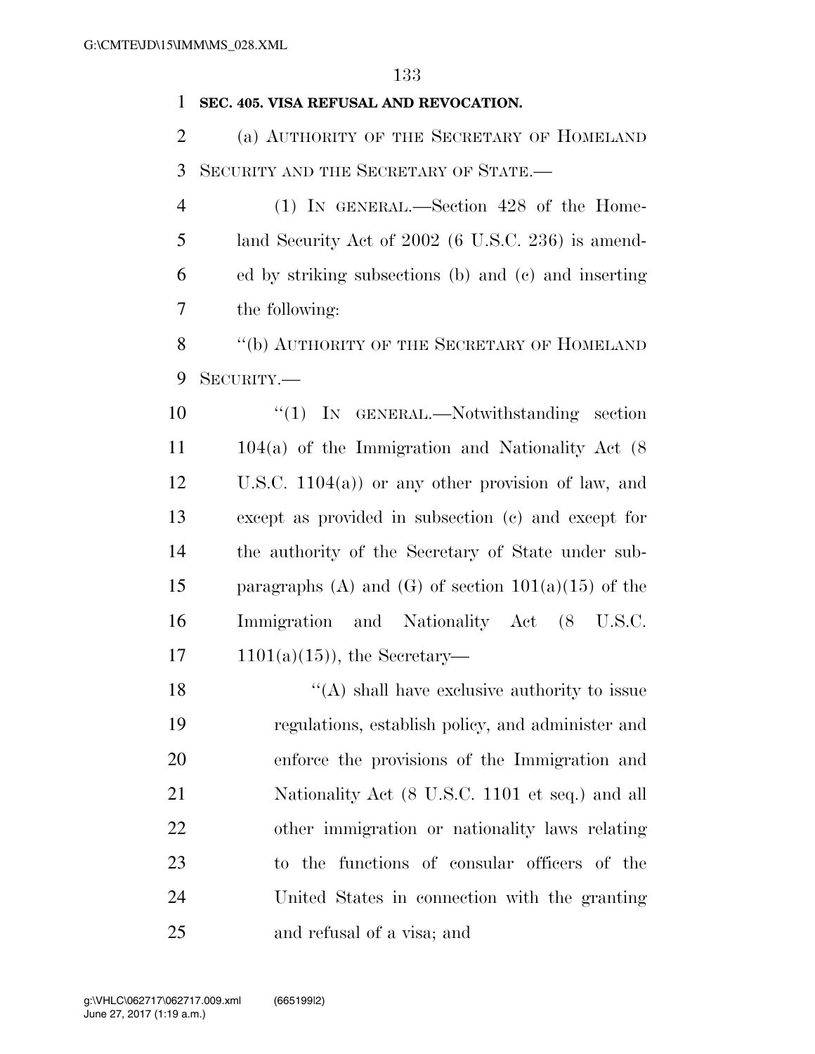**SEC. 405. VISA REFUSAL AND REVOCATION.**

(a) AUTHORITY OF THE SECRETARY OF HOMELAND SECURITY AND THE SECRETARY OF STATE.—

(1) IN GENERAL.—Section 428 of the Homeland Security Act of 2002 (6 U.S.C. 236) is amended by striking subsections (b) and (c) and inserting the following:

"(b) AUTHORITY OF THE SECRETARY OF HOMELAND SECURITY.—

"(1) IN GENERAL.—Notwithstanding section 104(a) of the Immigration and Nationality Act (8 U.S.C. 1104(a)) or any other provision of law, and except as provided in subsection (c) and except for the authority of the Secretary of State under subparagraphs (A) and (G) of section 101(a)(15) of the Immigration and Nationality Act (8 U.S.C. 1101(a)(15)), the Secretary—

"(A) shall have exclusive authority to issue regulations, establish policy, and administer and enforce the provisions of the Immigration and Nationality Act (8 U.S.C. 1101 et seq.) and all other immigration or nationality laws relating to the functions of consular officers of the United States in connection with the granting and refusal of a visa; and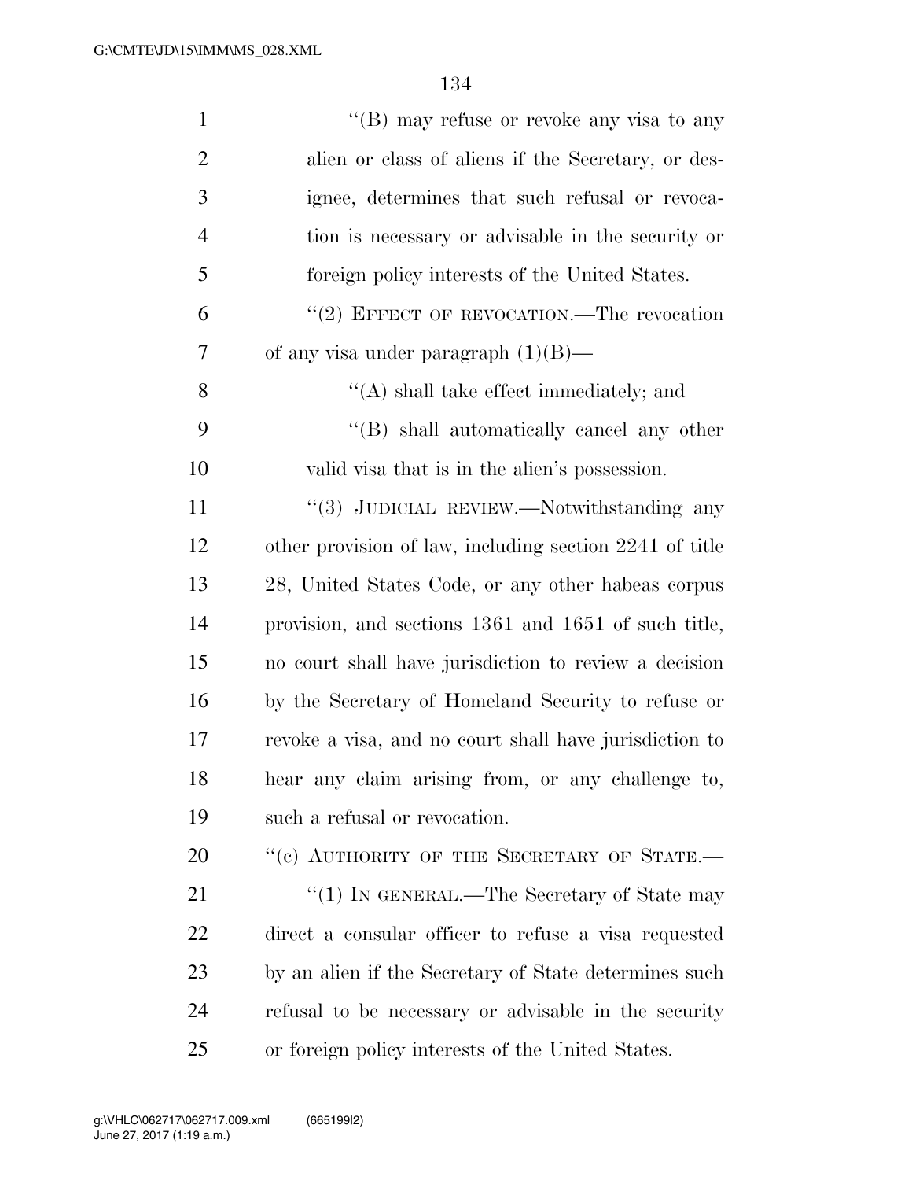''(B) may refuse or revoke any visa to any alien or class of aliens if the Secretary, or designee, determines that such refusal or revocation is necessary or advisable in the security or foreign policy interests of the United States.

''(2) EFFECT OF REVOCATION.—The revocation of any visa under paragraph (1)(B)—

''(A) shall take effect immediately; and

''(B) shall automatically cancel any other valid visa that is in the alien's possession.

''(3) JUDICIAL REVIEW.—Notwithstanding any other provision of law, including section 2241 of title 28, United States Code, or any other habeas corpus provision, and sections 1361 and 1651 of such title, no court shall have jurisdiction to review a decision by the Secretary of Homeland Security to refuse or revoke a visa, and no court shall have jurisdiction to hear any claim arising from, or any challenge to, such a refusal or revocation.

''(c) AUTHORITY OF THE SECRETARY OF STATE.—

''(1) IN GENERAL.—The Secretary of State may direct a consular officer to refuse a visa requested by an alien if the Secretary of State determines such refusal to be necessary or advisable in the security or foreign policy interests of the United States.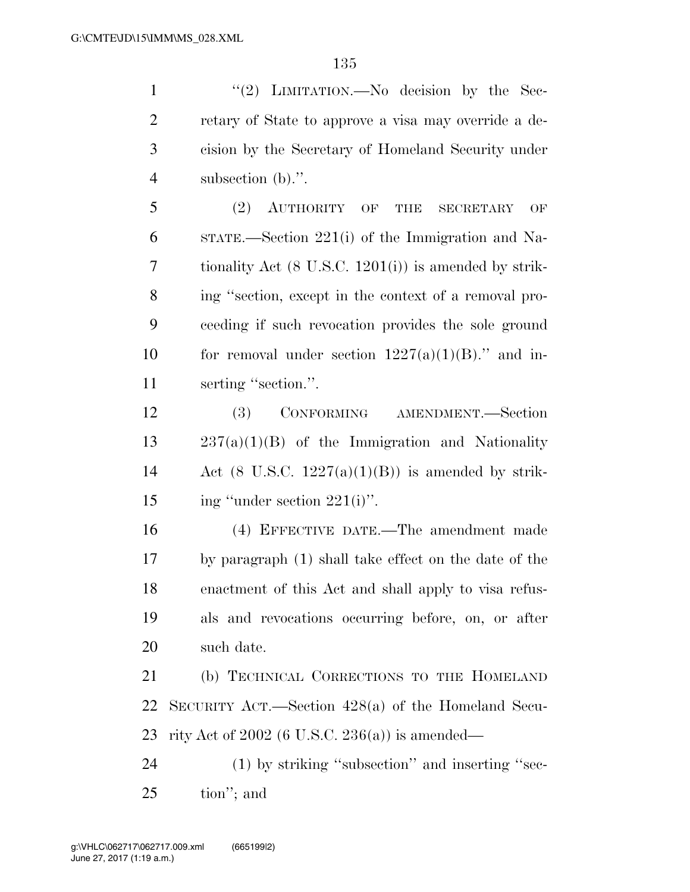"(2) LIMITATION.—No decision by the Secretary of State to approve a visa may override a decision by the Secretary of Homeland Security under subsection (b).".

(2) AUTHORITY OF THE SECRETARY OF STATE.—Section 221(i) of the Immigration and Nationality Act (8 U.S.C. 1201(i)) is amended by striking "section, except in the context of a removal proceeding if such revocation provides the sole ground for removal under section 1227(a)(1)(B)." and inserting "section.".

(3) CONFORMING AMENDMENT.—Section 237(a)(1)(B) of the Immigration and Nationality Act (8 U.S.C. 1227(a)(1)(B)) is amended by striking "under section 221(i)".

(4) EFFECTIVE DATE.—The amendment made by paragraph (1) shall take effect on the date of the enactment of this Act and shall apply to visa refusals and revocations occurring before, on, or after such date.

(b) TECHNICAL CORRECTIONS TO THE HOMELAND SECURITY ACT.—Section 428(a) of the Homeland Security Act of 2002 (6 U.S.C. 236(a)) is amended—

(1) by striking "subsection" and inserting "section"; and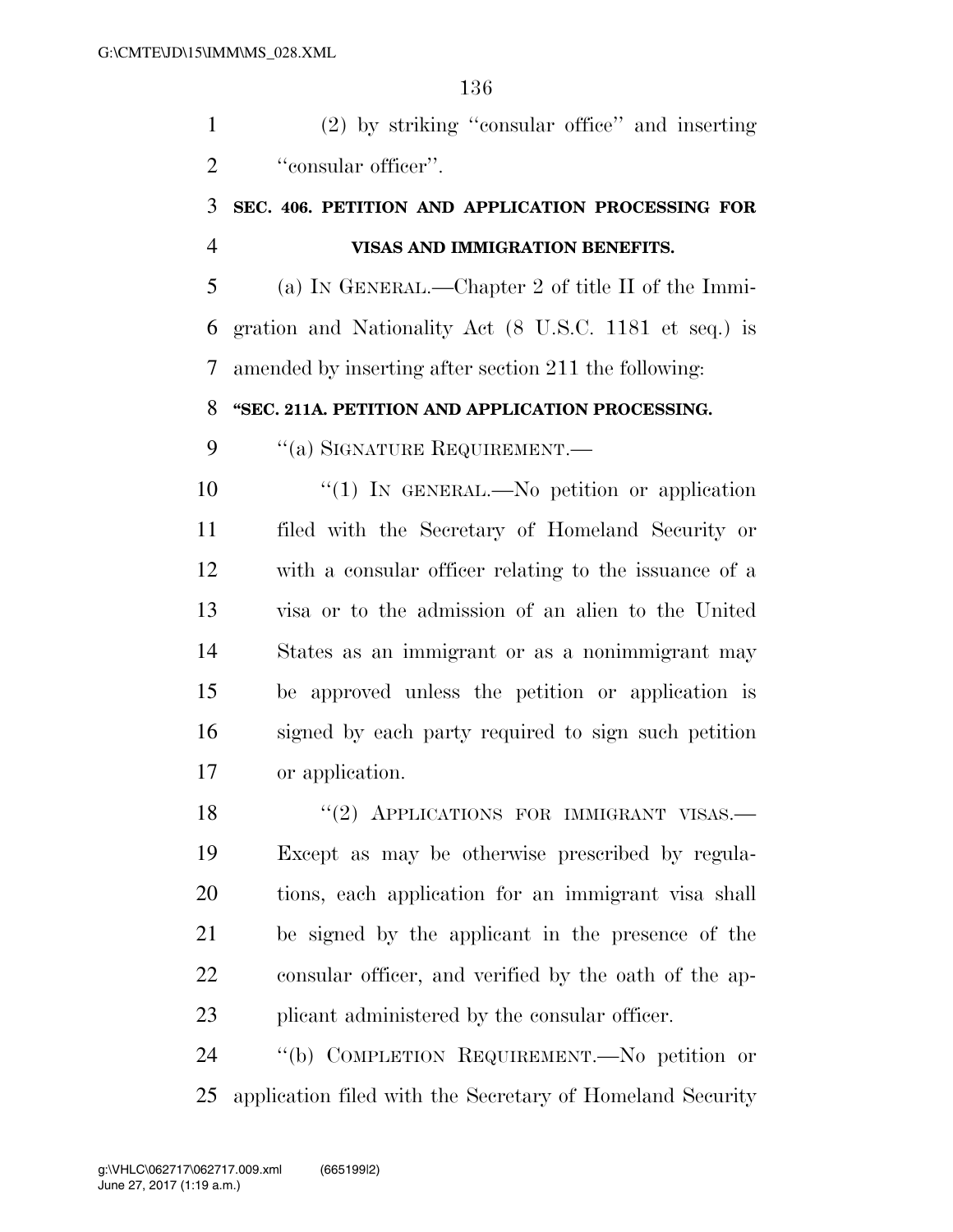(2) by striking "consular office" and inserting "consular officer".

### SEC. 406. PETITION AND APPLICATION PROCESSING FOR VISAS AND IMMIGRATION BENEFITS.

(a) IN GENERAL.—Chapter 2 of title II of the Immigration and Nationality Act (8 U.S.C. 1181 et seq.) is amended by inserting after section 211 the following:

### "SEC. 211A. PETITION AND APPLICATION PROCESSING.

"(a) SIGNATURE REQUIREMENT.—

"(1) IN GENERAL.—No petition or application filed with the Secretary of Homeland Security or with a consular officer relating to the issuance of a visa or to the admission of an alien to the United States as an immigrant or as a nonimmigrant may be approved unless the petition or application is signed by each party required to sign such petition or application.

"(2) APPLICATIONS FOR IMMIGRANT VISAS.—Except as may be otherwise prescribed by regulations, each application for an immigrant visa shall be signed by the applicant in the presence of the consular officer, and verified by the oath of the applicant administered by the consular officer.

"(b) COMPLETION REQUIREMENT.—No petition or application filed with the Secretary of Homeland Security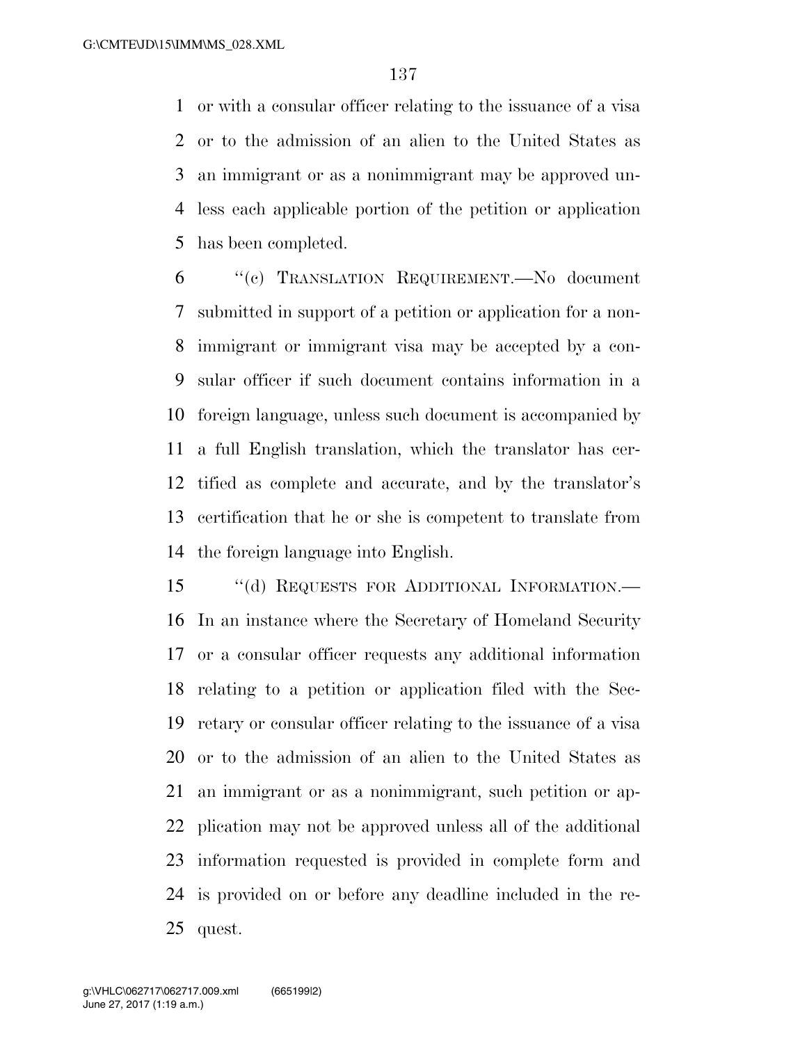or with a consular officer relating to the issuance of a visa or to the admission of an alien to the United States as an immigrant or as a nonimmigrant may be approved unless each applicable portion of the petition or application has been completed.

"(c) TRANSLATION REQUIREMENT.—No document submitted in support of a petition or application for a nonimmigrant or immigrant visa may be accepted by a consular officer if such document contains information in a foreign language, unless such document is accompanied by a full English translation, which the translator has certified as complete and accurate, and by the translator's certification that he or she is competent to translate from the foreign language into English.

"(d) REQUESTS FOR ADDITIONAL INFORMATION.—In an instance where the Secretary of Homeland Security or a consular officer requests any additional information relating to a petition or application filed with the Secretary or consular officer relating to the issuance of a visa or to the admission of an alien to the United States as an immigrant or as a nonimmigrant, such petition or application may not be approved unless all of the additional information requested is provided in complete form and is provided on or before any deadline included in the request.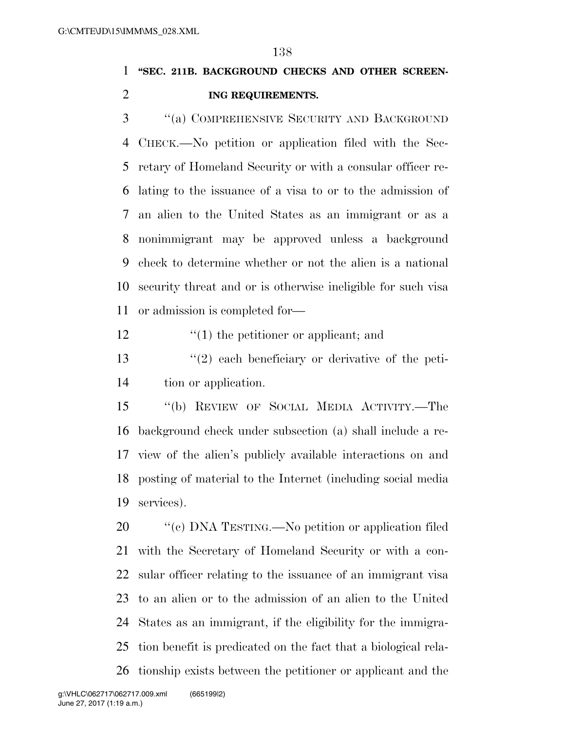**"SEC. 211B. BACKGROUND CHECKS AND OTHER SCREENING REQUIREMENTS.**

"(a) COMPREHENSIVE SECURITY AND BACKGROUND CHECK.—No petition or application filed with the Secretary of Homeland Security or with a consular officer relating to the issuance of a visa to or to the admission of an alien to the United States as an immigrant or as a nonimmigrant may be approved unless a background check to determine whether or not the alien is a national security threat and or is otherwise ineligible for such visa or admission is completed for—

"(1) the petitioner or applicant; and

"(2) each beneficiary or derivative of the petition or application.

"(b) REVIEW OF SOCIAL MEDIA ACTIVITY.—The background check under subsection (a) shall include a review of the alien's publicly available interactions on and posting of material to the Internet (including social media services).

"(c) DNA TESTING.—No petition or application filed with the Secretary of Homeland Security or with a consular officer relating to the issuance of an immigrant visa to an alien or to the admission of an alien to the United States as an immigrant, if the eligibility for the immigration benefit is predicated on the fact that a biological relationship exists between the petitioner or applicant and the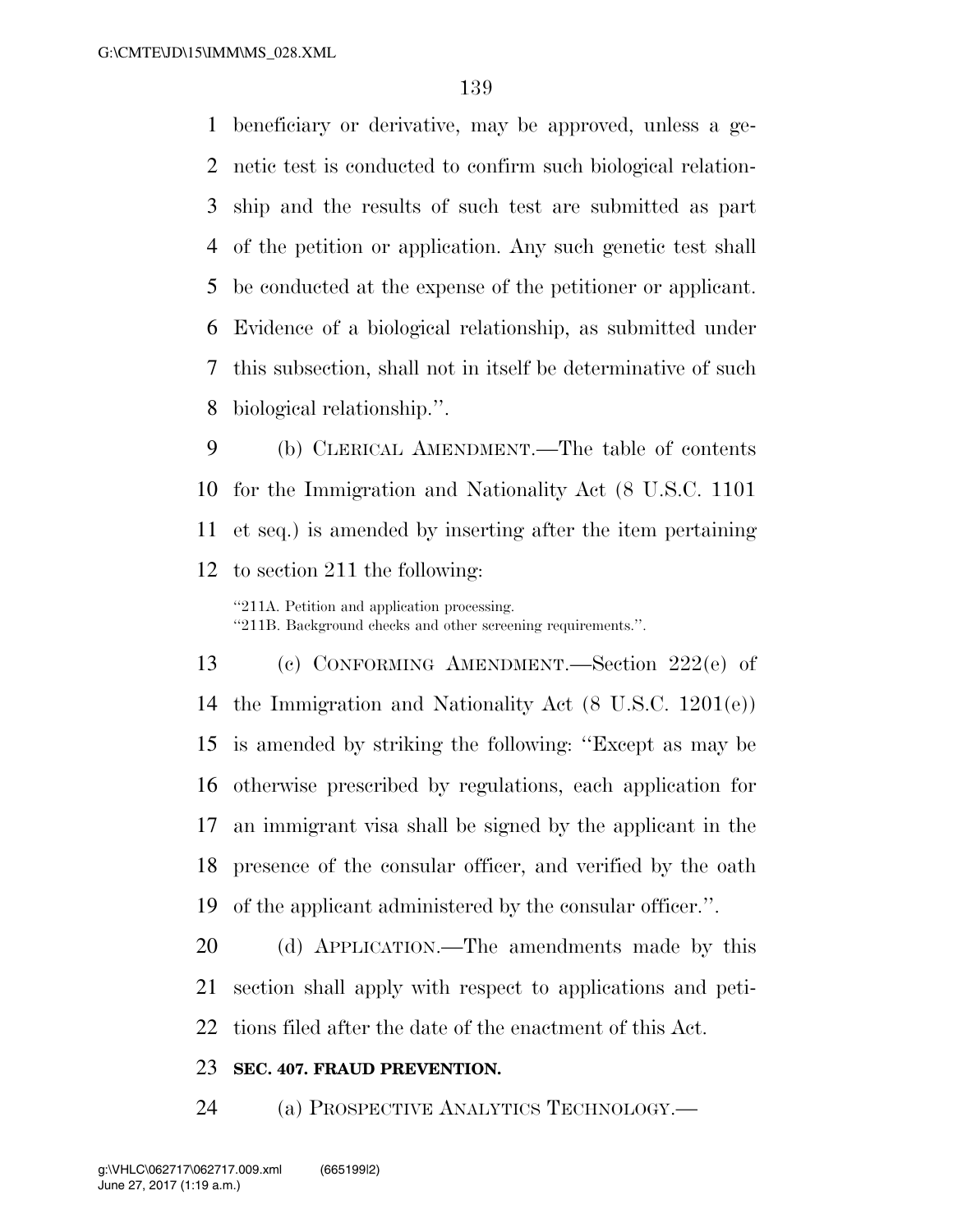beneficiary or derivative, may be approved, unless a genetic test is conducted to confirm such biological relationship and the results of such test are submitted as part of the petition or application. Any such genetic test shall be conducted at the expense of the petitioner or applicant. Evidence of a biological relationship, as submitted under this subsection, shall not in itself be determinative of such biological relationship.''.

(b) CLERICAL AMENDMENT.—The table of contents for the Immigration and Nationality Act (8 U.S.C. 1101 et seq.) is amended by inserting after the item pertaining to section 211 the following:

''211A. Petition and application processing.
''211B. Background checks and other screening requirements.''.

(c) CONFORMING AMENDMENT.—Section 222(e) of the Immigration and Nationality Act (8 U.S.C. 1201(e)) is amended by striking the following: ''Except as may be otherwise prescribed by regulations, each application for an immigrant visa shall be signed by the applicant in the presence of the consular officer, and verified by the oath of the applicant administered by the consular officer.''.

(d) APPLICATION.—The amendments made by this section shall apply with respect to applications and petitions filed after the date of the enactment of this Act.

**SEC. 407. FRAUD PREVENTION.**

(a) PROSPECTIVE ANALYTICS TECHNOLOGY.—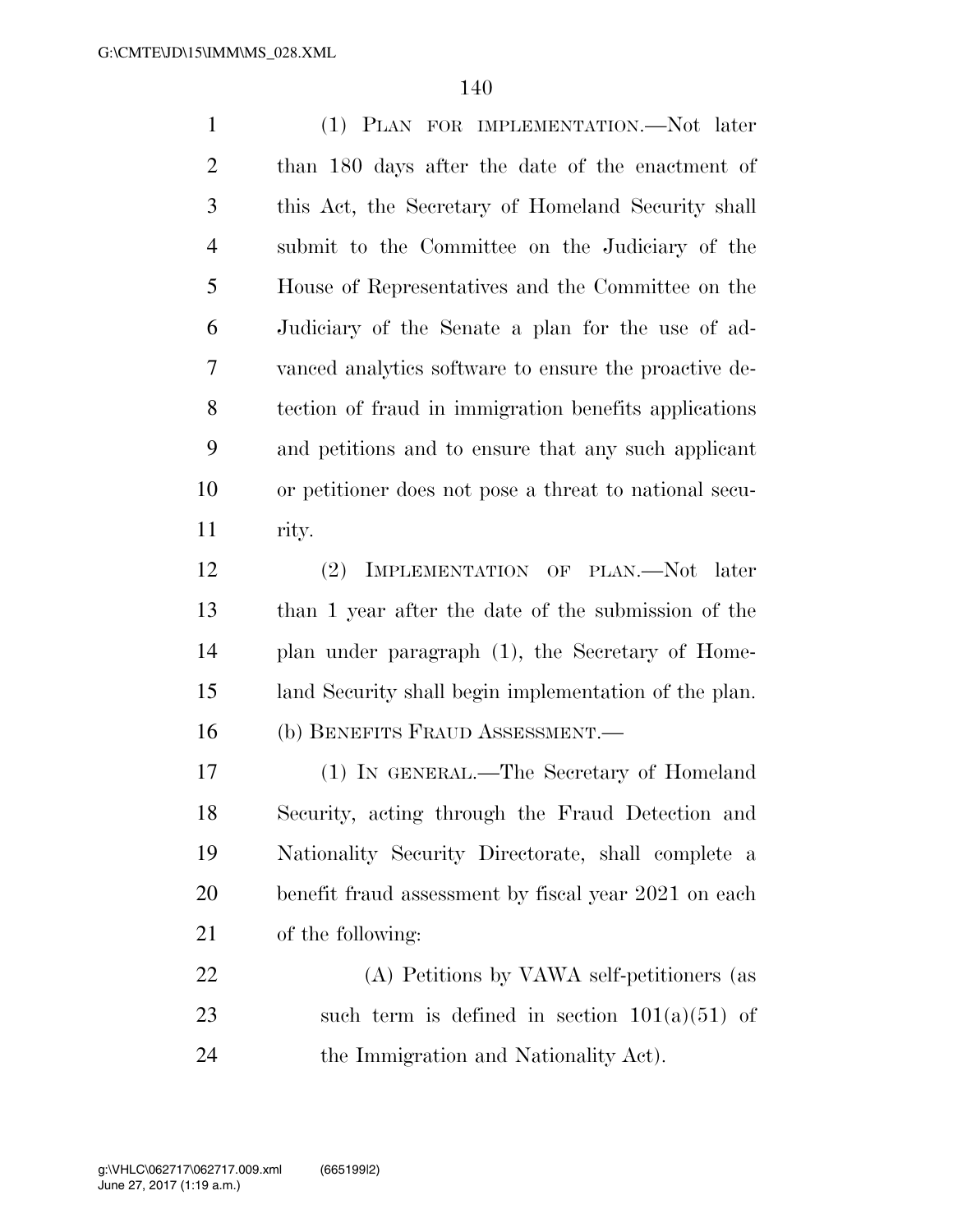(1) PLAN FOR IMPLEMENTATION.—Not later than 180 days after the date of the enactment of this Act, the Secretary of Homeland Security shall submit to the Committee on the Judiciary of the House of Representatives and the Committee on the Judiciary of the Senate a plan for the use of advanced analytics software to ensure the proactive detection of fraud in immigration benefits applications and petitions and to ensure that any such applicant or petitioner does not pose a threat to national security.

(2) IMPLEMENTATION OF PLAN.—Not later than 1 year after the date of the submission of the plan under paragraph (1), the Secretary of Homeland Security shall begin implementation of the plan.

(b) BENEFITS FRAUD ASSESSMENT.—

(1) IN GENERAL.—The Secretary of Homeland Security, acting through the Fraud Detection and Nationality Security Directorate, shall complete a benefit fraud assessment by fiscal year 2021 on each of the following:

(A) Petitions by VAWA self-petitioners (as such term is defined in section 101(a)(51) of the Immigration and Nationality Act).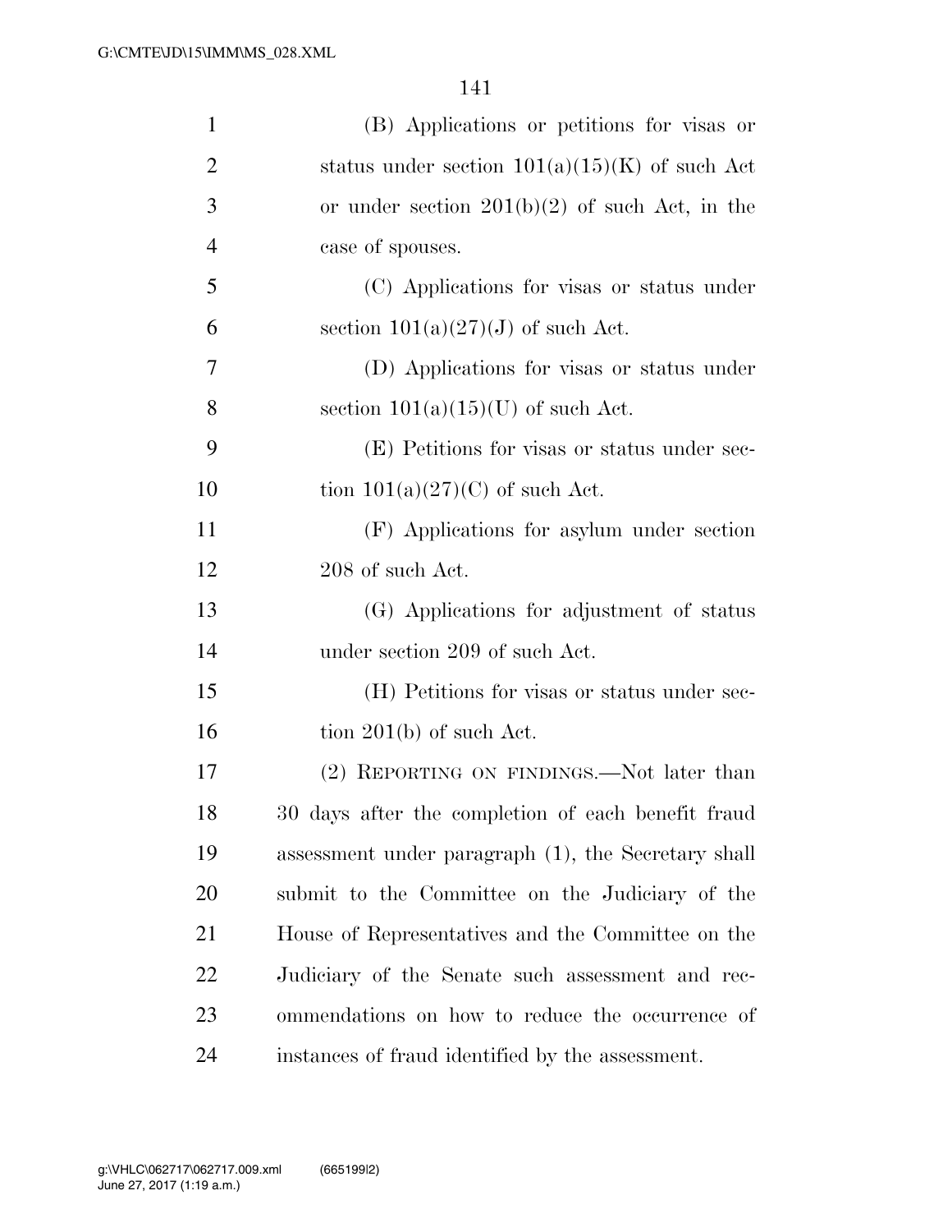(B) Applications or petitions for visas or status under section 101(a)(15)(K) of such Act or under section 201(b)(2) of such Act, in the case of spouses.

(C) Applications for visas or status under section 101(a)(27)(J) of such Act.

(D) Applications for visas or status under section 101(a)(15)(U) of such Act.

(E) Petitions for visas or status under section 101(a)(27)(C) of such Act.

(F) Applications for asylum under section 208 of such Act.

(G) Applications for adjustment of status under section 209 of such Act.

(H) Petitions for visas or status under section 201(b) of such Act.

(2) REPORTING ON FINDINGS.—Not later than 30 days after the completion of each benefit fraud assessment under paragraph (1), the Secretary shall submit to the Committee on the Judiciary of the House of Representatives and the Committee on the Judiciary of the Senate such assessment and recommendations on how to reduce the occurrence of instances of fraud identified by the assessment.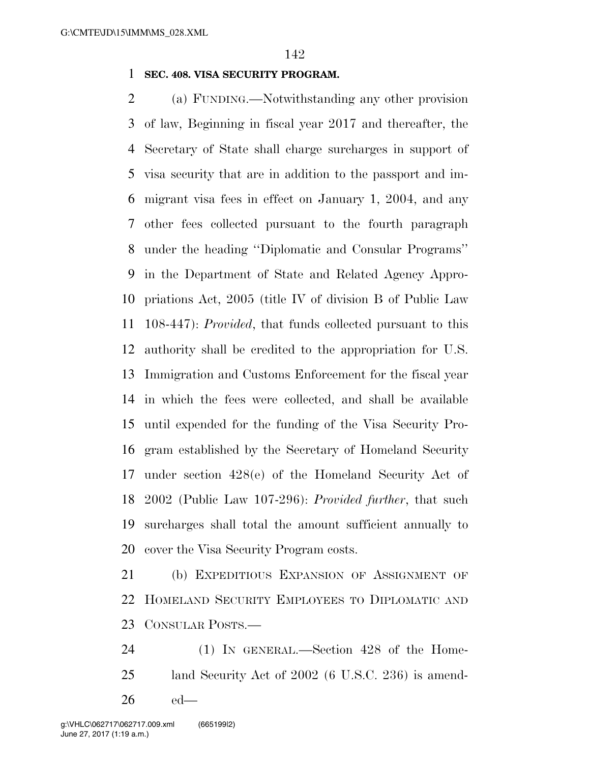**SEC. 408. VISA SECURITY PROGRAM.**

(a) FUNDING.—Notwithstanding any other provision of law, Beginning in fiscal year 2017 and thereafter, the Secretary of State shall charge surcharges in support of visa security that are in addition to the passport and immigrant visa fees in effect on January 1, 2004, and any other fees collected pursuant to the fourth paragraph under the heading ''Diplomatic and Consular Programs'' in the Department of State and Related Agency Appropriations Act, 2005 (title IV of division B of Public Law 108-447): *Provided*, that funds collected pursuant to this authority shall be credited to the appropriation for U.S. Immigration and Customs Enforcement for the fiscal year in which the fees were collected, and shall be available until expended for the funding of the Visa Security Program established by the Secretary of Homeland Security under section 428(e) of the Homeland Security Act of 2002 (Public Law 107-296): *Provided further*, that such surcharges shall total the amount sufficient annually to cover the Visa Security Program costs.

(b) EXPEDITIOUS EXPANSION OF ASSIGNMENT OF HOMELAND SECURITY EMPLOYEES TO DIPLOMATIC AND CONSULAR POSTS.—

(1) IN GENERAL.—Section 428 of the Homeland Security Act of 2002 (6 U.S.C. 236) is amended—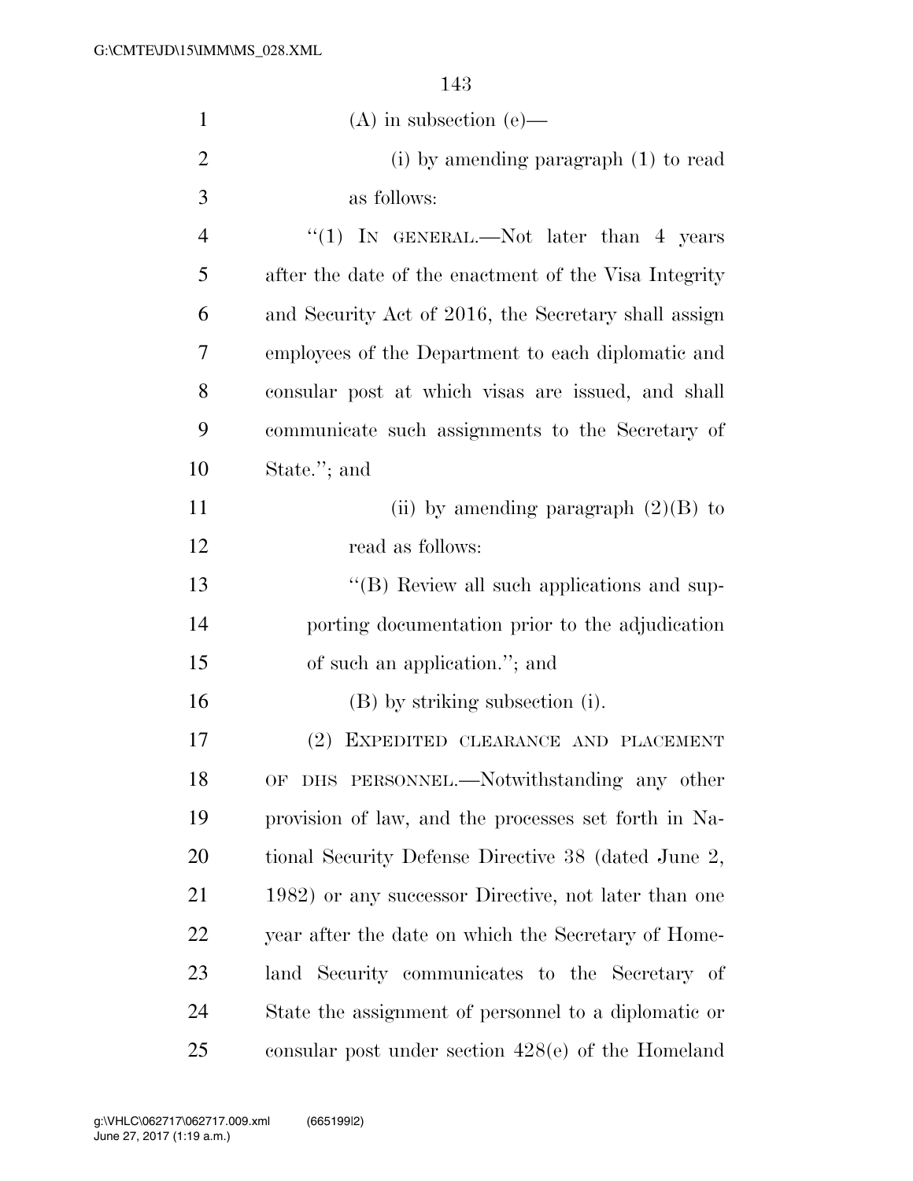(A) in subsection (e)—

(i) by amending paragraph (1) to read as follows:

"(1) IN GENERAL.—Not later than 4 years after the date of the enactment of the Visa Integrity and Security Act of 2016, the Secretary shall assign employees of the Department to each diplomatic and consular post at which visas are issued, and shall communicate such assignments to the Secretary of State."; and

(ii) by amending paragraph (2)(B) to read as follows:

"(B) Review all such applications and supporting documentation prior to the adjudication of such an application."; and

(B) by striking subsection (i).

(2) EXPEDITED CLEARANCE AND PLACEMENT OF DHS PERSONNEL.—Notwithstanding any other provision of law, and the processes set forth in National Security Defense Directive 38 (dated June 2, 1982) or any successor Directive, not later than one year after the date on which the Secretary of Homeland Security communicates to the Secretary of State the assignment of personnel to a diplomatic or consular post under section 428(e) of the Homeland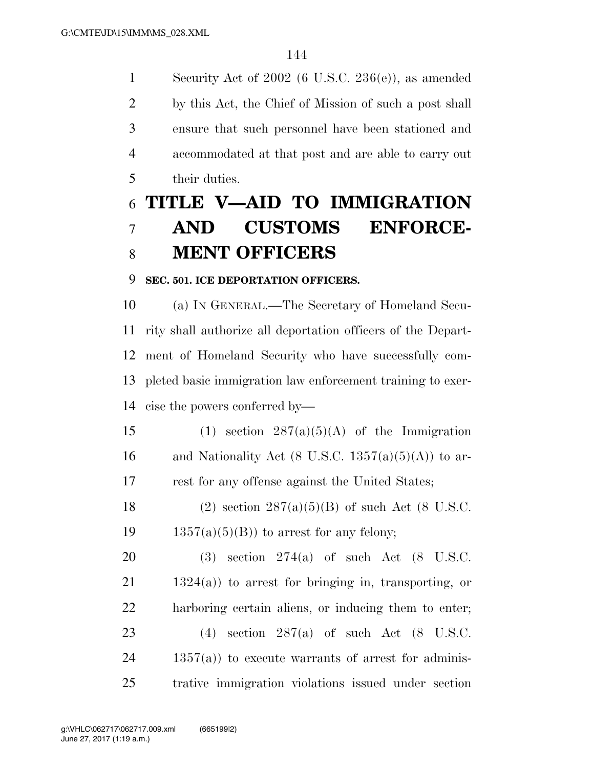Security Act of 2002 (6 U.S.C. 236(e)), as amended by this Act, the Chief of Mission of such a post shall ensure that such personnel have been stationed and accommodated at that post and are able to carry out their duties.

# TITLE V—AID TO IMMIGRATION AND CUSTOMS ENFORCEMENT OFFICERS

**SEC. 501. ICE DEPORTATION OFFICERS.**

(a) IN GENERAL.—The Secretary of Homeland Security shall authorize all deportation officers of the Department of Homeland Security who have successfully completed basic immigration law enforcement training to exercise the powers conferred by—

(1) section 287(a)(5)(A) of the Immigration and Nationality Act (8 U.S.C. 1357(a)(5)(A)) to arrest for any offense against the United States;

(2) section 287(a)(5)(B) of such Act (8 U.S.C. 1357(a)(5)(B)) to arrest for any felony;

(3) section 274(a) of such Act (8 U.S.C. 1324(a)) to arrest for bringing in, transporting, or harboring certain aliens, or inducing them to enter;

(4) section 287(a) of such Act (8 U.S.C. 1357(a)) to execute warrants of arrest for administrative immigration violations issued under section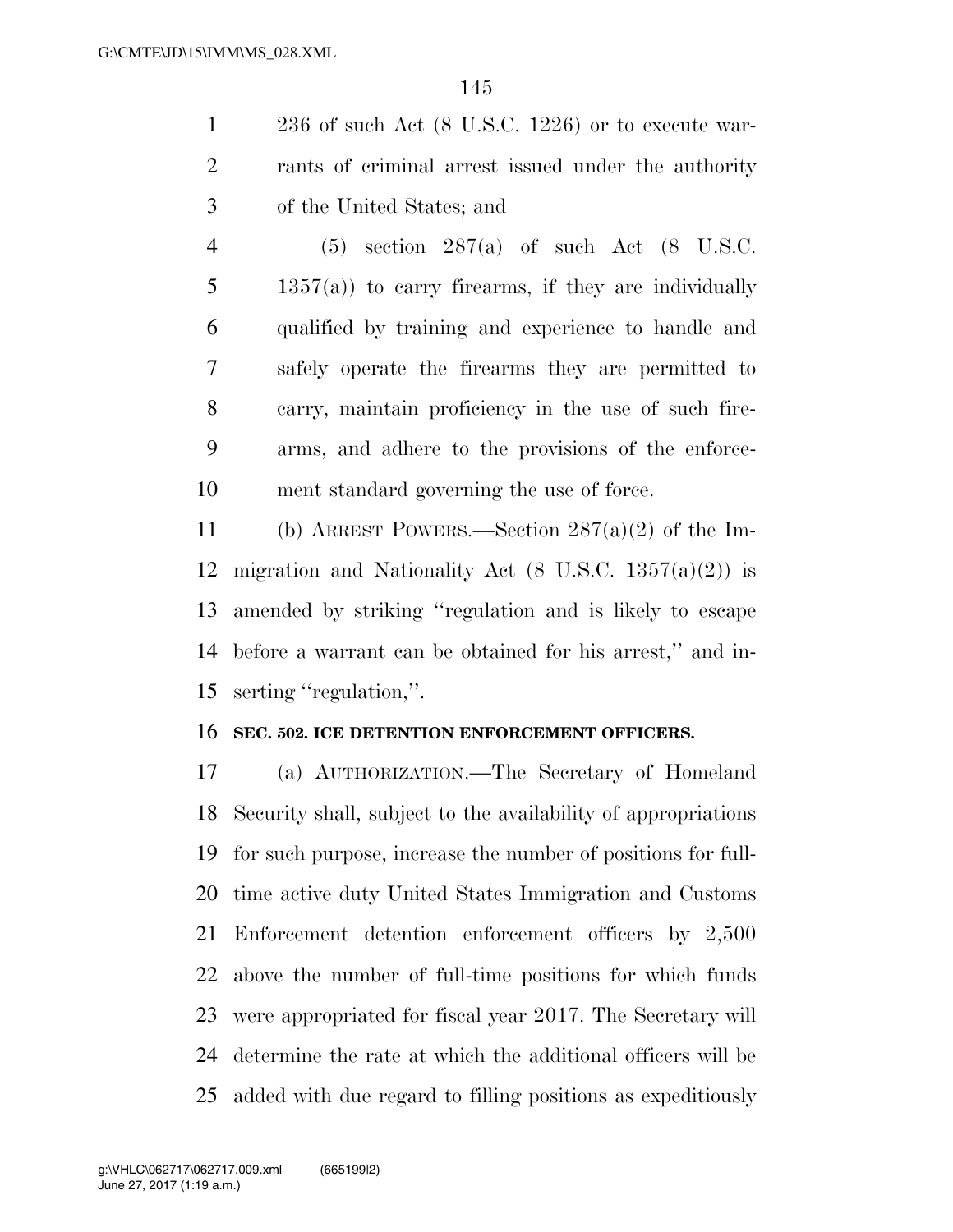236 of such Act (8 U.S.C. 1226) or to execute warrants of criminal arrest issued under the authority of the United States; and

(5) section 287(a) of such Act (8 U.S.C. 1357(a)) to carry firearms, if they are individually qualified by training and experience to handle and safely operate the firearms they are permitted to carry, maintain proficiency in the use of such firearms, and adhere to the provisions of the enforcement standard governing the use of force.

(b) ARREST POWERS.—Section 287(a)(2) of the Immigration and Nationality Act (8 U.S.C. 1357(a)(2)) is amended by striking ''regulation and is likely to escape before a warrant can be obtained for his arrest,'' and inserting ''regulation,''.

**SEC. 502. ICE DETENTION ENFORCEMENT OFFICERS.**

(a) AUTHORIZATION.—The Secretary of Homeland Security shall, subject to the availability of appropriations for such purpose, increase the number of positions for full-time active duty United States Immigration and Customs Enforcement detention enforcement officers by 2,500 above the number of full-time positions for which funds were appropriated for fiscal year 2017. The Secretary will determine the rate at which the additional officers will be added with due regard to filling positions as expeditiously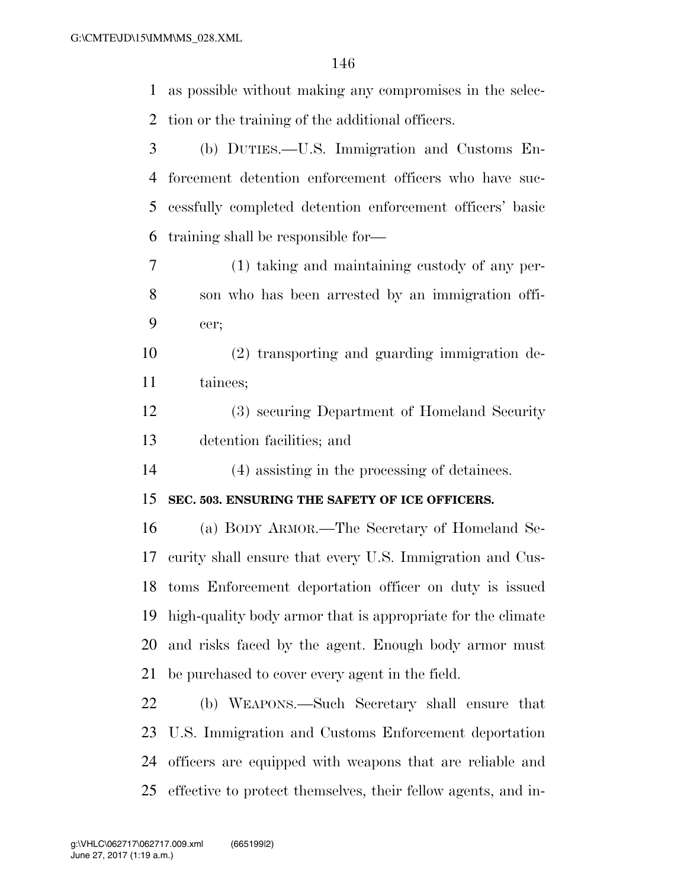as possible without making any compromises in the selection or the training of the additional officers.

(b) DUTIES.—U.S. Immigration and Customs Enforcement detention enforcement officers who have successfully completed detention enforcement officers' basic training shall be responsible for—

(1) taking and maintaining custody of any person who has been arrested by an immigration officer;

(2) transporting and guarding immigration detainees;

(3) securing Department of Homeland Security detention facilities; and

(4) assisting in the processing of detainees.

**SEC. 503. ENSURING THE SAFETY OF ICE OFFICERS.**

(a) BODY ARMOR.—The Secretary of Homeland Security shall ensure that every U.S. Immigration and Customs Enforcement deportation officer on duty is issued high-quality body armor that is appropriate for the climate and risks faced by the agent. Enough body armor must be purchased to cover every agent in the field.

(b) WEAPONS.—Such Secretary shall ensure that U.S. Immigration and Customs Enforcement deportation officers are equipped with weapons that are reliable and effective to protect themselves, their fellow agents, and in-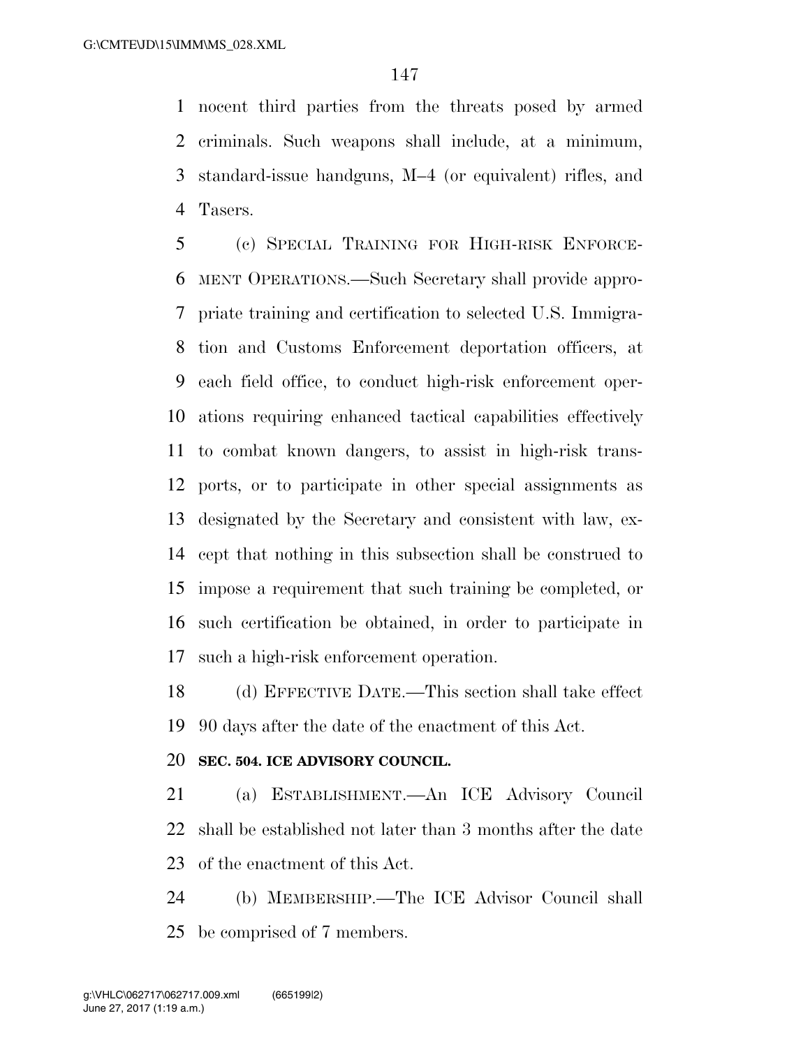nocent third parties from the threats posed by armed criminals. Such weapons shall include, at a minimum, standard-issue handguns, M–4 (or equivalent) rifles, and Tasers.

(c) SPECIAL TRAINING FOR HIGH-RISK ENFORCEMENT OPERATIONS.—Such Secretary shall provide appropriate training and certification to selected U.S. Immigration and Customs Enforcement deportation officers, at each field office, to conduct high-risk enforcement operations requiring enhanced tactical capabilities effectively to combat known dangers, to assist in high-risk transports, or to participate in other special assignments as designated by the Secretary and consistent with law, except that nothing in this subsection shall be construed to impose a requirement that such training be completed, or such certification be obtained, in order to participate in such a high-risk enforcement operation.

(d) EFFECTIVE DATE.—This section shall take effect 90 days after the date of the enactment of this Act.

**SEC. 504. ICE ADVISORY COUNCIL.**

(a) ESTABLISHMENT.—An ICE Advisory Council shall be established not later than 3 months after the date of the enactment of this Act.

(b) MEMBERSHIP.—The ICE Advisor Council shall be comprised of 7 members.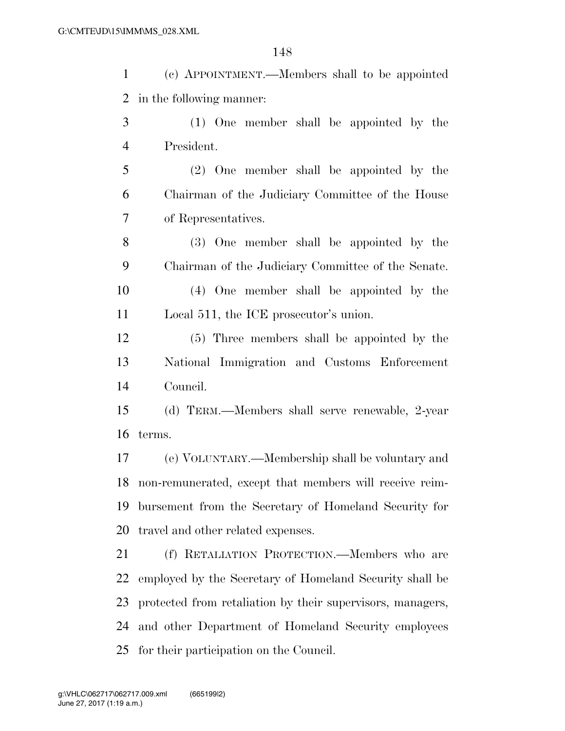(c) APPOINTMENT.—Members shall to be appointed in the following manner:

(1) One member shall be appointed by the President.

(2) One member shall be appointed by the Chairman of the Judiciary Committee of the House of Representatives.

(3) One member shall be appointed by the Chairman of the Judiciary Committee of the Senate.

(4) One member shall be appointed by the Local 511, the ICE prosecutor's union.

(5) Three members shall be appointed by the National Immigration and Customs Enforcement Council.

(d) TERM.—Members shall serve renewable, 2-year terms.

(e) VOLUNTARY.—Membership shall be voluntary and non-remunerated, except that members will receive reimbursement from the Secretary of Homeland Security for travel and other related expenses.

(f) RETALIATION PROTECTION.—Members who are employed by the Secretary of Homeland Security shall be protected from retaliation by their supervisors, managers, and other Department of Homeland Security employees for their participation on the Council.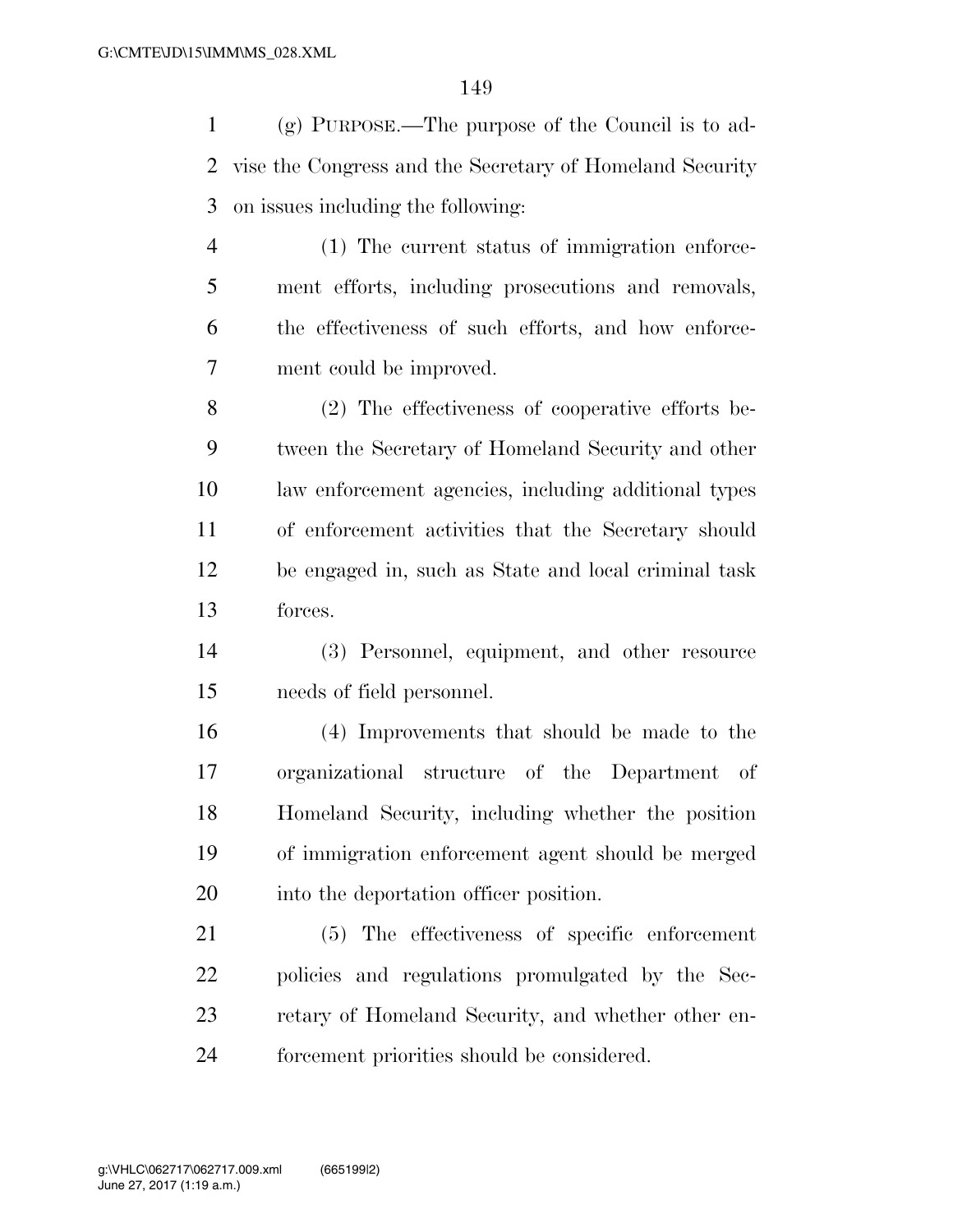(g) PURPOSE.—The purpose of the Council is to advise the Congress and the Secretary of Homeland Security on issues including the following:

(1) The current status of immigration enforcement efforts, including prosecutions and removals, the effectiveness of such efforts, and how enforcement could be improved.

(2) The effectiveness of cooperative efforts between the Secretary of Homeland Security and other law enforcement agencies, including additional types of enforcement activities that the Secretary should be engaged in, such as State and local criminal task forces.

(3) Personnel, equipment, and other resource needs of field personnel.

(4) Improvements that should be made to the organizational structure of the Department of Homeland Security, including whether the position of immigration enforcement agent should be merged into the deportation officer position.

(5) The effectiveness of specific enforcement policies and regulations promulgated by the Secretary of Homeland Security, and whether other enforcement priorities should be considered.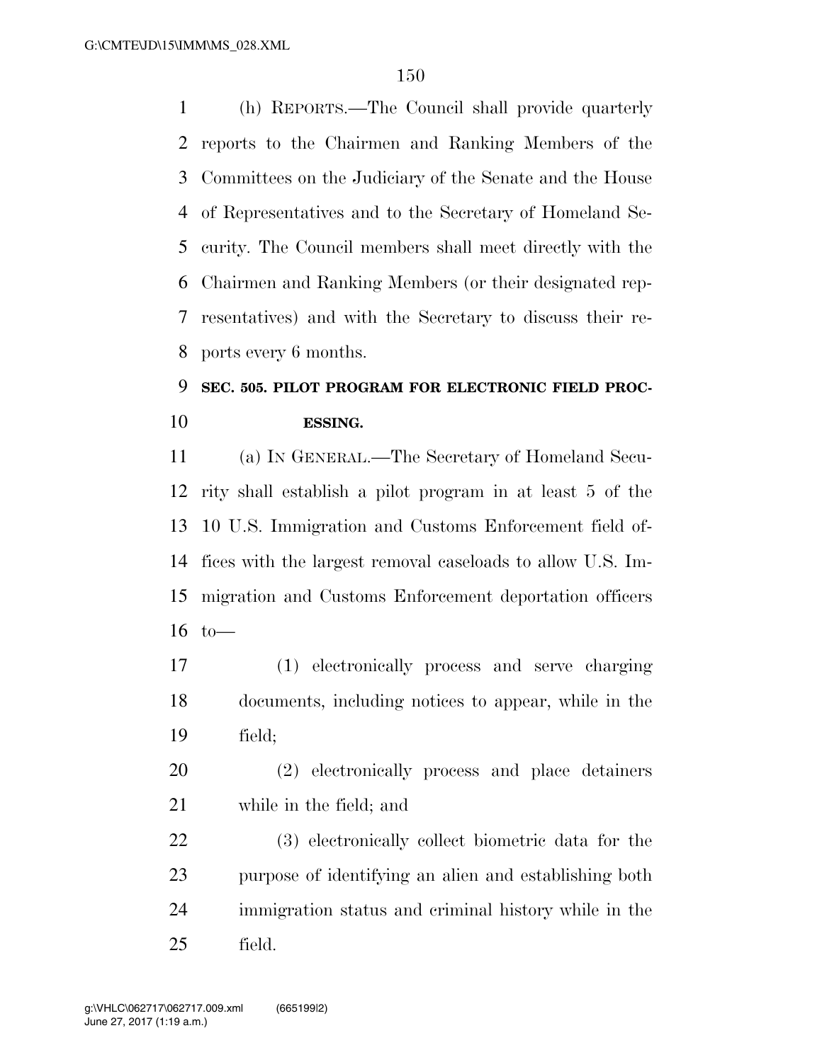(h) REPORTS.—The Council shall provide quarterly reports to the Chairmen and Ranking Members of the Committees on the Judiciary of the Senate and the House of Representatives and to the Secretary of Homeland Security. The Council members shall meet directly with the Chairmen and Ranking Members (or their designated representatives) and with the Secretary to discuss their reports every 6 months.

**SEC. 505. PILOT PROGRAM FOR ELECTRONIC FIELD PROCESSING.**

(a) IN GENERAL.—The Secretary of Homeland Security shall establish a pilot program in at least 5 of the 10 U.S. Immigration and Customs Enforcement field offices with the largest removal caseloads to allow U.S. Immigration and Customs Enforcement deportation officers to—

(1) electronically process and serve charging documents, including notices to appear, while in the field;

(2) electronically process and place detainers while in the field; and

(3) electronically collect biometric data for the purpose of identifying an alien and establishing both immigration status and criminal history while in the field.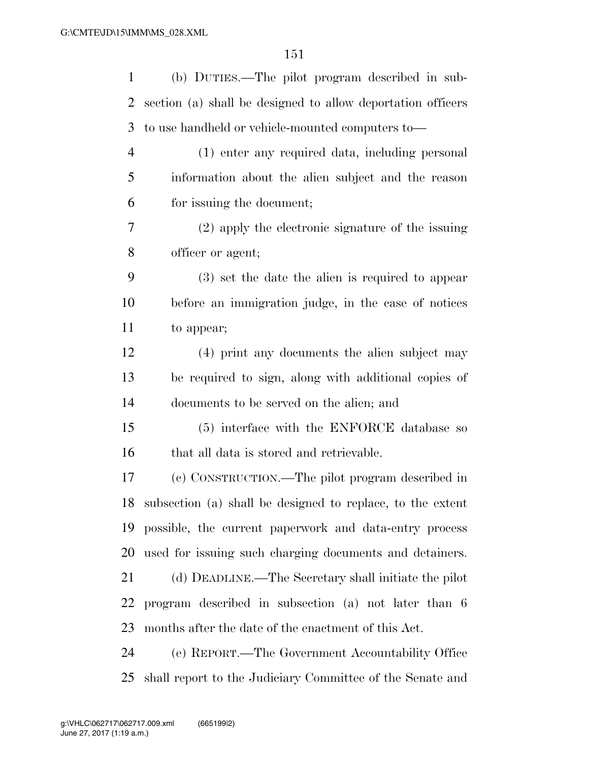(b) DUTIES.—The pilot program described in subsection (a) shall be designed to allow deportation officers to use handheld or vehicle-mounted computers to—

(1) enter any required data, including personal information about the alien subject and the reason for issuing the document;

(2) apply the electronic signature of the issuing officer or agent;

(3) set the date the alien is required to appear before an immigration judge, in the case of notices to appear;

(4) print any documents the alien subject may be required to sign, along with additional copies of documents to be served on the alien; and

(5) interface with the ENFORCE database so that all data is stored and retrievable.

(c) CONSTRUCTION.—The pilot program described in subsection (a) shall be designed to replace, to the extent possible, the current paperwork and data-entry process used for issuing such charging documents and detainers.

(d) DEADLINE.—The Secretary shall initiate the pilot program described in subsection (a) not later than 6 months after the date of the enactment of this Act.

(e) REPORT.—The Government Accountability Office shall report to the Judiciary Committee of the Senate and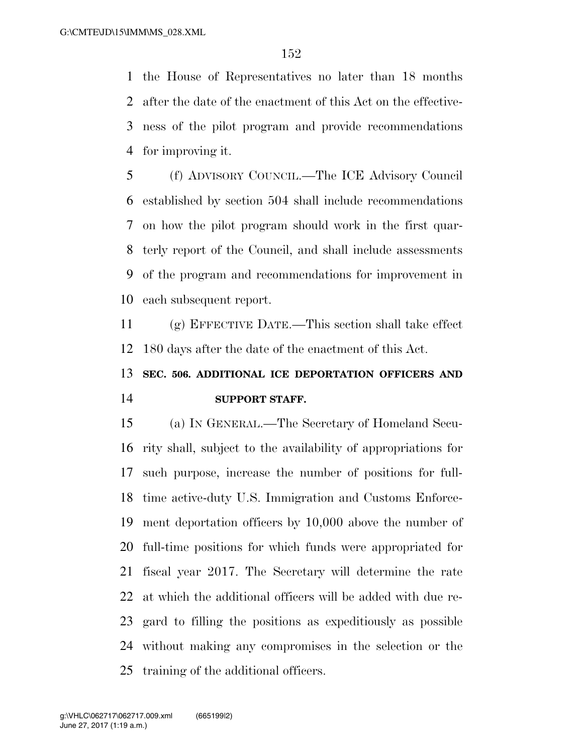the House of Representatives no later than 18 months after the date of the enactment of this Act on the effectiveness of the pilot program and provide recommendations for improving it.

(f) ADVISORY COUNCIL.—The ICE Advisory Council established by section 504 shall include recommendations on how the pilot program should work in the first quarterly report of the Council, and shall include assessments of the program and recommendations for improvement in each subsequent report.

(g) EFFECTIVE DATE.—This section shall take effect 180 days after the date of the enactment of this Act.

## SEC. 506. ADDITIONAL ICE DEPORTATION OFFICERS AND SUPPORT STAFF.

(a) IN GENERAL.—The Secretary of Homeland Security shall, subject to the availability of appropriations for such purpose, increase the number of positions for full-time active-duty U.S. Immigration and Customs Enforcement deportation officers by 10,000 above the number of full-time positions for which funds were appropriated for fiscal year 2017. The Secretary will determine the rate at which the additional officers will be added with due regard to filling the positions as expeditiously as possible without making any compromises in the selection or the training of the additional officers.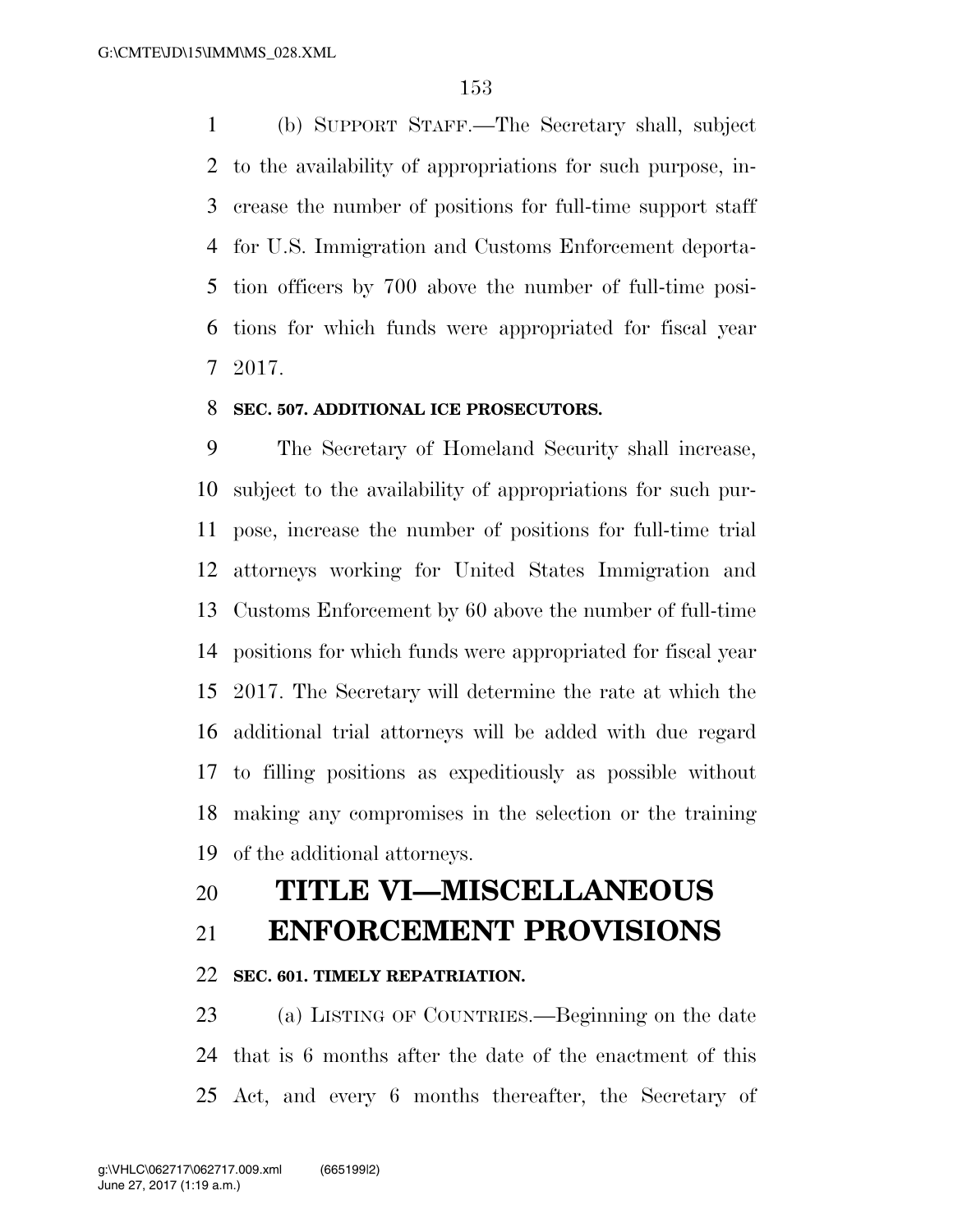(b) SUPPORT STAFF.—The Secretary shall, subject to the availability of appropriations for such purpose, increase the number of positions for full-time support staff for U.S. Immigration and Customs Enforcement deportation officers by 700 above the number of full-time positions for which funds were appropriated for fiscal year 2017.

**SEC. 507. ADDITIONAL ICE PROSECUTORS.**

The Secretary of Homeland Security shall increase, subject to the availability of appropriations for such purpose, increase the number of positions for full-time trial attorneys working for United States Immigration and Customs Enforcement by 60 above the number of full-time positions for which funds were appropriated for fiscal year 2017. The Secretary will determine the rate at which the additional trial attorneys will be added with due regard to filling positions as expeditiously as possible without making any compromises in the selection or the training of the additional attorneys.

# TITLE VI—MISCELLANEOUS ENFORCEMENT PROVISIONS

**SEC. 601. TIMELY REPATRIATION.**

(a) LISTING OF COUNTRIES.—Beginning on the date that is 6 months after the date of the enactment of this Act, and every 6 months thereafter, the Secretary of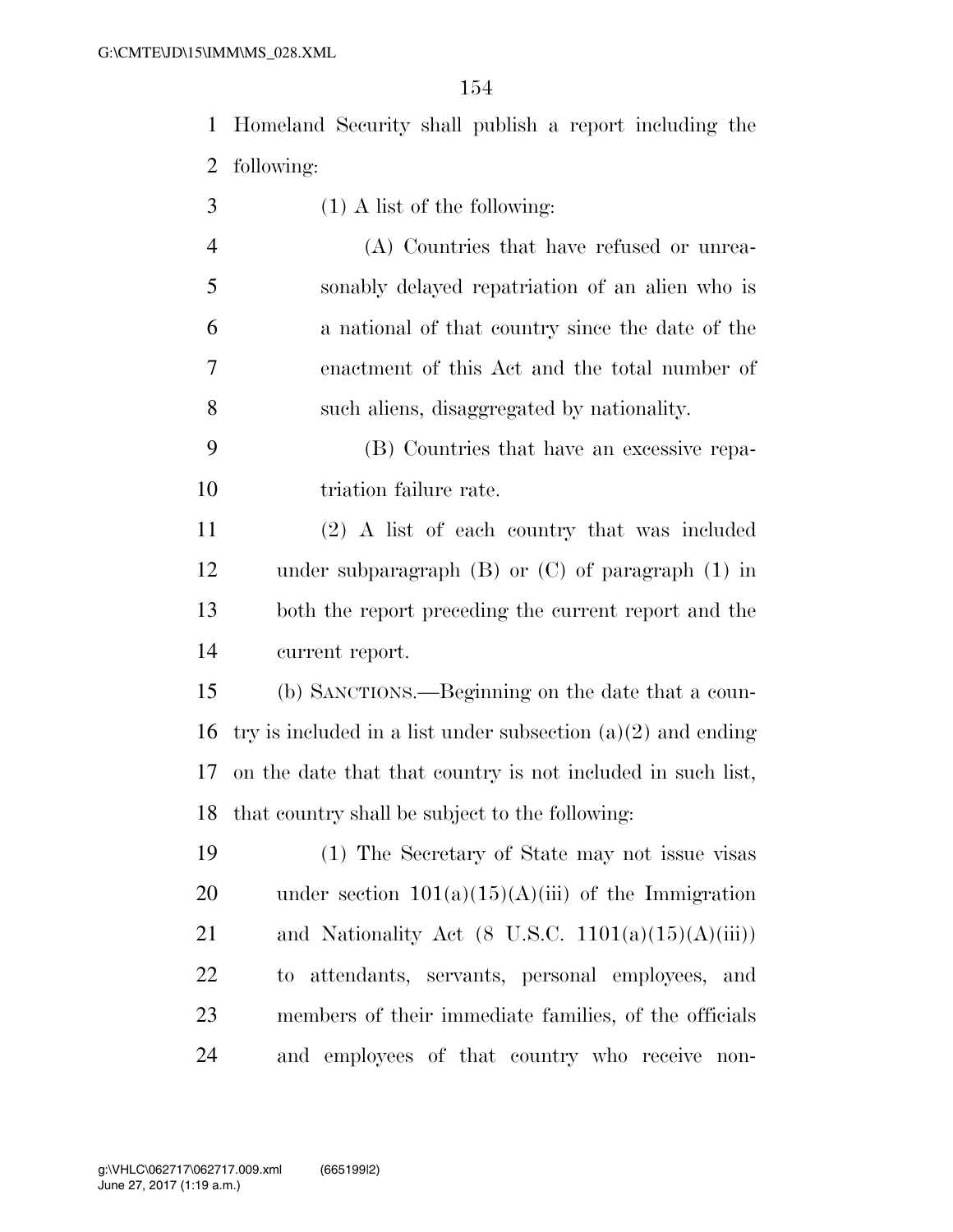Homeland Security shall publish a report including the following:

(1) A list of the following:

(A) Countries that have refused or unreasonably delayed repatriation of an alien who is a national of that country since the date of the enactment of this Act and the total number of such aliens, disaggregated by nationality.

(B) Countries that have an excessive repatriation failure rate.

(2) A list of each country that was included under subparagraph (B) or (C) of paragraph (1) in both the report preceding the current report and the current report.

(b) SANCTIONS.—Beginning on the date that a country is included in a list under subsection (a)(2) and ending on the date that that country is not included in such list, that country shall be subject to the following:

(1) The Secretary of State may not issue visas under section 101(a)(15)(A)(iii) of the Immigration and Nationality Act (8 U.S.C. 1101(a)(15)(A)(iii)) to attendants, servants, personal employees, and members of their immediate families, of the officials and employees of that country who receive non-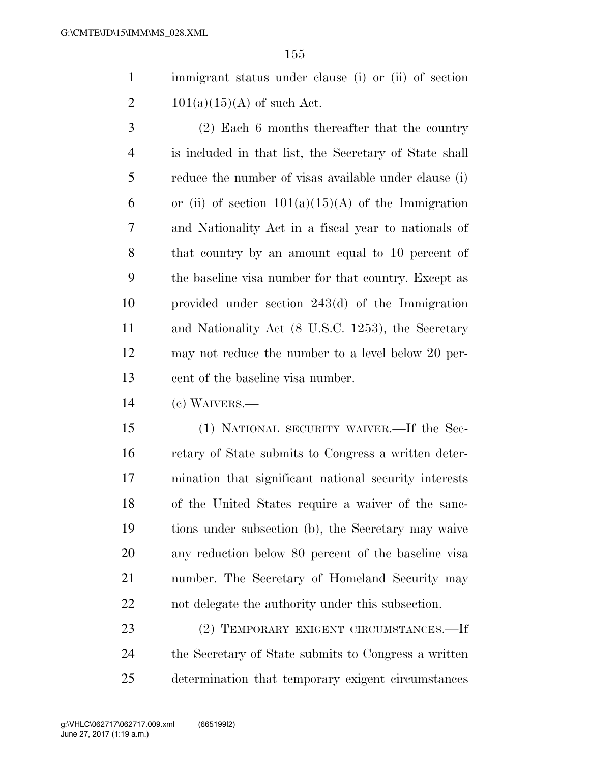immigrant status under clause (i) or (ii) of section 101(a)(15)(A) of such Act.

(2) Each 6 months thereafter that the country is included in that list, the Secretary of State shall reduce the number of visas available under clause (i) or (ii) of section 101(a)(15)(A) of the Immigration and Nationality Act in a fiscal year to nationals of that country by an amount equal to 10 percent of the baseline visa number for that country. Except as provided under section 243(d) of the Immigration and Nationality Act (8 U.S.C. 1253), the Secretary may not reduce the number to a level below 20 percent of the baseline visa number.

(c) WAIVERS.—

(1) NATIONAL SECURITY WAIVER.—If the Secretary of State submits to Congress a written determination that significant national security interests of the United States require a waiver of the sanctions under subsection (b), the Secretary may waive any reduction below 80 percent of the baseline visa number. The Secretary of Homeland Security may not delegate the authority under this subsection.

(2) TEMPORARY EXIGENT CIRCUMSTANCES.—If the Secretary of State submits to Congress a written determination that temporary exigent circumstances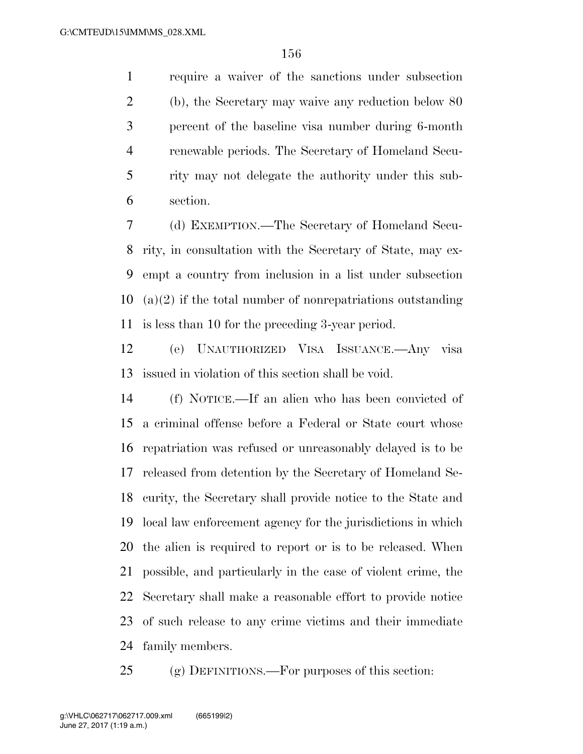require a waiver of the sanctions under subsection (b), the Secretary may waive any reduction below 80 percent of the baseline visa number during 6-month renewable periods. The Secretary of Homeland Security may not delegate the authority under this subsection.

(d) EXEMPTION.—The Secretary of Homeland Security, in consultation with the Secretary of State, may exempt a country from inclusion in a list under subsection (a)(2) if the total number of nonrepatriations outstanding is less than 10 for the preceding 3-year period.

(e) UNAUTHORIZED VISA ISSUANCE.—Any visa issued in violation of this section shall be void.

(f) NOTICE.—If an alien who has been convicted of a criminal offense before a Federal or State court whose repatriation was refused or unreasonably delayed is to be released from detention by the Secretary of Homeland Security, the Secretary shall provide notice to the State and local law enforcement agency for the jurisdictions in which the alien is required to report or is to be released. When possible, and particularly in the case of violent crime, the Secretary shall make a reasonable effort to provide notice of such release to any crime victims and their immediate family members.

(g) DEFINITIONS.—For purposes of this section: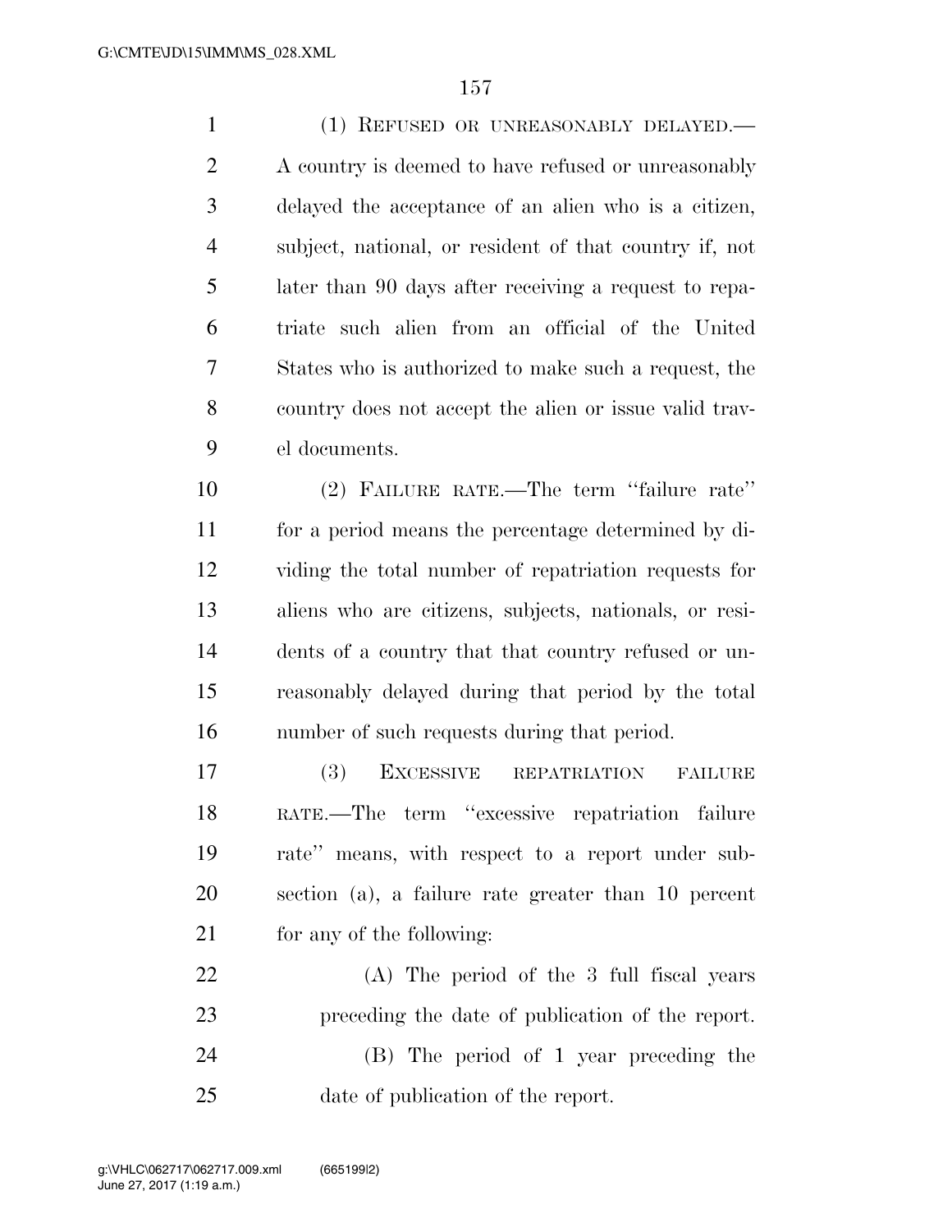(1) REFUSED OR UNREASONABLY DELAYED.—A country is deemed to have refused or unreasonably delayed the acceptance of an alien who is a citizen, subject, national, or resident of that country if, not later than 90 days after receiving a request to repatriate such alien from an official of the United States who is authorized to make such a request, the country does not accept the alien or issue valid travel documents.

(2) FAILURE RATE.—The term ''failure rate'' for a period means the percentage determined by dividing the total number of repatriation requests for aliens who are citizens, subjects, nationals, or residents of a country that that country refused or unreasonably delayed during that period by the total number of such requests during that period.

(3) EXCESSIVE REPATRIATION FAILURE RATE.—The term ''excessive repatriation failure rate'' means, with respect to a report under subsection (a), a failure rate greater than 10 percent for any of the following:

(A) The period of the 3 full fiscal years preceding the date of publication of the report.

(B) The period of 1 year preceding the date of publication of the report.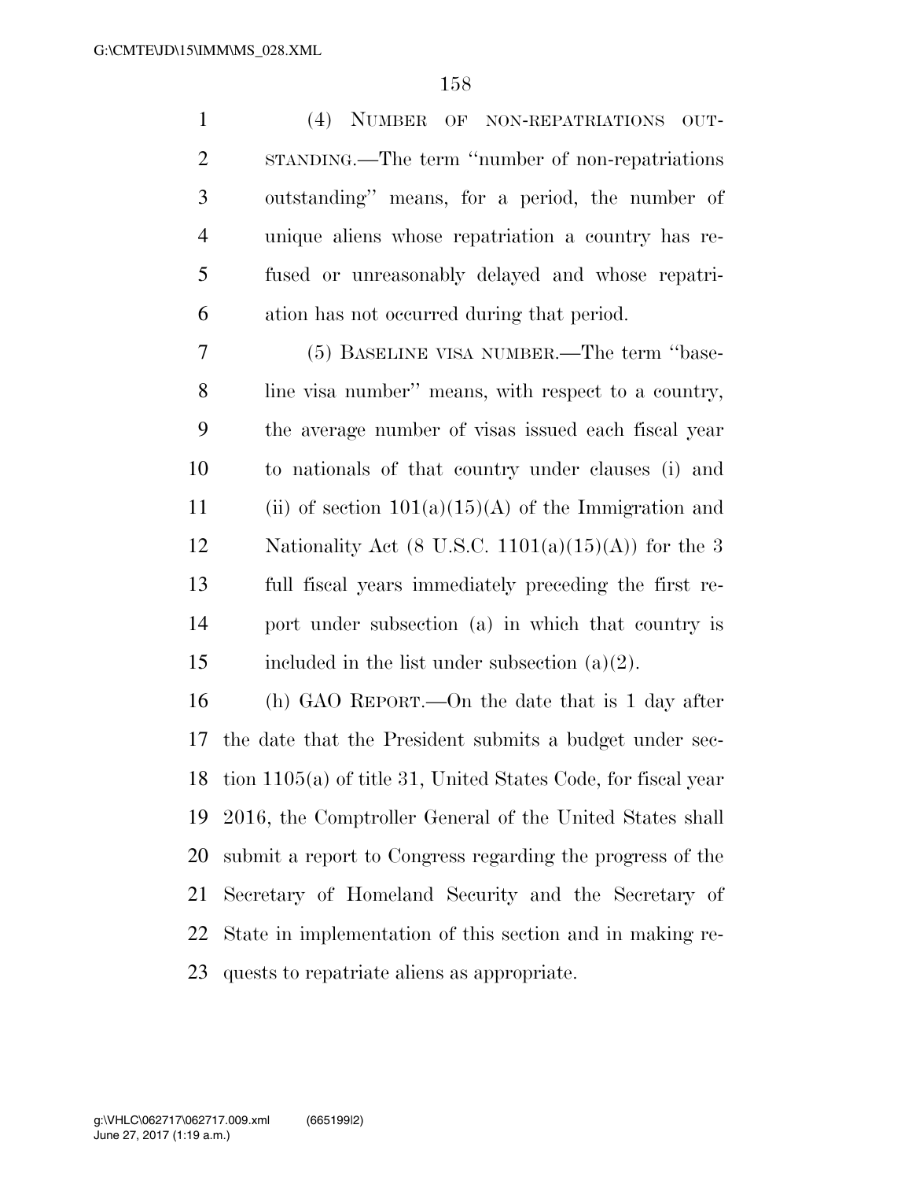(4) NUMBER OF NON-REPATRIATIONS OUTSTANDING.—The term "number of non-repatriations outstanding" means, for a period, the number of unique aliens whose repatriation a country has refused or unreasonably delayed and whose repatriation has not occurred during that period.

(5) BASELINE VISA NUMBER.—The term "baseline visa number" means, with respect to a country, the average number of visas issued each fiscal year to nationals of that country under clauses (i) and (ii) of section 101(a)(15)(A) of the Immigration and Nationality Act (8 U.S.C. 1101(a)(15)(A)) for the 3 full fiscal years immediately preceding the first report under subsection (a) in which that country is included in the list under subsection (a)(2).

(h) GAO REPORT.—On the date that is 1 day after the date that the President submits a budget under section 1105(a) of title 31, United States Code, for fiscal year 2016, the Comptroller General of the United States shall submit a report to Congress regarding the progress of the Secretary of Homeland Security and the Secretary of State in implementation of this section and in making requests to repatriate aliens as appropriate.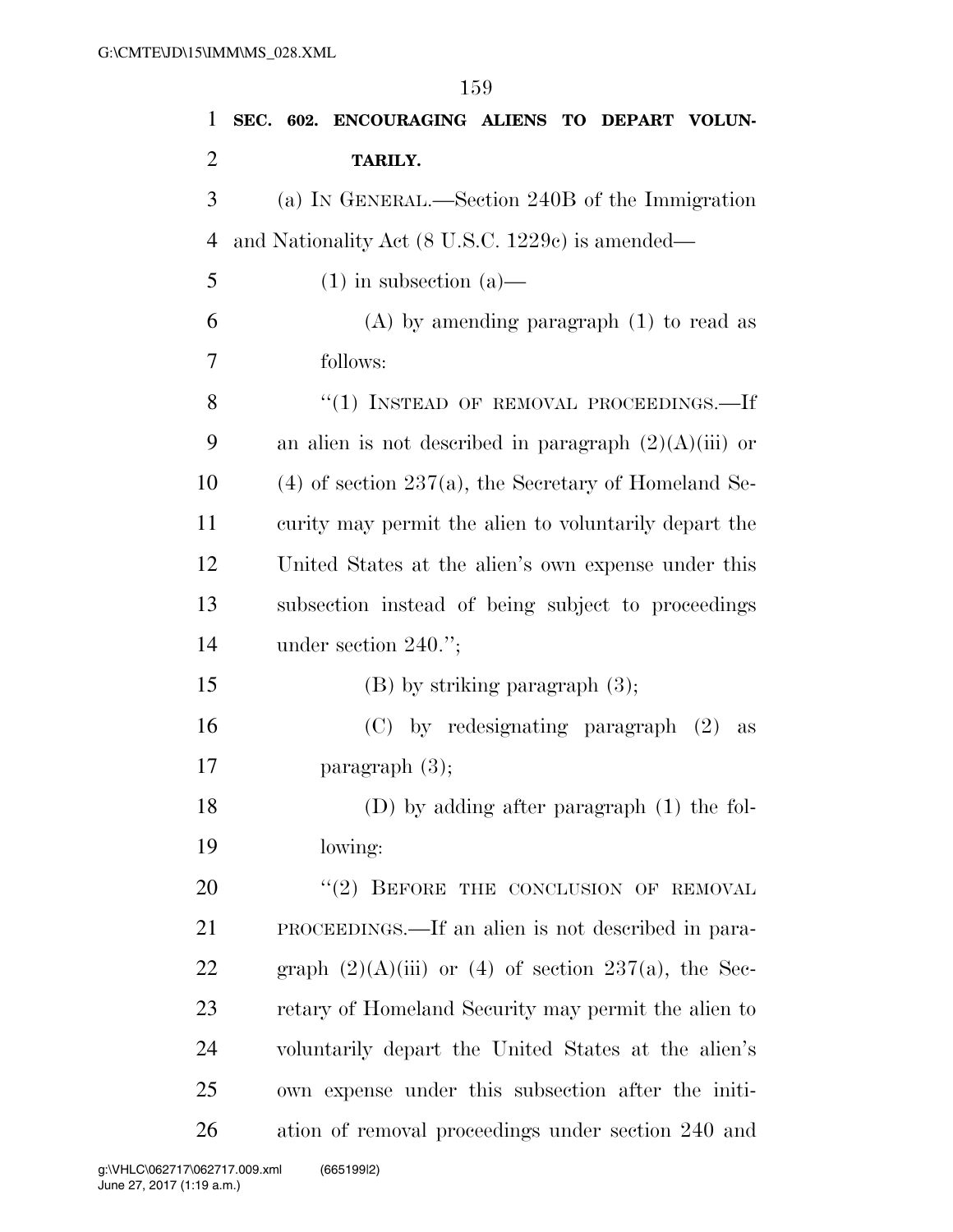**SEC. 602. ENCOURAGING ALIENS TO DEPART VOLUNTARILY.**

(a) IN GENERAL.—Section 240B of the Immigration and Nationality Act (8 U.S.C. 1229c) is amended—

(1) in subsection (a)—

(A) by amending paragraph (1) to read as follows:

"(1) INSTEAD OF REMOVAL PROCEEDINGS.—If an alien is not described in paragraph (2)(A)(iii) or (4) of section 237(a), the Secretary of Homeland Security may permit the alien to voluntarily depart the United States at the alien's own expense under this subsection instead of being subject to proceedings under section 240.";

(B) by striking paragraph (3);

(C) by redesignating paragraph (2) as paragraph (3);

(D) by adding after paragraph (1) the following:

"(2) BEFORE THE CONCLUSION OF REMOVAL PROCEEDINGS.—If an alien is not described in paragraph (2)(A)(iii) or (4) of section 237(a), the Secretary of Homeland Security may permit the alien to voluntarily depart the United States at the alien's own expense under this subsection after the initiation of removal proceedings under section 240 and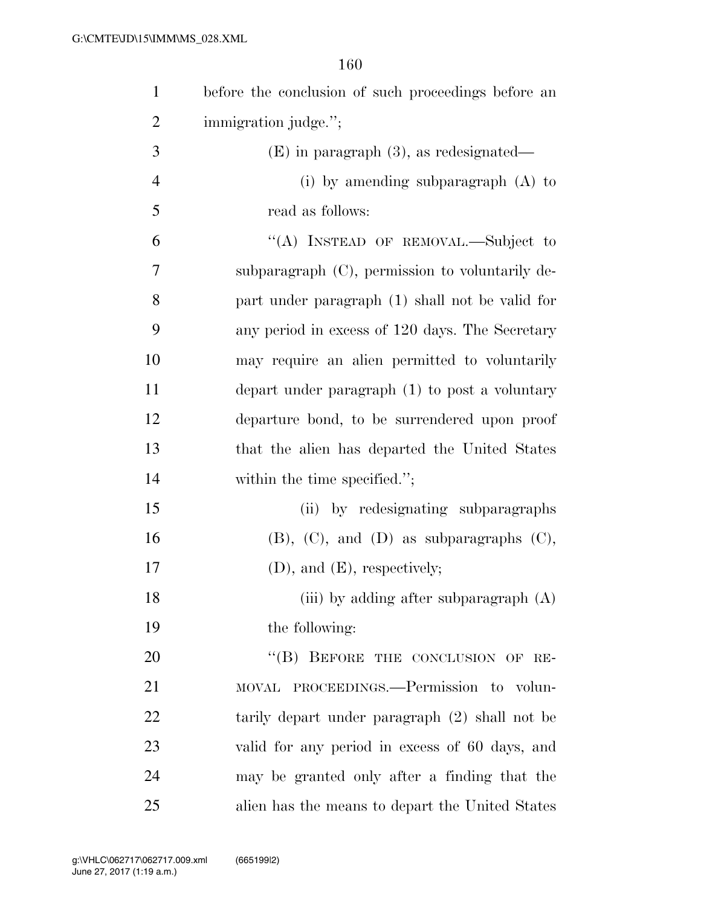before the conclusion of such proceedings before an immigration judge.'';

(E) in paragraph (3), as redesignated—

(i) by amending subparagraph (A) to read as follows:

''(A) INSTEAD OF REMOVAL.—Subject to subparagraph (C), permission to voluntarily depart under paragraph (1) shall not be valid for any period in excess of 120 days. The Secretary may require an alien permitted to voluntarily depart under paragraph (1) to post a voluntary departure bond, to be surrendered upon proof that the alien has departed the United States within the time specified.'';

(ii) by redesignating subparagraphs (B), (C), and (D) as subparagraphs (C), (D), and (E), respectively;

(iii) by adding after subparagraph (A) the following:

''(B) BEFORE THE CONCLUSION OF REMOVAL PROCEEDINGS.—Permission to voluntarily depart under paragraph (2) shall not be valid for any period in excess of 60 days, and may be granted only after a finding that the alien has the means to depart the United States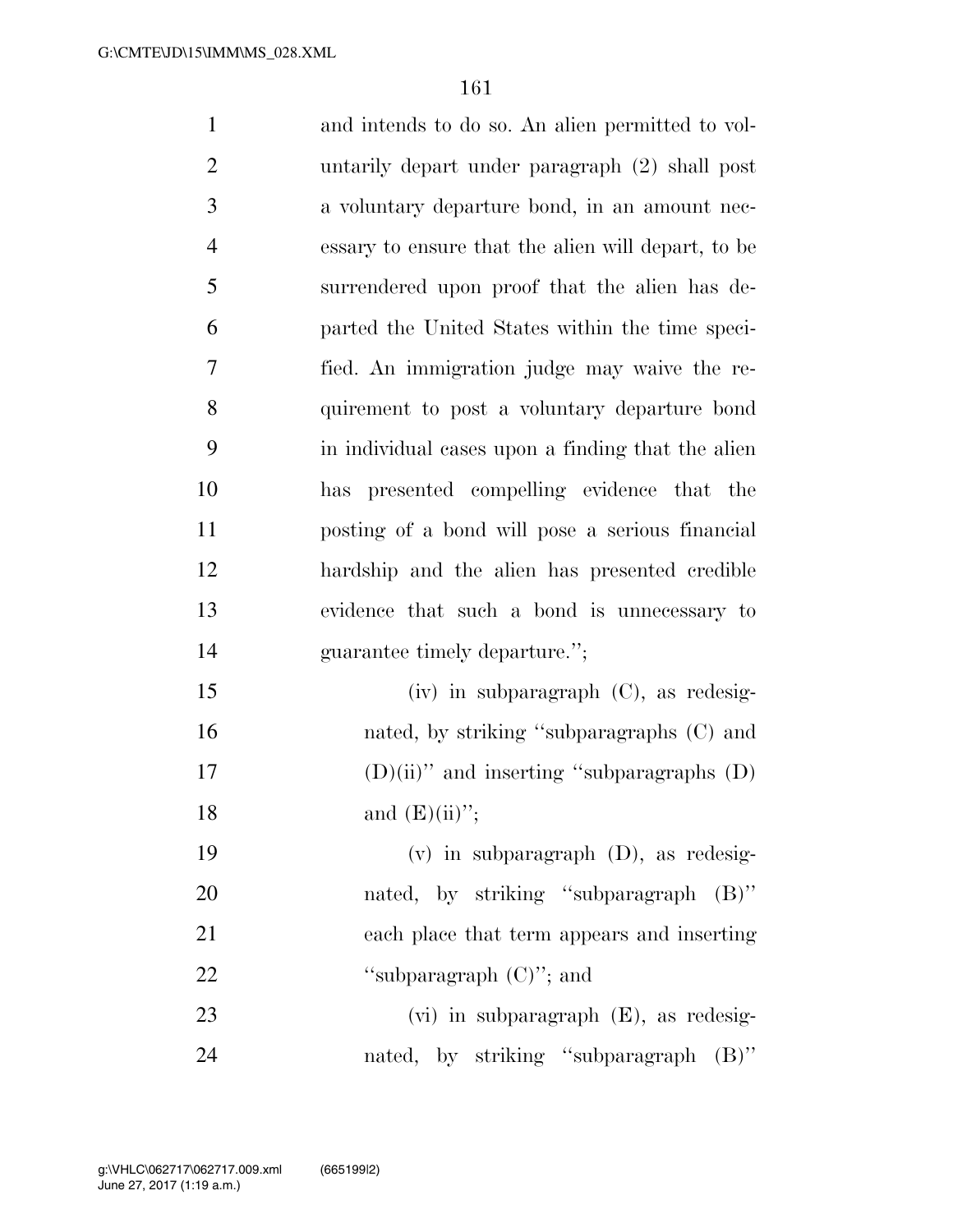and intends to do so. An alien permitted to voluntarily depart under paragraph (2) shall post a voluntary departure bond, in an amount necessary to ensure that the alien will depart, to be surrendered upon proof that the alien has departed the United States within the time specified. An immigration judge may waive the requirement to post a voluntary departure bond in individual cases upon a finding that the alien has presented compelling evidence that the posting of a bond will pose a serious financial hardship and the alien has presented credible evidence that such a bond is unnecessary to guarantee timely departure.'';

(iv) in subparagraph (C), as redesignated, by striking ''subparagraphs (C) and (D)(ii)'' and inserting ''subparagraphs (D) and (E)(ii)'';

(v) in subparagraph (D), as redesignated, by striking ''subparagraph (B)'' each place that term appears and inserting ''subparagraph (C)''; and

(vi) in subparagraph (E), as redesignated, by striking ''subparagraph (B)''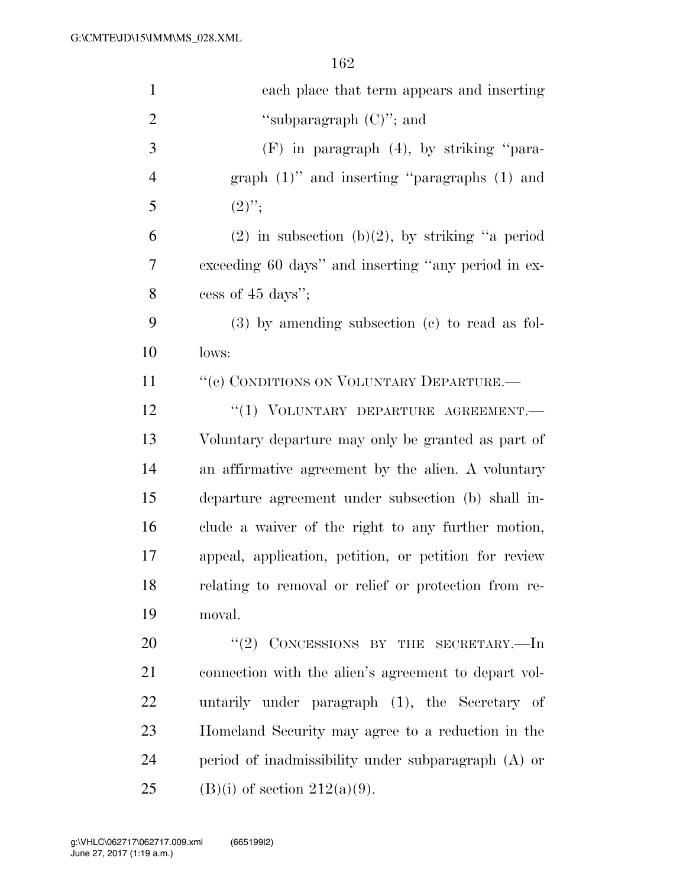each place that term appears and inserting "subparagraph (C)"; and

(F) in paragraph (4), by striking "paragraph (1)" and inserting "paragraphs (1) and (2)";

(2) in subsection (b)(2), by striking "a period exceeding 60 days" and inserting "any period in excess of 45 days";

(3) by amending subsection (c) to read as follows:

"(c) CONDITIONS ON VOLUNTARY DEPARTURE.—

"(1) VOLUNTARY DEPARTURE AGREEMENT.— Voluntary departure may only be granted as part of an affirmative agreement by the alien. A voluntary departure agreement under subsection (b) shall include a waiver of the right to any further motion, appeal, application, petition, or petition for review relating to removal or relief or protection from removal.

"(2) CONCESSIONS BY THE SECRETARY.—In connection with the alien's agreement to depart voluntarily under paragraph (1), the Secretary of Homeland Security may agree to a reduction in the period of inadmissibility under subparagraph (A) or (B)(i) of section 212(a)(9).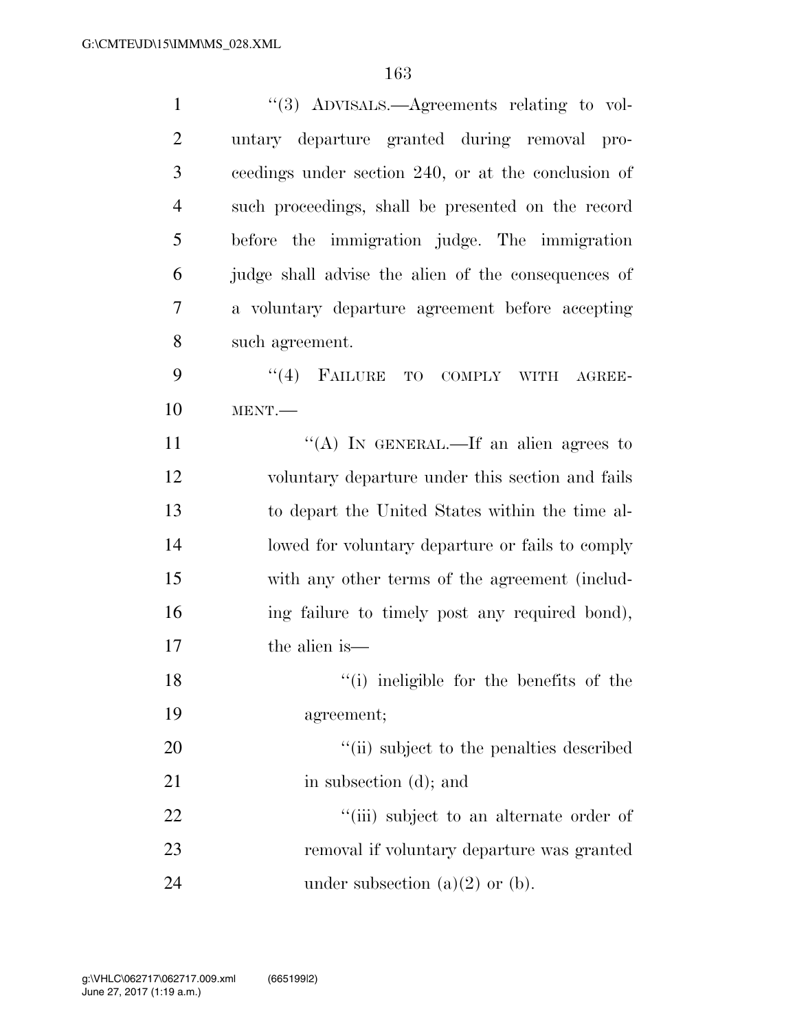"(3) ADVISALS.—Agreements relating to voluntary departure granted during removal proceedings under section 240, or at the conclusion of such proceedings, shall be presented on the record before the immigration judge. The immigration judge shall advise the alien of the consequences of a voluntary departure agreement before accepting such agreement.

"(4) FAILURE TO COMPLY WITH AGREEMENT.—

"(A) IN GENERAL.—If an alien agrees to voluntary departure under this section and fails to depart the United States within the time allowed for voluntary departure or fails to comply with any other terms of the agreement (including failure to timely post any required bond), the alien is—

"(i) ineligible for the benefits of the agreement;

"(ii) subject to the penalties described in subsection (d); and

"(iii) subject to an alternate order of removal if voluntary departure was granted under subsection (a)(2) or (b).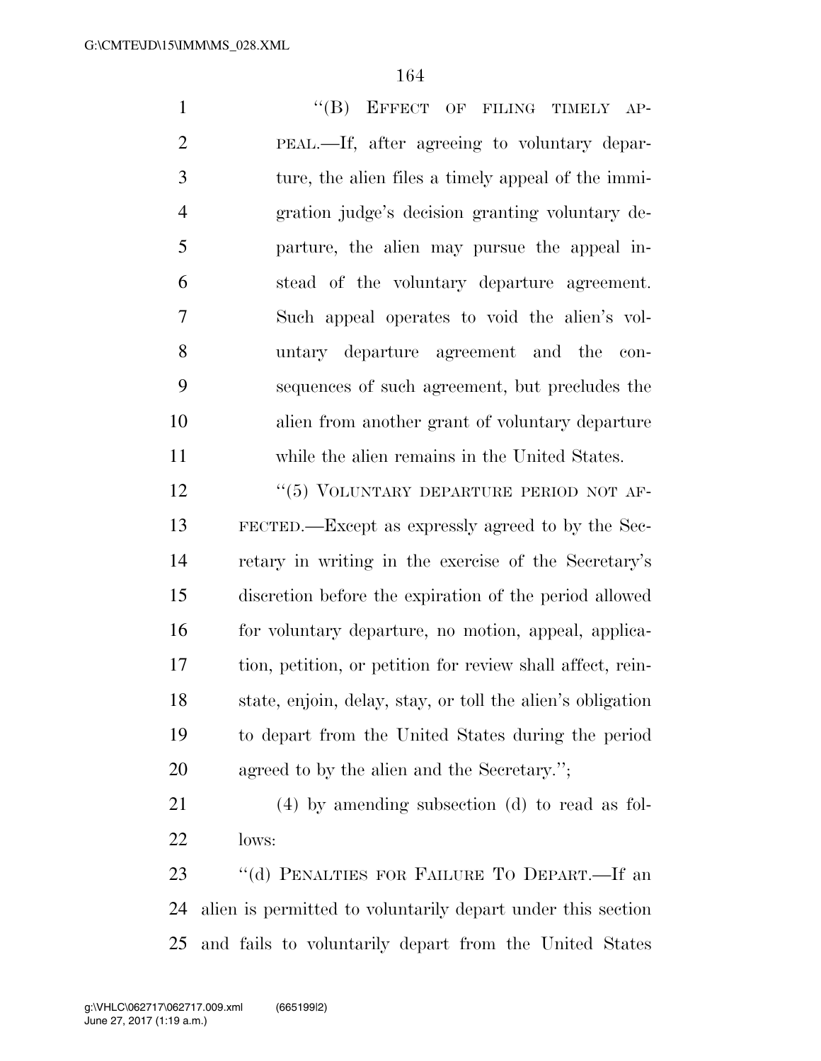"(B) EFFECT OF FILING TIMELY APPEAL.—If, after agreeing to voluntary departure, the alien files a timely appeal of the immigration judge's decision granting voluntary departure, the alien may pursue the appeal instead of the voluntary departure agreement. Such appeal operates to void the alien's voluntary departure agreement and the consequences of such agreement, but precludes the alien from another grant of voluntary departure while the alien remains in the United States.

"(5) VOLUNTARY DEPARTURE PERIOD NOT AFFECTED.—Except as expressly agreed to by the Secretary in writing in the exercise of the Secretary's discretion before the expiration of the period allowed for voluntary departure, no motion, appeal, application, petition, or petition for review shall affect, reinstate, enjoin, delay, stay, or toll the alien's obligation to depart from the United States during the period agreed to by the alien and the Secretary.";

(4) by amending subsection (d) to read as follows:

"(d) PENALTIES FOR FAILURE TO DEPART.—If an alien is permitted to voluntarily depart under this section and fails to voluntarily depart from the United States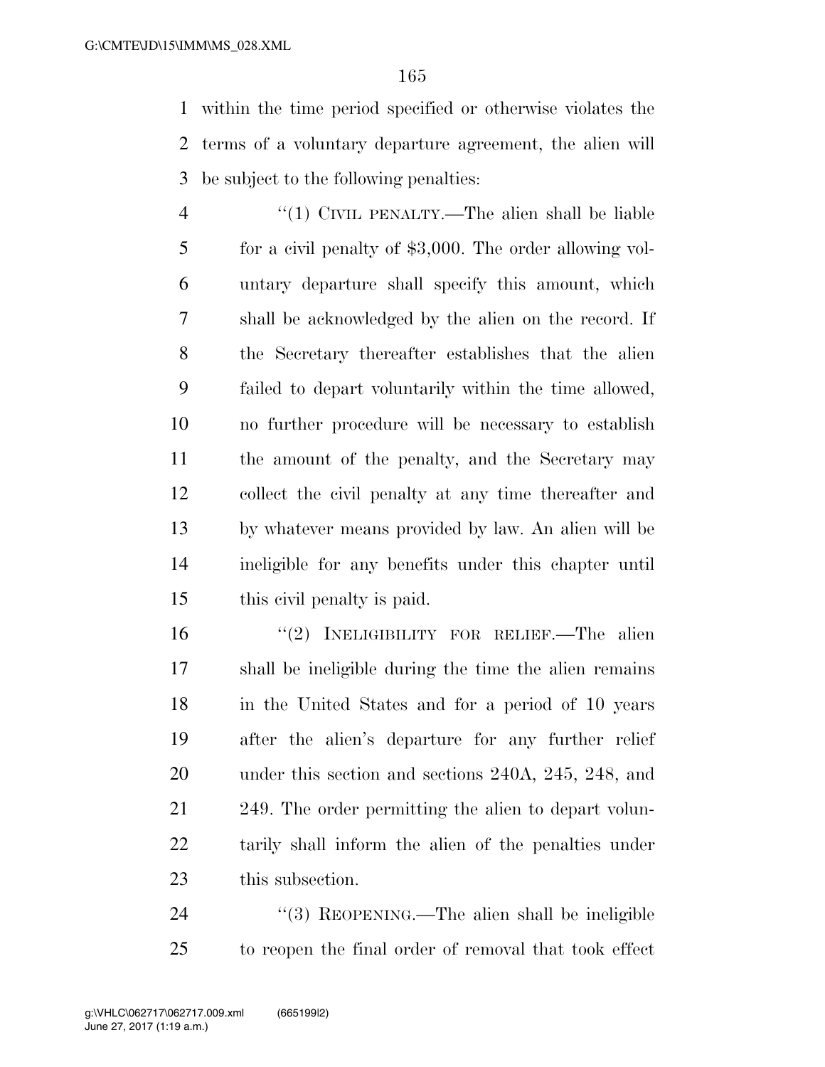within the time period specified or otherwise violates the terms of a voluntary departure agreement, the alien will be subject to the following penalties:

"(1) CIVIL PENALTY.—The alien shall be liable for a civil penalty of $3,000. The order allowing voluntary departure shall specify this amount, which shall be acknowledged by the alien on the record. If the Secretary thereafter establishes that the alien failed to depart voluntarily within the time allowed, no further procedure will be necessary to establish the amount of the penalty, and the Secretary may collect the civil penalty at any time thereafter and by whatever means provided by law. An alien will be ineligible for any benefits under this chapter until this civil penalty is paid.

"(2) INELIGIBILITY FOR RELIEF.—The alien shall be ineligible during the time the alien remains in the United States and for a period of 10 years after the alien's departure for any further relief under this section and sections 240A, 245, 248, and 249. The order permitting the alien to depart voluntarily shall inform the alien of the penalties under this subsection.

"(3) REOPENING.—The alien shall be ineligible to reopen the final order of removal that took effect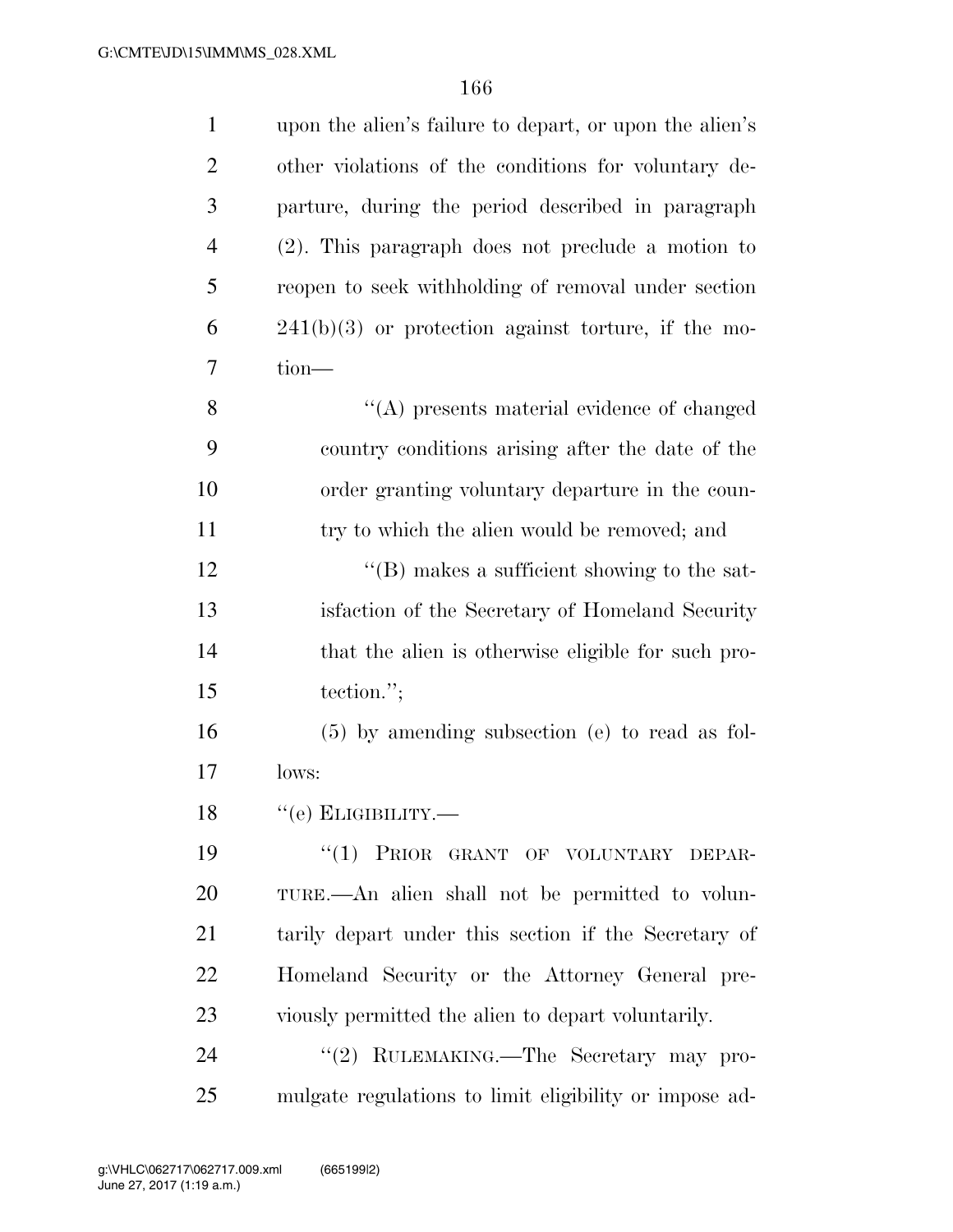upon the alien's failure to depart, or upon the alien's other violations of the conditions for voluntary departure, during the period described in paragraph (2). This paragraph does not preclude a motion to reopen to seek withholding of removal under section 241(b)(3) or protection against torture, if the motion—

"(A) presents material evidence of changed country conditions arising after the date of the order granting voluntary departure in the country to which the alien would be removed; and

"(B) makes a sufficient showing to the satisfaction of the Secretary of Homeland Security that the alien is otherwise eligible for such protection.";

(5) by amending subsection (e) to read as follows:

"(e) ELIGIBILITY.—

"(1) PRIOR GRANT OF VOLUNTARY DEPARTURE.—An alien shall not be permitted to voluntarily depart under this section if the Secretary of Homeland Security or the Attorney General previously permitted the alien to depart voluntarily.

"(2) RULEMAKING.—The Secretary may promulgate regulations to limit eligibility or impose ad-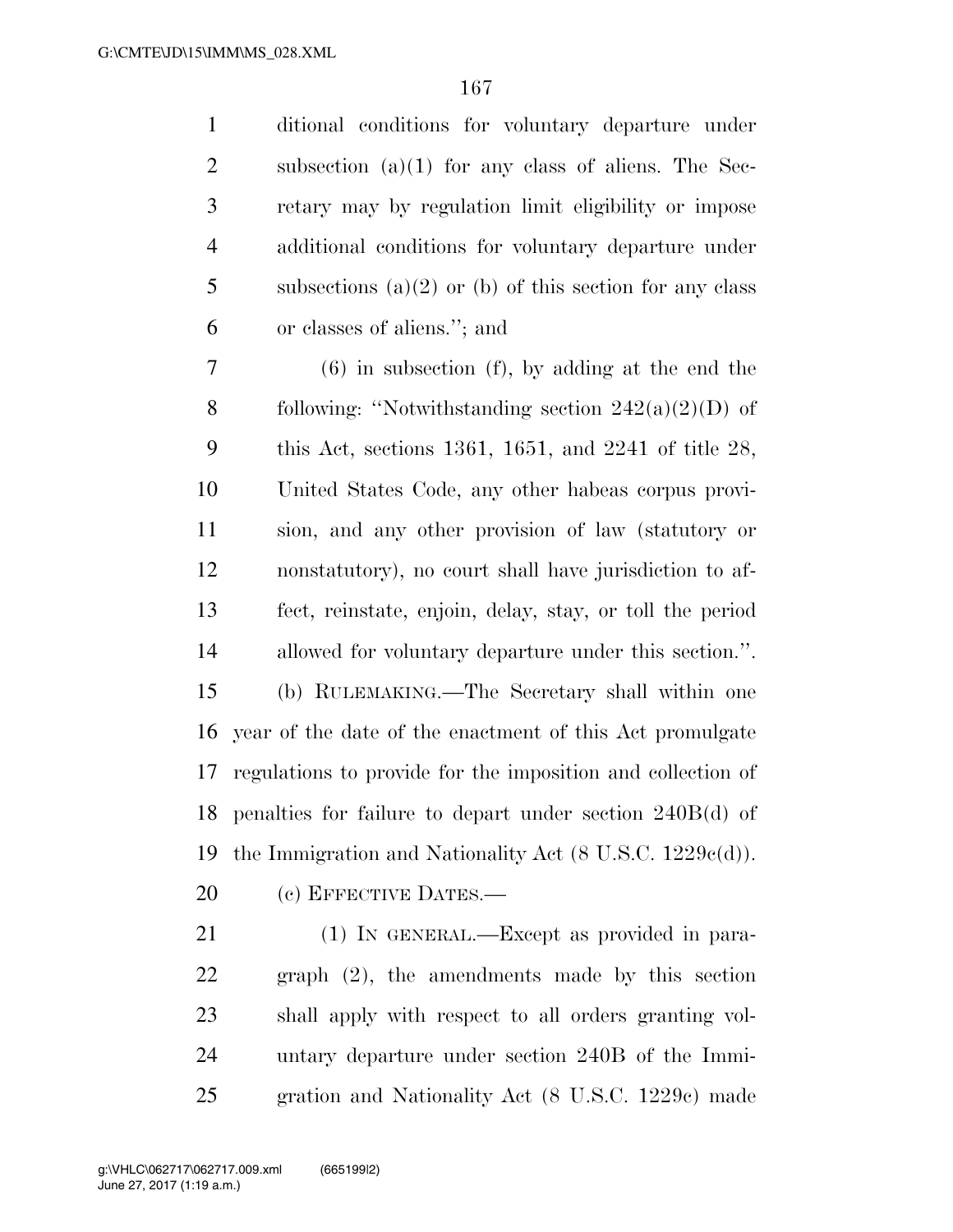ditional conditions for voluntary departure under subsection (a)(1) for any class of aliens. The Secretary may by regulation limit eligibility or impose additional conditions for voluntary departure under subsections (a)(2) or (b) of this section for any class or classes of aliens.''; and

(6) in subsection (f), by adding at the end the following: ''Notwithstanding section 242(a)(2)(D) of this Act, sections 1361, 1651, and 2241 of title 28, United States Code, any other habeas corpus provision, and any other provision of law (statutory or nonstatutory), no court shall have jurisdiction to affect, reinstate, enjoin, delay, stay, or toll the period allowed for voluntary departure under this section.''.

(b) RULEMAKING.—The Secretary shall within one year of the date of the enactment of this Act promulgate regulations to provide for the imposition and collection of penalties for failure to depart under section 240B(d) of the Immigration and Nationality Act (8 U.S.C. 1229c(d)).

(c) EFFECTIVE DATES.—

(1) IN GENERAL.—Except as provided in paragraph (2), the amendments made by this section shall apply with respect to all orders granting voluntary departure under section 240B of the Immigration and Nationality Act (8 U.S.C. 1229c) made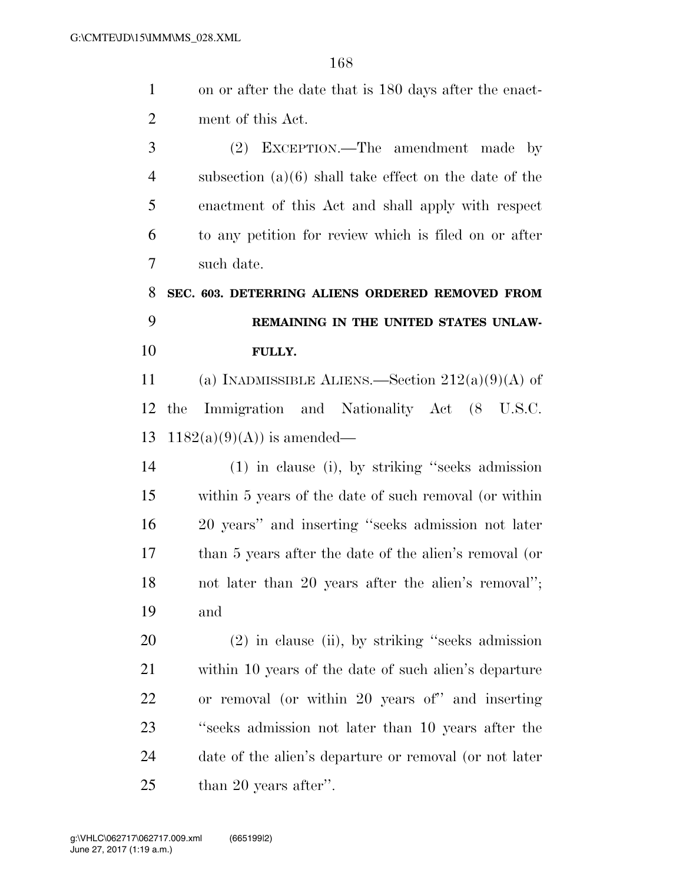on or after the date that is 180 days after the enactment of this Act.

(2) EXCEPTION.—The amendment made by subsection (a)(6) shall take effect on the date of the enactment of this Act and shall apply with respect to any petition for review which is filed on or after such date.

**SEC. 603. DETERRING ALIENS ORDERED REMOVED FROM REMAINING IN THE UNITED STATES UNLAWFULLY.**

(a) INADMISSIBLE ALIENS.—Section 212(a)(9)(A) of the Immigration and Nationality Act (8 U.S.C. 1182(a)(9)(A)) is amended—

(1) in clause (i), by striking ''seeks admission within 5 years of the date of such removal (or within 20 years'' and inserting ''seeks admission not later than 5 years after the date of the alien's removal (or not later than 20 years after the alien's removal''; and

(2) in clause (ii), by striking ''seeks admission within 10 years of the date of such alien's departure or removal (or within 20 years of'' and inserting ''seeks admission not later than 10 years after the date of the alien's departure or removal (or not later than 20 years after''.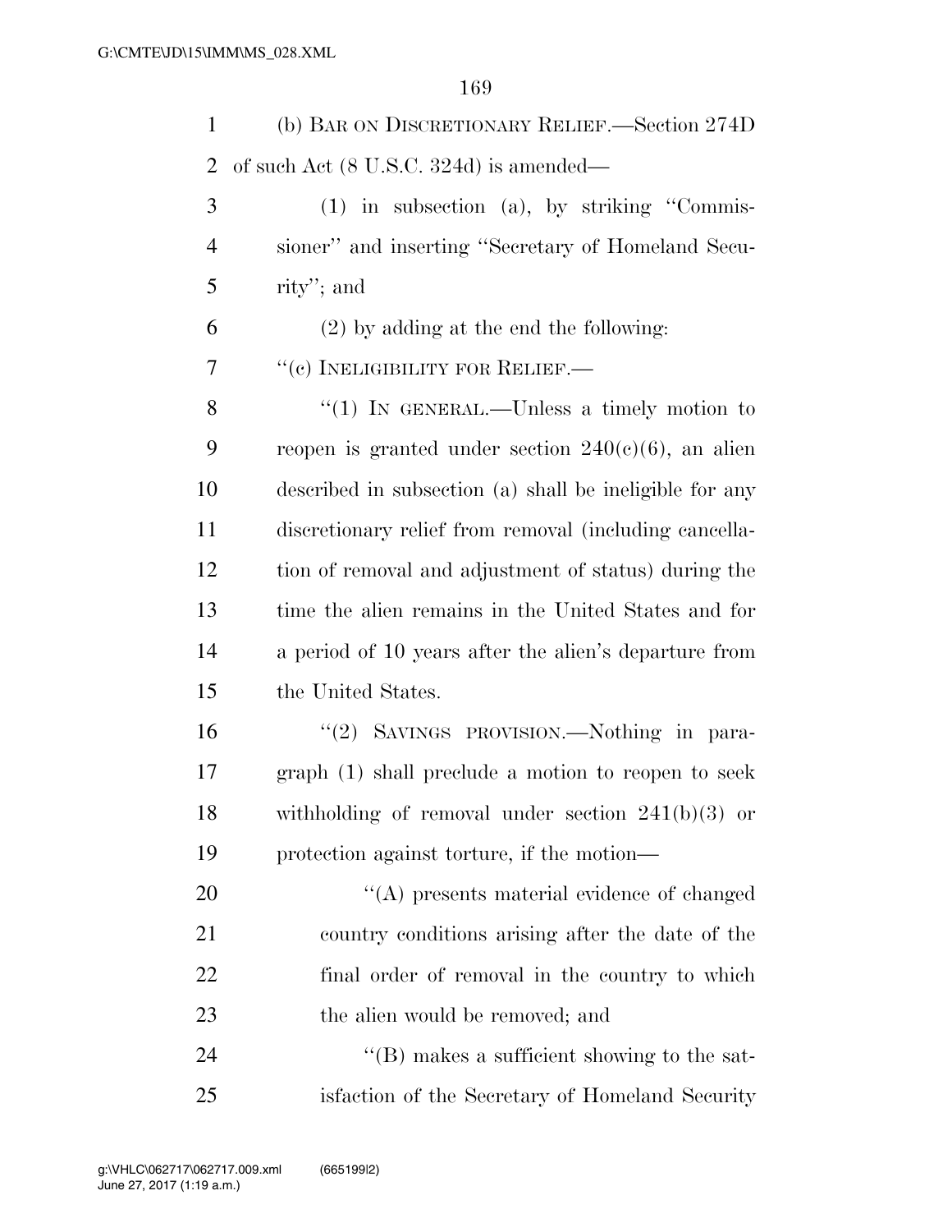(b) BAR ON DISCRETIONARY RELIEF.—Section 274D of such Act (8 U.S.C. 324d) is amended—

(1) in subsection (a), by striking ''Commissioner'' and inserting ''Secretary of Homeland Security''; and

(2) by adding at the end the following:

''(c) INELIGIBILITY FOR RELIEF.—

''(1) IN GENERAL.—Unless a timely motion to reopen is granted under section 240(c)(6), an alien described in subsection (a) shall be ineligible for any discretionary relief from removal (including cancellation of removal and adjustment of status) during the time the alien remains in the United States and for a period of 10 years after the alien's departure from the United States.

''(2) SAVINGS PROVISION.—Nothing in paragraph (1) shall preclude a motion to reopen to seek withholding of removal under section 241(b)(3) or protection against torture, if the motion—

''(A) presents material evidence of changed country conditions arising after the date of the final order of removal in the country to which the alien would be removed; and

''(B) makes a sufficient showing to the satisfaction of the Secretary of Homeland Security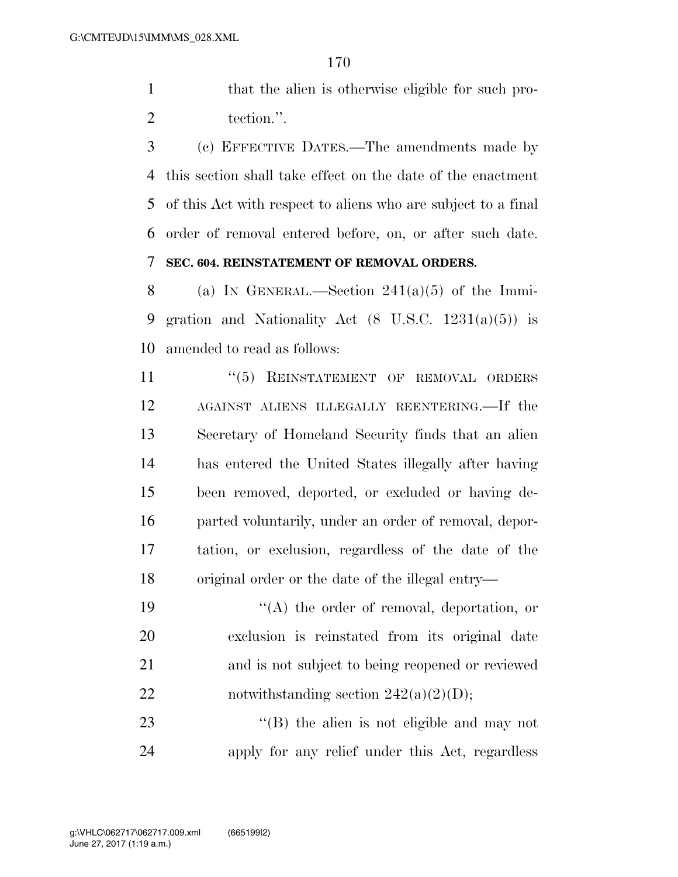that the alien is otherwise eligible for such protection.''.

(c) EFFECTIVE DATES.—The amendments made by this section shall take effect on the date of the enactment of this Act with respect to aliens who are subject to a final order of removal entered before, on, or after such date.

**SEC. 604. REINSTATEMENT OF REMOVAL ORDERS.**

(a) IN GENERAL.—Section 241(a)(5) of the Immigration and Nationality Act (8 U.S.C. 1231(a)(5)) is amended to read as follows:

> ''(5) REINSTATEMENT OF REMOVAL ORDERS AGAINST ALIENS ILLEGALLY REENTERING.—If the Secretary of Homeland Security finds that an alien has entered the United States illegally after having been removed, deported, or excluded or having departed voluntarily, under an order of removal, deportation, or exclusion, regardless of the date of the original order or the date of the illegal entry—
>
> > ''(A) the order of removal, deportation, or exclusion is reinstated from its original date and is not subject to being reopened or reviewed notwithstanding section 242(a)(2)(D);
> >
> > ''(B) the alien is not eligible and may not apply for any relief under this Act, regardless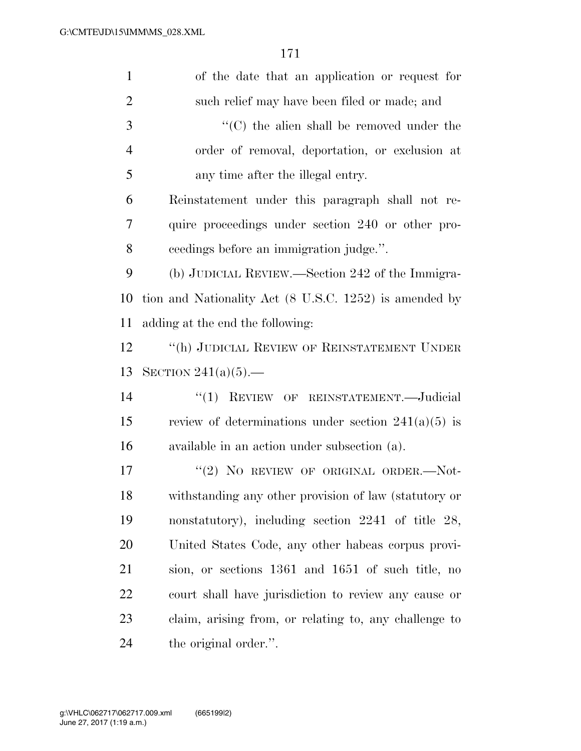of the date that an application or request for such relief may have been filed or made; and

"(C) the alien shall be removed under the order of removal, deportation, or exclusion at any time after the illegal entry.

Reinstatement under this paragraph shall not require proceedings under section 240 or other proceedings before an immigration judge.".

(b) JUDICIAL REVIEW.—Section 242 of the Immigration and Nationality Act (8 U.S.C. 1252) is amended by adding at the end the following:

"(h) JUDICIAL REVIEW OF REINSTATEMENT UNDER SECTION 241(a)(5).—

"(1) REVIEW OF REINSTATEMENT.—Judicial review of determinations under section 241(a)(5) is available in an action under subsection (a).

"(2) NO REVIEW OF ORIGINAL ORDER.—Notwithstanding any other provision of law (statutory or nonstatutory), including section 2241 of title 28, United States Code, any other habeas corpus provision, or sections 1361 and 1651 of such title, no court shall have jurisdiction to review any cause or claim, arising from, or relating to, any challenge to the original order.".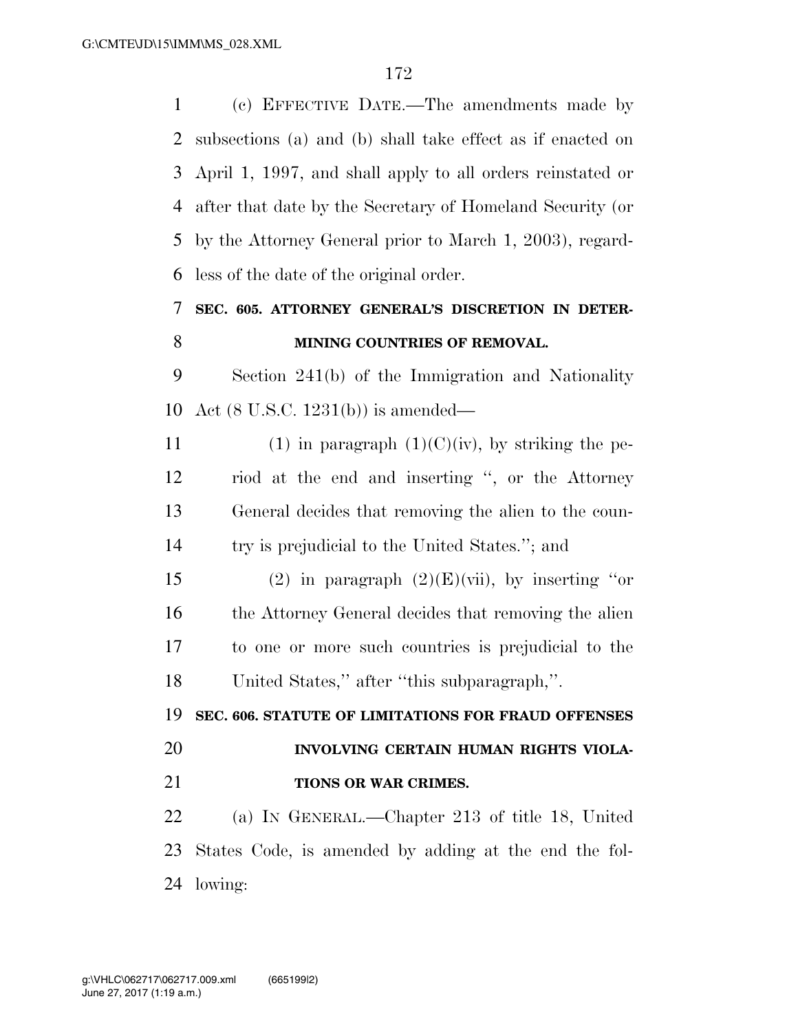(c) EFFECTIVE DATE.—The amendments made by subsections (a) and (b) shall take effect as if enacted on April 1, 1997, and shall apply to all orders reinstated or after that date by the Secretary of Homeland Security (or by the Attorney General prior to March 1, 2003), regardless of the date of the original order.

**SEC. 605. ATTORNEY GENERAL'S DISCRETION IN DETERMINING COUNTRIES OF REMOVAL.**

Section 241(b) of the Immigration and Nationality Act (8 U.S.C. 1231(b)) is amended—

(1) in paragraph (1)(C)(iv), by striking the period at the end and inserting ", or the Attorney General decides that removing the alien to the country is prejudicial to the United States."; and

(2) in paragraph (2)(E)(vii), by inserting "or the Attorney General decides that removing the alien to one or more such countries is prejudicial to the United States," after "this subparagraph,".

**SEC. 606. STATUTE OF LIMITATIONS FOR FRAUD OFFENSES INVOLVING CERTAIN HUMAN RIGHTS VIOLATIONS OR WAR CRIMES.**

(a) IN GENERAL.—Chapter 213 of title 18, United States Code, is amended by adding at the end the following: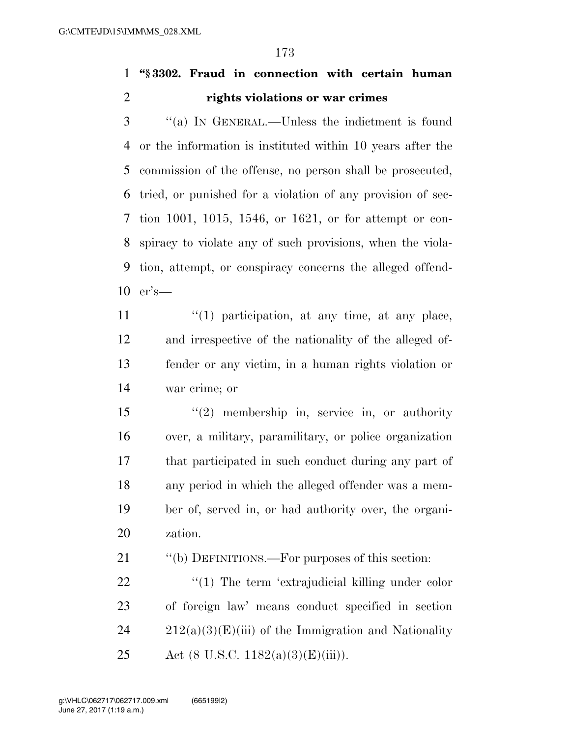**"§ 3302. Fraud in connection with certain human rights violations or war crimes**

"(a) IN GENERAL.—Unless the indictment is found or the information is instituted within 10 years after the commission of the offense, no person shall be prosecuted, tried, or punished for a violation of any provision of section 1001, 1015, 1546, or 1621, or for attempt or conspiracy to violate any of such provisions, when the violation, attempt, or conspiracy concerns the alleged offender's—

"(1) participation, at any time, at any place, and irrespective of the nationality of the alleged offender or any victim, in a human rights violation or war crime; or

"(2) membership in, service in, or authority over, a military, paramilitary, or police organization that participated in such conduct during any part of any period in which the alleged offender was a member of, served in, or had authority over, the organization.

"(b) DEFINITIONS.—For purposes of this section:

"(1) The term 'extrajudicial killing under color of foreign law' means conduct specified in section 212(a)(3)(E)(iii) of the Immigration and Nationality Act (8 U.S.C. 1182(a)(3)(E)(iii)).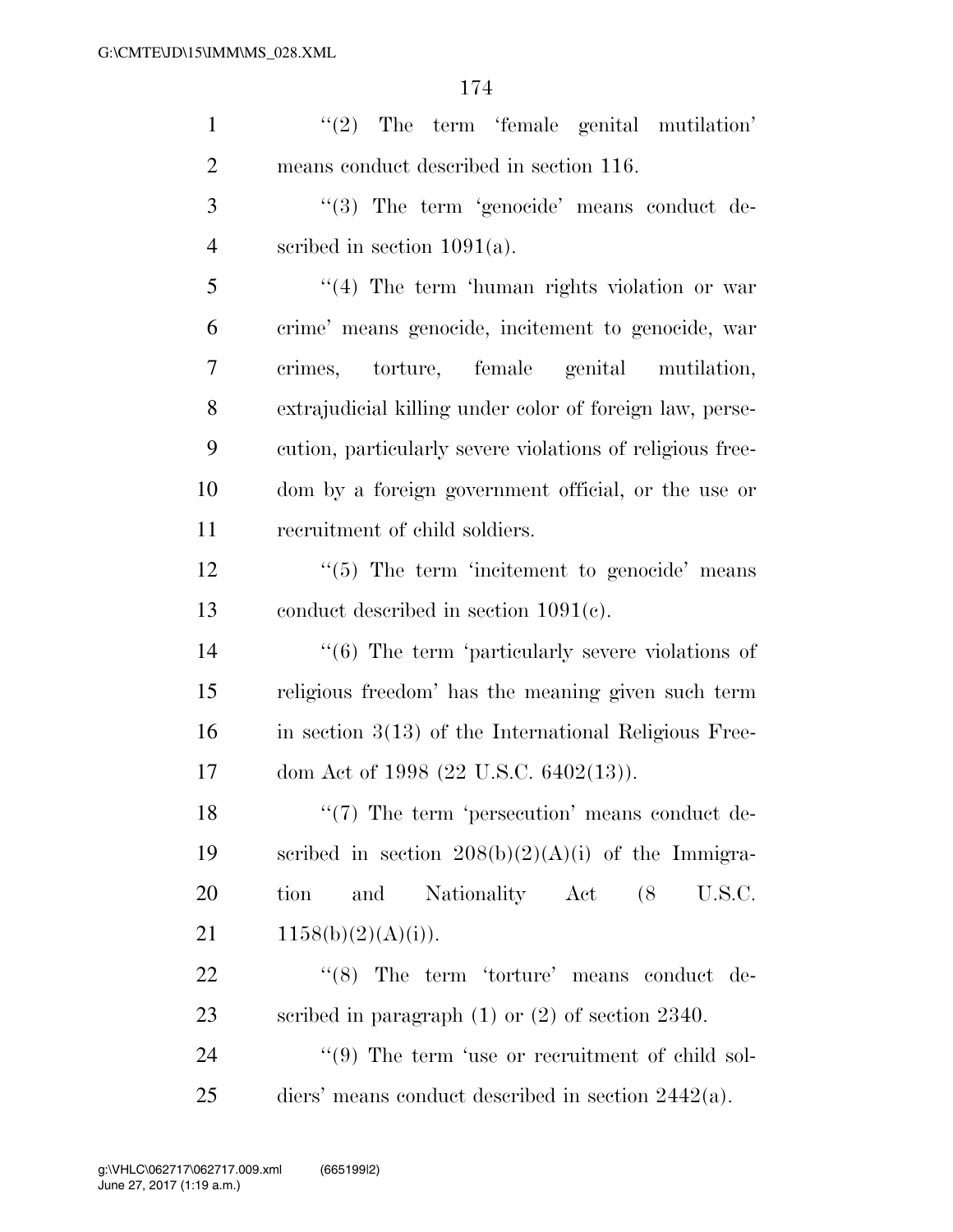''(2) The term 'female genital mutilation' means conduct described in section 116.

''(3) The term 'genocide' means conduct described in section 1091(a).

''(4) The term 'human rights violation or war crime' means genocide, incitement to genocide, war crimes, torture, female genital mutilation, extrajudicial killing under color of foreign law, persecution, particularly severe violations of religious freedom by a foreign government official, or the use or recruitment of child soldiers.

''(5) The term 'incitement to genocide' means conduct described in section 1091(c).

''(6) The term 'particularly severe violations of religious freedom' has the meaning given such term in section 3(13) of the International Religious Freedom Act of 1998 (22 U.S.C. 6402(13)).

''(7) The term 'persecution' means conduct described in section 208(b)(2)(A)(i) of the Immigration and Nationality Act (8 U.S.C. 1158(b)(2)(A)(i)).

''(8) The term 'torture' means conduct described in paragraph (1) or (2) of section 2340.

''(9) The term 'use or recruitment of child soldiers' means conduct described in section 2442(a).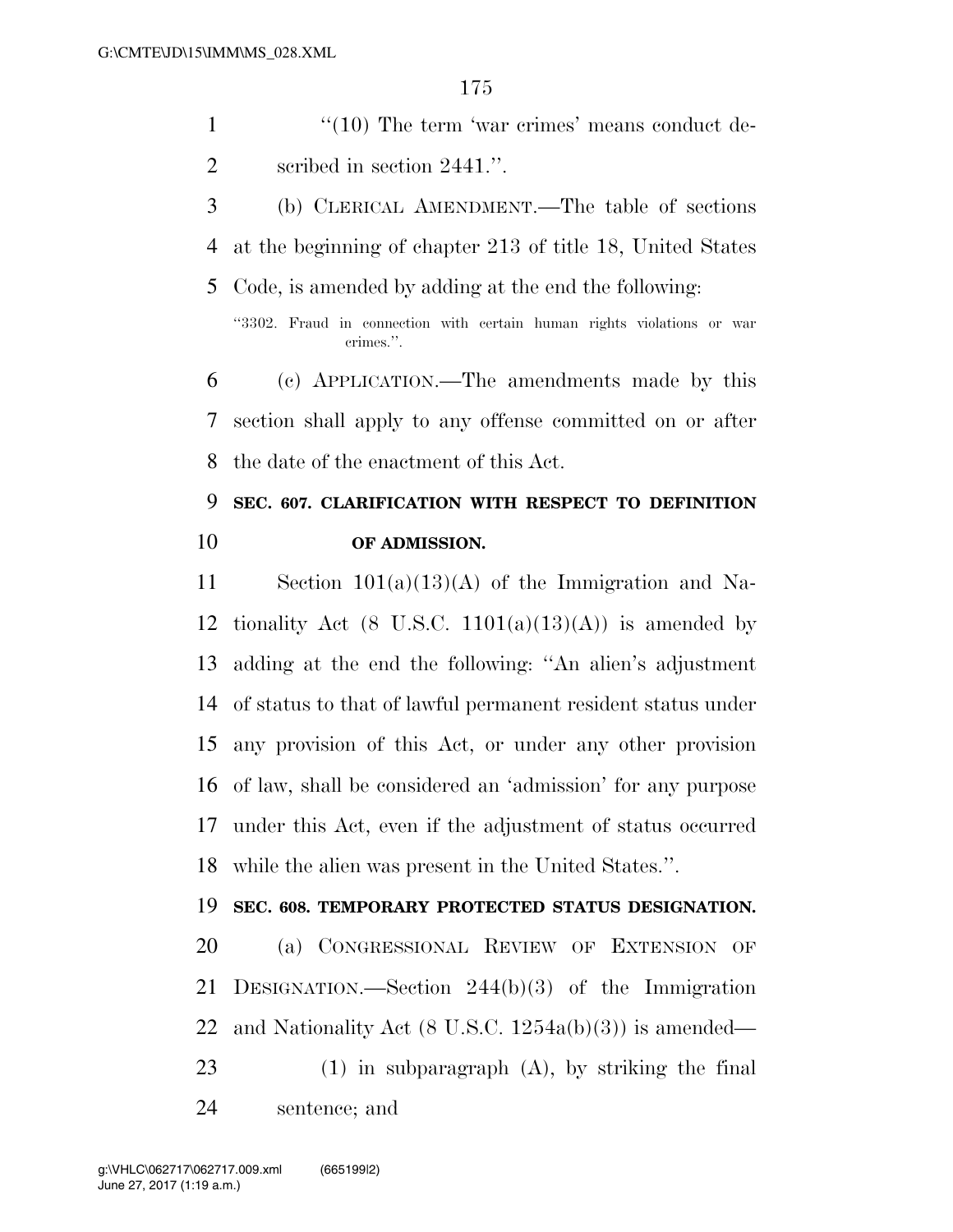"(10) The term 'war crimes' means conduct described in section 2441.".

(b) CLERICAL AMENDMENT.—The table of sections at the beginning of chapter 213 of title 18, United States Code, is amended by adding at the end the following:

"3302. Fraud in connection with certain human rights violations or war crimes.".

(c) APPLICATION.—The amendments made by this section shall apply to any offense committed on or after the date of the enactment of this Act.

**SEC. 607. CLARIFICATION WITH RESPECT TO DEFINITION OF ADMISSION.**

Section 101(a)(13)(A) of the Immigration and Nationality Act (8 U.S.C. 1101(a)(13)(A)) is amended by adding at the end the following: "An alien's adjustment of status to that of lawful permanent resident status under any provision of this Act, or under any other provision of law, shall be considered an 'admission' for any purpose under this Act, even if the adjustment of status occurred while the alien was present in the United States.".

**SEC. 608. TEMPORARY PROTECTED STATUS DESIGNATION.**

(a) CONGRESSIONAL REVIEW OF EXTENSION OF DESIGNATION.—Section 244(b)(3) of the Immigration and Nationality Act (8 U.S.C. 1254a(b)(3)) is amended—

(1) in subparagraph (A), by striking the final sentence; and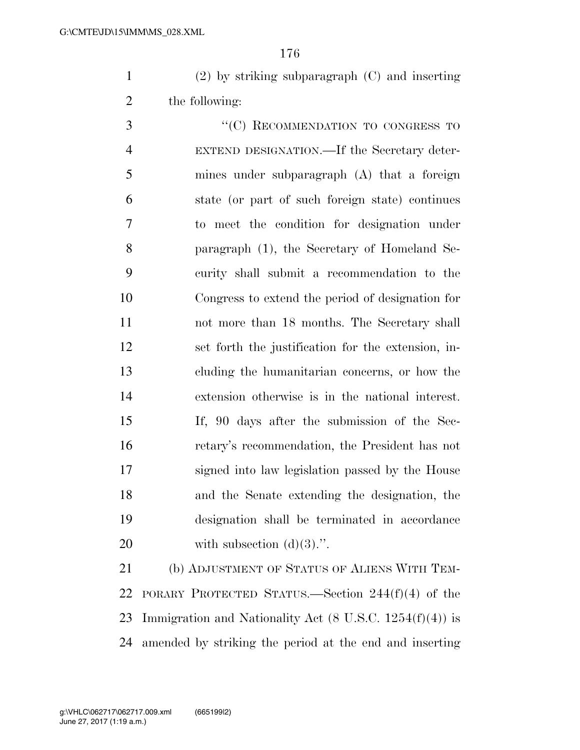(2) by striking subparagraph (C) and inserting the following:

"(C) RECOMMENDATION TO CONGRESS TO EXTEND DESIGNATION.—If the Secretary determines under subparagraph (A) that a foreign state (or part of such foreign state) continues to meet the condition for designation under paragraph (1), the Secretary of Homeland Security shall submit a recommendation to the Congress to extend the period of designation for not more than 18 months. The Secretary shall set forth the justification for the extension, including the humanitarian concerns, or how the extension otherwise is in the national interest. If, 90 days after the submission of the Secretary's recommendation, the President has not signed into law legislation passed by the House and the Senate extending the designation, the designation shall be terminated in accordance with subsection (d)(3).".

(b) ADJUSTMENT OF STATUS OF ALIENS WITH TEMPORARY PROTECTED STATUS.—Section 244(f)(4) of the Immigration and Nationality Act (8 U.S.C. 1254(f)(4)) is amended by striking the period at the end and inserting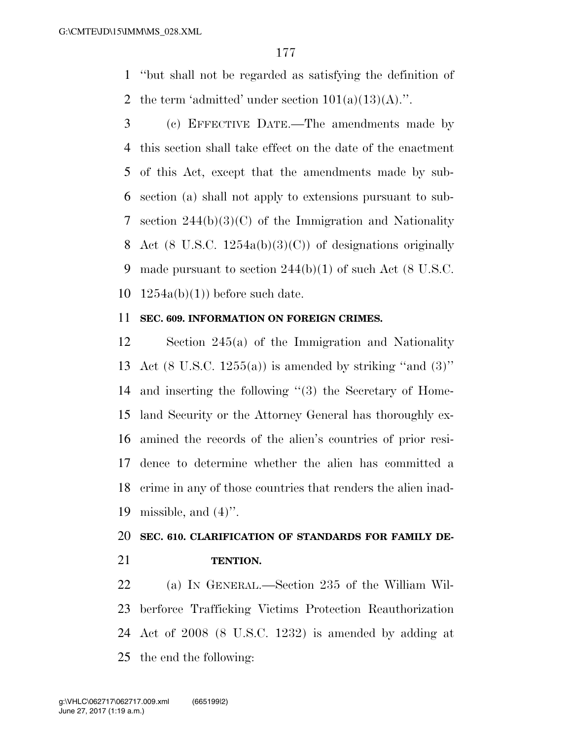"but shall not be regarded as satisfying the definition of the term 'admitted' under section 101(a)(13)(A).".

(c) EFFECTIVE DATE.—The amendments made by this section shall take effect on the date of the enactment of this Act, except that the amendments made by subsection (a) shall not apply to extensions pursuant to subsection 244(b)(3)(C) of the Immigration and Nationality Act (8 U.S.C. 1254a(b)(3)(C)) of designations originally made pursuant to section 244(b)(1) of such Act (8 U.S.C. 1254a(b)(1)) before such date.

### SEC. 609. INFORMATION ON FOREIGN CRIMES.

Section 245(a) of the Immigration and Nationality Act (8 U.S.C. 1255(a)) is amended by striking "and (3)" and inserting the following "(3) the Secretary of Homeland Security or the Attorney General has thoroughly examined the records of the alien's countries of prior residence to determine whether the alien has committed a crime in any of those countries that renders the alien inadmissible, and (4)".

### SEC. 610. CLARIFICATION OF STANDARDS FOR FAMILY DETENTION.

(a) IN GENERAL.—Section 235 of the William Wilberforce Trafficking Victims Protection Reauthorization Act of 2008 (8 U.S.C. 1232) is amended by adding at the end the following: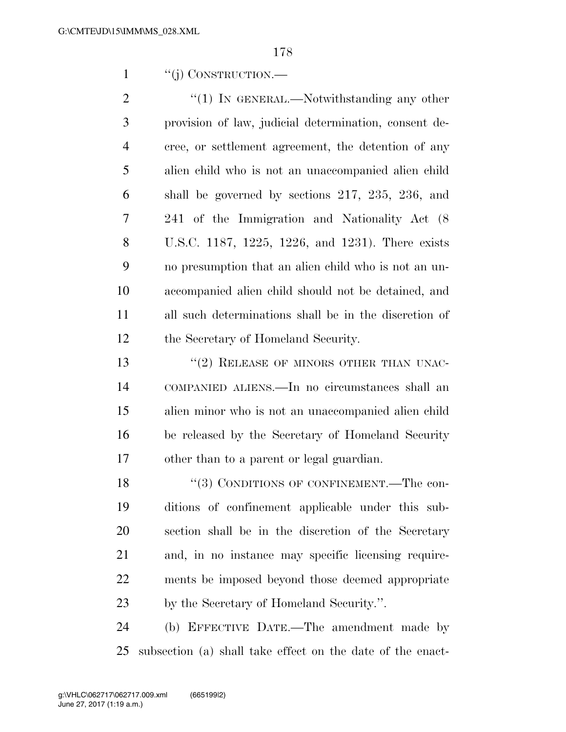''(j) CONSTRUCTION.—

''(1) IN GENERAL.—Notwithstanding any other provision of law, judicial determination, consent decree, or settlement agreement, the detention of any alien child who is not an unaccompanied alien child shall be governed by sections 217, 235, 236, and 241 of the Immigration and Nationality Act (8 U.S.C. 1187, 1225, 1226, and 1231). There exists no presumption that an alien child who is not an unaccompanied alien child should not be detained, and all such determinations shall be in the discretion of the Secretary of Homeland Security.

''(2) RELEASE OF MINORS OTHER THAN UNACCOMPANIED ALIENS.—In no circumstances shall an alien minor who is not an unaccompanied alien child be released by the Secretary of Homeland Security other than to a parent or legal guardian.

''(3) CONDITIONS OF CONFINEMENT.—The conditions of confinement applicable under this subsection shall be in the discretion of the Secretary and, in no instance may specific licensing requirements be imposed beyond those deemed appropriate by the Secretary of Homeland Security.''.

(b) EFFECTIVE DATE.—The amendment made by subsection (a) shall take effect on the date of the enact-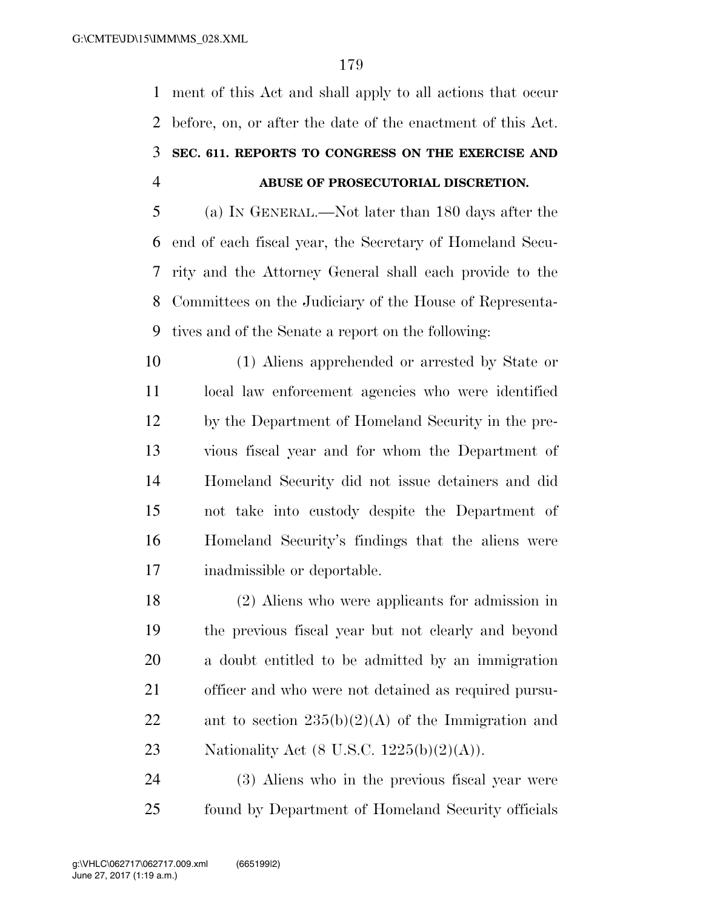ment of this Act and shall apply to all actions that occur before, on, or after the date of the enactment of this Act.

### SEC. 611. REPORTS TO CONGRESS ON THE EXERCISE AND ABUSE OF PROSECUTORIAL DISCRETION.

(a) IN GENERAL.—Not later than 180 days after the end of each fiscal year, the Secretary of Homeland Security and the Attorney General shall each provide to the Committees on the Judiciary of the House of Representatives and of the Senate a report on the following:

(1) Aliens apprehended or arrested by State or local law enforcement agencies who were identified by the Department of Homeland Security in the previous fiscal year and for whom the Department of Homeland Security did not issue detainers and did not take into custody despite the Department of Homeland Security's findings that the aliens were inadmissible or deportable.

(2) Aliens who were applicants for admission in the previous fiscal year but not clearly and beyond a doubt entitled to be admitted by an immigration officer and who were not detained as required pursuant to section 235(b)(2)(A) of the Immigration and Nationality Act (8 U.S.C. 1225(b)(2)(A)).

(3) Aliens who in the previous fiscal year were found by Department of Homeland Security officials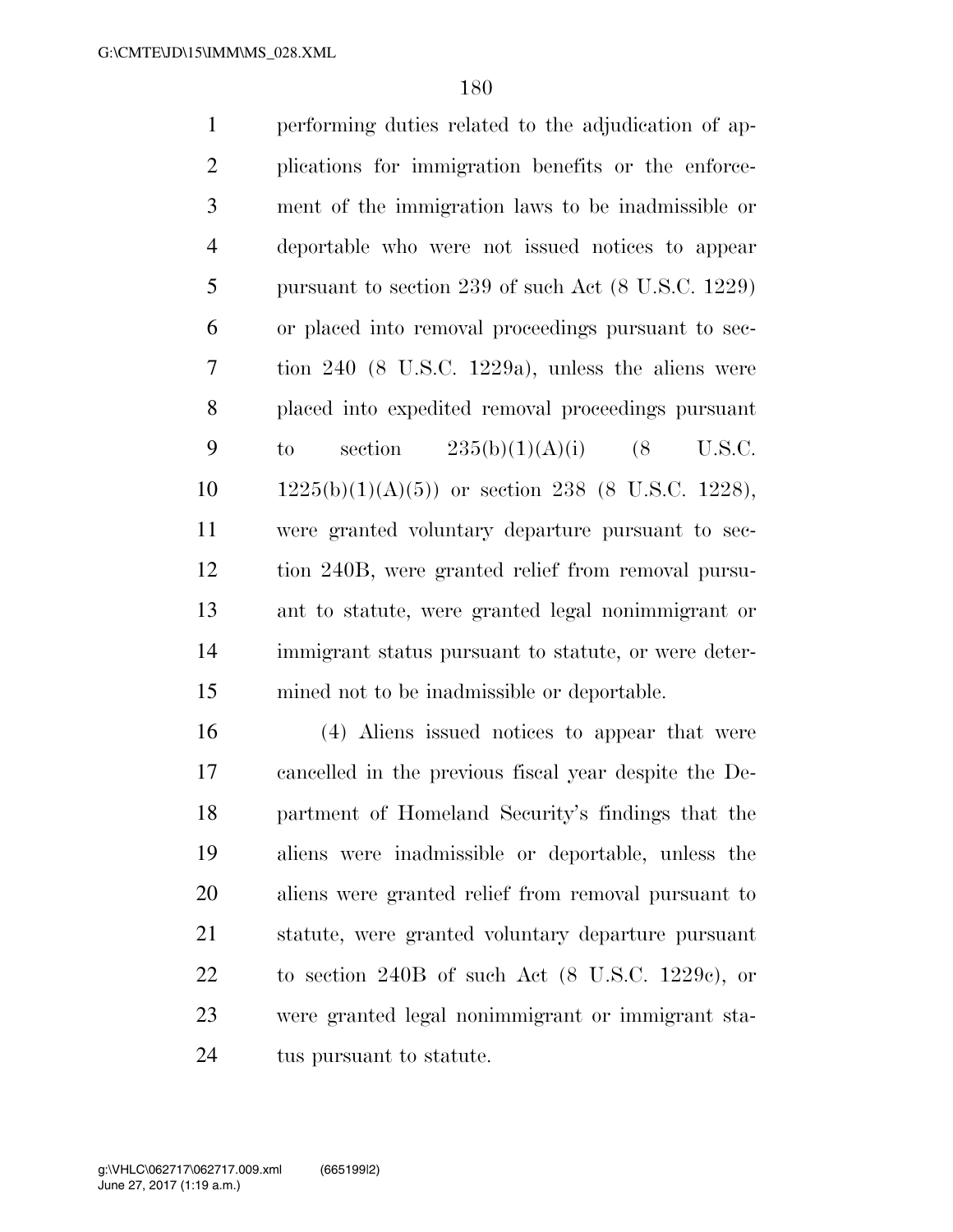performing duties related to the adjudication of applications for immigration benefits or the enforcement of the immigration laws to be inadmissible or deportable who were not issued notices to appear pursuant to section 239 of such Act (8 U.S.C. 1229) or placed into removal proceedings pursuant to section 240 (8 U.S.C. 1229a), unless the aliens were placed into expedited removal proceedings pursuant to section 235(b)(1)(A)(i) (8 U.S.C. 1225(b)(1)(A)(5)) or section 238 (8 U.S.C. 1228), were granted voluntary departure pursuant to section 240B, were granted relief from removal pursuant to statute, were granted legal nonimmigrant or immigrant status pursuant to statute, or were determined not to be inadmissible or deportable.

(4) Aliens issued notices to appear that were cancelled in the previous fiscal year despite the Department of Homeland Security's findings that the aliens were inadmissible or deportable, unless the aliens were granted relief from removal pursuant to statute, were granted voluntary departure pursuant to section 240B of such Act (8 U.S.C. 1229c), or were granted legal nonimmigrant or immigrant status pursuant to statute.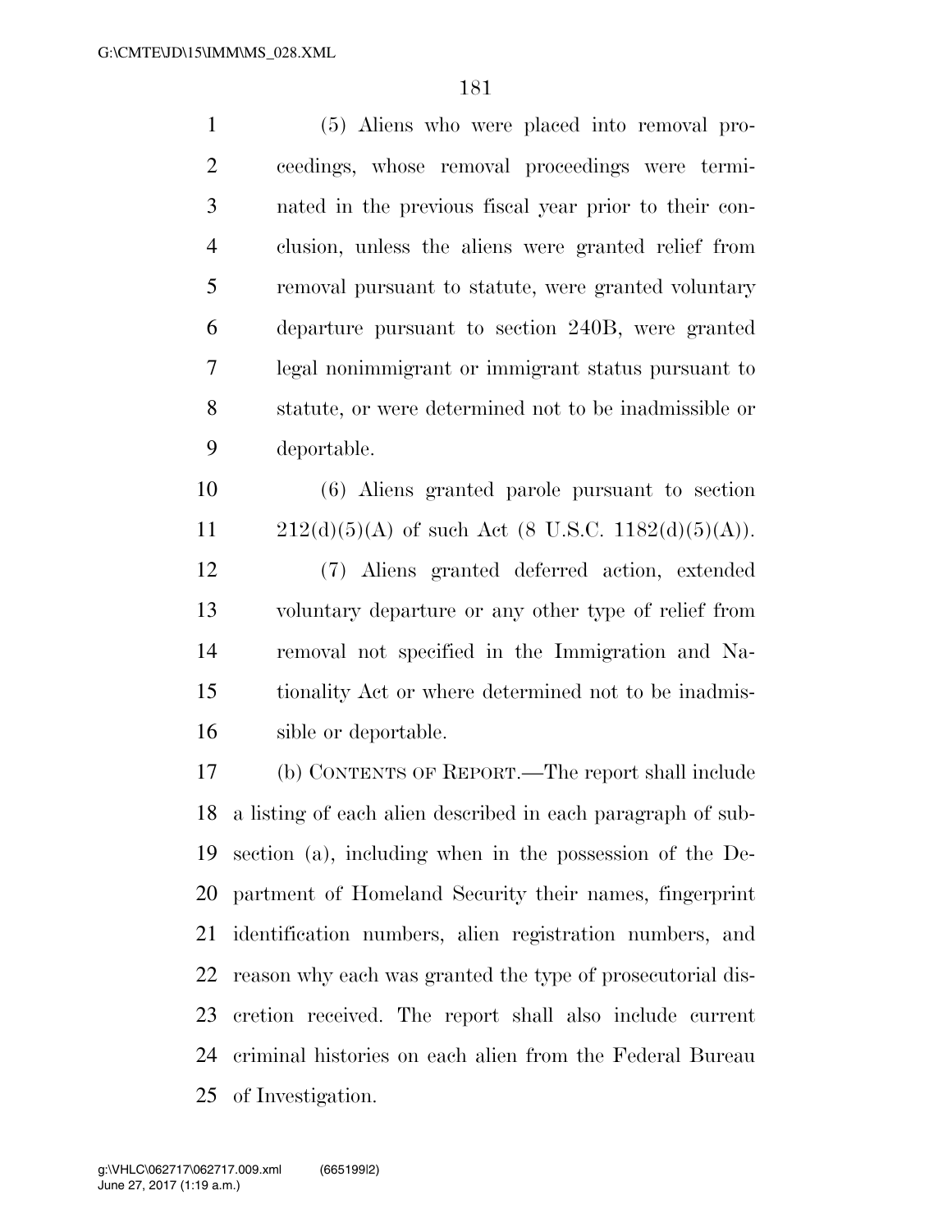(5) Aliens who were placed into removal proceedings, whose removal proceedings were terminated in the previous fiscal year prior to their conclusion, unless the aliens were granted relief from removal pursuant to statute, were granted voluntary departure pursuant to section 240B, were granted legal nonimmigrant or immigrant status pursuant to statute, or were determined not to be inadmissible or deportable.

(6) Aliens granted parole pursuant to section 212(d)(5)(A) of such Act (8 U.S.C. 1182(d)(5)(A)).

(7) Aliens granted deferred action, extended voluntary departure or any other type of relief from removal not specified in the Immigration and Nationality Act or where determined not to be inadmissible or deportable.

(b) CONTENTS OF REPORT.—The report shall include a listing of each alien described in each paragraph of subsection (a), including when in the possession of the Department of Homeland Security their names, fingerprint identification numbers, alien registration numbers, and reason why each was granted the type of prosecutorial discretion received. The report shall also include current criminal histories on each alien from the Federal Bureau of Investigation.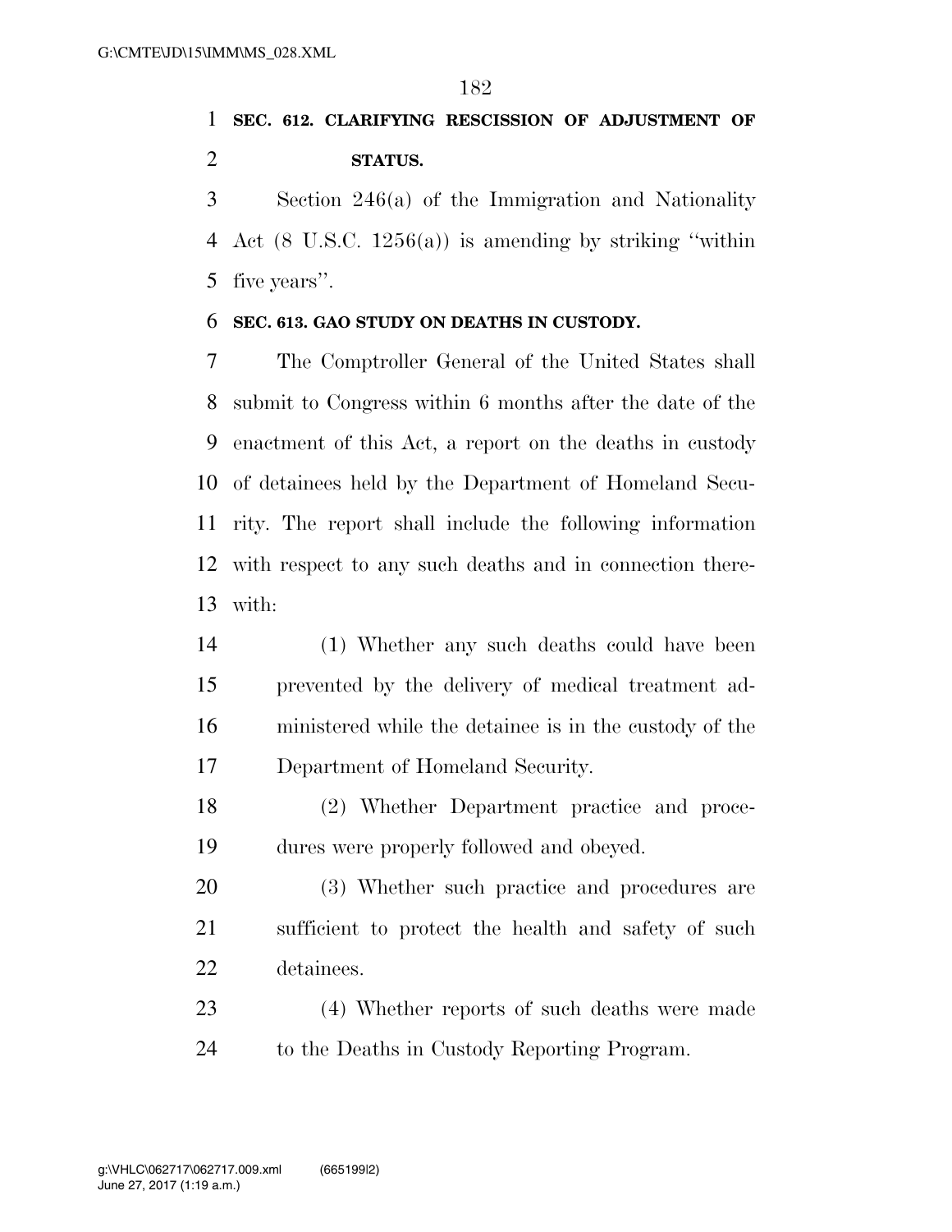## SEC. 612. CLARIFYING RESCISSION OF ADJUSTMENT OF STATUS.

Section 246(a) of the Immigration and Nationality Act (8 U.S.C. 1256(a)) is amending by striking ‘‘within five years’’.

## SEC. 613. GAO STUDY ON DEATHS IN CUSTODY.

The Comptroller General of the United States shall submit to Congress within 6 months after the date of the enactment of this Act, a report on the deaths in custody of detainees held by the Department of Homeland Security. The report shall include the following information with respect to any such deaths and in connection therewith:

(1) Whether any such deaths could have been prevented by the delivery of medical treatment administered while the detainee is in the custody of the Department of Homeland Security.

(2) Whether Department practice and procedures were properly followed and obeyed.

(3) Whether such practice and procedures are sufficient to protect the health and safety of such detainees.

(4) Whether reports of such deaths were made to the Deaths in Custody Reporting Program.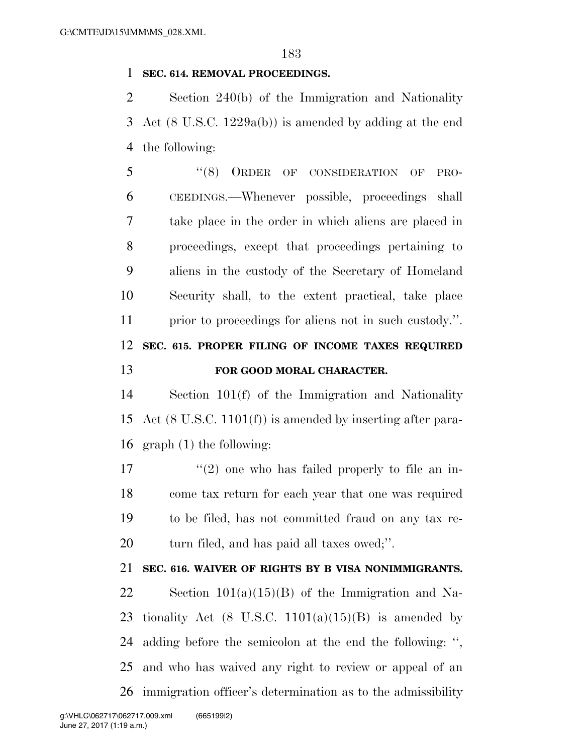**SEC. 614. REMOVAL PROCEEDINGS.**

Section 240(b) of the Immigration and Nationality Act (8 U.S.C. 1229a(b)) is amended by adding at the end the following:

"(8) ORDER OF CONSIDERATION OF PROCEEDINGS.—Whenever possible, proceedings shall take place in the order in which aliens are placed in proceedings, except that proceedings pertaining to aliens in the custody of the Secretary of Homeland Security shall, to the extent practical, take place prior to proceedings for aliens not in such custody.".

**SEC. 615. PROPER FILING OF INCOME TAXES REQUIRED FOR GOOD MORAL CHARACTER.**

Section 101(f) of the Immigration and Nationality Act (8 U.S.C. 1101(f)) is amended by inserting after paragraph (1) the following:

"(2) one who has failed properly to file an income tax return for each year that one was required to be filed, has not committed fraud on any tax return filed, and has paid all taxes owed;".

**SEC. 616. WAIVER OF RIGHTS BY B VISA NONIMMIGRANTS.**

Section 101(a)(15)(B) of the Immigration and Nationality Act (8 U.S.C. 1101(a)(15)(B) is amended by adding before the semicolon at the end the following: ", and who has waived any right to review or appeal of an immigration officer's determination as to the admissibility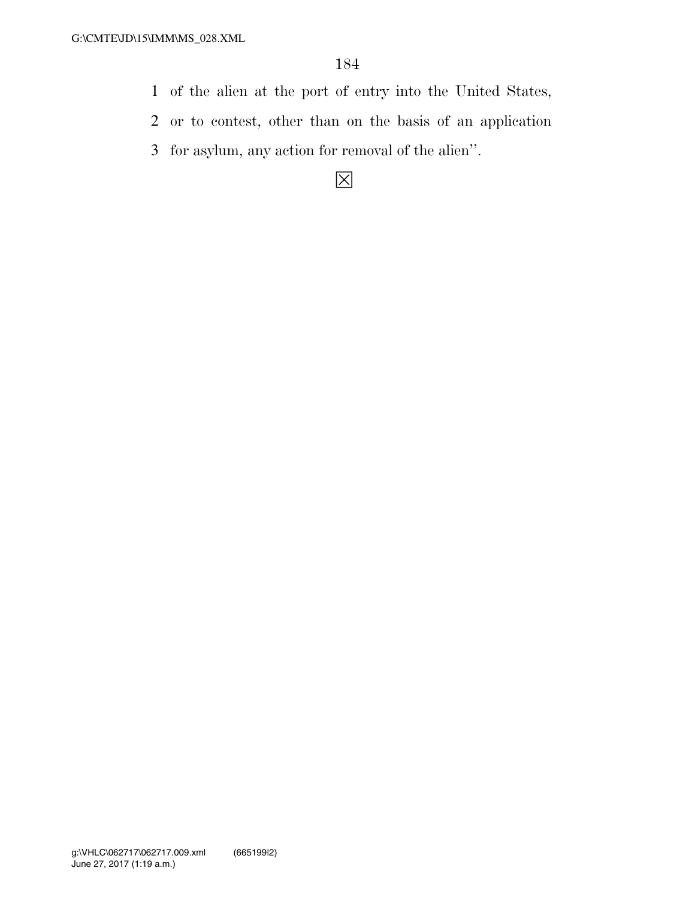of the alien at the port of entry into the United States, or to contest, other than on the basis of an application for asylum, any action for removal of the alien''.

☒